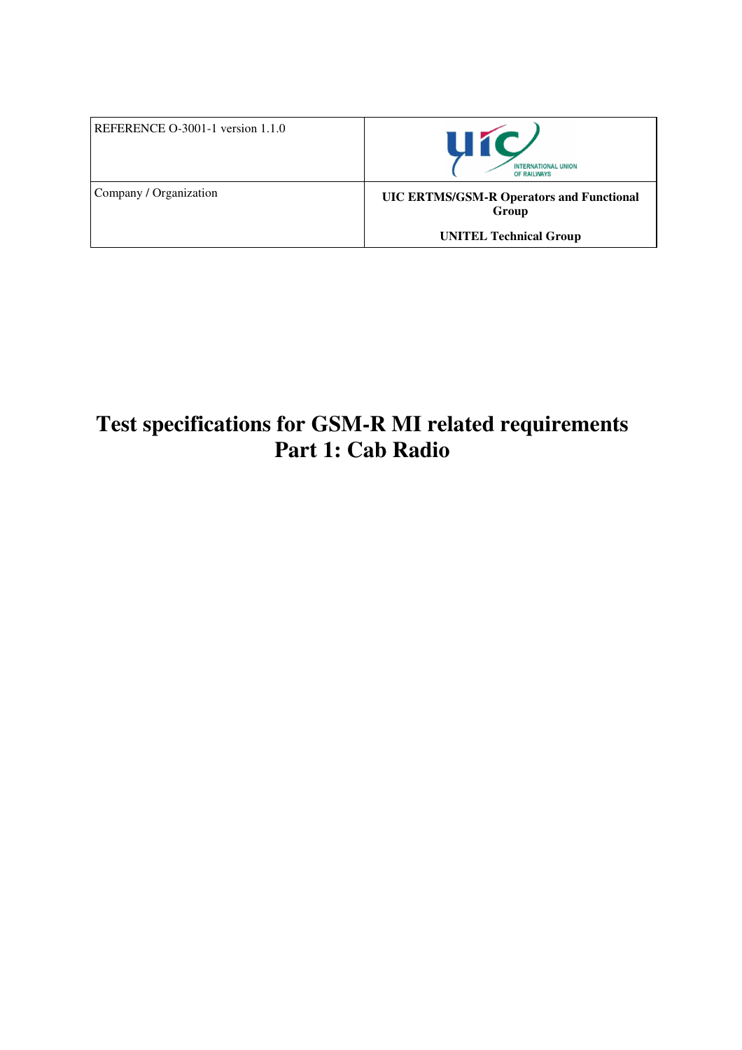| REFERENCE O-3001-1 version 1.1.0 | INTERNATIONAL UNION OF RAILWAYS |
| --- | --- |
| Company / Organization | **UIC ERTMS/GSM-R Operators and Functional Group**<br><br>**UNITEL Technical Group** |

# Test specifications for GSM-R MI related requirements
# Part 1: Cab Radio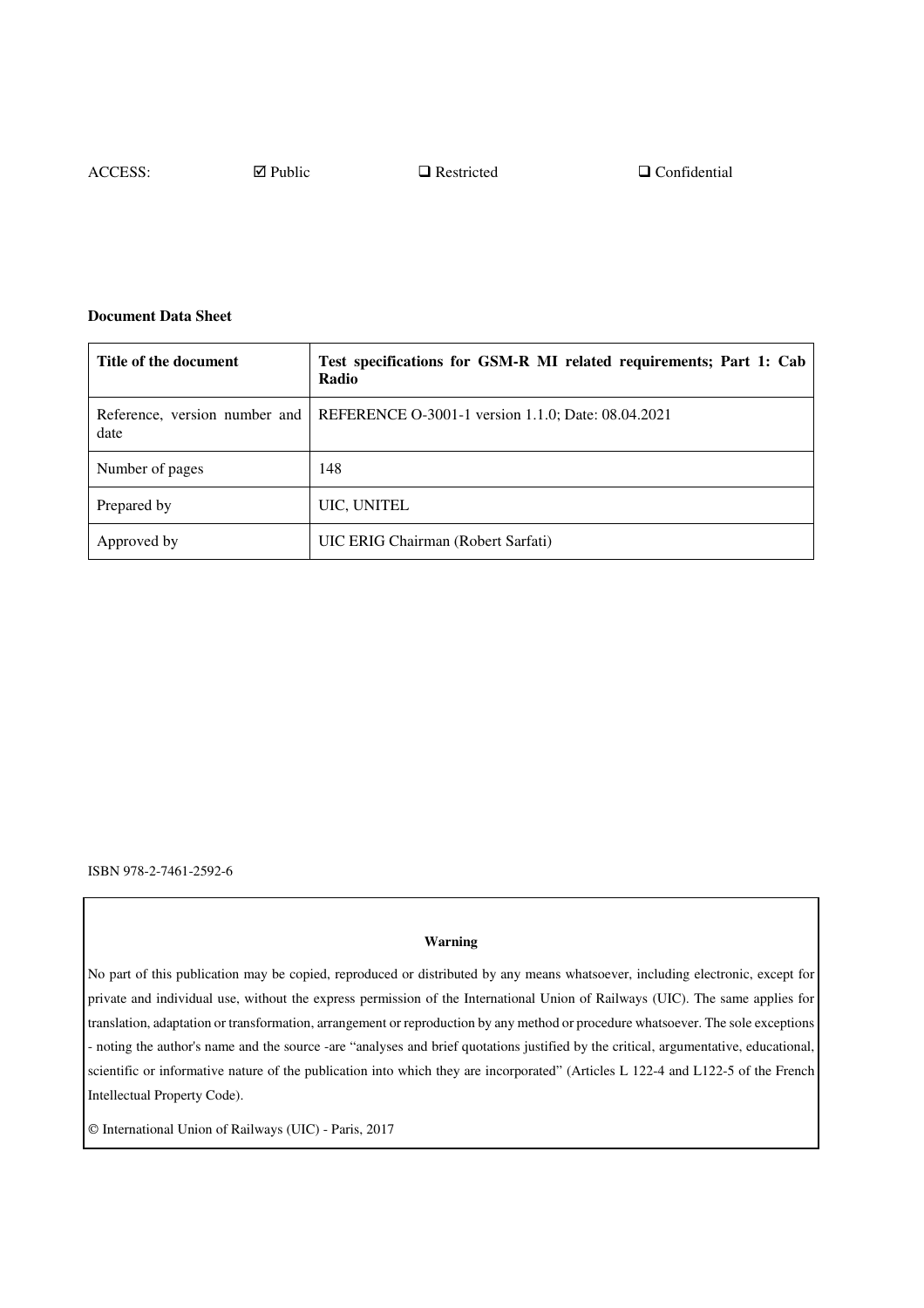ACCESS: ☑ Public ❑ Restricted ❑ Confidential

**Document Data Sheet**

| Title of the document | **Test specifications for GSM-R MI related requirements; Part 1: Cab Radio** |
|---|---|
| Reference, version number and date | REFERENCE O-3001-1 version 1.1.0; Date: 08.04.2021 |
| Number of pages | 148 |
| Prepared by | UIC, UNITEL |
| Approved by | UIC ERIG Chairman (Robert Sarfati) |

ISBN 978-2-7461-2592-6

**Warning**

No part of this publication may be copied, reproduced or distributed by any means whatsoever, including electronic, except for private and individual use, without the express permission of the International Union of Railways (UIC). The same applies for translation, adaptation or transformation, arrangement or reproduction by any method or procedure whatsoever. The sole exceptions - noting the author's name and the source -are "analyses and brief quotations justified by the critical, argumentative, educational, scientific or informative nature of the publication into which they are incorporated" (Articles L 122-4 and L122-5 of the French Intellectual Property Code).

© International Union of Railways (UIC) - Paris, 2017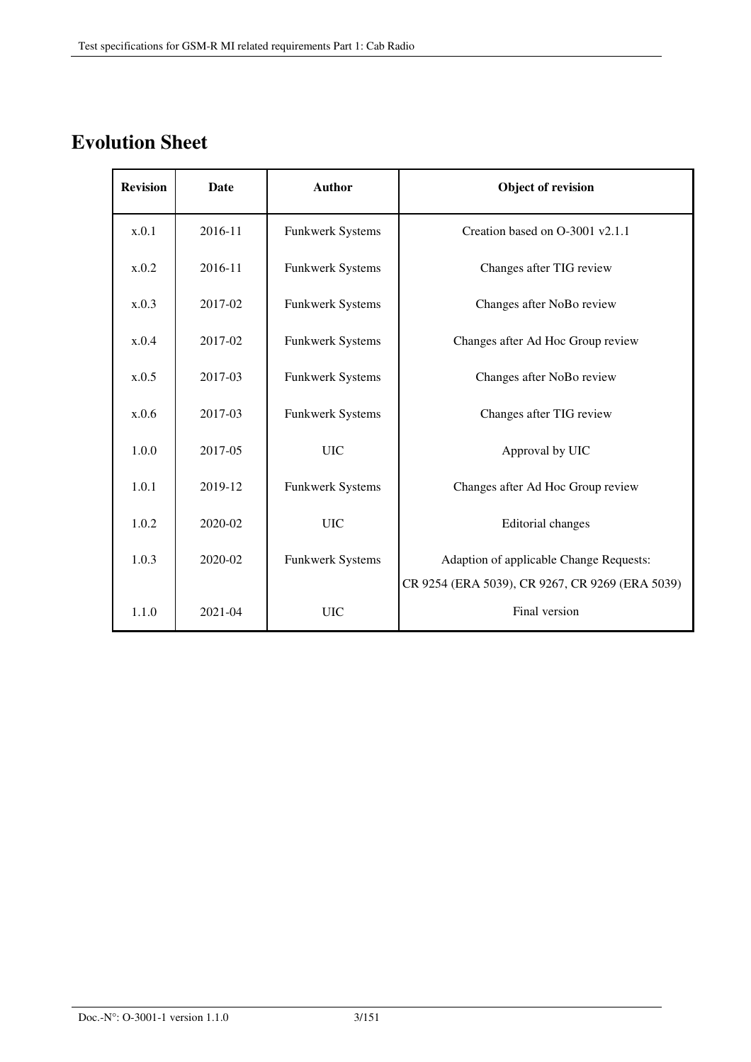# Evolution Sheet

| Revision | Date | Author | Object of revision |
|---|---|---|---|
| x.0.1 | 2016-11 | Funkwerk Systems | Creation based on O-3001 v2.1.1 |
| x.0.2 | 2016-11 | Funkwerk Systems | Changes after TIG review |
| x.0.3 | 2017-02 | Funkwerk Systems | Changes after NoBo review |
| x.0.4 | 2017-02 | Funkwerk Systems | Changes after Ad Hoc Group review |
| x.0.5 | 2017-03 | Funkwerk Systems | Changes after NoBo review |
| x.0.6 | 2017-03 | Funkwerk Systems | Changes after TIG review |
| 1.0.0 | 2017-05 | UIC | Approval by UIC |
| 1.0.1 | 2019-12 | Funkwerk Systems | Changes after Ad Hoc Group review |
| 1.0.2 | 2020-02 | UIC | Editorial changes |
| 1.0.3 | 2020-02 | Funkwerk Systems | Adaption of applicable Change Requests: CR 9254 (ERA 5039), CR 9267, CR 9269 (ERA 5039) |
| 1.1.0 | 2021-04 | UIC | Final version |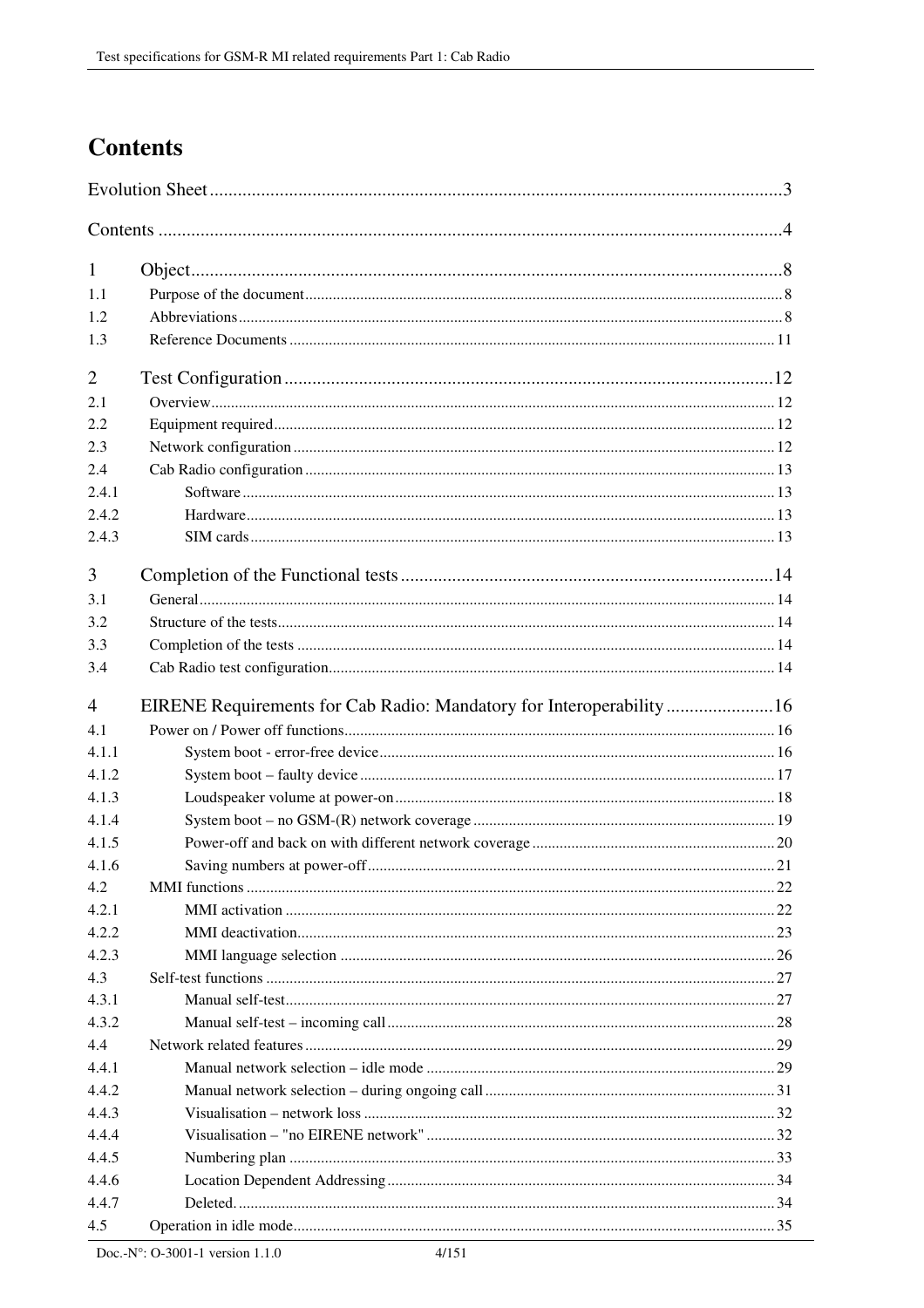# Contents

Evolution Sheet ..... 3

Contents ..... 4

1 Object ..... 8

1.1 Purpose of the document ..... 8

1.2 Abbreviations ..... 8

1.3 Reference Documents ..... 11

2 Test Configuration ..... 12

2.1 Overview ..... 12

2.2 Equipment required ..... 12

2.3 Network configuration ..... 12

2.4 Cab Radio configuration ..... 13

2.4.1 Software ..... 13

2.4.2 Hardware ..... 13

2.4.3 SIM cards ..... 13

3 Completion of the Functional tests ..... 14

3.1 General ..... 14

3.2 Structure of the tests ..... 14

3.3 Completion of the tests ..... 14

3.4 Cab Radio test configuration ..... 14

4 EIRENE Requirements for Cab Radio: Mandatory for Interoperability ..... 16

4.1 Power on / Power off functions ..... 16

4.1.1 System boot - error-free device ..... 16

4.1.2 System boot – faulty device ..... 17

4.1.3 Loudspeaker volume at power-on ..... 18

4.1.4 System boot – no GSM-(R) network coverage ..... 19

4.1.5 Power-off and back on with different network coverage ..... 20

4.1.6 Saving numbers at power-off ..... 21

4.2 MMI functions ..... 22

4.2.1 MMI activation ..... 22

4.2.2 MMI deactivation ..... 23

4.2.3 MMI language selection ..... 26

4.3 Self-test functions ..... 27

4.3.1 Manual self-test ..... 27

4.3.2 Manual self-test – incoming call ..... 28

4.4 Network related features ..... 29

4.4.1 Manual network selection – idle mode ..... 29

4.4.2 Manual network selection – during ongoing call ..... 31

4.4.3 Visualisation – network loss ..... 32

4.4.4 Visualisation – "no EIRENE network" ..... 32

4.4.5 Numbering plan ..... 33

4.4.6 Location Dependent Addressing ..... 34

4.4.7 Deleted. ..... 34

4.5 Operation in idle mode ..... 35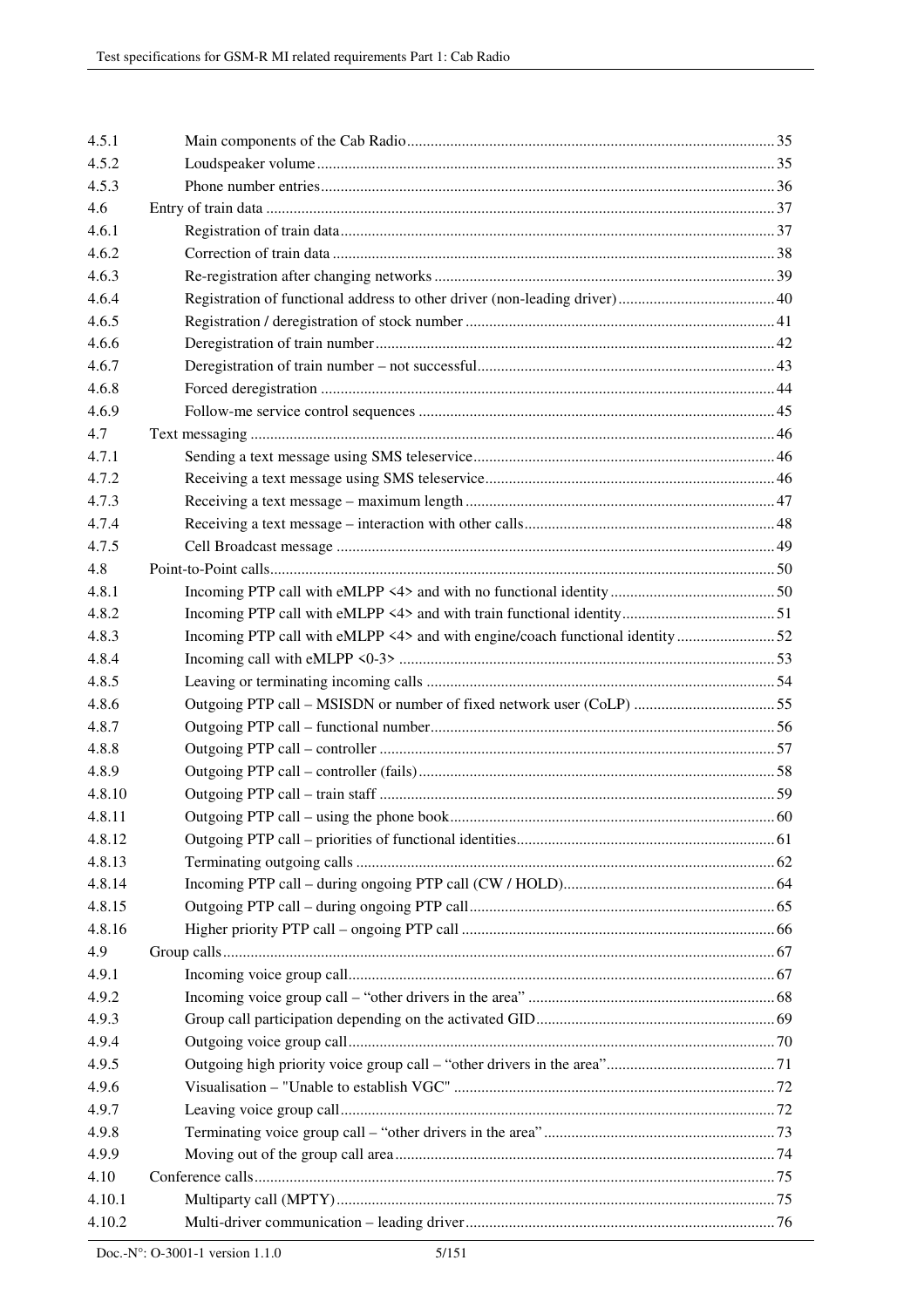4.5.1 Main components of the Cab Radio ... 35
4.5.2 Loudspeaker volume ... 35
4.5.3 Phone number entries ... 36
4.6 Entry of train data ... 37
4.6.1 Registration of train data ... 37
4.6.2 Correction of train data ... 38
4.6.3 Re-registration after changing networks ... 39
4.6.4 Registration of functional address to other driver (non-leading driver) ... 40
4.6.5 Registration / deregistration of stock number ... 41
4.6.6 Deregistration of train number ... 42
4.6.7 Deregistration of train number – not successful ... 43
4.6.8 Forced deregistration ... 44
4.6.9 Follow-me service control sequences ... 45
4.7 Text messaging ... 46
4.7.1 Sending a text message using SMS teleservice ... 46
4.7.2 Receiving a text message using SMS teleservice ... 46
4.7.3 Receiving a text message – maximum length ... 47
4.7.4 Receiving a text message – interaction with other calls ... 48
4.7.5 Cell Broadcast message ... 49
4.8 Point-to-Point calls ... 50
4.8.1 Incoming PTP call with eMLPP <4> and with no functional identity ... 50
4.8.2 Incoming PTP call with eMLPP <4> and with train functional identity ... 51
4.8.3 Incoming PTP call with eMLPP <4> and with engine/coach functional identity ... 52
4.8.4 Incoming call with eMLPP <0-3> ... 53
4.8.5 Leaving or terminating incoming calls ... 54
4.8.6 Outgoing PTP call – MSISDN or number of fixed network user (CoLP) ... 55
4.8.7 Outgoing PTP call – functional number ... 56
4.8.8 Outgoing PTP call – controller ... 57
4.8.9 Outgoing PTP call – controller (fails) ... 58
4.8.10 Outgoing PTP call – train staff ... 59
4.8.11 Outgoing PTP call – using the phone book ... 60
4.8.12 Outgoing PTP call – priorities of functional identities ... 61
4.8.13 Terminating outgoing calls ... 62
4.8.14 Incoming PTP call – during ongoing PTP call (CW / HOLD) ... 64
4.8.15 Outgoing PTP call – during ongoing PTP call ... 65
4.8.16 Higher priority PTP call – ongoing PTP call ... 66
4.9 Group calls ... 67
4.9.1 Incoming voice group call ... 67
4.9.2 Incoming voice group call – "other drivers in the area" ... 68
4.9.3 Group call participation depending on the activated GID ... 69
4.9.4 Outgoing voice group call ... 70
4.9.5 Outgoing high priority voice group call – "other drivers in the area" ... 71
4.9.6 Visualisation – "Unable to establish VGC" ... 72
4.9.7 Leaving voice group call ... 72
4.9.8 Terminating voice group call – "other drivers in the area" ... 73
4.9.9 Moving out of the group call area ... 74
4.10 Conference calls ... 75
4.10.1 Multiparty call (MPTY) ... 75
4.10.2 Multi-driver communication – leading driver ... 76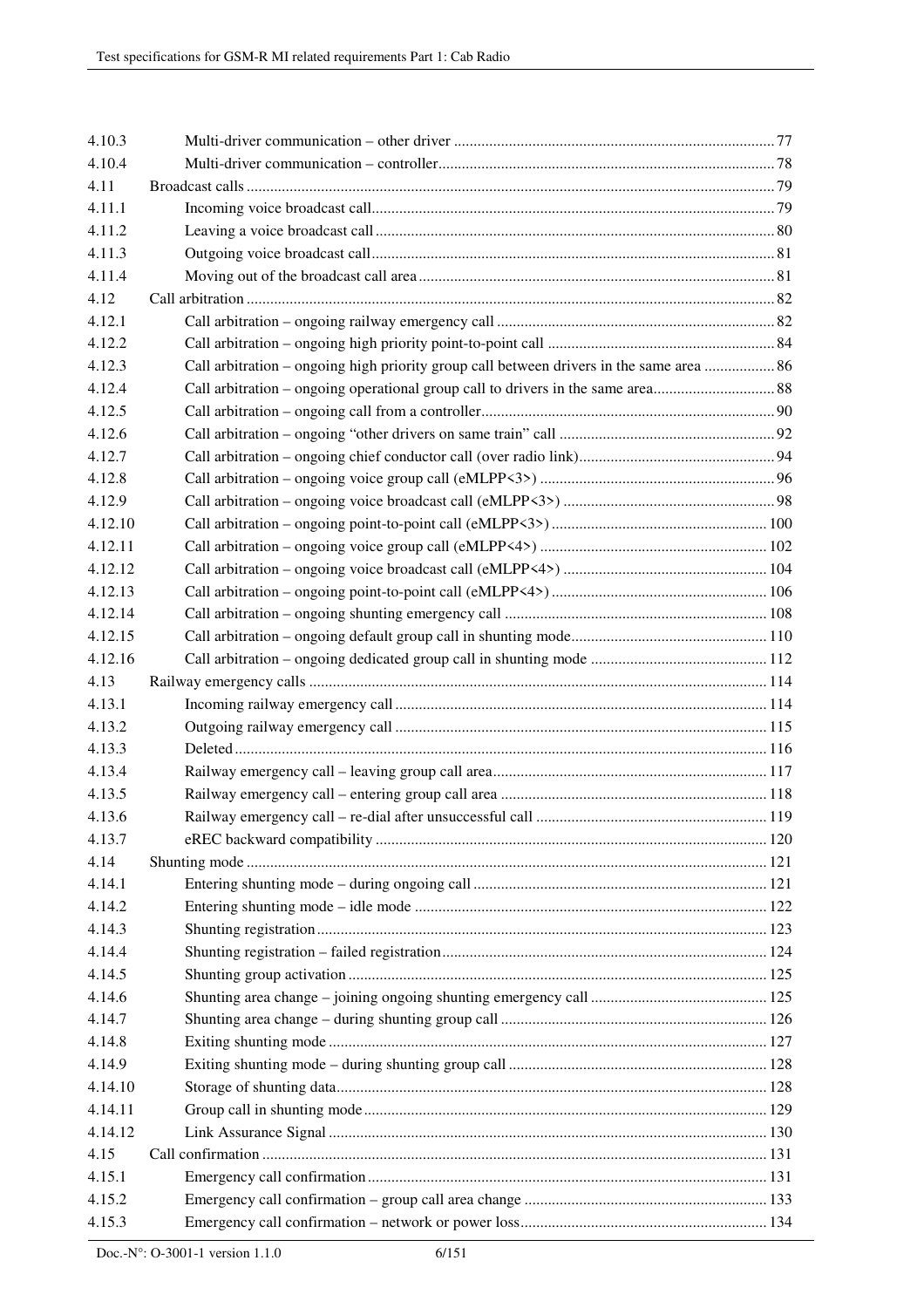| | | |
|---|---|---|
| 4.10.3 | Multi-driver communication – other driver | 77 |
| 4.10.4 | Multi-driver communication – controller | 78 |
| 4.11 | Broadcast calls | 79 |
| 4.11.1 | Incoming voice broadcast call | 79 |
| 4.11.2 | Leaving a voice broadcast call | 80 |
| 4.11.3 | Outgoing voice broadcast call | 81 |
| 4.11.4 | Moving out of the broadcast call area | 81 |
| 4.12 | Call arbitration | 82 |
| 4.12.1 | Call arbitration – ongoing railway emergency call | 82 |
| 4.12.2 | Call arbitration – ongoing high priority point-to-point call | 84 |
| 4.12.3 | Call arbitration – ongoing high priority group call between drivers in the same area | 86 |
| 4.12.4 | Call arbitration – ongoing operational group call to drivers in the same area | 88 |
| 4.12.5 | Call arbitration – ongoing call from a controller | 90 |
| 4.12.6 | Call arbitration – ongoing “other drivers on same train” call | 92 |
| 4.12.7 | Call arbitration – ongoing chief conductor call (over radio link) | 94 |
| 4.12.8 | Call arbitration – ongoing voice group call (eMLPP<3>) | 96 |
| 4.12.9 | Call arbitration – ongoing voice broadcast call (eMLPP<3>) | 98 |
| 4.12.10 | Call arbitration – ongoing point-to-point call (eMLPP<3>) | 100 |
| 4.12.11 | Call arbitration – ongoing voice group call (eMLPP<4>) | 102 |
| 4.12.12 | Call arbitration – ongoing voice broadcast call (eMLPP<4>) | 104 |
| 4.12.13 | Call arbitration – ongoing point-to-point call (eMLPP<4>) | 106 |
| 4.12.14 | Call arbitration – ongoing shunting emergency call | 108 |
| 4.12.15 | Call arbitration – ongoing default group call in shunting mode | 110 |
| 4.12.16 | Call arbitration – ongoing dedicated group call in shunting mode | 112 |
| 4.13 | Railway emergency calls | 114 |
| 4.13.1 | Incoming railway emergency call | 114 |
| 4.13.2 | Outgoing railway emergency call | 115 |
| 4.13.3 | Deleted | 116 |
| 4.13.4 | Railway emergency call – leaving group call area | 117 |
| 4.13.5 | Railway emergency call – entering group call area | 118 |
| 4.13.6 | Railway emergency call – re-dial after unsuccessful call | 119 |
| 4.13.7 | eREC backward compatibility | 120 |
| 4.14 | Shunting mode | 121 |
| 4.14.1 | Entering shunting mode – during ongoing call | 121 |
| 4.14.2 | Entering shunting mode – idle mode | 122 |
| 4.14.3 | Shunting registration | 123 |
| 4.14.4 | Shunting registration – failed registration | 124 |
| 4.14.5 | Shunting group activation | 125 |
| 4.14.6 | Shunting area change – joining ongoing shunting emergency call | 125 |
| 4.14.7 | Shunting area change – during shunting group call | 126 |
| 4.14.8 | Exiting shunting mode | 127 |
| 4.14.9 | Exiting shunting mode – during shunting group call | 128 |
| 4.14.10 | Storage of shunting data | 128 |
| 4.14.11 | Group call in shunting mode | 129 |
| 4.14.12 | Link Assurance Signal | 130 |
| 4.15 | Call confirmation | 131 |
| 4.15.1 | Emergency call confirmation | 131 |
| 4.15.2 | Emergency call confirmation – group call area change | 133 |
| 4.15.3 | Emergency call confirmation – network or power loss | 134 |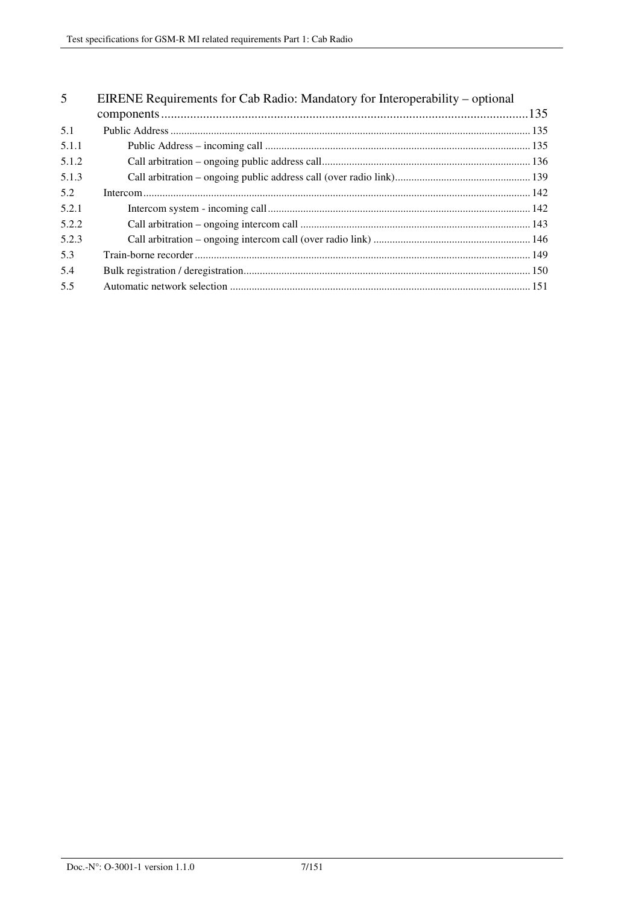| | | |
|---|---|---|
| 5 | EIRENE Requirements for Cab Radio: Mandatory for Interoperability – optional components | 135 |
| 5.1 | Public Address | 135 |
| 5.1.1 | Public Address – incoming call | 135 |
| 5.1.2 | Call arbitration – ongoing public address call | 136 |
| 5.1.3 | Call arbitration – ongoing public address call (over radio link) | 139 |
| 5.2 | Intercom | 142 |
| 5.2.1 | Intercom system - incoming call | 142 |
| 5.2.2 | Call arbitration – ongoing intercom call | 143 |
| 5.2.3 | Call arbitration – ongoing intercom call (over radio link) | 146 |
| 5.3 | Train-borne recorder | 149 |
| 5.4 | Bulk registration / deregistration | 150 |
| 5.5 | Automatic network selection | 151 |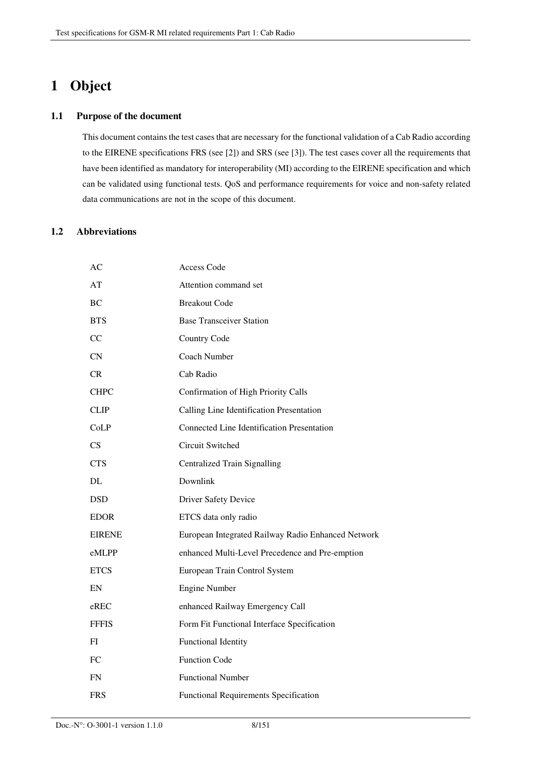# 1 Object

## 1.1 Purpose of the document

This document contains the test cases that are necessary for the functional validation of a Cab Radio according to the EIRENE specifications FRS (see [2]) and SRS (see [3]). The test cases cover all the requirements that have been identified as mandatory for interoperability (MI) according to the EIRENE specification and which can be validated using functional tests. QoS and performance requirements for voice and non-safety related data communications are not in the scope of this document.

## 1.2 Abbreviations

| | |
|---|---|
| AC | Access Code |
| AT | Attention command set |
| BC | Breakout Code |
| BTS | Base Transceiver Station |
| CC | Country Code |
| CN | Coach Number |
| CR | Cab Radio |
| CHPC | Confirmation of High Priority Calls |
| CLIP | Calling Line Identification Presentation |
| CoLP | Connected Line Identification Presentation |
| CS | Circuit Switched |
| CTS | Centralized Train Signalling |
| DL | Downlink |
| DSD | Driver Safety Device |
| EDOR | ETCS data only radio |
| EIRENE | European Integrated Railway Radio Enhanced Network |
| eMLPP | enhanced Multi-Level Precedence and Pre-emption |
| ETCS | European Train Control System |
| EN | Engine Number |
| eREC | enhanced Railway Emergency Call |
| FFFIS | Form Fit Functional Interface Specification |
| FI | Functional Identity |
| FC | Function Code |
| FN | Functional Number |
| FRS | Functional Requirements Specification |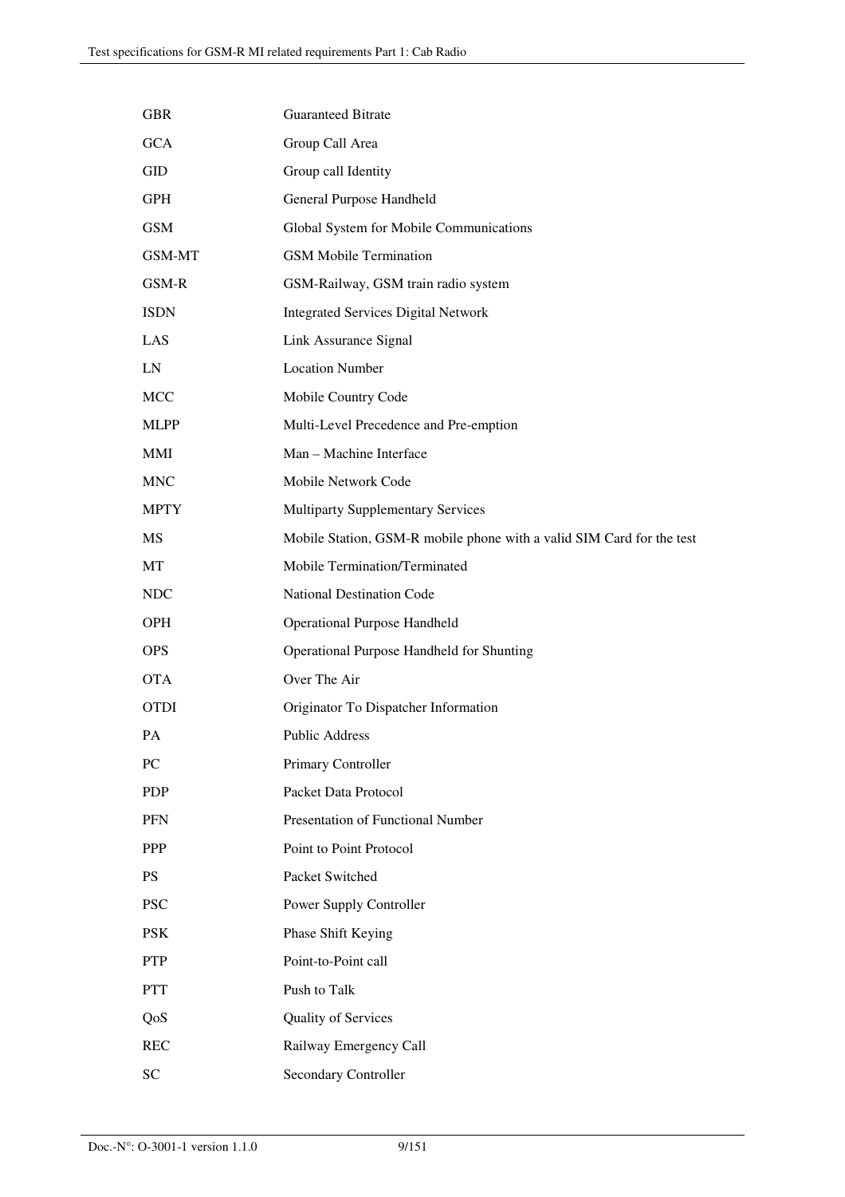| | |
|---|---|
| GBR | Guaranteed Bitrate |
| GCA | Group Call Area |
| GID | Group call Identity |
| GPH | General Purpose Handheld |
| GSM | Global System for Mobile Communications |
| GSM-MT | GSM Mobile Termination |
| GSM-R | GSM-Railway, GSM train radio system |
| ISDN | Integrated Services Digital Network |
| LAS | Link Assurance Signal |
| LN | Location Number |
| MCC | Mobile Country Code |
| MLPP | Multi-Level Precedence and Pre-emption |
| MMI | Man – Machine Interface |
| MNC | Mobile Network Code |
| MPTY | Multiparty Supplementary Services |
| MS | Mobile Station, GSM-R mobile phone with a valid SIM Card for the test |
| MT | Mobile Termination/Terminated |
| NDC | National Destination Code |
| OPH | Operational Purpose Handheld |
| OPS | Operational Purpose Handheld for Shunting |
| OTA | Over The Air |
| OTDI | Originator To Dispatcher Information |
| PA | Public Address |
| PC | Primary Controller |
| PDP | Packet Data Protocol |
| PFN | Presentation of Functional Number |
| PPP | Point to Point Protocol |
| PS | Packet Switched |
| PSC | Power Supply Controller |
| PSK | Phase Shift Keying |
| PTP | Point-to-Point call |
| PTT | Push to Talk |
| QoS | Quality of Services |
| REC | Railway Emergency Call |
| SC | Secondary Controller |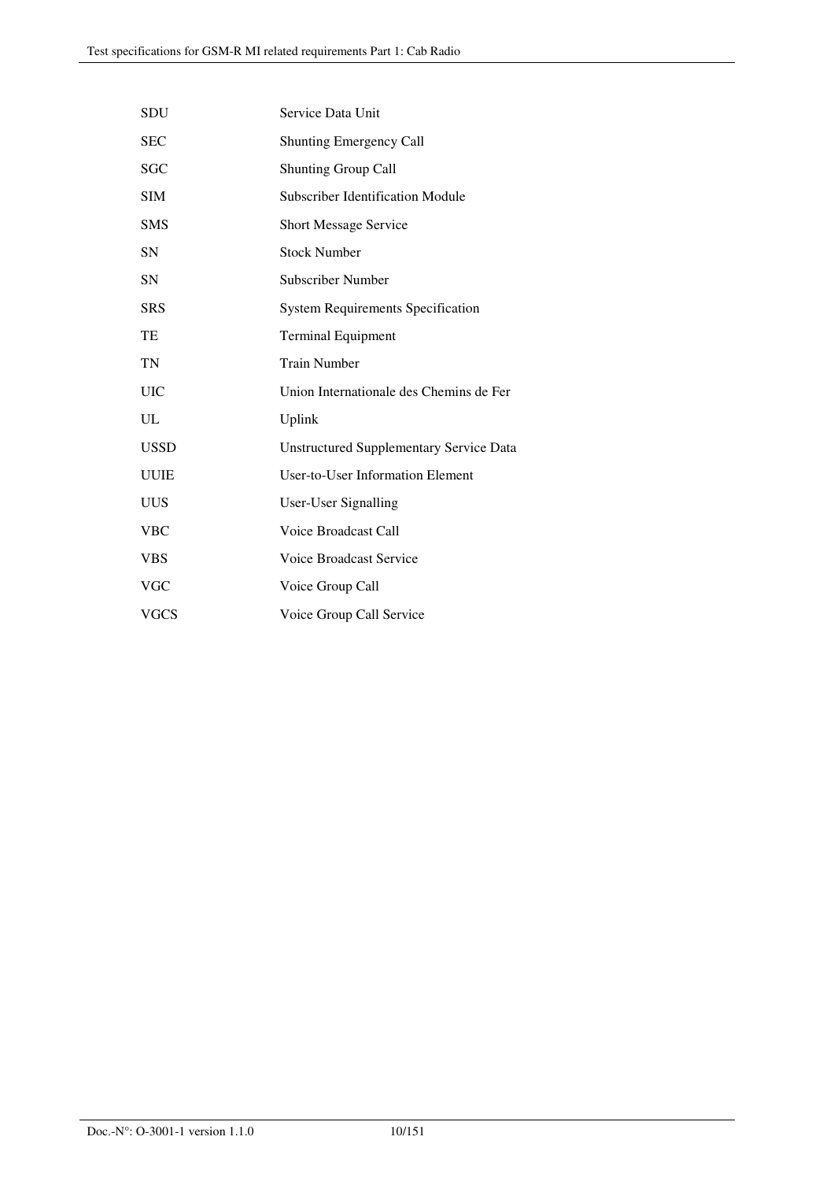| | |
|---|---|
| SDU | Service Data Unit |
| SEC | Shunting Emergency Call |
| SGC | Shunting Group Call |
| SIM | Subscriber Identification Module |
| SMS | Short Message Service |
| SN | Stock Number |
| SN | Subscriber Number |
| SRS | System Requirements Specification |
| TE | Terminal Equipment |
| TN | Train Number |
| UIC | Union Internationale des Chemins de Fer |
| UL | Uplink |
| USSD | Unstructured Supplementary Service Data |
| UUIE | User-to-User Information Element |
| UUS | User-User Signalling |
| VBC | Voice Broadcast Call |
| VBS | Voice Broadcast Service |
| VGC | Voice Group Call |
| VGCS | Voice Group Call Service |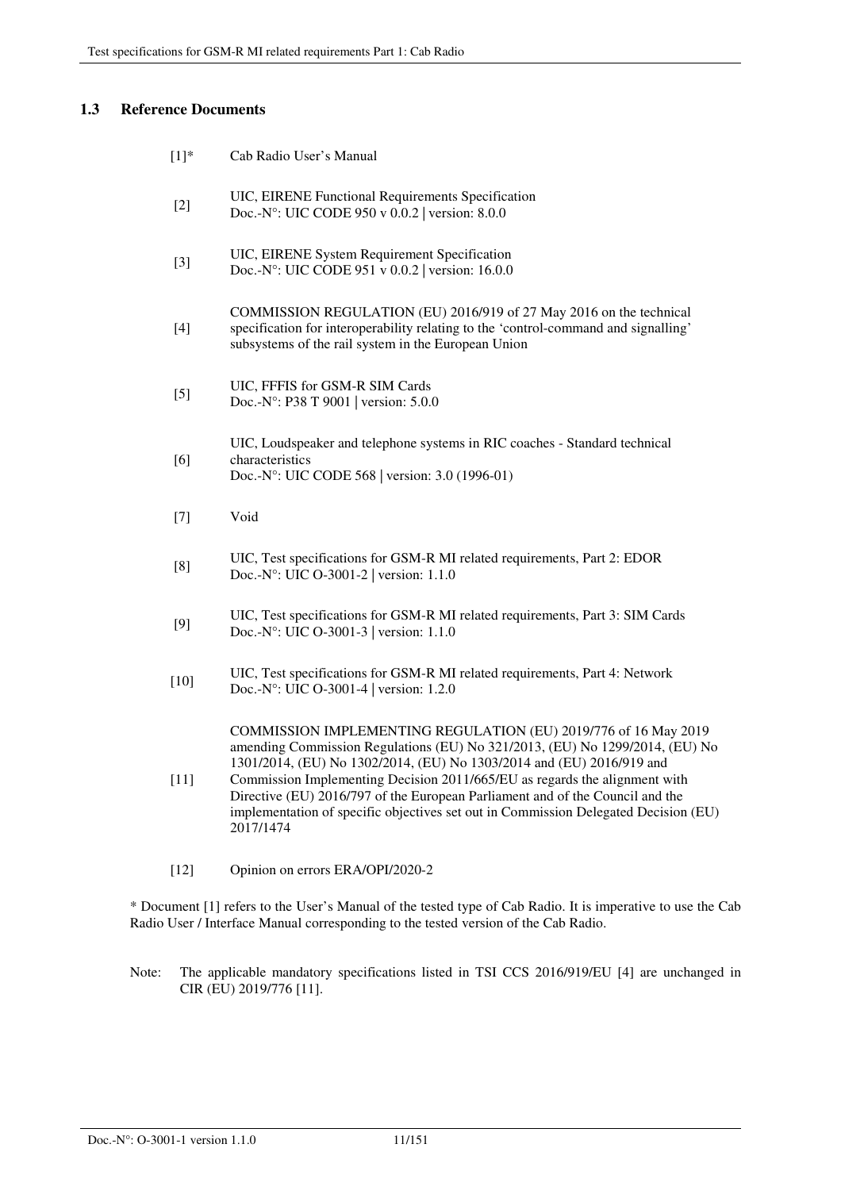## 1.3 Reference Documents

[1]* Cab Radio User's Manual

[2] UIC, EIRENE Functional Requirements Specification
Doc.-N°: UIC CODE 950 v 0.0.2 | version: 8.0.0

[3] UIC, EIRENE System Requirement Specification
Doc.-N°: UIC CODE 951 v 0.0.2 | version: 16.0.0

[4] COMMISSION REGULATION (EU) 2016/919 of 27 May 2016 on the technical specification for interoperability relating to the 'control-command and signalling' subsystems of the rail system in the European Union

[5] UIC, FFFIS for GSM-R SIM Cards
Doc.-N°: P38 T 9001 | version: 5.0.0

[6] UIC, Loudspeaker and telephone systems in RIC coaches - Standard technical characteristics
Doc.-N°: UIC CODE 568 | version: 3.0 (1996-01)

[7] Void

[8] UIC, Test specifications for GSM-R MI related requirements, Part 2: EDOR
Doc.-N°: UIC O-3001-2 | version: 1.1.0

[9] UIC, Test specifications for GSM-R MI related requirements, Part 3: SIM Cards
Doc.-N°: UIC O-3001-3 | version: 1.1.0

[10] UIC, Test specifications for GSM-R MI related requirements, Part 4: Network
Doc.-N°: UIC O-3001-4 | version: 1.2.0

[11] COMMISSION IMPLEMENTING REGULATION (EU) 2019/776 of 16 May 2019 amending Commission Regulations (EU) No 321/2013, (EU) No 1299/2014, (EU) No 1301/2014, (EU) No 1302/2014, (EU) No 1303/2014 and (EU) 2016/919 and Commission Implementing Decision 2011/665/EU as regards the alignment with Directive (EU) 2016/797 of the European Parliament and of the Council and the implementation of specific objectives set out in Commission Delegated Decision (EU) 2017/1474

[12] Opinion on errors ERA/OPI/2020-2

* Document [1] refers to the User's Manual of the tested type of Cab Radio. It is imperative to use the Cab Radio User / Interface Manual corresponding to the tested version of the Cab Radio.

Note: The applicable mandatory specifications listed in TSI CCS 2016/919/EU [4] are unchanged in CIR (EU) 2019/776 [11].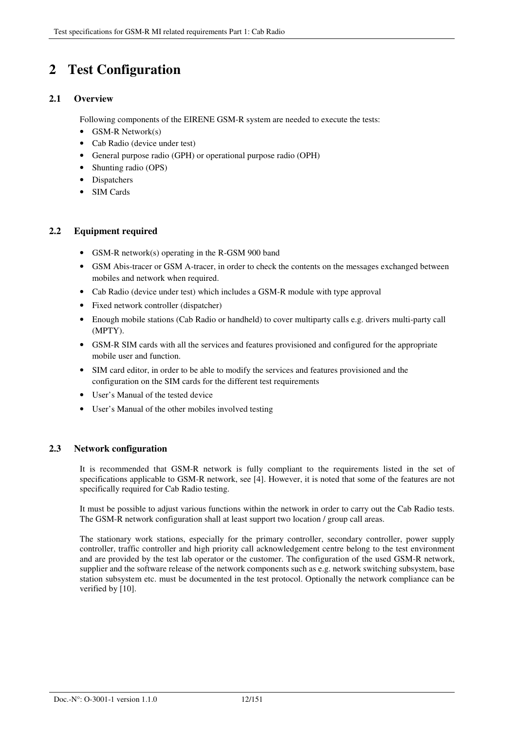# 2 Test Configuration

## 2.1 Overview

Following components of the EIRENE GSM-R system are needed to execute the tests:

- GSM-R Network(s)
- Cab Radio (device under test)
- General purpose radio (GPH) or operational purpose radio (OPH)
- Shunting radio (OPS)
- Dispatchers
- SIM Cards

## 2.2 Equipment required

- GSM-R network(s) operating in the R-GSM 900 band
- GSM Abis-tracer or GSM A-tracer, in order to check the contents on the messages exchanged between mobiles and network when required.
- Cab Radio (device under test) which includes a GSM-R module with type approval
- Fixed network controller (dispatcher)
- Enough mobile stations (Cab Radio or handheld) to cover multiparty calls e.g. drivers multi-party call (MPTY).
- GSM-R SIM cards with all the services and features provisioned and configured for the appropriate mobile user and function.
- SIM card editor, in order to be able to modify the services and features provisioned and the configuration on the SIM cards for the different test requirements
- User's Manual of the tested device
- User's Manual of the other mobiles involved testing

## 2.3 Network configuration

It is recommended that GSM-R network is fully compliant to the requirements listed in the set of specifications applicable to GSM-R network, see [4]. However, it is noted that some of the features are not specifically required for Cab Radio testing.

It must be possible to adjust various functions within the network in order to carry out the Cab Radio tests. The GSM-R network configuration shall at least support two location / group call areas.

The stationary work stations, especially for the primary controller, secondary controller, power supply controller, traffic controller and high priority call acknowledgement centre belong to the test environment and are provided by the test lab operator or the customer. The configuration of the used GSM-R network, supplier and the software release of the network components such as e.g. network switching subsystem, base station subsystem etc. must be documented in the test protocol. Optionally the network compliance can be verified by [10].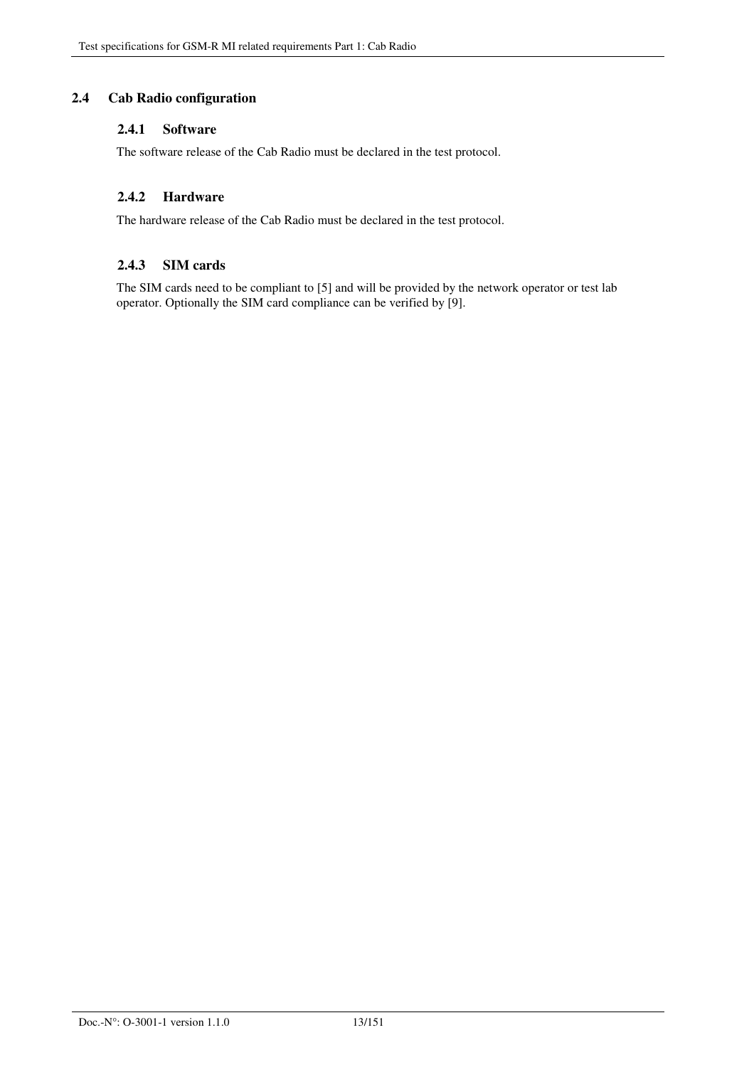## 2.4 Cab Radio configuration

### 2.4.1 Software

The software release of the Cab Radio must be declared in the test protocol.

### 2.4.2 Hardware

The hardware release of the Cab Radio must be declared in the test protocol.

### 2.4.3 SIM cards

The SIM cards need to be compliant to [5] and will be provided by the network operator or test lab operator. Optionally the SIM card compliance can be verified by [9].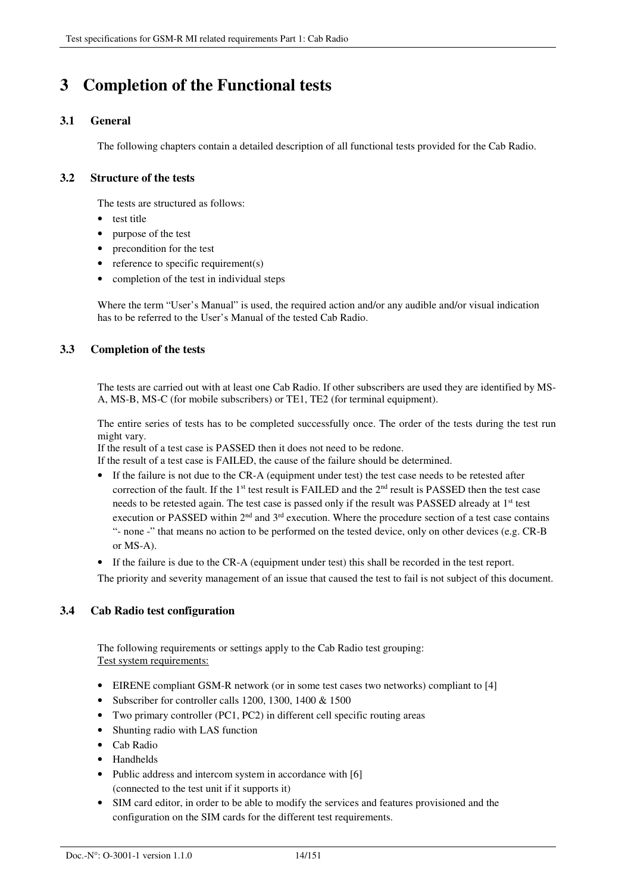# 3 Completion of the Functional tests

## 3.1 General

The following chapters contain a detailed description of all functional tests provided for the Cab Radio.

## 3.2 Structure of the tests

The tests are structured as follows:

- test title
- purpose of the test
- precondition for the test
- reference to specific requirement(s)
- completion of the test in individual steps

Where the term "User's Manual" is used, the required action and/or any audible and/or visual indication has to be referred to the User's Manual of the tested Cab Radio.

## 3.3 Completion of the tests

The tests are carried out with at least one Cab Radio. If other subscribers are used they are identified by MS-A, MS-B, MS-C (for mobile subscribers) or TE1, TE2 (for terminal equipment).

The entire series of tests has to be completed successfully once. The order of the tests during the test run might vary.
If the result of a test case is PASSED then it does not need to be redone.
If the result of a test case is FAILED, the cause of the failure should be determined.

- If the failure is not due to the CR-A (equipment under test) the test case needs to be retested after correction of the fault. If the 1st test result is FAILED and the 2nd result is PASSED then the test case needs to be retested again. The test case is passed only if the result was PASSED already at 1st test execution or PASSED within 2nd and 3rd execution. Where the procedure section of a test case contains "- none -" that means no action to be performed on the tested device, only on other devices (e.g. CR-B or MS-A).
- If the failure is due to the CR-A (equipment under test) this shall be recorded in the test report.

The priority and severity management of an issue that caused the test to fail is not subject of this document.

## 3.4 Cab Radio test configuration

The following requirements or settings apply to the Cab Radio test grouping:
Test system requirements:

- EIRENE compliant GSM-R network (or in some test cases two networks) compliant to [4]
- Subscriber for controller calls 1200, 1300, 1400 & 1500
- Two primary controller (PC1, PC2) in different cell specific routing areas
- Shunting radio with LAS function
- Cab Radio
- Handhelds
- Public address and intercom system in accordance with [6] (connected to the test unit if it supports it)
- SIM card editor, in order to be able to modify the services and features provisioned and the configuration on the SIM cards for the different test requirements.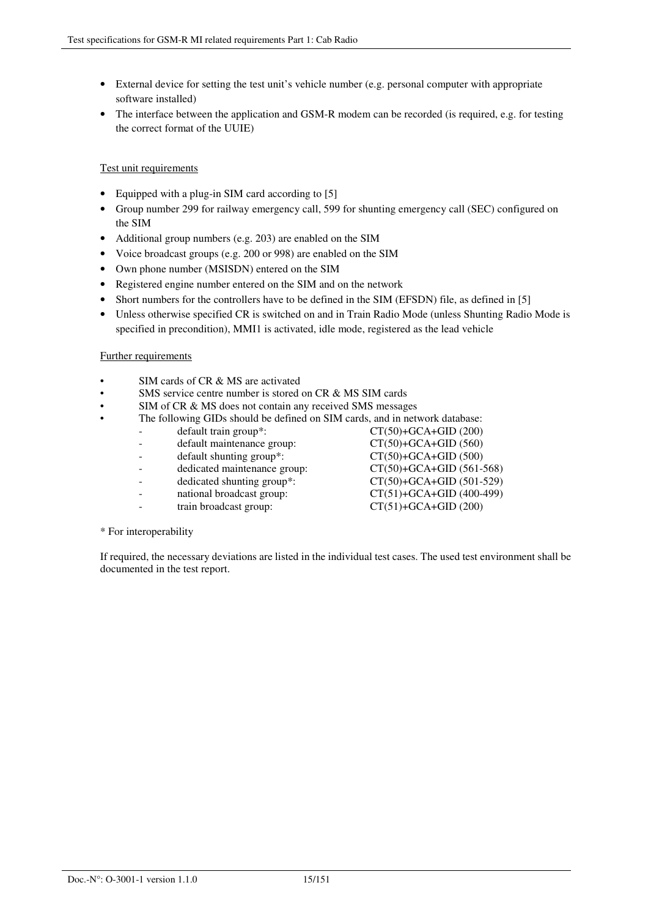- External device for setting the test unit's vehicle number (e.g. personal computer with appropriate software installed)
- The interface between the application and GSM-R modem can be recorded (is required, e.g. for testing the correct format of the UUIE)

<u>Test unit requirements</u>

- Equipped with a plug-in SIM card according to [5]
- Group number 299 for railway emergency call, 599 for shunting emergency call (SEC) configured on the SIM
- Additional group numbers (e.g. 203) are enabled on the SIM
- Voice broadcast groups (e.g. 200 or 998) are enabled on the SIM
- Own phone number (MSISDN) entered on the SIM
- Registered engine number entered on the SIM and on the network
- Short numbers for the controllers have to be defined in the SIM (EFSDN) file, as defined in [5]
- Unless otherwise specified CR is switched on and in Train Radio Mode (unless Shunting Radio Mode is specified in precondition), MMI1 is activated, idle mode, registered as the lead vehicle

<u>Further requirements</u>

- SIM cards of CR & MS are activated
- SMS service centre number is stored on CR & MS SIM cards
- SIM of CR & MS does not contain any received SMS messages
- The following GIDs should be defined on SIM cards, and in network database:
  - default train group*: CT(50)+GCA+GID (200)
  - default maintenance group: CT(50)+GCA+GID (560)
  - default shunting group*: CT(50)+GCA+GID (500)
  - dedicated maintenance group: CT(50)+GCA+GID (561-568)
  - dedicated shunting group*: CT(50)+GCA+GID (501-529)
  - national broadcast group: CT(51)+GCA+GID (400-499)
  - train broadcast group: CT(51)+GCA+GID (200)

* For interoperability

If required, the necessary deviations are listed in the individual test cases. The used test environment shall be documented in the test report.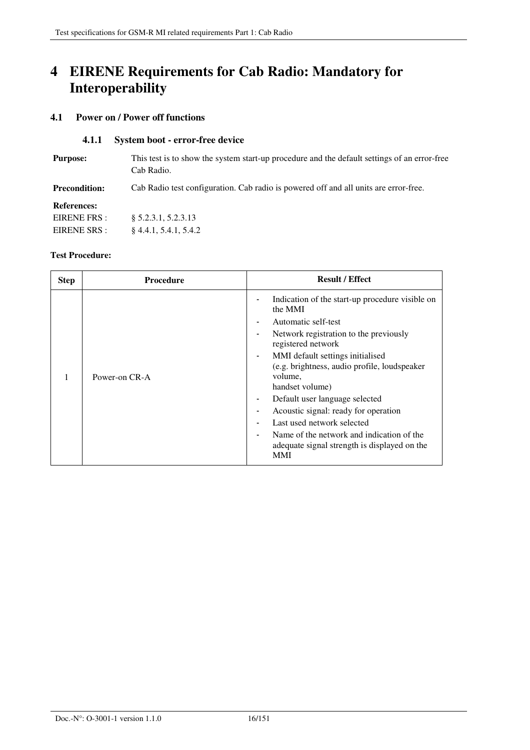# 4 EIRENE Requirements for Cab Radio: Mandatory for Interoperability

## 4.1 Power on / Power off functions

### 4.1.1 System boot - error-free device

**Purpose:** This test is to show the system start-up procedure and the default settings of an error-free Cab Radio.

**Precondition:** Cab Radio test configuration. Cab radio is powered off and all units are error-free.

**References:**
EIRENE FRS : § 5.2.3.1, 5.2.3.13
EIRENE SRS : § 4.4.1, 5.4.1, 5.4.2

**Test Procedure:**

| Step | Procedure | Result / Effect |
|---|---|---|
| 1 | Power-on CR-A | - Indication of the start-up procedure visible on the MMI<br>- Automatic self-test<br>- Network registration to the previously registered network<br>- MMI default settings initialised (e.g. brightness, audio profile, loudspeaker volume, handset volume)<br>- Default user language selected<br>- Acoustic signal: ready for operation<br>- Last used network selected<br>- Name of the network and indication of the adequate signal strength is displayed on the MMI |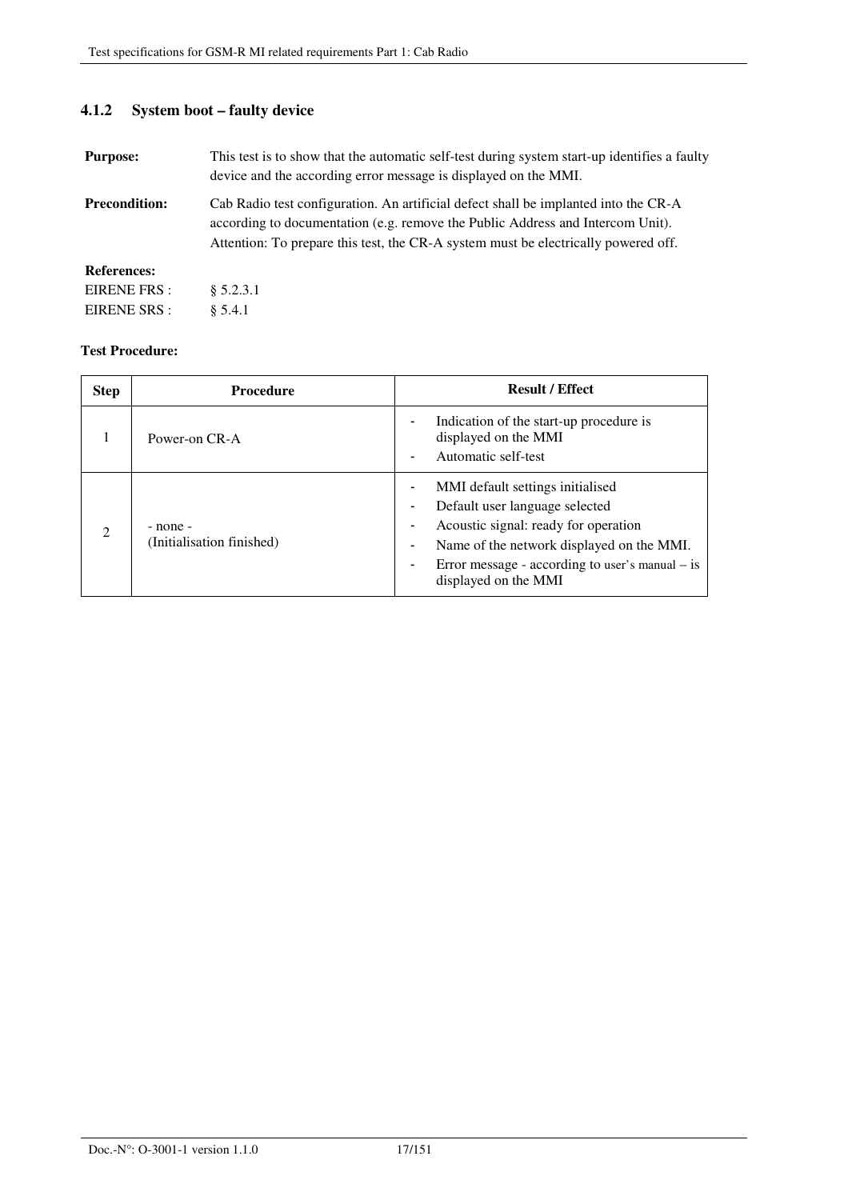### 4.1.2 System boot – faulty device

**Purpose:** This test is to show that the automatic self-test during system start-up identifies a faulty device and the according error message is displayed on the MMI.

**Precondition:** Cab Radio test configuration. An artificial defect shall be implanted into the CR-A according to documentation (e.g. remove the Public Address and Intercom Unit). Attention: To prepare this test, the CR-A system must be electrically powered off.

**References:**

EIRENE FRS : § 5.2.3.1

EIRENE SRS : § 5.4.1

**Test Procedure:**

| Step | Procedure | Result / Effect |
|---|---|---|
| 1 | Power-on CR-A | - Indication of the start-up procedure is displayed on the MMI<br>- Automatic self-test |
| 2 | - none -<br>(Initialisation finished) | - MMI default settings initialised<br>- Default user language selected<br>- Acoustic signal: ready for operation<br>- Name of the network displayed on the MMI.<br>- Error message - according to user's manual – is displayed on the MMI |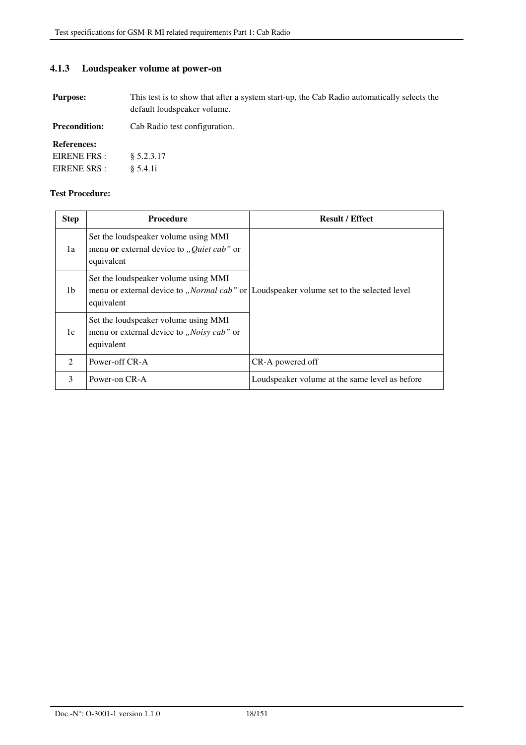### 4.1.3 Loudspeaker volume at power-on

**Purpose:** This test is to show that after a system start-up, the Cab Radio automatically selects the default loudspeaker volume.

**Precondition:** Cab Radio test configuration.

**References:**
EIRENE FRS : § 5.2.3.17
EIRENE SRS : § 5.4.1i

**Test Procedure:**

| Step | Procedure | Result / Effect |
|---|---|---|
| 1a | Set the loudspeaker volume using MMI menu **or** external device to *„Quiet cab"* or equivalent | Loudspeaker volume set to the selected level |
| 1b | Set the loudspeaker volume using MMI menu or external device to *„Normal cab"* or equivalent | |
| 1c | Set the loudspeaker volume using MMI menu or external device to *„Noisy cab"* or equivalent | |
| 2 | Power-off CR-A | CR-A powered off |
| 3 | Power-on CR-A | Loudspeaker volume at the same level as before |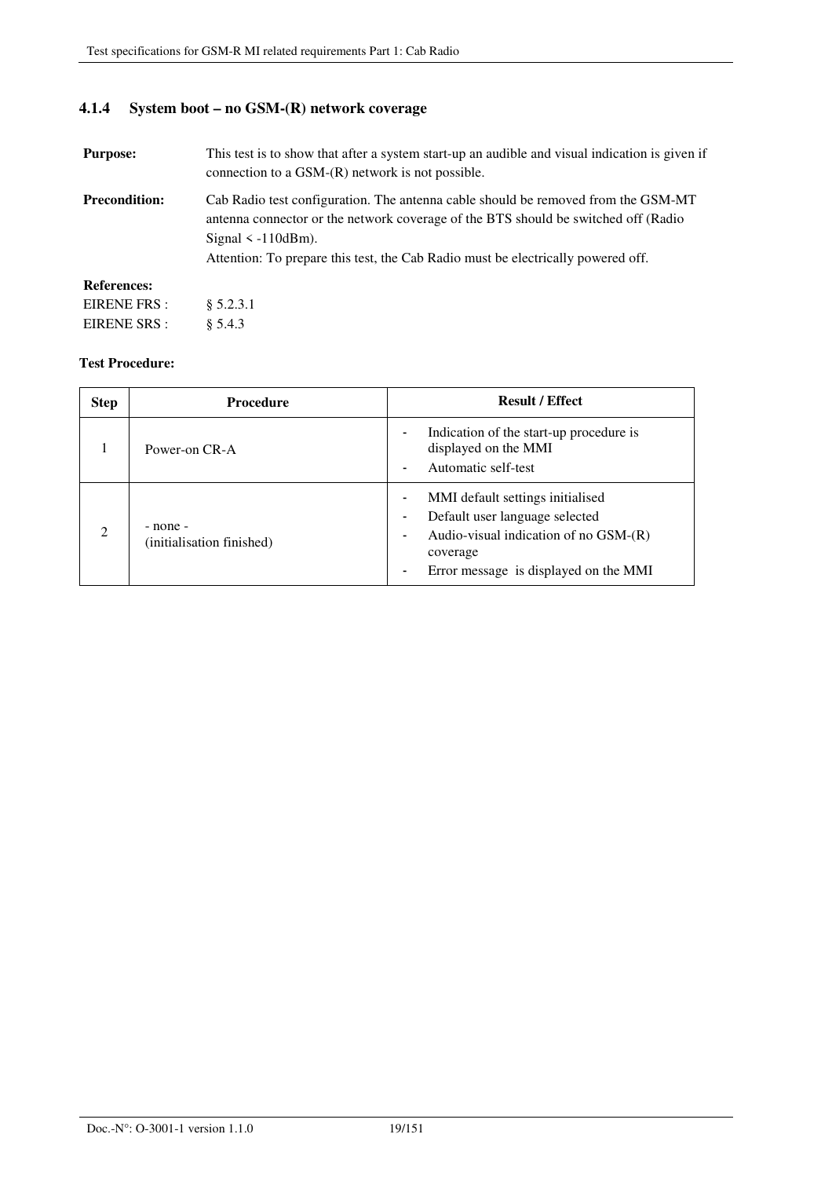### 4.1.4 System boot – no GSM-(R) network coverage

**Purpose:** This test is to show that after a system start-up an audible and visual indication is given if connection to a GSM-(R) network is not possible.

**Precondition:** Cab Radio test configuration. The antenna cable should be removed from the GSM-MT antenna connector or the network coverage of the BTS should be switched off (Radio Signal < -110dBm).
Attention: To prepare this test, the Cab Radio must be electrically powered off.

**References:**
EIRENE FRS : § 5.2.3.1
EIRENE SRS : § 5.4.3

**Test Procedure:**

| Step | Procedure | Result / Effect |
|---|---|---|
| 1 | Power-on CR-A | - Indication of the start-up procedure is displayed on the MMI<br>- Automatic self-test |
| 2 | - none -<br>(initialisation finished) | - MMI default settings initialised<br>- Default user language selected<br>- Audio-visual indication of no GSM-(R) coverage<br>- Error message is displayed on the MMI |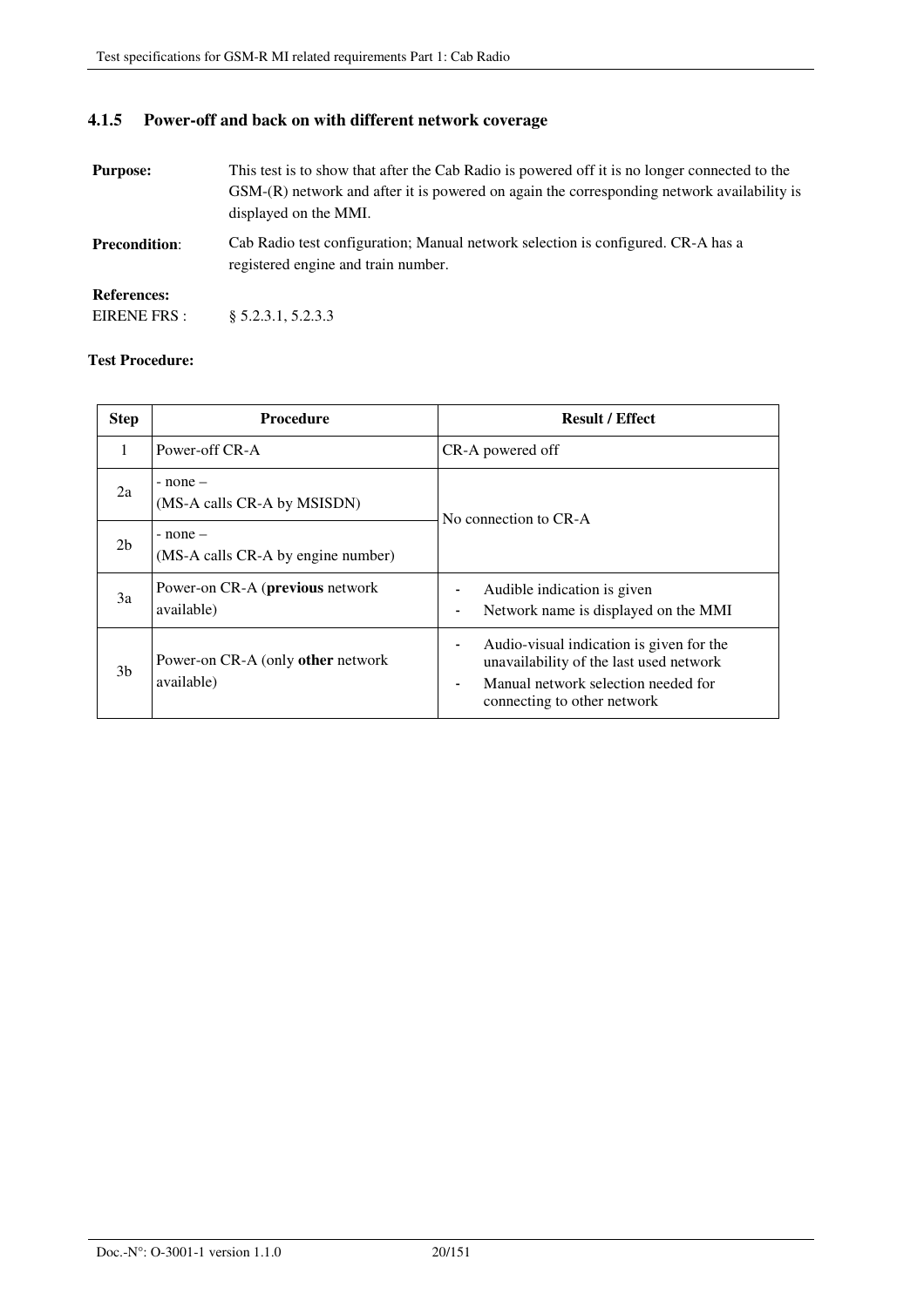### 4.1.5 Power-off and back on with different network coverage

**Purpose:** This test is to show that after the Cab Radio is powered off it is no longer connected to the GSM-(R) network and after it is powered on again the corresponding network availability is displayed on the MMI.

**Precondition:** Cab Radio test configuration; Manual network selection is configured. CR-A has a registered engine and train number.

**References:**

EIRENE FRS : § 5.2.3.1, 5.2.3.3

**Test Procedure:**

| Step | Procedure | Result / Effect |
|---|---|---|
| 1 | Power-off CR-A | CR-A powered off |
| 2a | - none – (MS-A calls CR-A by MSISDN) | No connection to CR-A |
| 2b | - none – (MS-A calls CR-A by engine number) | |
| 3a | Power-on CR-A (**previous** network available) | - Audible indication is given<br>- Network name is displayed on the MMI |
| 3b | Power-on CR-A (only **other** network available) | - Audio-visual indication is given for the unavailability of the last used network<br>- Manual network selection needed for connecting to other network |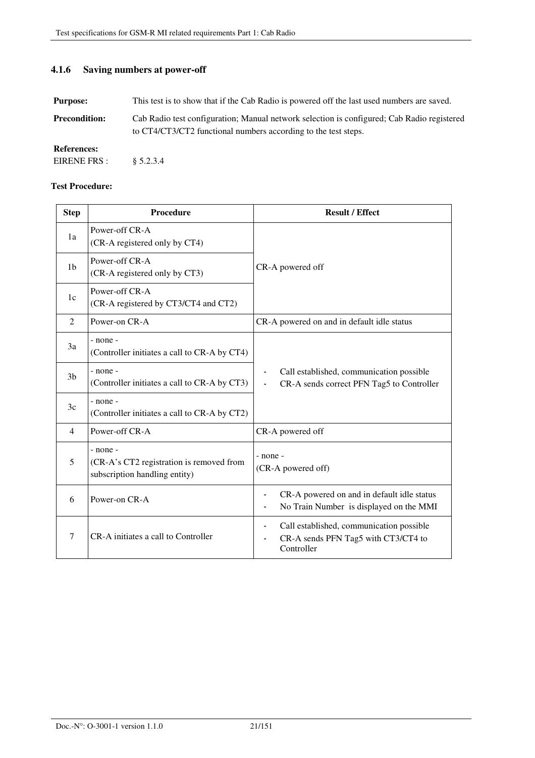### 4.1.6 Saving numbers at power-off

**Purpose:** This test is to show that if the Cab Radio is powered off the last used numbers are saved.

**Precondition:** Cab Radio test configuration; Manual network selection is configured; Cab Radio registered to CT4/CT3/CT2 functional numbers according to the test steps.

**References:**
EIRENE FRS : § 5.2.3.4

**Test Procedure:**

| Step | Procedure | Result / Effect |
|---|---|---|
| 1a | Power-off CR-A<br>(CR-A registered only by CT4) | CR-A powered off |
| 1b | Power-off CR-A<br>(CR-A registered only by CT3) | |
| 1c | Power-off CR-A<br>(CR-A registered by CT3/CT4 and CT2) | |
| 2 | Power-on CR-A | CR-A powered on and in default idle status |
| 3a | - none -<br>(Controller initiates a call to CR-A by CT4) | - Call established, communication possible<br>- CR-A sends correct PFN Tag5 to Controller |
| 3b | - none -<br>(Controller initiates a call to CR-A by CT3) | |
| 3c | - none -<br>(Controller initiates a call to CR-A by CT2) | |
| 4 | Power-off CR-A | CR-A powered off |
| 5 | - none -<br>(CR-A's CT2 registration is removed from subscription handling entity) | - none -<br>(CR-A powered off) |
| 6 | Power-on CR-A | - CR-A powered on and in default idle status<br>- No Train Number is displayed on the MMI |
| 7 | CR-A initiates a call to Controller | - Call established, communication possible<br>- CR-A sends PFN Tag5 with CT3/CT4 to Controller |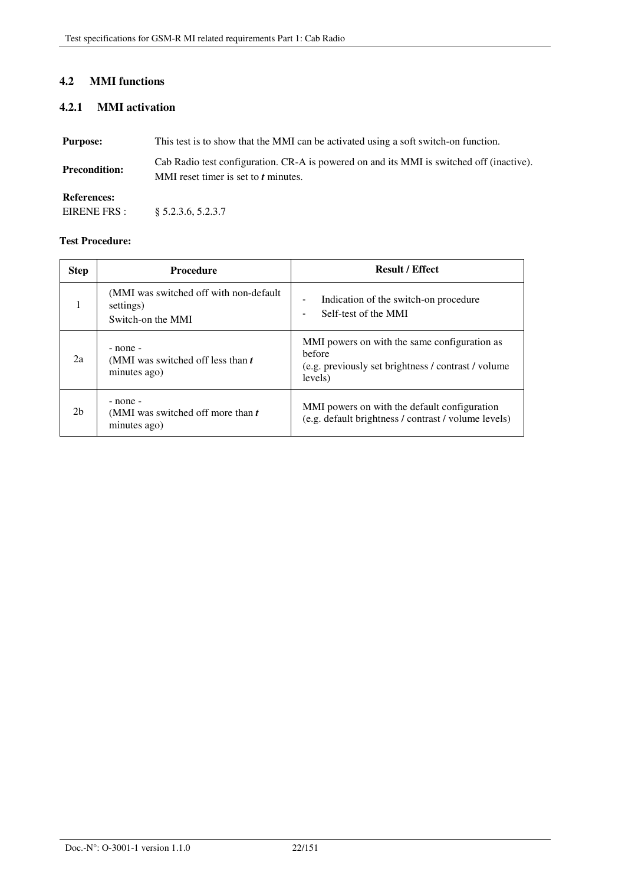## 4.2 MMI functions

### 4.2.1 MMI activation

**Purpose:** This test is to show that the MMI can be activated using a soft switch-on function.

**Precondition:** Cab Radio test configuration. CR-A is powered on and its MMI is switched off (inactive). MMI reset timer is set to ***t*** minutes.

**References:**
EIRENE FRS : § 5.2.3.6, 5.2.3.7

**Test Procedure:**

| Step | Procedure | Result / Effect |
|---|---|---|
| 1 | (MMI was switched off with non-default settings)<br>Switch-on the MMI | - Indication of the switch-on procedure<br>- Self-test of the MMI |
| 2a | - none -<br>(MMI was switched off less than ***t*** minutes ago) | MMI powers on with the same configuration as before<br>(e.g. previously set brightness / contrast / volume levels) |
| 2b | - none -<br>(MMI was switched off more than ***t*** minutes ago) | MMI powers on with the default configuration<br>(e.g. default brightness / contrast / volume levels) |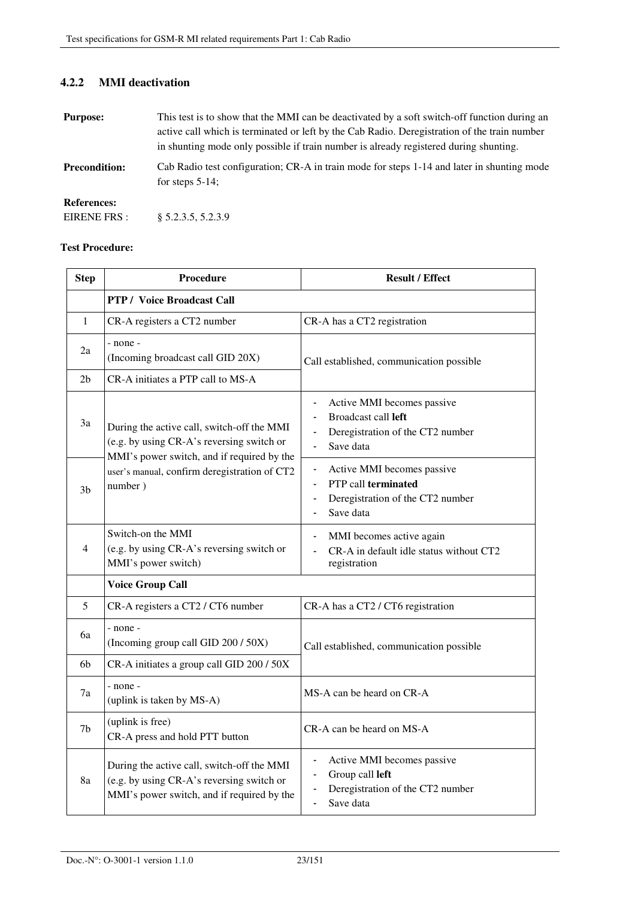### 4.2.2 MMI deactivation

**Purpose:** This test is to show that the MMI can be deactivated by a soft switch-off function during an active call which is terminated or left by the Cab Radio. Deregistration of the train number in shunting mode only possible if train number is already registered during shunting.

**Precondition:** Cab Radio test configuration; CR-A in train mode for steps 1-14 and later in shunting mode for steps 5-14;

**References:**

EIRENE FRS : § 5.2.3.5, 5.2.3.9

**Test Procedure:**

| Step | Procedure | Result / Effect |
|---|---|---|
| | **PTP / Voice Broadcast Call** | |
| 1 | CR-A registers a CT2 number | CR-A has a CT2 registration |
| 2a | - none -<br>(Incoming broadcast call GID 20X) | Call established, communication possible |
| 2b | CR-A initiates a PTP call to MS-A | |
| 3a | During the active call, switch-off the MMI (e.g. by using CR-A's reversing switch or MMI's power switch, and if required by the user's manual, confirm deregistration of CT2 number ) | - Active MMI becomes passive<br>- Broadcast call **left**<br>- Deregistration of the CT2 number<br>- Save data |
| 3b | | - Active MMI becomes passive<br>- PTP call **terminated**<br>- Deregistration of the CT2 number<br>- Save data |
| 4 | Switch-on the MMI<br>(e.g. by using CR-A's reversing switch or MMI's power switch) | - MMI becomes active again<br>- CR-A in default idle status without CT2 registration |
| | **Voice Group Call** | |
| 5 | CR-A registers a CT2 / CT6 number | CR-A has a CT2 / CT6 registration |
| 6a | - none -<br>(Incoming group call GID 200 / 50X) | Call established, communication possible |
| 6b | CR-A initiates a group call GID 200 / 50X | |
| 7a | - none -<br>(uplink is taken by MS-A) | MS-A can be heard on CR-A |
| 7b | (uplink is free)<br>CR-A press and hold PTT button | CR-A can be heard on MS-A |
| 8a | During the active call, switch-off the MMI (e.g. by using CR-A's reversing switch or MMI's power switch, and if required by the | - Active MMI becomes passive<br>- Group call **left**<br>- Deregistration of the CT2 number<br>- Save data |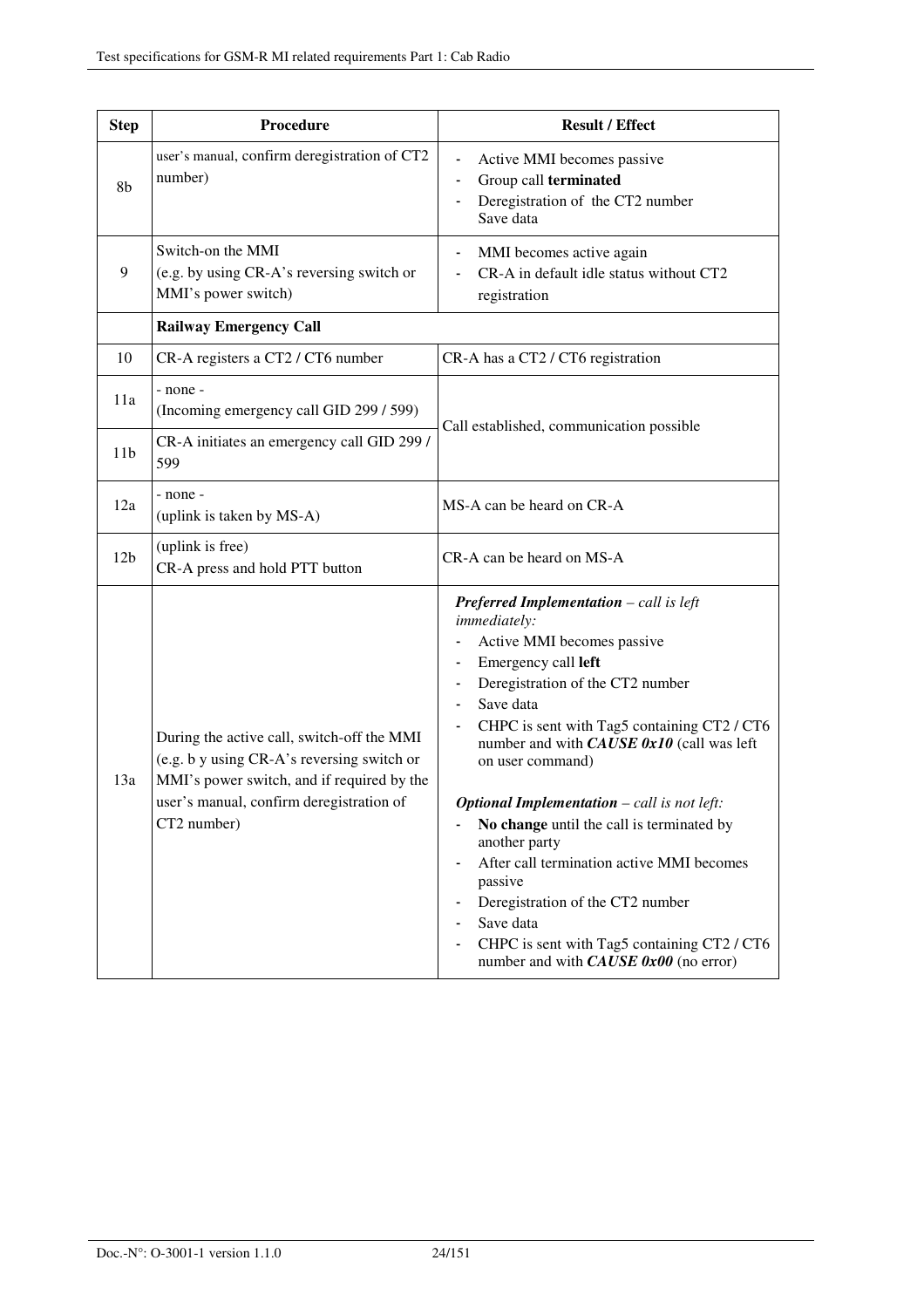| Step | Procedure | Result / Effect |
|---|---|---|
| 8b | user's manual, confirm deregistration of CT2 number) | - Active MMI becomes passive<br>- Group call **terminated**<br>- Deregistration of the CT2 number<br>Save data |
| 9 | Switch-on the MMI<br>(e.g. by using CR-A's reversing switch or MMI's power switch) | - MMI becomes active again<br>- CR-A in default idle status without CT2 registration |
| | **Railway Emergency Call** | |
| 10 | CR-A registers a CT2 / CT6 number | CR-A has a CT2 / CT6 registration |
| 11a | - none -<br>(Incoming emergency call GID 299 / 599) | Call established, communication possible |
| 11b | CR-A initiates an emergency call GID 299 / 599 | |
| 12a | - none -<br>(uplink is taken by MS-A) | MS-A can be heard on CR-A |
| 12b | (uplink is free)<br>CR-A press and hold PTT button | CR-A can be heard on MS-A |
| 13a | During the active call, switch-off the MMI (e.g. b y using CR-A's reversing switch or MMI's power switch, and if required by the user's manual, confirm deregistration of CT2 number) | ***Preferred Implementation*** *– call is left immediately:*<br>- Active MMI becomes passive<br>- Emergency call **left**<br>- Deregistration of the CT2 number<br>- Save data<br>- CHPC is sent with Tag5 containing CT2 / CT6 number and with ***CAUSE 0x10*** (call was left on user command)<br><br>***Optional Implementation*** *– call is not left:*<br>- **No change** until the call is terminated by another party<br>- After call termination active MMI becomes passive<br>- Deregistration of the CT2 number<br>- Save data<br>- CHPC is sent with Tag5 containing CT2 / CT6 number and with ***CAUSE 0x00*** (no error) |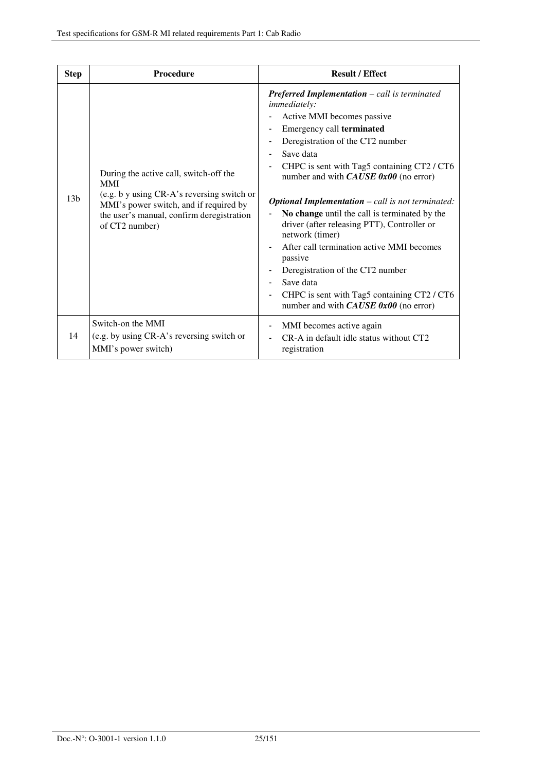| Step | Procedure | Result / Effect |
|---|---|---|
| 13b | During the active call, switch-off the MMI<br>(e.g. b y using CR-A's reversing switch or MMI's power switch, and if required by the user's manual, confirm deregistration of CT2 number) | ***Preferred Implementation*** *– call is terminated immediately:*<br>- Active MMI becomes passive<br>- Emergency call **terminated**<br>- Deregistration of the CT2 number<br>- Save data<br>- CHPC is sent with Tag5 containing CT2 / CT6 number and with ***CAUSE 0x00*** (no error)<br><br>***Optional Implementation*** *– call is not terminated:*<br>- **No change** until the call is terminated by the driver (after releasing PTT), Controller or network (timer)<br>- After call termination active MMI becomes passive<br>- Deregistration of the CT2 number<br>- Save data<br>- CHPC is sent with Tag5 containing CT2 / CT6 number and with ***CAUSE 0x00*** (no error) |
| 14 | Switch-on the MMI<br>(e.g. by using CR-A's reversing switch or MMI's power switch) | - MMI becomes active again<br>- CR-A in default idle status without CT2 registration |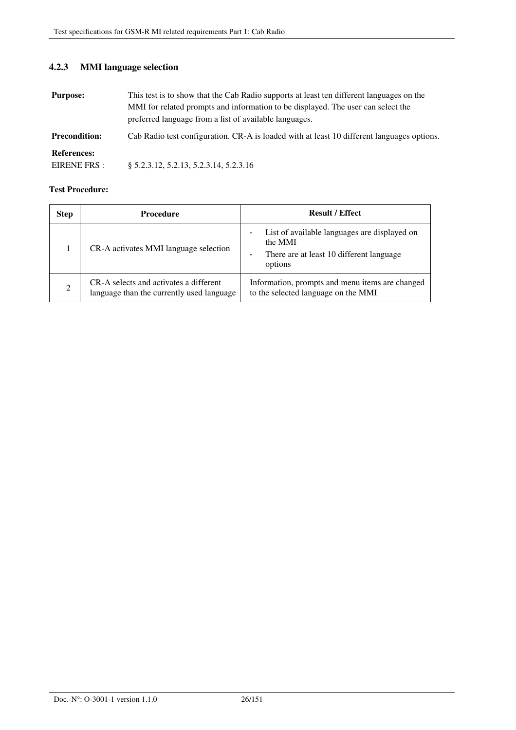### 4.2.3 MMI language selection

**Purpose:** This test is to show that the Cab Radio supports at least ten different languages on the MMI for related prompts and information to be displayed. The user can select the preferred language from a list of available languages.

**Precondition:** Cab Radio test configuration. CR-A is loaded with at least 10 different languages options.

**References:**

EIRENE FRS : § 5.2.3.12, 5.2.13, 5.2.3.14, 5.2.3.16

**Test Procedure:**

| Step | Procedure | Result / Effect |
|---|---|---|
| 1 | CR-A activates MMI language selection | - List of available languages are displayed on the MMI<br>- There are at least 10 different language options |
| 2 | CR-A selects and activates a different language than the currently used language | Information, prompts and menu items are changed to the selected language on the MMI |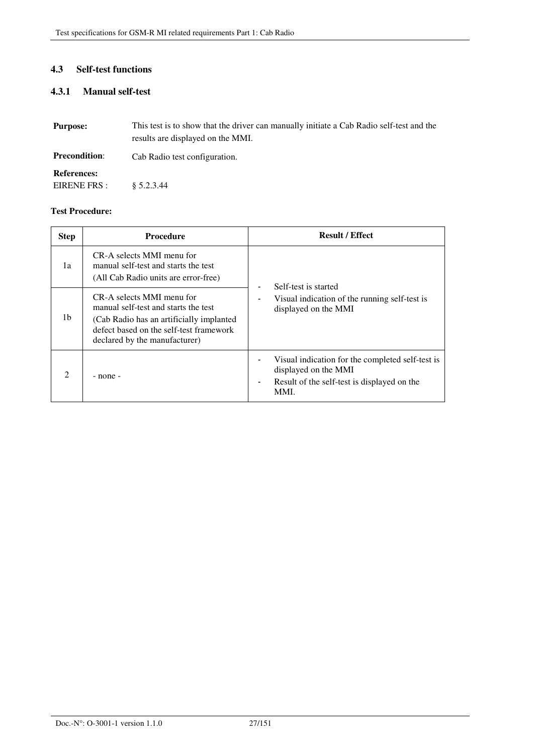## 4.3 Self-test functions

### 4.3.1 Manual self-test

**Purpose:** This test is to show that the driver can manually initiate a Cab Radio self-test and the results are displayed on the MMI.

**Precondition**: Cab Radio test configuration.

**References:**
EIRENE FRS : § 5.2.3.44

**Test Procedure:**

| Step | Procedure | Result / Effect |
|---|---|---|
| 1a | CR-A selects MMI menu for manual self-test and starts the test (All Cab Radio units are error-free) | - Self-test is started<br>- Visual indication of the running self-test is displayed on the MMI |
| 1b | CR-A selects MMI menu for manual self-test and starts the test (Cab Radio has an artificially implanted defect based on the self-test framework declared by the manufacturer) | |
| 2 | - none - | - Visual indication for the completed self-test is displayed on the MMI<br>- Result of the self-test is displayed on the MMI. |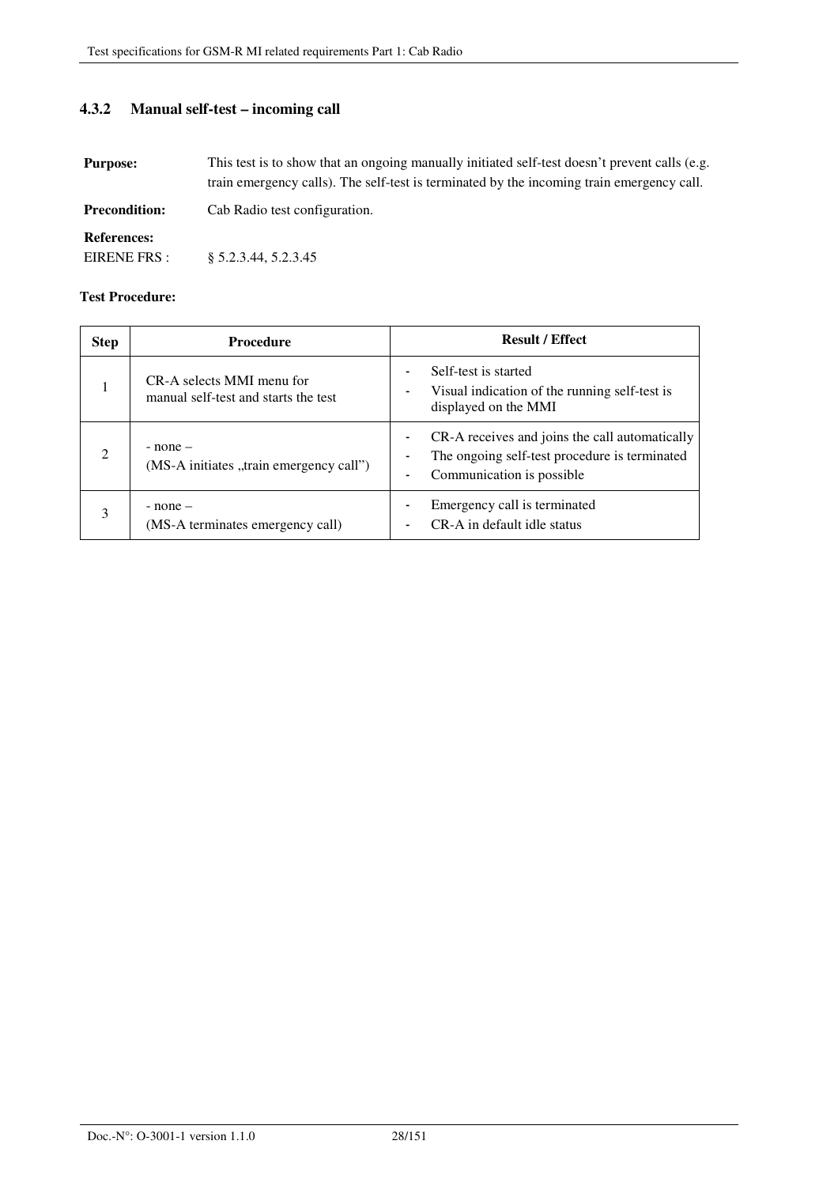### 4.3.2 Manual self-test – incoming call

**Purpose:** This test is to show that an ongoing manually initiated self-test doesn't prevent calls (e.g. train emergency calls). The self-test is terminated by the incoming train emergency call.

**Precondition:** Cab Radio test configuration.

**References:**

EIRENE FRS : § 5.2.3.44, 5.2.3.45

**Test Procedure:**

| Step | Procedure | Result / Effect |
|---|---|---|
| 1 | CR-A selects MMI menu for manual self-test and starts the test | - Self-test is started<br>- Visual indication of the running self-test is displayed on the MMI |
| 2 | - none –<br>(MS-A initiates „train emergency call") | - CR-A receives and joins the call automatically<br>- The ongoing self-test procedure is terminated<br>- Communication is possible |
| 3 | - none –<br>(MS-A terminates emergency call) | - Emergency call is terminated<br>- CR-A in default idle status |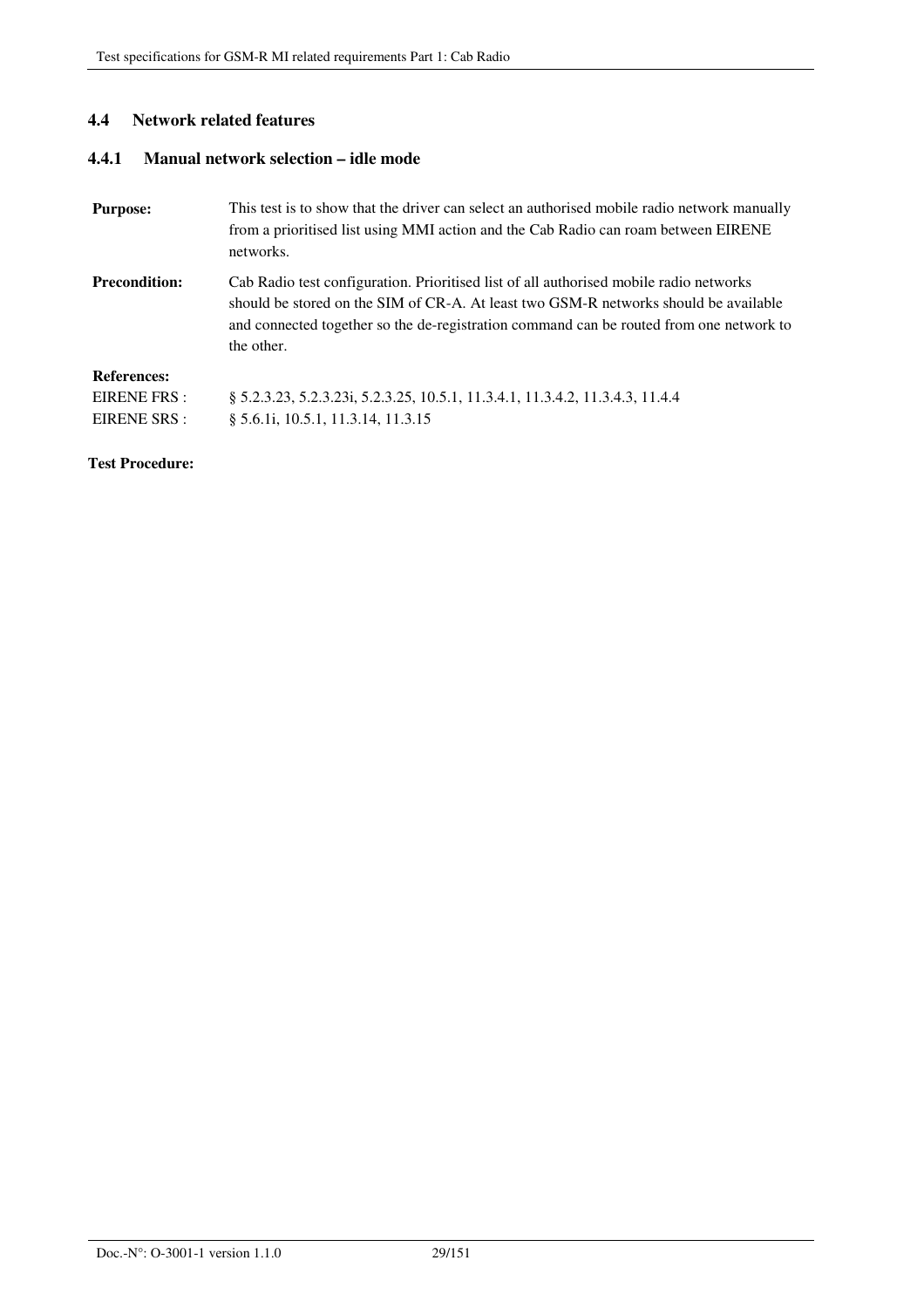## 4.4 Network related features

### 4.4.1 Manual network selection – idle mode

| | |
|---|---|
| **Purpose:** | This test is to show that the driver can select an authorised mobile radio network manually from a prioritised list using MMI action and the Cab Radio can roam between EIRENE networks. |
| **Precondition:** | Cab Radio test configuration. Prioritised list of all authorised mobile radio networks should be stored on the SIM of CR-A. At least two GSM-R networks should be available and connected together so the de-registration command can be routed from one network to the other. |
| **References:** | |
| EIRENE FRS : | § 5.2.3.23, 5.2.3.23i, 5.2.3.25, 10.5.1, 11.3.4.1, 11.3.4.2, 11.3.4.3, 11.4.4 |
| EIRENE SRS : | § 5.6.1i, 10.5.1, 11.3.14, 11.3.15 |

**Test Procedure:**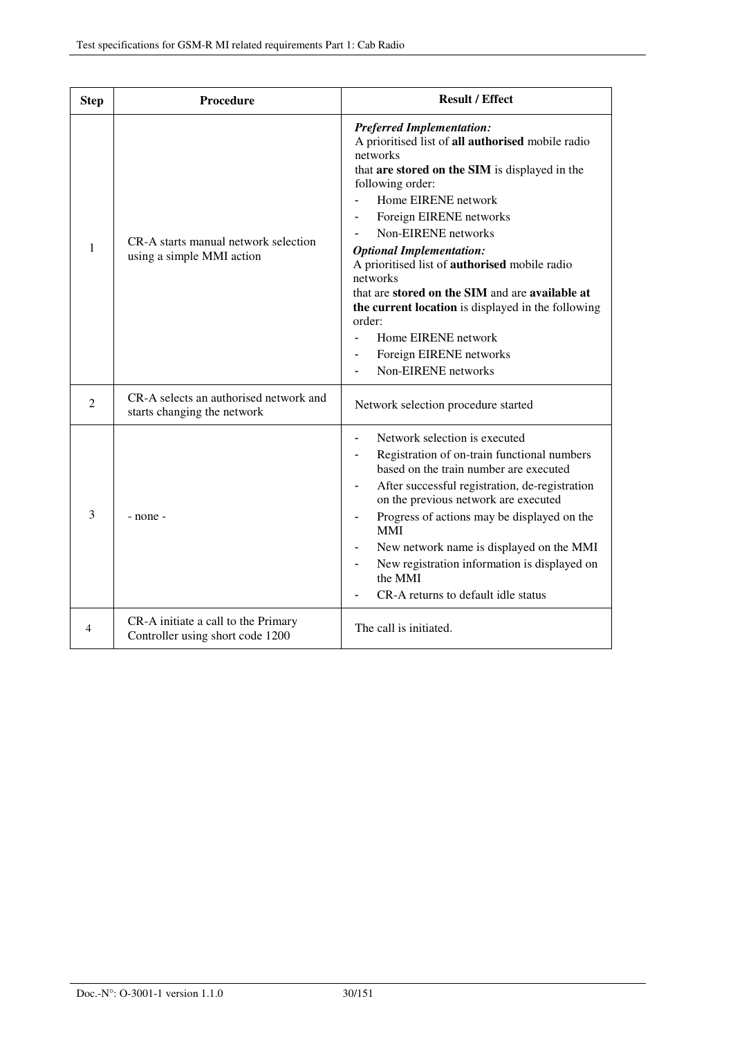| Step | Procedure | Result / Effect |
|---|---|---|
| 1 | CR-A starts manual network selection using a simple MMI action | ***Preferred Implementation:***<br>A prioritised list of **all authorised** mobile radio networks<br>that **are stored on the SIM** is displayed in the following order:<br>- Home EIRENE network<br>- Foreign EIRENE networks<br>- Non-EIRENE networks<br>***Optional Implementation:***<br>A prioritised list of **authorised** mobile radio networks<br>that are **stored on the SIM** and are **available at the current location** is displayed in the following order:<br>- Home EIRENE network<br>- Foreign EIRENE networks<br>- Non-EIRENE networks |
| 2 | CR-A selects an authorised network and starts changing the network | Network selection procedure started |
| 3 | - none - | - Network selection is executed<br>- Registration of on-train functional numbers based on the train number are executed<br>- After successful registration, de-registration on the previous network are executed<br>- Progress of actions may be displayed on the MMI<br>- New network name is displayed on the MMI<br>- New registration information is displayed on the MMI<br>- CR-A returns to default idle status |
| 4 | CR-A initiate a call to the Primary Controller using short code 1200 | The call is initiated. |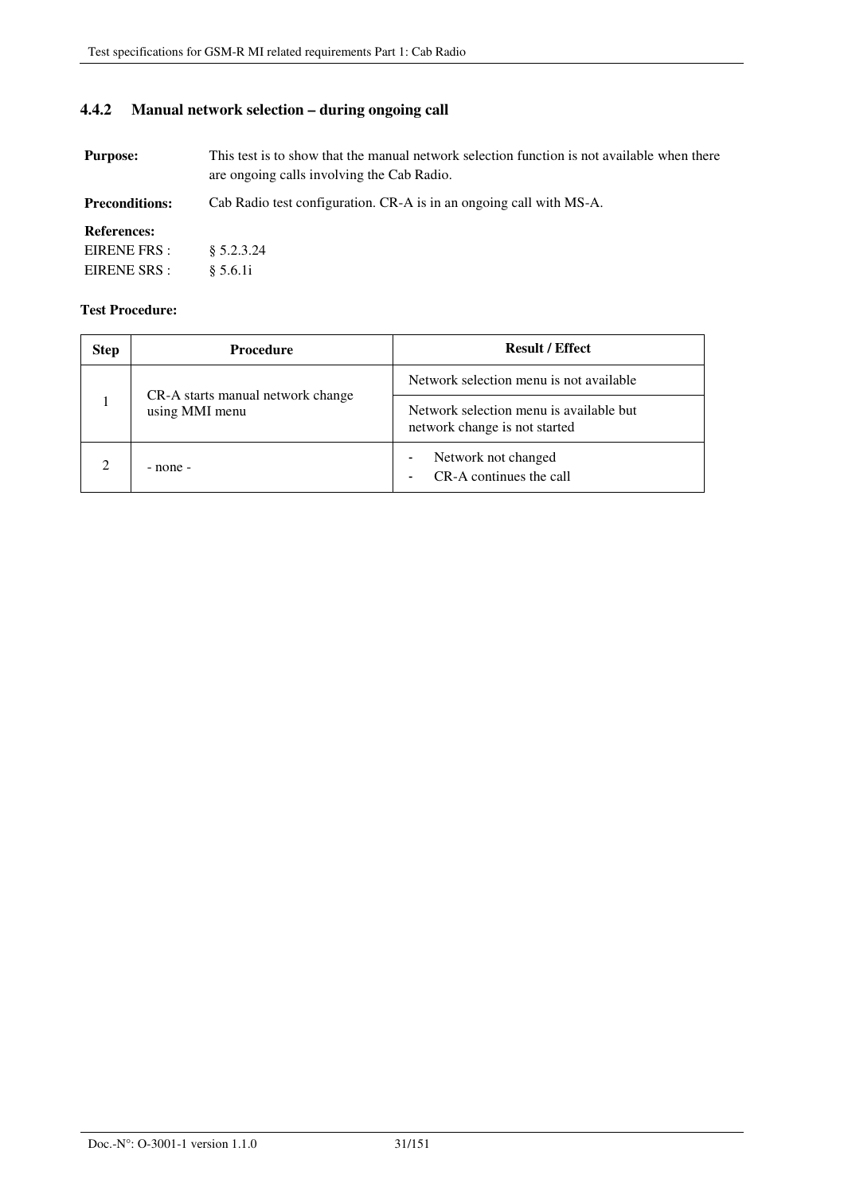### 4.4.2 Manual network selection – during ongoing call

**Purpose:** This test is to show that the manual network selection function is not available when there are ongoing calls involving the Cab Radio.

**Preconditions:** Cab Radio test configuration. CR-A is in an ongoing call with MS-A.

**References:**

EIRENE FRS : § 5.2.3.24

EIRENE SRS : § 5.6.1i

**Test Procedure:**

| Step | Procedure | Result / Effect |
|---|---|---|
| 1 | CR-A starts manual network change using MMI menu | Network selection menu is not available |
| | | Network selection menu is available but network change is not started |
| 2 | - none - | - Network not changed<br>- CR-A continues the call |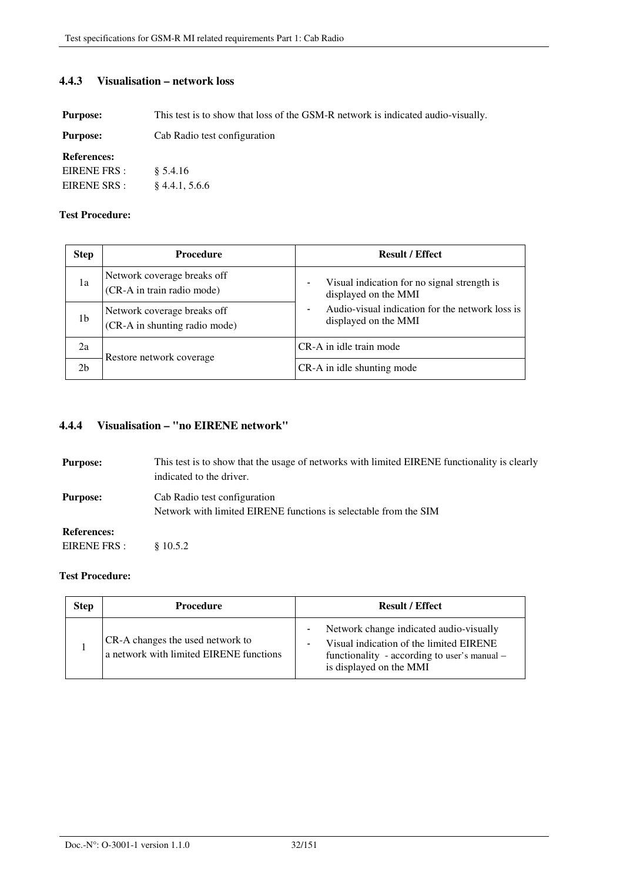### 4.4.3 Visualisation – network loss

**Purpose:** This test is to show that loss of the GSM-R network is indicated audio-visually.

**Purpose:** Cab Radio test configuration

**References:**
EIRENE FRS : § 5.4.16
EIRENE SRS : § 4.4.1, 5.6.6

**Test Procedure:**

| Step | Procedure | Result / Effect |
|---|---|---|
| 1a | Network coverage breaks off (CR-A in train radio mode) | - Visual indication for no signal strength is displayed on the MMI<br>- Audio-visual indication for the network loss is displayed on the MMI |
| 1b | Network coverage breaks off (CR-A in shunting radio mode) | |
| 2a | Restore network coverage | CR-A in idle train mode |
| 2b | | CR-A in idle shunting mode |

### 4.4.4 Visualisation – "no EIRENE network"

**Purpose:** This test is to show that the usage of networks with limited EIRENE functionality is clearly indicated to the driver.

**Purpose:** Cab Radio test configuration
Network with limited EIRENE functions is selectable from the SIM

**References:**
EIRENE FRS : § 10.5.2

**Test Procedure:**

| Step | Procedure | Result / Effect |
|---|---|---|
| 1 | CR-A changes the used network to a network with limited EIRENE functions | - Network change indicated audio-visually<br>- Visual indication of the limited EIRENE functionality - according to user's manual – is displayed on the MMI |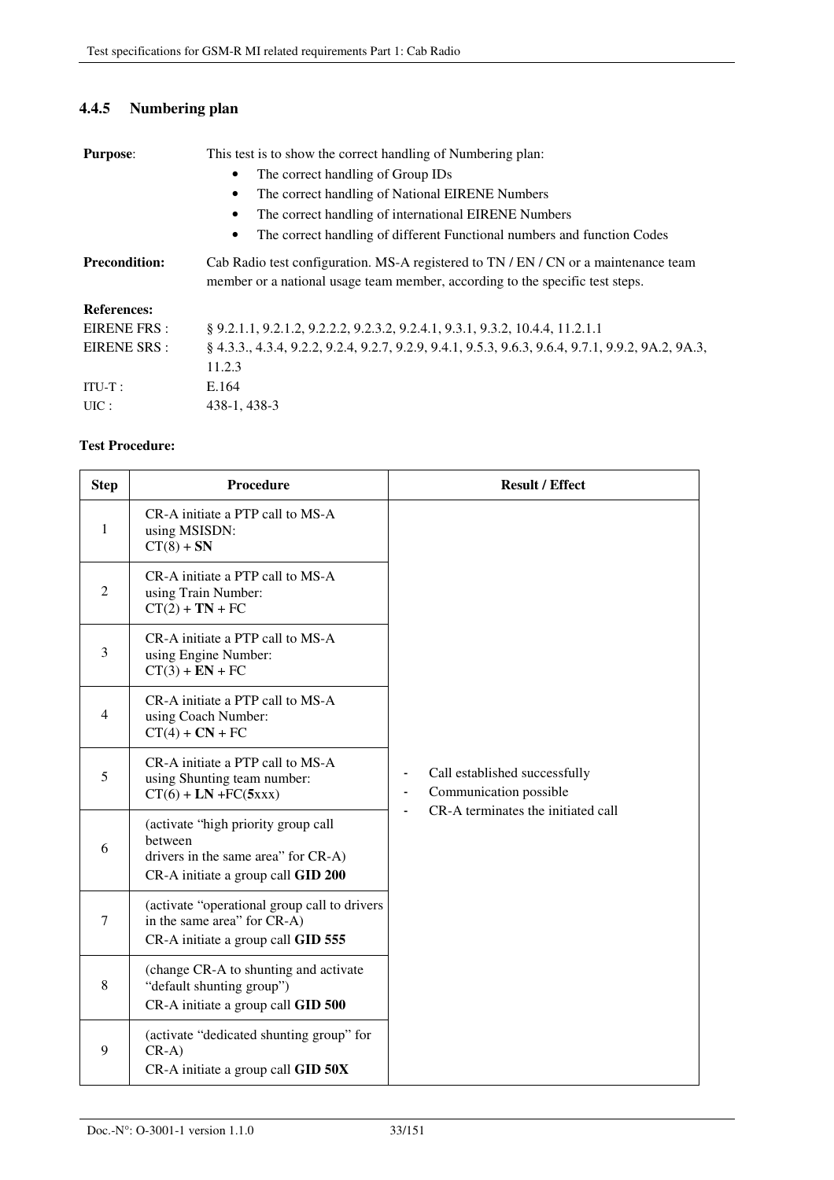### 4.4.5 Numbering plan

**Purpose**: This test is to show the correct handling of Numbering plan:

- The correct handling of Group IDs
- The correct handling of National EIRENE Numbers
- The correct handling of international EIRENE Numbers
- The correct handling of different Functional numbers and function Codes

**Precondition:** Cab Radio test configuration. MS-A registered to TN / EN / CN or a maintenance team member or a national usage team member, according to the specific test steps.

**References:**

EIRENE FRS : § 9.2.1.1, 9.2.1.2, 9.2.2.2, 9.2.3.2, 9.2.4.1, 9.3.1, 9.3.2, 10.4.4, 11.2.1.1

EIRENE SRS : § 4.3.3., 4.3.4, 9.2.2, 9.2.4, 9.2.7, 9.2.9, 9.4.1, 9.5.3, 9.6.3, 9.6.4, 9.7.1, 9.9.2, 9A.2, 9A.3, 11.2.3

ITU-T : E.164

UIC : 438-1, 438-3

**Test Procedure:**

| Step | Procedure | Result / Effect |
|---|---|---|
| 1 | CR-A initiate a PTP call to MS-A using MSISDN: CT(8) + **SN** | - Call established successfully<br>- Communication possible<br>- CR-A terminates the initiated call |
| 2 | CR-A initiate a PTP call to MS-A using Train Number: CT(2) + **TN** + FC | |
| 3 | CR-A initiate a PTP call to MS-A using Engine Number: CT(3) + **EN** + FC | |
| 4 | CR-A initiate a PTP call to MS-A using Coach Number: CT(4) + **CN** + FC | |
| 5 | CR-A initiate a PTP call to MS-A using Shunting team number: CT(6) + **LN** +FC(**5**xxx) | |
| 6 | (activate "high priority group call between drivers in the same area" for CR-A) CR-A initiate a group call **GID 200** | |
| 7 | (activate "operational group call to drivers in the same area" for CR-A) CR-A initiate a group call **GID 555** | |
| 8 | (change CR-A to shunting and activate "default shunting group") CR-A initiate a group call **GID 500** | |
| 9 | (activate "dedicated shunting group" for CR-A) CR-A initiate a group call **GID 50X** | |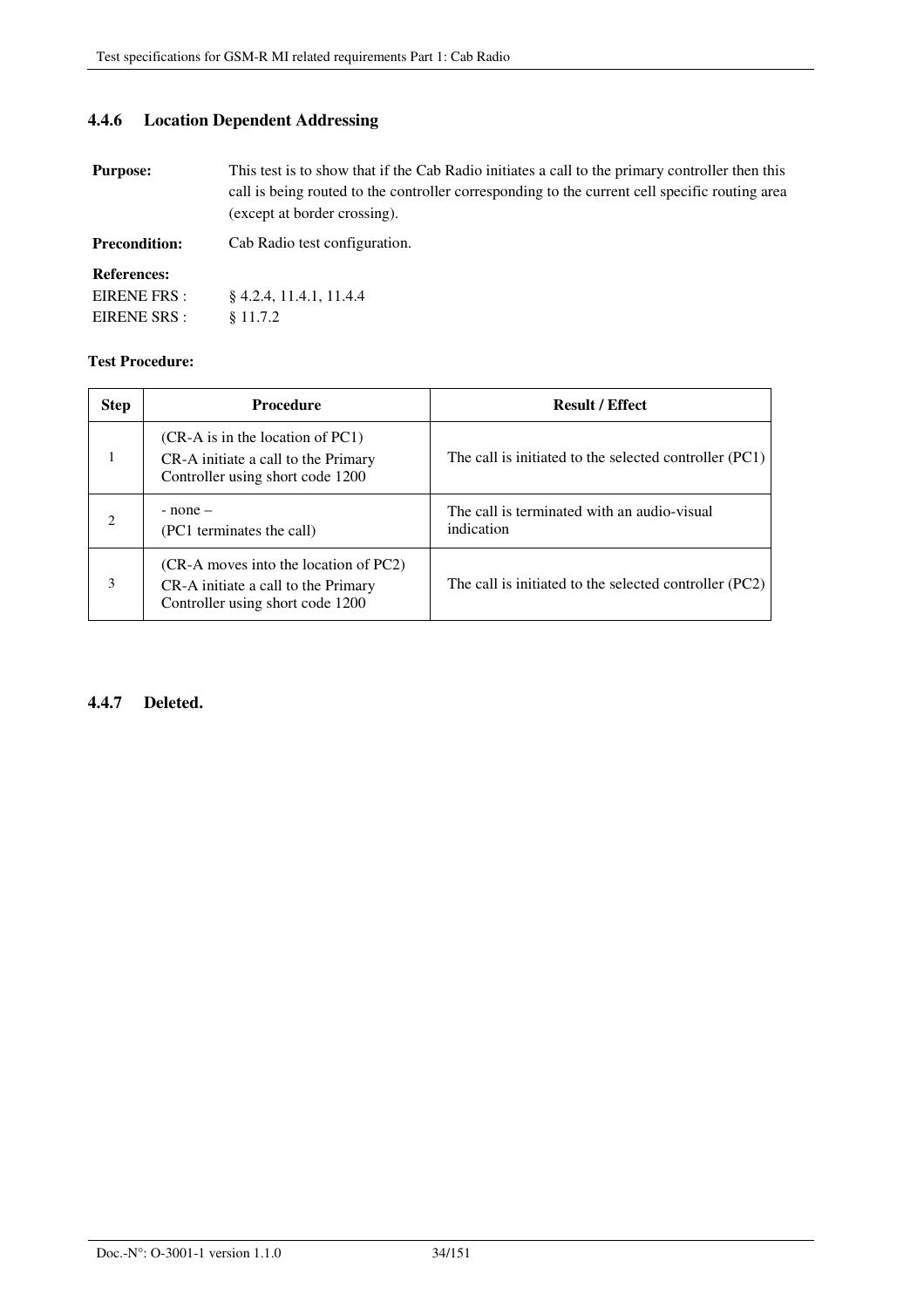### 4.4.6 Location Dependent Addressing

**Purpose:** This test is to show that if the Cab Radio initiates a call to the primary controller then this call is being routed to the controller corresponding to the current cell specific routing area (except at border crossing).

**Precondition:** Cab Radio test configuration.

**References:**

EIRENE FRS : § 4.2.4, 11.4.1, 11.4.4

EIRENE SRS : § 11.7.2

**Test Procedure:**

| Step | Procedure | Result / Effect |
|---|---|---|
| 1 | (CR-A is in the location of PC1) CR-A initiate a call to the Primary Controller using short code 1200 | The call is initiated to the selected controller (PC1) |
| 2 | - none – (PC1 terminates the call) | The call is terminated with an audio-visual indication |
| 3 | (CR-A moves into the location of PC2) CR-A initiate a call to the Primary Controller using short code 1200 | The call is initiated to the selected controller (PC2) |

### 4.4.7 Deleted.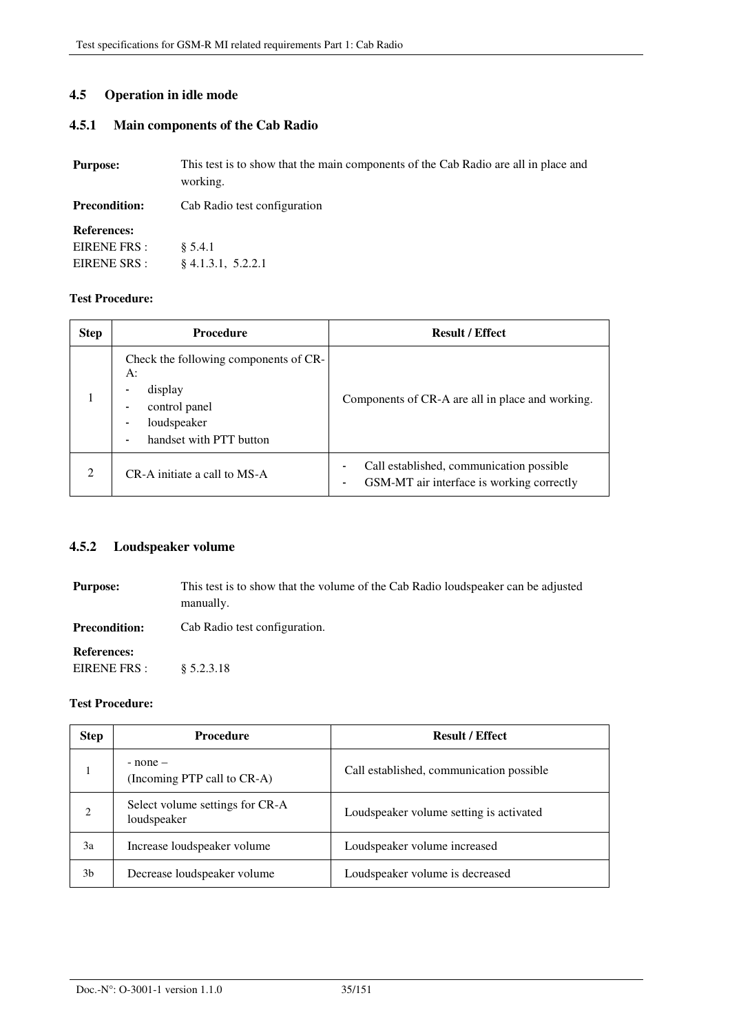## 4.5 Operation in idle mode

### 4.5.1 Main components of the Cab Radio

**Purpose:** This test is to show that the main components of the Cab Radio are all in place and working.

**Precondition:** Cab Radio test configuration

**References:**
EIRENE FRS : § 5.4.1
EIRENE SRS : § 4.1.3.1, 5.2.2.1

**Test Procedure:**

| Step | Procedure | Result / Effect |
|---|---|---|
| 1 | Check the following components of CR-A:<br>- display<br>- control panel<br>- loudspeaker<br>- handset with PTT button | Components of CR-A are all in place and working. |
| 2 | CR-A initiate a call to MS-A | - Call established, communication possible<br>- GSM-MT air interface is working correctly |

### 4.5.2 Loudspeaker volume

**Purpose:** This test is to show that the volume of the Cab Radio loudspeaker can be adjusted manually.

**Precondition:** Cab Radio test configuration.

**References:**
EIRENE FRS : § 5.2.3.18

**Test Procedure:**

| Step | Procedure | Result / Effect |
|---|---|---|
| 1 | - none –<br>(Incoming PTP call to CR-A) | Call established, communication possible |
| 2 | Select volume settings for CR-A loudspeaker | Loudspeaker volume setting is activated |
| 3a | Increase loudspeaker volume | Loudspeaker volume increased |
| 3b | Decrease loudspeaker volume | Loudspeaker volume is decreased |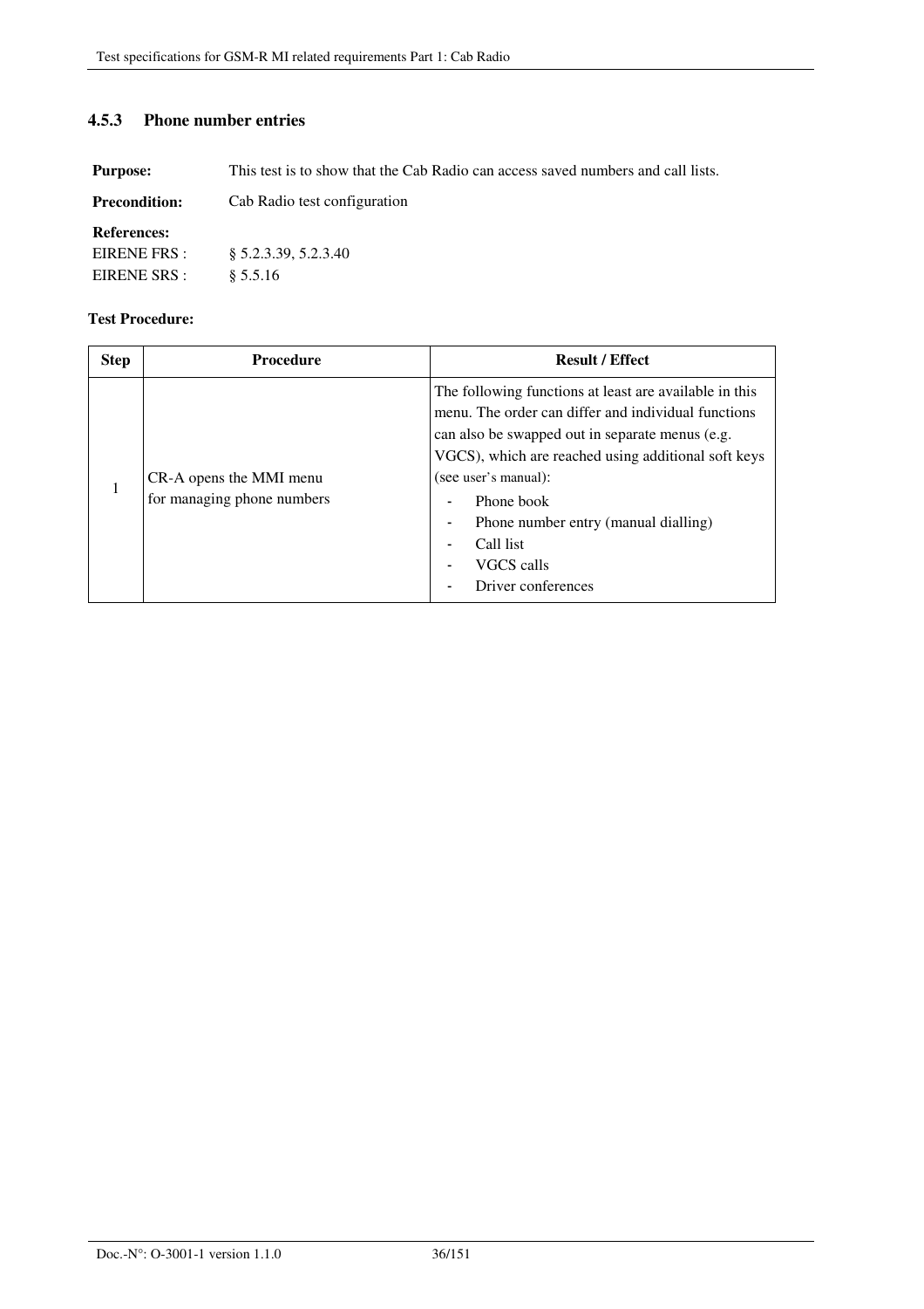### 4.5.3 Phone number entries

**Purpose:** This test is to show that the Cab Radio can access saved numbers and call lists.

**Precondition:** Cab Radio test configuration

**References:**
EIRENE FRS : § 5.2.3.39, 5.2.3.40
EIRENE SRS : § 5.5.16

**Test Procedure:**

| Step | Procedure | Result / Effect |
|---|---|---|
| 1 | CR-A opens the MMI menu for managing phone numbers | The following functions at least are available in this menu. The order can differ and individual functions can also be swapped out in separate menus (e.g. VGCS), which are reached using additional soft keys (see user's manual):<br>- Phone book<br>- Phone number entry (manual dialling)<br>- Call list<br>- VGCS calls<br>- Driver conferences |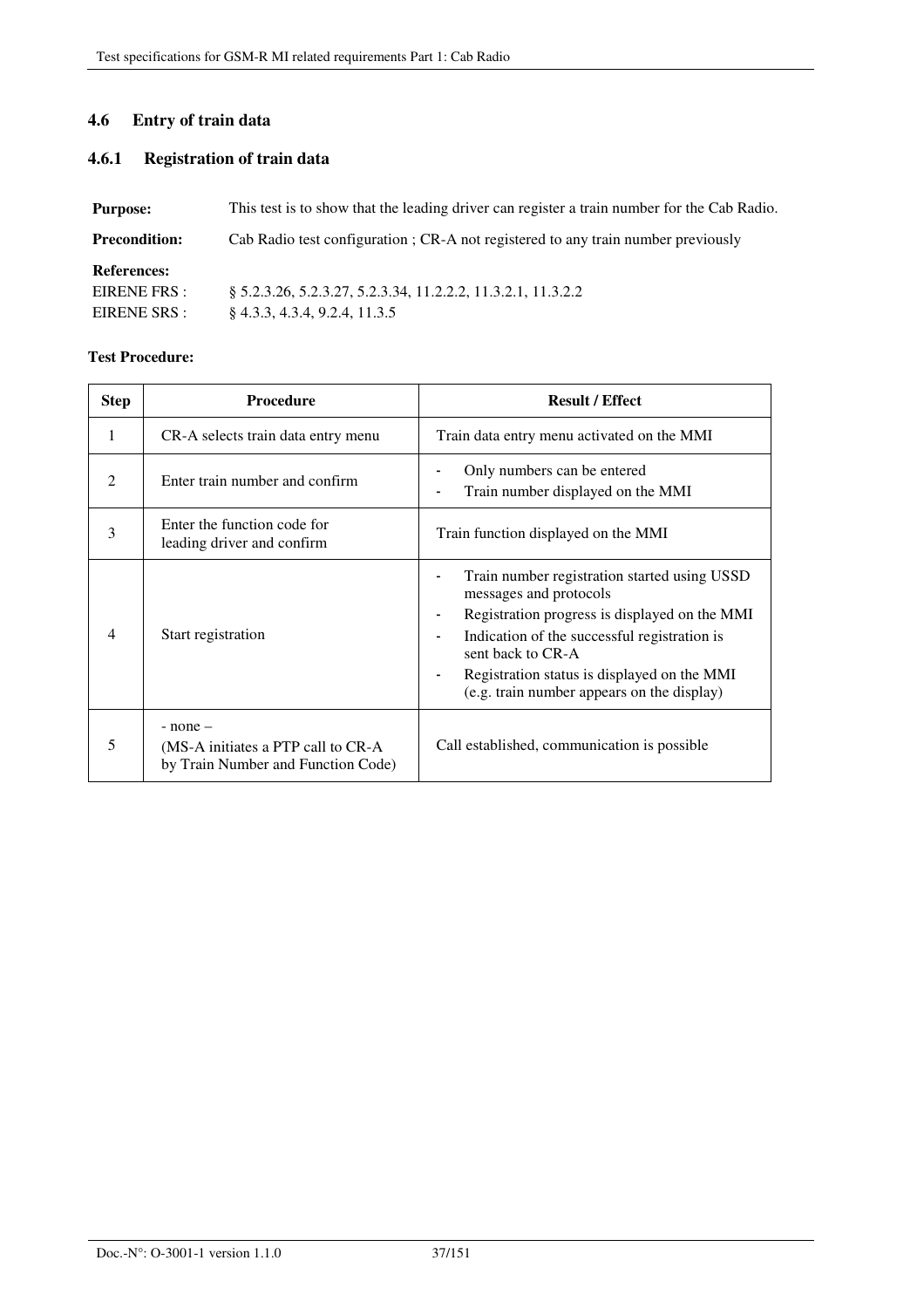## 4.6 Entry of train data

### 4.6.1 Registration of train data

**Purpose:** This test is to show that the leading driver can register a train number for the Cab Radio.

**Precondition:** Cab Radio test configuration ; CR-A not registered to any train number previously

**References:**
EIRENE FRS : § 5.2.3.26, 5.2.3.27, 5.2.3.34, 11.2.2.2, 11.3.2.1, 11.3.2.2
EIRENE SRS : § 4.3.3, 4.3.4, 9.2.4, 11.3.5

**Test Procedure:**

| Step | Procedure | Result / Effect |
|---|---|---|
| 1 | CR-A selects train data entry menu | Train data entry menu activated on the MMI |
| 2 | Enter train number and confirm | - Only numbers can be entered<br>- Train number displayed on the MMI |
| 3 | Enter the function code for leading driver and confirm | Train function displayed on the MMI |
| 4 | Start registration | - Train number registration started using USSD messages and protocols<br>- Registration progress is displayed on the MMI<br>- Indication of the successful registration is sent back to CR-A<br>- Registration status is displayed on the MMI (e.g. train number appears on the display) |
| 5 | - none –<br>(MS-A initiates a PTP call to CR-A by Train Number and Function Code) | Call established, communication is possible |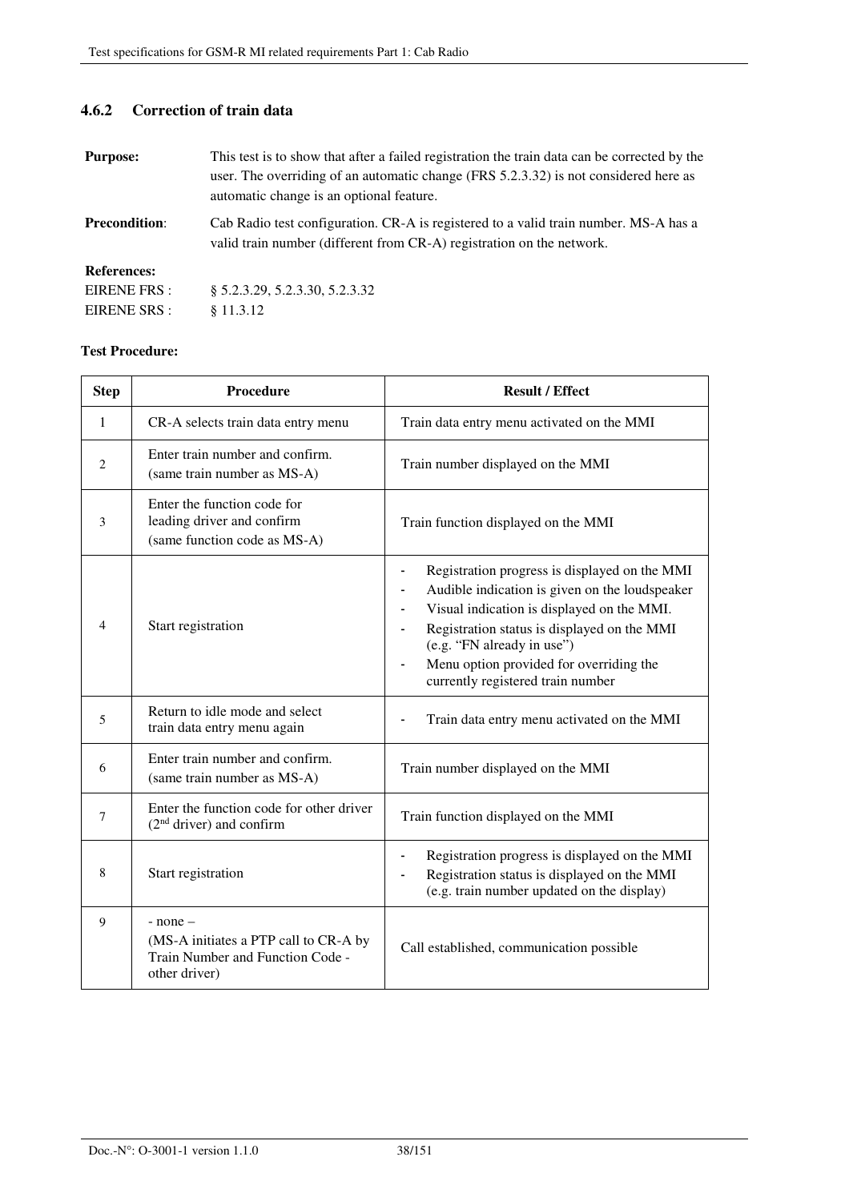### 4.6.2 Correction of train data

**Purpose:** This test is to show that after a failed registration the train data can be corrected by the user. The overriding of an automatic change (FRS 5.2.3.32) is not considered here as automatic change is an optional feature.

**Precondition**: Cab Radio test configuration. CR-A is registered to a valid train number. MS-A has a valid train number (different from CR-A) registration on the network.

**References:**

EIRENE FRS : § 5.2.3.29, 5.2.3.30, 5.2.3.32

EIRENE SRS : § 11.3.12

**Test Procedure:**

| Step | Procedure | Result / Effect |
|---|---|---|
| 1 | CR-A selects train data entry menu | Train data entry menu activated on the MMI |
| 2 | Enter train number and confirm.<br>(same train number as MS-A) | Train number displayed on the MMI |
| 3 | Enter the function code for leading driver and confirm<br>(same function code as MS-A) | Train function displayed on the MMI |
| 4 | Start registration | - Registration progress is displayed on the MMI<br>- Audible indication is given on the loudspeaker<br>- Visual indication is displayed on the MMI.<br>- Registration status is displayed on the MMI (e.g. "FN already in use")<br>- Menu option provided for overriding the currently registered train number |
| 5 | Return to idle mode and select train data entry menu again | - Train data entry menu activated on the MMI |
| 6 | Enter train number and confirm.<br>(same train number as MS-A) | Train number displayed on the MMI |
| 7 | Enter the function code for other driver (2nd driver) and confirm | Train function displayed on the MMI |
| 8 | Start registration | - Registration progress is displayed on the MMI<br>- Registration status is displayed on the MMI (e.g. train number updated on the display) |
| 9 | - none –<br>(MS-A initiates a PTP call to CR-A by Train Number and Function Code - other driver) | Call established, communication possible |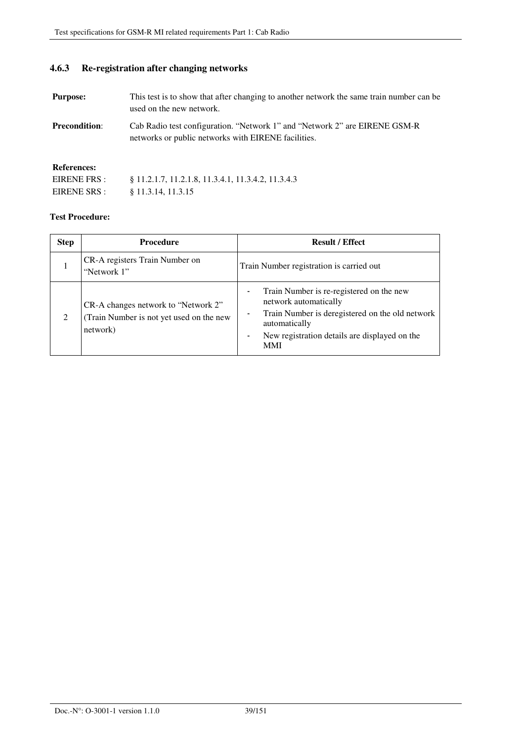### 4.6.3 Re-registration after changing networks

**Purpose:** This test is to show that after changing to another network the same train number can be used on the new network.

**Precondition**: Cab Radio test configuration. “Network 1” and “Network 2” are EIRENE GSM-R networks or public networks with EIRENE facilities.

**References:**

EIRENE FRS : § 11.2.1.7, 11.2.1.8, 11.3.4.1, 11.3.4.2, 11.3.4.3

EIRENE SRS : § 11.3.14, 11.3.15

**Test Procedure:**

| Step | Procedure | Result / Effect |
|---|---|---|
| 1 | CR-A registers Train Number on “Network 1” | Train Number registration is carried out |
| 2 | CR-A changes network to “Network 2” (Train Number is not yet used on the new network) | - Train Number is re-registered on the new network automatically<br>- Train Number is deregistered on the old network automatically<br>- New registration details are displayed on the MMI |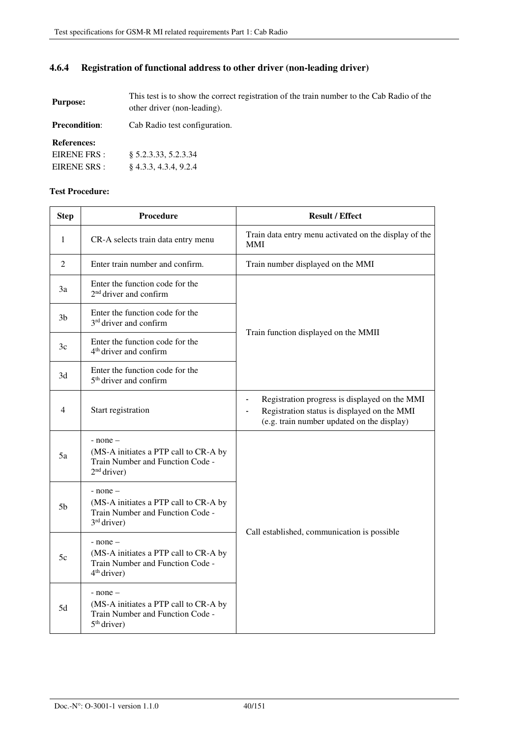### 4.6.4 Registration of functional address to other driver (non-leading driver)

**Purpose:** This test is to show the correct registration of the train number to the Cab Radio of the other driver (non-leading).

**Precondition**: Cab Radio test configuration.

**References:**

EIRENE FRS : § 5.2.3.33, 5.2.3.34

EIRENE SRS : § 4.3.3, 4.3.4, 9.2.4

**Test Procedure:**

| Step | Procedure | Result / Effect |
|---|---|---|
| 1 | CR-A selects train data entry menu | Train data entry menu activated on the display of the MMI |
| 2 | Enter train number and confirm. | Train number displayed on the MMI |
| 3a | Enter the function code for the 2nd driver and confirm | Train function displayed on the MMII |
| 3b | Enter the function code for the 3rd driver and confirm | |
| 3c | Enter the function code for the 4th driver and confirm | |
| 3d | Enter the function code for the 5th driver and confirm | |
| 4 | Start registration | - Registration progress is displayed on the MMI<br>- Registration status is displayed on the MMI (e.g. train number updated on the display) |
| 5a | - none –<br>(MS-A initiates a PTP call to CR-A by Train Number and Function Code - 2nd driver) | Call established, communication is possible |
| 5b | - none –<br>(MS-A initiates a PTP call to CR-A by Train Number and Function Code - 3rd driver) | |
| 5c | - none –<br>(MS-A initiates a PTP call to CR-A by Train Number and Function Code - 4th driver) | |
| 5d | - none –<br>(MS-A initiates a PTP call to CR-A by Train Number and Function Code - 5th driver) | |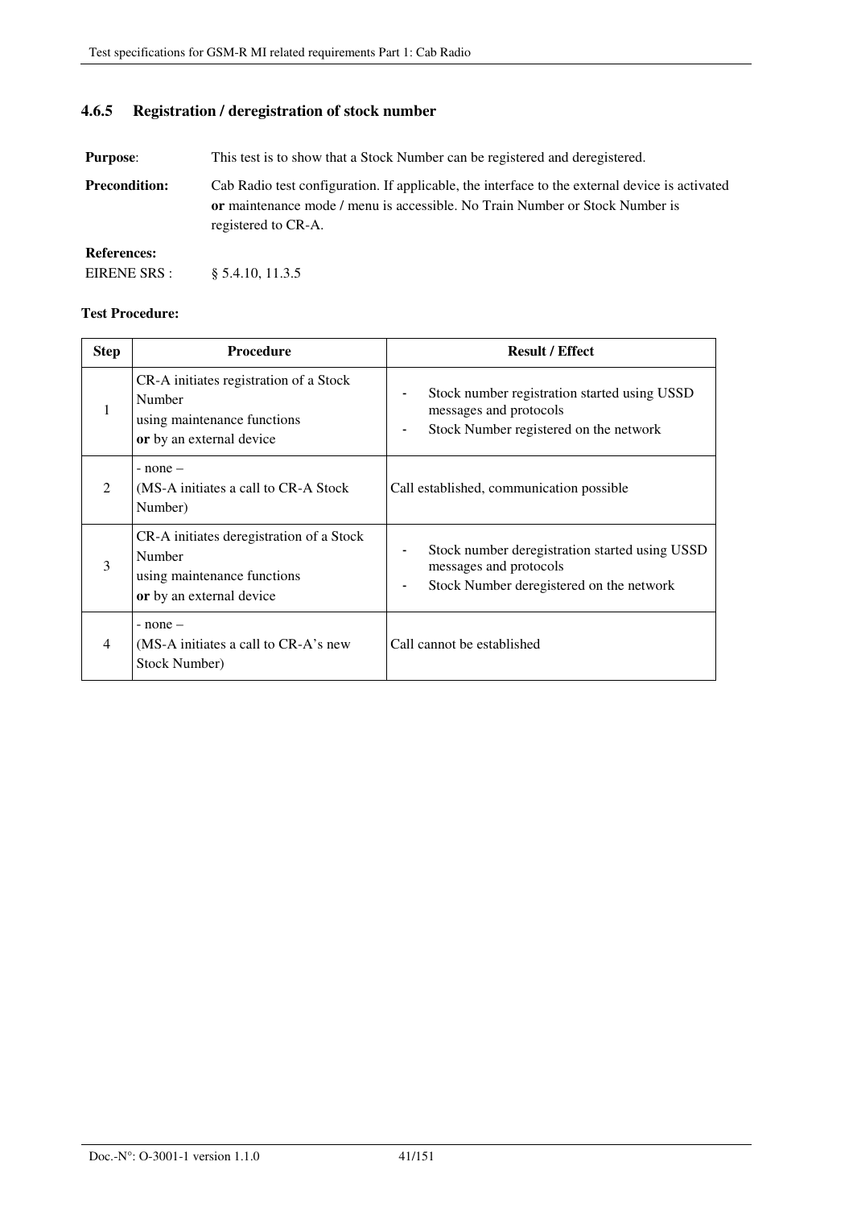### 4.6.5 Registration / deregistration of stock number

**Purpose**: This test is to show that a Stock Number can be registered and deregistered.

**Precondition:** Cab Radio test configuration. If applicable, the interface to the external device is activated **or** maintenance mode / menu is accessible. No Train Number or Stock Number is registered to CR-A.

**References:**

EIRENE SRS : § 5.4.10, 11.3.5

**Test Procedure:**

| Step | Procedure | Result / Effect |
|---|---|---|
| 1 | CR-A initiates registration of a Stock Number using maintenance functions **or** by an external device | - Stock number registration started using USSD messages and protocols<br>- Stock Number registered on the network |
| 2 | - none –<br>(MS-A initiates a call to CR-A Stock Number) | Call established, communication possible |
| 3 | CR-A initiates deregistration of a Stock Number using maintenance functions **or** by an external device | - Stock number deregistration started using USSD messages and protocols<br>- Stock Number deregistered on the network |
| 4 | - none –<br>(MS-A initiates a call to CR-A's new Stock Number) | Call cannot be established |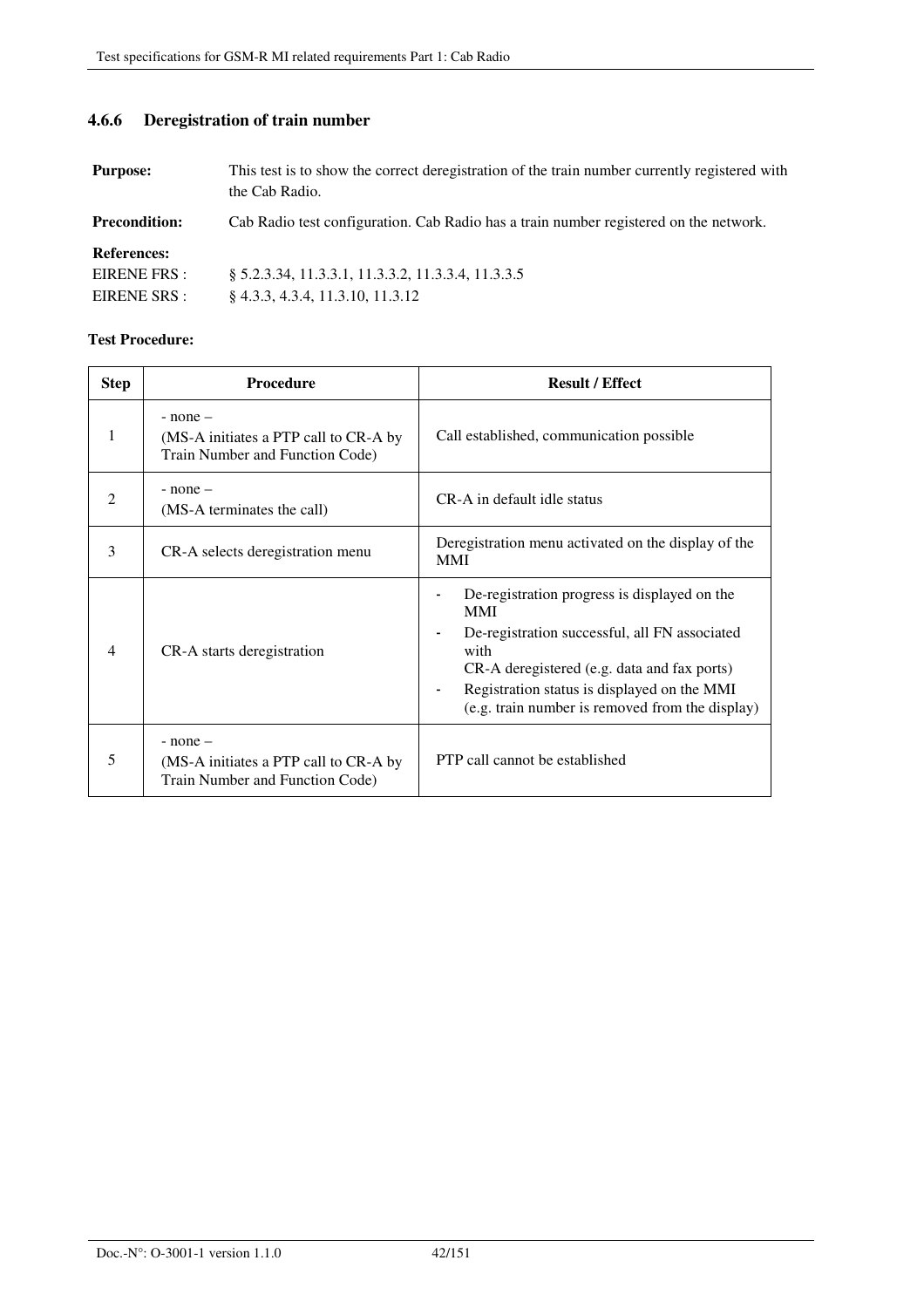### 4.6.6 Deregistration of train number

**Purpose:** This test is to show the correct deregistration of the train number currently registered with the Cab Radio.

**Precondition:** Cab Radio test configuration. Cab Radio has a train number registered on the network.

**References:**

EIRENE FRS : § 5.2.3.34, 11.3.3.1, 11.3.3.2, 11.3.3.4, 11.3.3.5

EIRENE SRS : § 4.3.3, 4.3.4, 11.3.10, 11.3.12

**Test Procedure:**

| Step | Procedure | Result / Effect |
|---|---|---|
| 1 | - none –<br>(MS-A initiates a PTP call to CR-A by Train Number and Function Code) | Call established, communication possible |
| 2 | - none –<br>(MS-A terminates the call) | CR-A in default idle status |
| 3 | CR-A selects deregistration menu | Deregistration menu activated on the display of the MMI |
| 4 | CR-A starts deregistration | - De-registration progress is displayed on the MMI<br>- De-registration successful, all FN associated with CR-A deregistered (e.g. data and fax ports)<br>- Registration status is displayed on the MMI (e.g. train number is removed from the display) |
| 5 | - none –<br>(MS-A initiates a PTP call to CR-A by Train Number and Function Code) | PTP call cannot be established |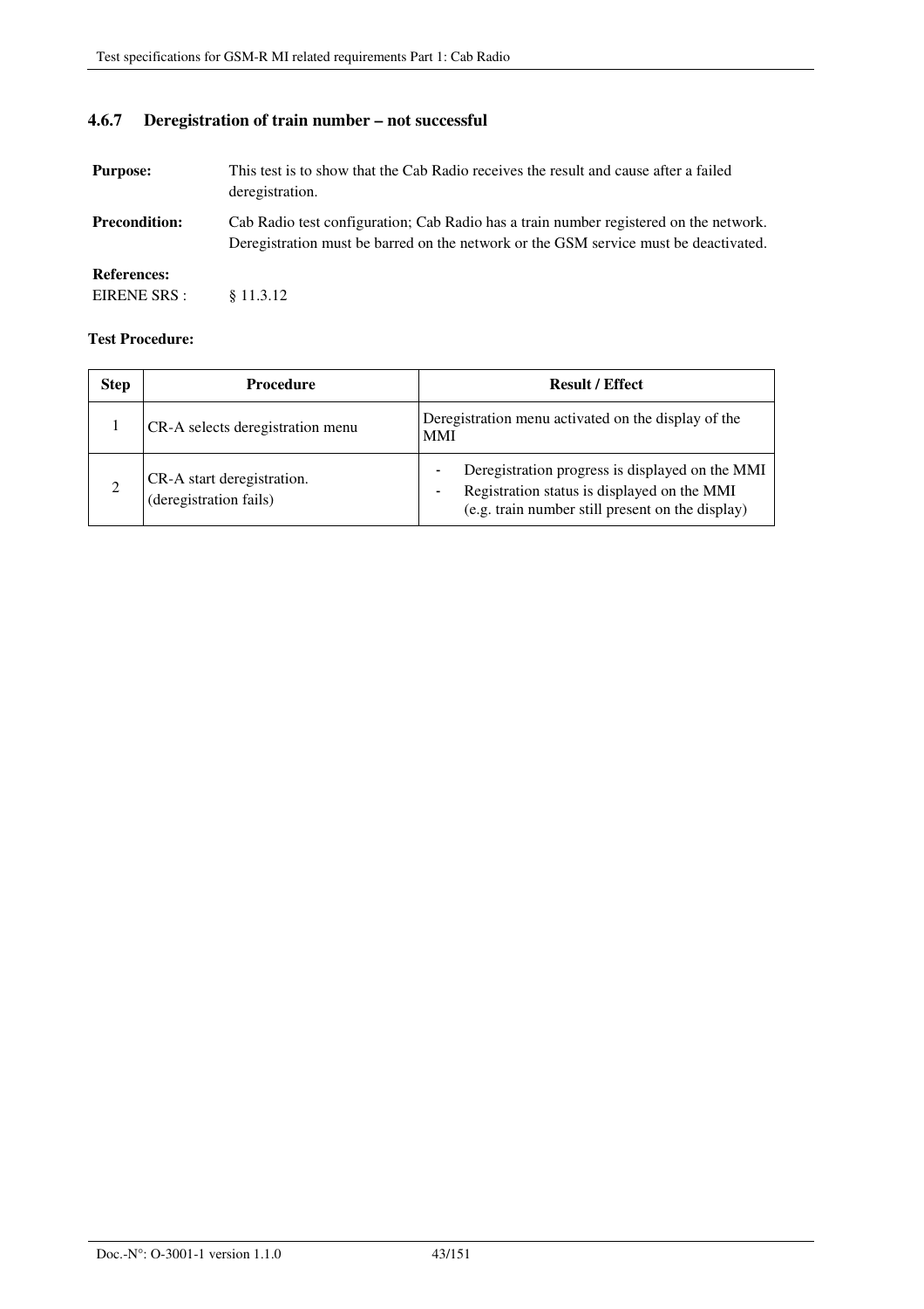### 4.6.7 Deregistration of train number – not successful

**Purpose:** This test is to show that the Cab Radio receives the result and cause after a failed deregistration.

**Precondition:** Cab Radio test configuration; Cab Radio has a train number registered on the network. Deregistration must be barred on the network or the GSM service must be deactivated.

**References:**

EIRENE SRS : § 11.3.12

**Test Procedure:**

| Step | Procedure | Result / Effect |
|---|---|---|
| 1 | CR-A selects deregistration menu | Deregistration menu activated on the display of the MMI |
| 2 | CR-A start deregistration.<br>(deregistration fails) | - Deregistration progress is displayed on the MMI<br>- Registration status is displayed on the MMI (e.g. train number still present on the display) |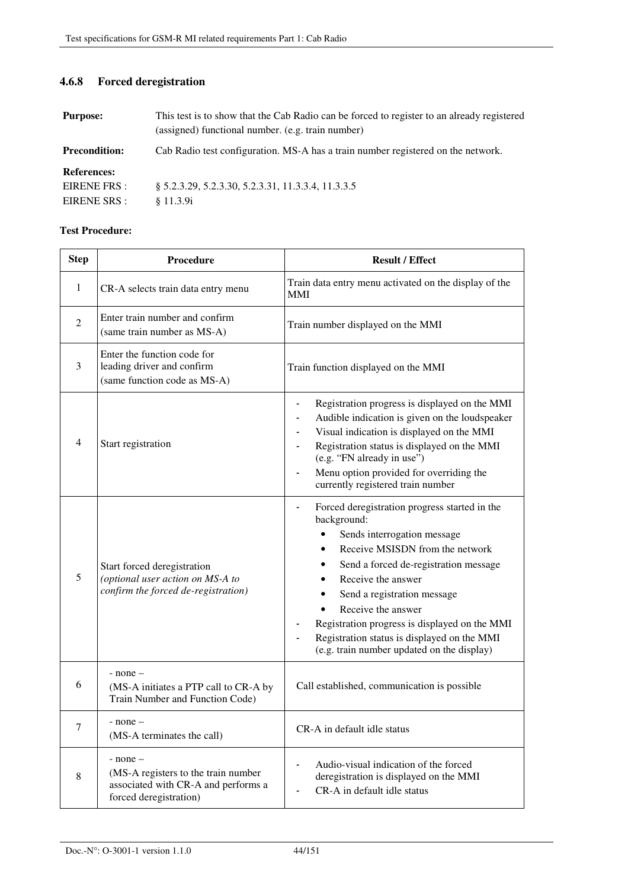### 4.6.8 Forced deregistration

**Purpose:** This test is to show that the Cab Radio can be forced to register to an already registered (assigned) functional number. (e.g. train number)

**Precondition:** Cab Radio test configuration. MS-A has a train number registered on the network.

**References:**
EIRENE FRS : § 5.2.3.29, 5.2.3.30, 5.2.3.31, 11.3.3.4, 11.3.3.5
EIRENE SRS : § 11.3.9i

**Test Procedure:**

| Step | Procedure | Result / Effect |
|---|---|---|
| 1 | CR-A selects train data entry menu | Train data entry menu activated on the display of the MMI |
| 2 | Enter train number and confirm (same train number as MS-A) | Train number displayed on the MMI |
| 3 | Enter the function code for leading driver and confirm (same function code as MS-A) | Train function displayed on the MMI |
| 4 | Start registration | - Registration progress is displayed on the MMI<br>- Audible indication is given on the loudspeaker<br>- Visual indication is displayed on the MMI<br>- Registration status is displayed on the MMI (e.g. "FN already in use")<br>- Menu option provided for overriding the currently registered train number |
| 5 | Start forced deregistration<br>*(optional user action on MS-A to confirm the forced de-registration)* | - Forced deregistration progress started in the background:<br>• Sends interrogation message<br>• Receive MSISDN from the network<br>• Send a forced de-registration message<br>• Receive the answer<br>• Send a registration message<br>• Receive the answer<br>- Registration progress is displayed on the MMI<br>- Registration status is displayed on the MMI (e.g. train number updated on the display) |
| 6 | - none –<br>(MS-A initiates a PTP call to CR-A by Train Number and Function Code) | Call established, communication is possible |
| 7 | - none –<br>(MS-A terminates the call) | CR-A in default idle status |
| 8 | - none –<br>(MS-A registers to the train number associated with CR-A and performs a forced deregistration) | - Audio-visual indication of the forced deregistration is displayed on the MMI<br>- CR-A in default idle status |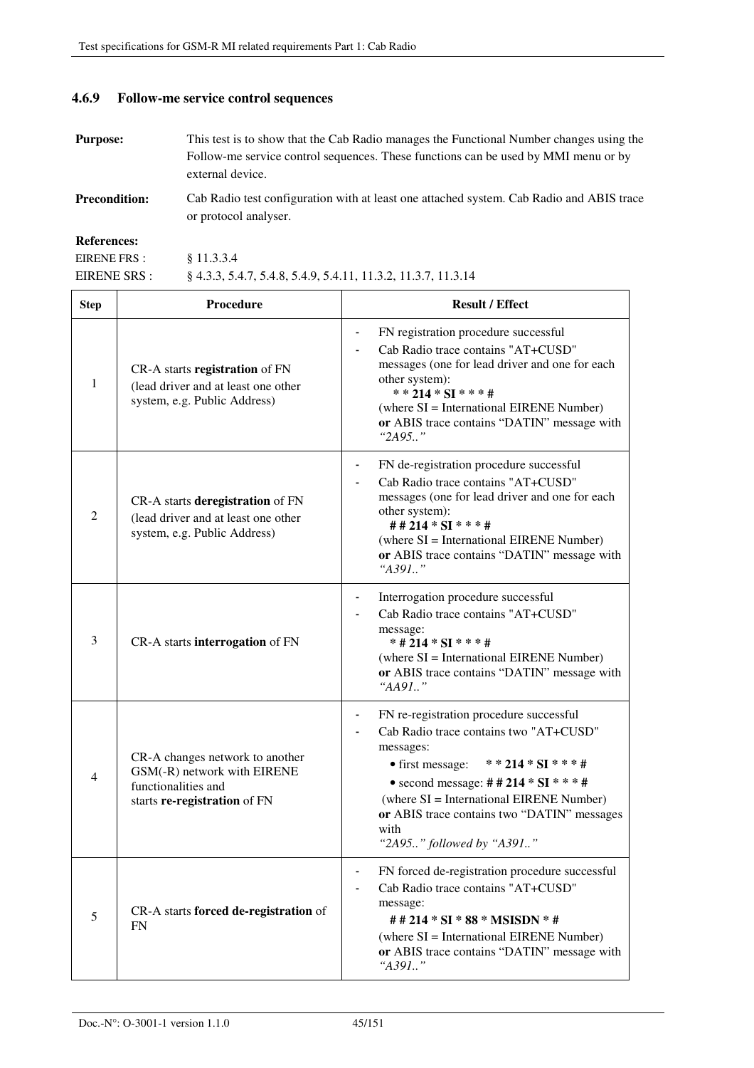### 4.6.9 Follow-me service control sequences

**Purpose:** This test is to show that the Cab Radio manages the Functional Number changes using the Follow-me service control sequences. These functions can be used by MMI menu or by external device.

**Precondition:** Cab Radio test configuration with at least one attached system. Cab Radio and ABIS trace or protocol analyser.

**References:**

EIRENE FRS : § 11.3.3.4

EIRENE SRS : § 4.3.3, 5.4.7, 5.4.8, 5.4.9, 5.4.11, 11.3.2, 11.3.7, 11.3.14

| Step | Procedure | Result / Effect |
|---|---|---|
| 1 | CR-A starts **registration** of FN (lead driver and at least one other system, e.g. Public Address) | - FN registration procedure successful<br>- Cab Radio trace contains "AT+CUSD" messages (one for lead driver and one for each other system): **\* \* 214 \* SI \* \* \* #** (where SI = International EIRENE Number) **or** ABIS trace contains "DATIN" message with *"2A95.."* |
| 2 | CR-A starts **deregistration** of FN (lead driver and at least one other system, e.g. Public Address) | - FN de-registration procedure successful<br>- Cab Radio trace contains "AT+CUSD" messages (one for lead driver and one for each other system): **# # 214 \* SI \* \* \* #** (where SI = International EIRENE Number) **or** ABIS trace contains "DATIN" message with *"A391.."* |
| 3 | CR-A starts **interrogation** of FN | - Interrogation procedure successful<br>- Cab Radio trace contains "AT+CUSD" message: **\* # 214 \* SI \* \* \* #** (where SI = International EIRENE Number) **or** ABIS trace contains "DATIN" message with *"AA91.."* |
| 4 | CR-A changes network to another GSM(-R) network with EIRENE functionalities and starts **re-registration** of FN | - FN re-registration procedure successful<br>- Cab Radio trace contains two "AT+CUSD" messages:<br>• first message: **\* \* 214 \* SI \* \* \* #**<br>• second message: **# # 214 \* SI \* \* \* #**<br>(where SI = International EIRENE Number) **or** ABIS trace contains two "DATIN" messages with *"2A95.." followed by "A391.."* |
| 5 | CR-A starts **forced de-registration** of FN | - FN forced de-registration procedure successful<br>- Cab Radio trace contains "AT+CUSD" message: **# # 214 \* SI \* 88 \* MSISDN \* #** (where SI = International EIRENE Number) **or** ABIS trace contains "DATIN" message with *"A391.."* |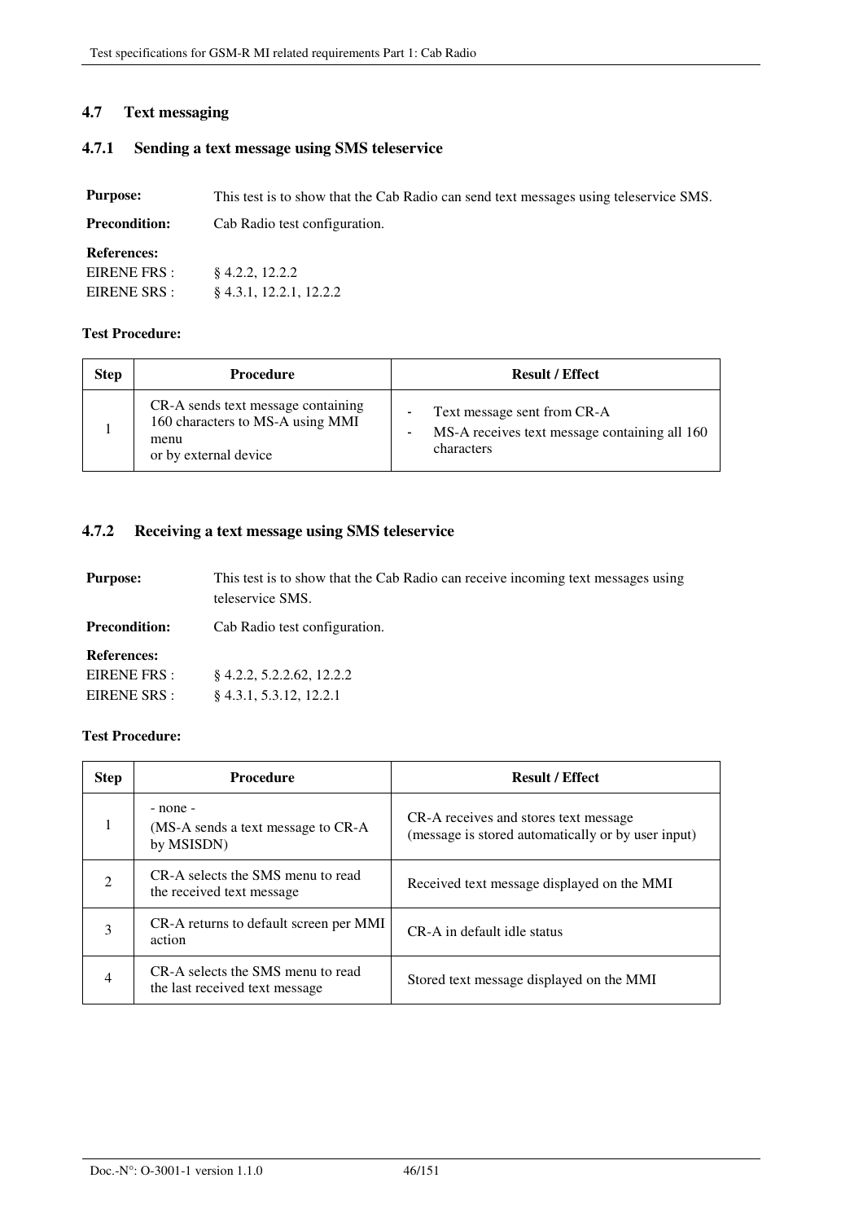### 4.7 Text messaging

#### 4.7.1 Sending a text message using SMS teleservice

**Purpose:** This test is to show that the Cab Radio can send text messages using teleservice SMS.

**Precondition:** Cab Radio test configuration.

**References:**
EIRENE FRS : § 4.2.2, 12.2.2
EIRENE SRS : § 4.3.1, 12.2.1, 12.2.2

**Test Procedure:**

| Step | Procedure | Result / Effect |
|---|---|---|
| 1 | CR-A sends text message containing 160 characters to MS-A using MMI menu<br>or by external device | - Text message sent from CR-A<br>- MS-A receives text message containing all 160 characters |

#### 4.7.2 Receiving a text message using SMS teleservice

**Purpose:** This test is to show that the Cab Radio can receive incoming text messages using teleservice SMS.

**Precondition:** Cab Radio test configuration.

**References:**
EIRENE FRS : § 4.2.2, 5.2.2.62, 12.2.2
EIRENE SRS : § 4.3.1, 5.3.12, 12.2.1

**Test Procedure:**

| Step | Procedure | Result / Effect |
|---|---|---|
| 1 | - none -<br>(MS-A sends a text message to CR-A by MSISDN) | CR-A receives and stores text message<br>(message is stored automatically or by user input) |
| 2 | CR-A selects the SMS menu to read the received text message | Received text message displayed on the MMI |
| 3 | CR-A returns to default screen per MMI action | CR-A in default idle status |
| 4 | CR-A selects the SMS menu to read the last received text message | Stored text message displayed on the MMI |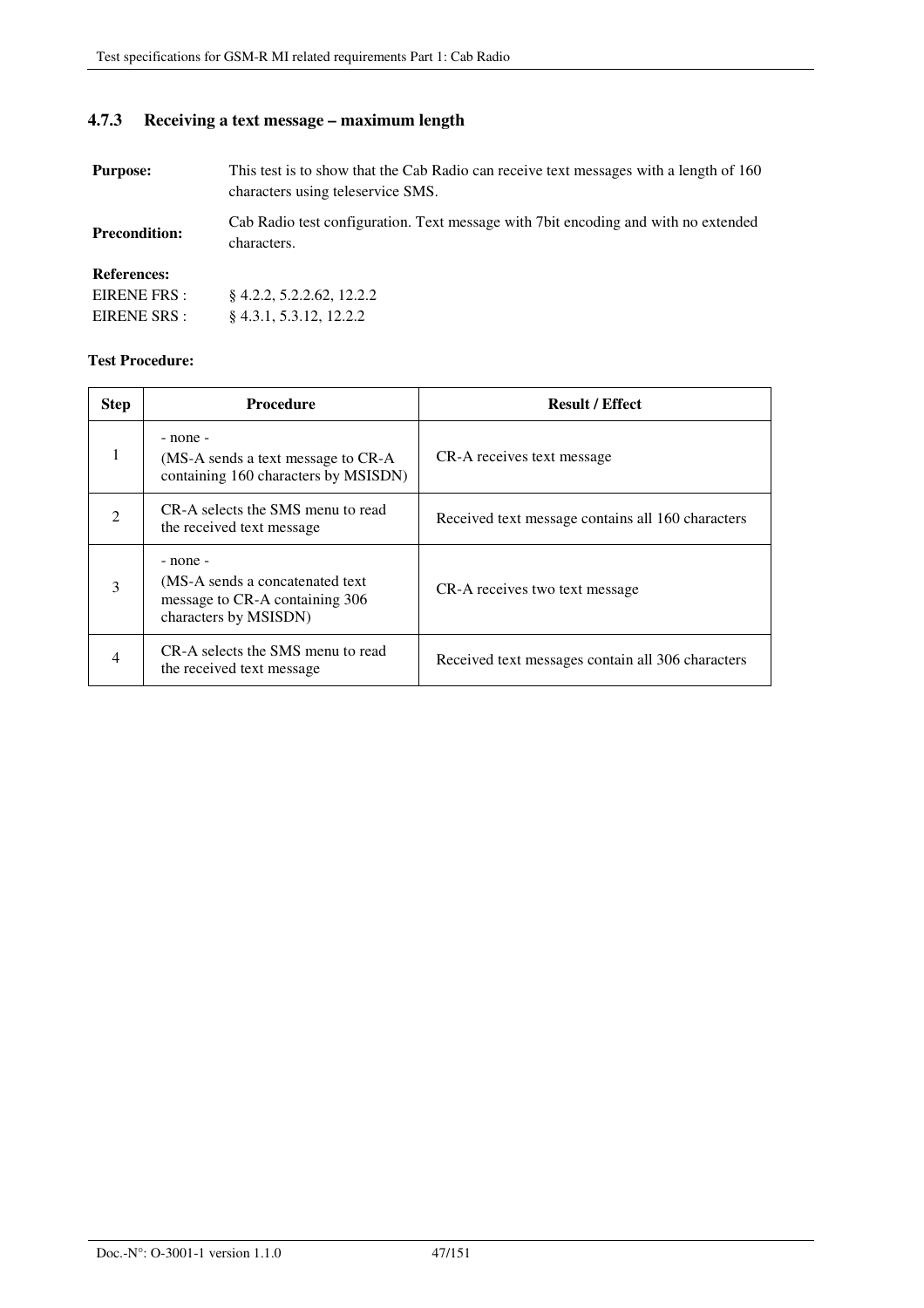### 4.7.3 Receiving a text message – maximum length

**Purpose:** This test is to show that the Cab Radio can receive text messages with a length of 160 characters using teleservice SMS.

**Precondition:** Cab Radio test configuration. Text message with 7bit encoding and with no extended characters.

**References:**

EIRENE FRS : § 4.2.2, 5.2.2.62, 12.2.2

EIRENE SRS : § 4.3.1, 5.3.12, 12.2.2

**Test Procedure:**

| Step | Procedure | Result / Effect |
|---|---|---|
| 1 | - none -<br>(MS-A sends a text message to CR-A containing 160 characters by MSISDN) | CR-A receives text message |
| 2 | CR-A selects the SMS menu to read the received text message | Received text message contains all 160 characters |
| 3 | - none -<br>(MS-A sends a concatenated text message to CR-A containing 306 characters by MSISDN) | CR-A receives two text message |
| 4 | CR-A selects the SMS menu to read the received text message | Received text messages contain all 306 characters |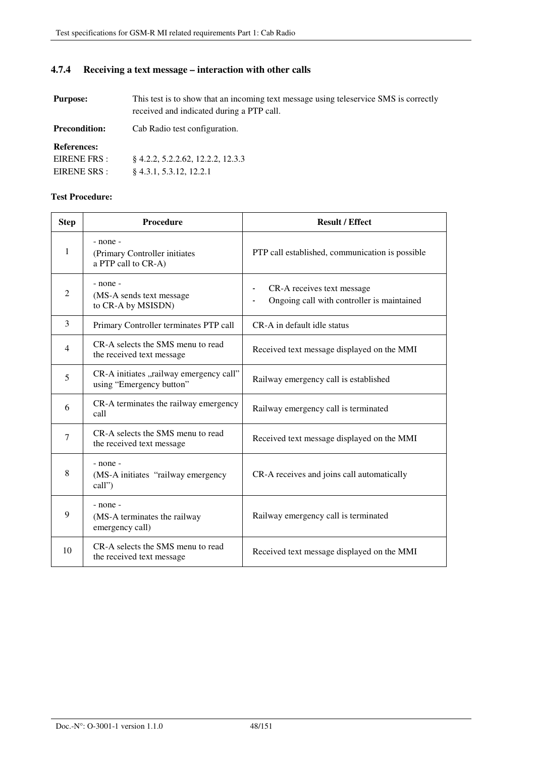### 4.7.4 Receiving a text message – interaction with other calls

**Purpose:** This test is to show that an incoming text message using teleservice SMS is correctly received and indicated during a PTP call.

**Precondition:** Cab Radio test configuration.

**References:**

EIRENE FRS : § 4.2.2, 5.2.2.62, 12.2.2, 12.3.3

EIRENE SRS : § 4.3.1, 5.3.12, 12.2.1

**Test Procedure:**

| Step | Procedure | Result / Effect |
|---|---|---|
| 1 | - none - (Primary Controller initiates a PTP call to CR-A) | PTP call established, communication is possible |
| 2 | - none - (MS-A sends text message to CR-A by MSISDN) | - CR-A receives text message<br>- Ongoing call with controller is maintained |
| 3 | Primary Controller terminates PTP call | CR-A in default idle status |
| 4 | CR-A selects the SMS menu to read the received text message | Received text message displayed on the MMI |
| 5 | CR-A initiates „railway emergency call" using "Emergency button" | Railway emergency call is established |
| 6 | CR-A terminates the railway emergency call | Railway emergency call is terminated |
| 7 | CR-A selects the SMS menu to read the received text message | Received text message displayed on the MMI |
| 8 | - none - (MS-A initiates "railway emergency call") | CR-A receives and joins call automatically |
| 9 | - none - (MS-A terminates the railway emergency call) | Railway emergency call is terminated |
| 10 | CR-A selects the SMS menu to read the received text message | Received text message displayed on the MMI |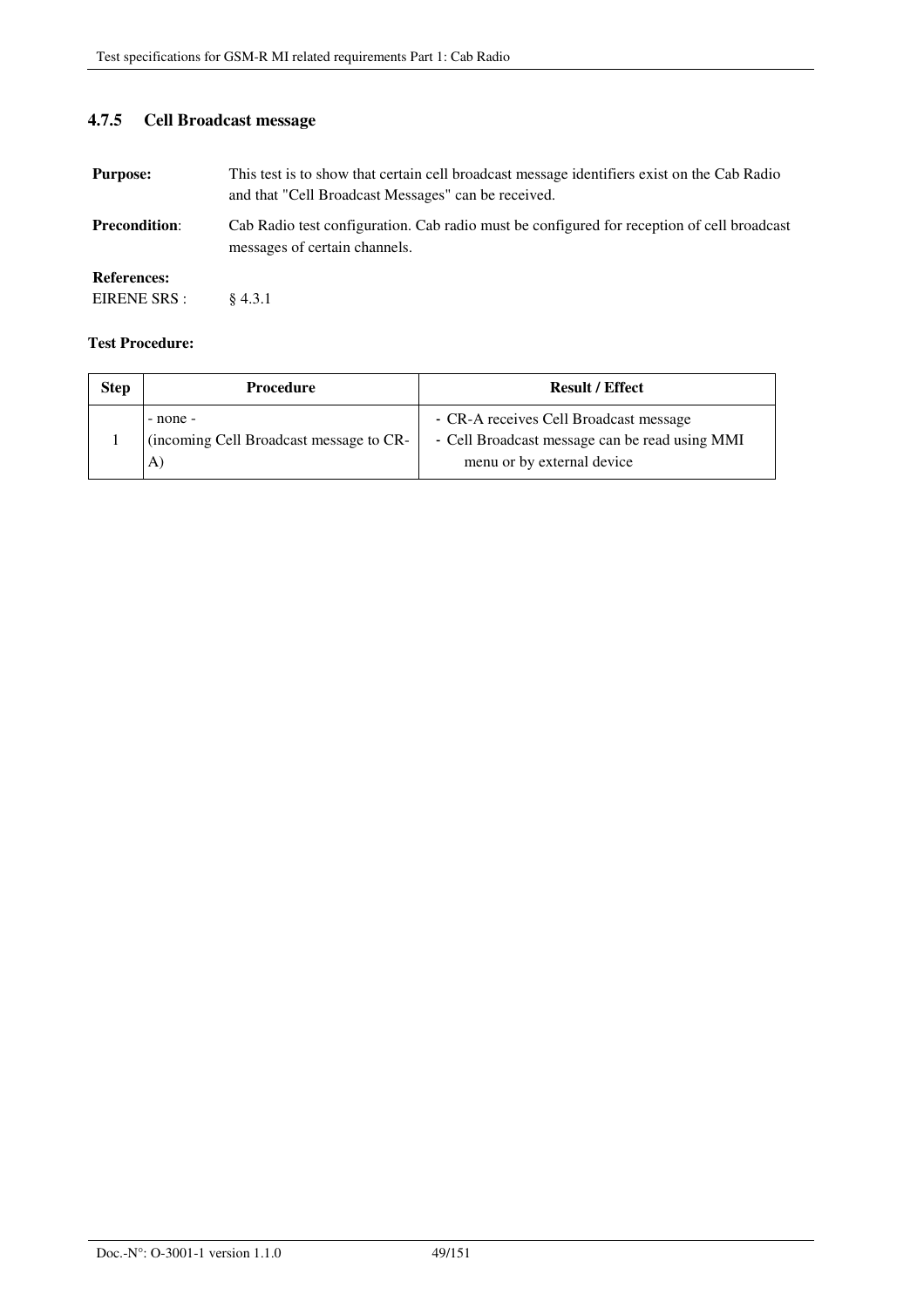### 4.7.5 Cell Broadcast message

**Purpose:** This test is to show that certain cell broadcast message identifiers exist on the Cab Radio and that "Cell Broadcast Messages" can be received.

**Precondition**: Cab Radio test configuration. Cab radio must be configured for reception of cell broadcast messages of certain channels.

**References:**

EIRENE SRS : § 4.3.1

**Test Procedure:**

| Step | Procedure | Result / Effect |
|---|---|---|
| 1 | - none -<br>(incoming Cell Broadcast message to CR-A) | - CR-A receives Cell Broadcast message<br>- Cell Broadcast message can be read using MMI menu or by external device |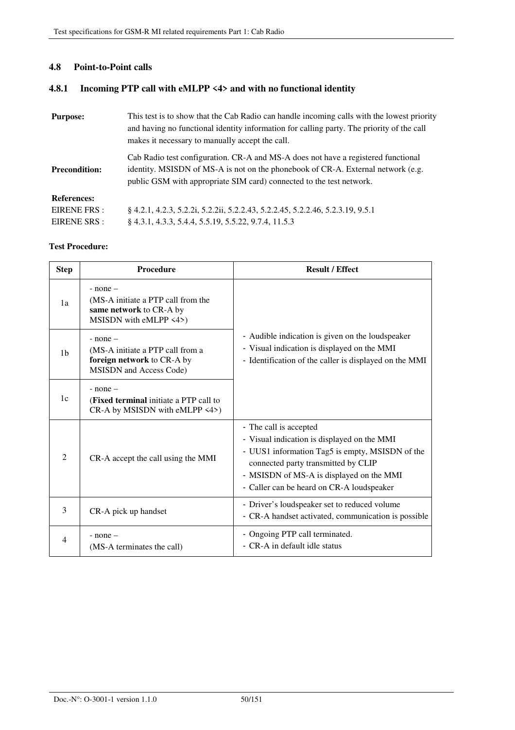## 4.8 Point-to-Point calls

### 4.8.1 Incoming PTP call with eMLPP <4> and with no functional identity

**Purpose:** This test is to show that the Cab Radio can handle incoming calls with the lowest priority and having no functional identity information for calling party. The priority of the call makes it necessary to manually accept the call.

**Precondition:** Cab Radio test configuration. CR-A and MS-A does not have a registered functional identity. MSISDN of MS-A is not on the phonebook of CR-A. External network (e.g. public GSM with appropriate SIM card) connected to the test network.

**References:**

EIRENE FRS : § 4.2.1, 4.2.3, 5.2.2i, 5.2.2ii, 5.2.2.43, 5.2.2.45, 5.2.2.46, 5.2.3.19, 9.5.1

EIRENE SRS : § 4.3.1, 4.3.3, 5.4.4, 5.5.19, 5.5.22, 9.7.4, 11.5.3

**Test Procedure:**

| Step | Procedure | Result / Effect |
|---|---|---|
| 1a | - none –<br>(MS-A initiate a PTP call from the **same network** to CR-A by MSISDN with eMLPP <4>) | - Audible indication is given on the loudspeaker<br>- Visual indication is displayed on the MMI<br>- Identification of the caller is displayed on the MMI |
| 1b | - none –<br>(MS-A initiate a PTP call from a **foreign network** to CR-A by MSISDN and Access Code) | |
| 1c | - none –<br>(**Fixed terminal** initiate a PTP call to CR-A by MSISDN with eMLPP <4>) | |
| 2 | CR-A accept the call using the MMI | - The call is accepted<br>- Visual indication is displayed on the MMI<br>- UUS1 information Tag5 is empty, MSISDN of the connected party transmitted by CLIP<br>- MSISDN of MS-A is displayed on the MMI<br>- Caller can be heard on CR-A loudspeaker |
| 3 | CR-A pick up handset | - Driver's loudspeaker set to reduced volume<br>- CR-A handset activated, communication is possible |
| 4 | - none –<br>(MS-A terminates the call) | - Ongoing PTP call terminated.<br>- CR-A in default idle status |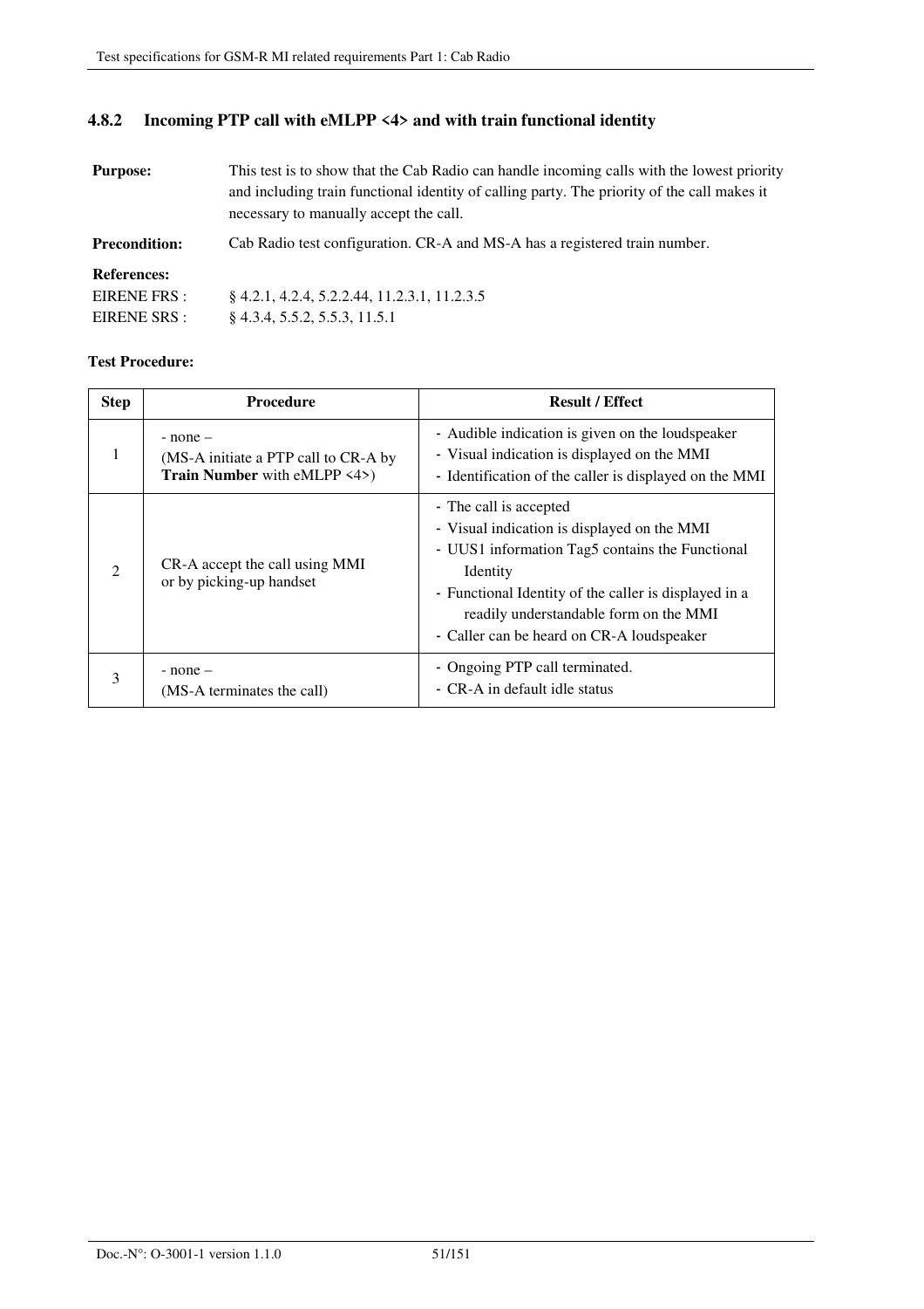### 4.8.2 Incoming PTP call with eMLPP <4> and with train functional identity

**Purpose:** This test is to show that the Cab Radio can handle incoming calls with the lowest priority and including train functional identity of calling party. The priority of the call makes it necessary to manually accept the call.

**Precondition:** Cab Radio test configuration. CR-A and MS-A has a registered train number.

**References:**

EIRENE FRS : § 4.2.1, 4.2.4, 5.2.2.44, 11.2.3.1, 11.2.3.5

EIRENE SRS : § 4.3.4, 5.5.2, 5.5.3, 11.5.1

**Test Procedure:**

| Step | Procedure | Result / Effect |
|---|---|---|
| 1 | - none –<br>(MS-A initiate a PTP call to CR-A by **Train Number** with eMLPP <4>) | - Audible indication is given on the loudspeaker<br>- Visual indication is displayed on the MMI<br>- Identification of the caller is displayed on the MMI |
| 2 | CR-A accept the call using MMI or by picking-up handset | - The call is accepted<br>- Visual indication is displayed on the MMI<br>- UUS1 information Tag5 contains the Functional Identity<br>- Functional Identity of the caller is displayed in a readily understandable form on the MMI<br>- Caller can be heard on CR-A loudspeaker |
| 3 | - none –<br>(MS-A terminates the call) | - Ongoing PTP call terminated.<br>- CR-A in default idle status |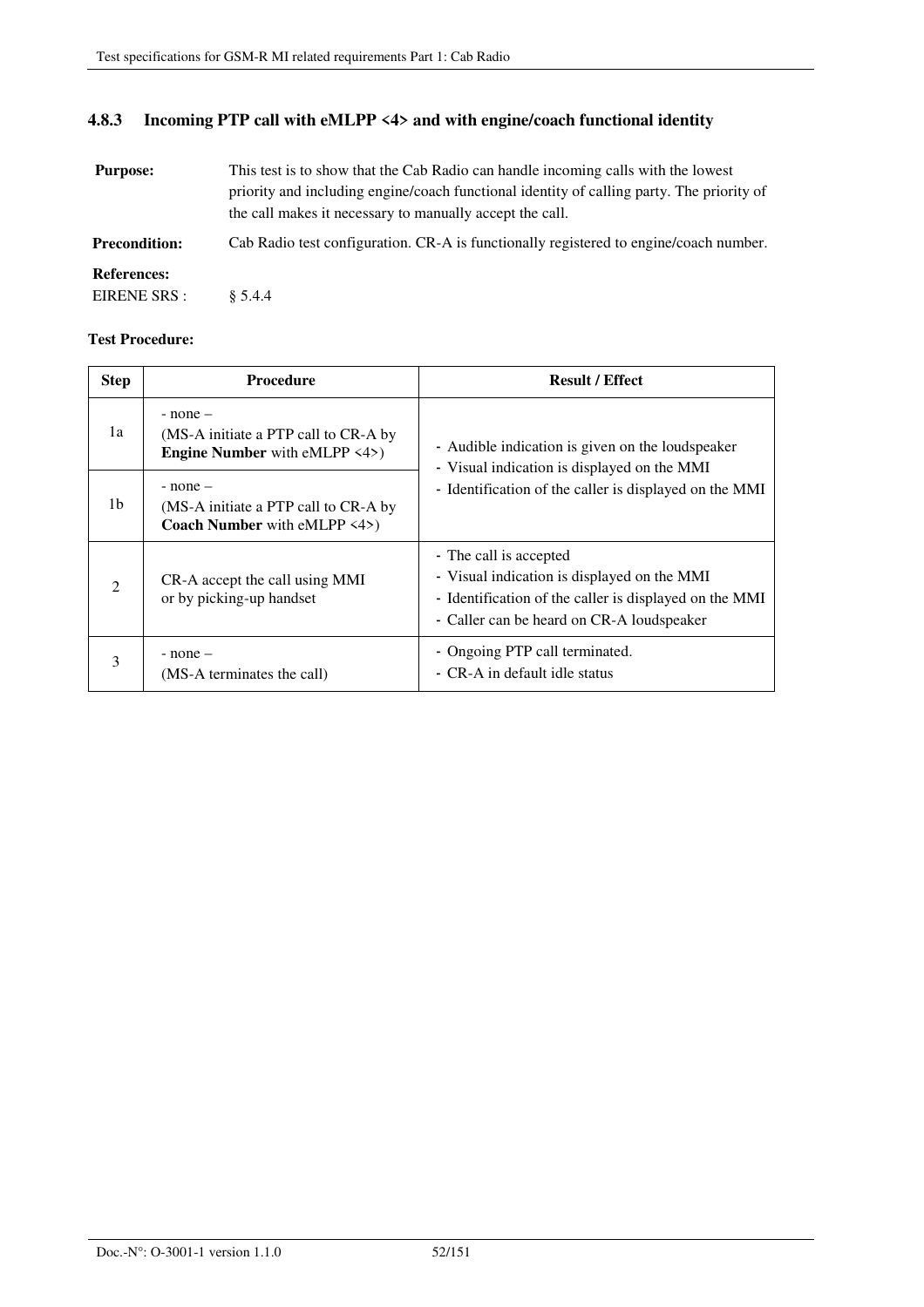### 4.8.3 Incoming PTP call with eMLPP <4> and with engine/coach functional identity

**Purpose:** This test is to show that the Cab Radio can handle incoming calls with the lowest priority and including engine/coach functional identity of calling party. The priority of the call makes it necessary to manually accept the call.

**Precondition:** Cab Radio test configuration. CR-A is functionally registered to engine/coach number.

**References:**

EIRENE SRS : § 5.4.4

**Test Procedure:**

| Step | Procedure | Result / Effect |
|---|---|---|
| 1a | - none –<br>(MS-A initiate a PTP call to CR-A by **Engine Number** with eMLPP <4>) | - Audible indication is given on the loudspeaker<br>- Visual indication is displayed on the MMI<br>- Identification of the caller is displayed on the MMI |
| 1b | - none –<br>(MS-A initiate a PTP call to CR-A by **Coach Number** with eMLPP <4>) | |
| 2 | CR-A accept the call using MMI or by picking-up handset | - The call is accepted<br>- Visual indication is displayed on the MMI<br>- Identification of the caller is displayed on the MMI<br>- Caller can be heard on CR-A loudspeaker |
| 3 | - none –<br>(MS-A terminates the call) | - Ongoing PTP call terminated.<br>- CR-A in default idle status |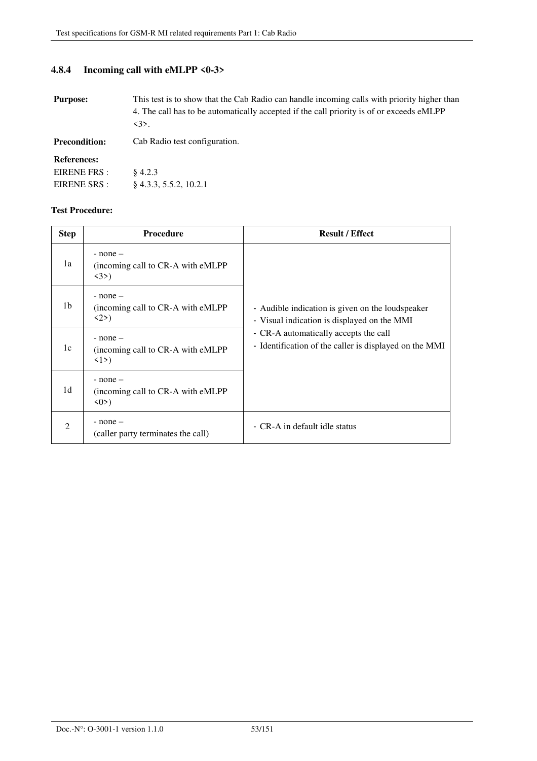### 4.8.4 Incoming call with eMLPP <0-3>

**Purpose:** This test is to show that the Cab Radio can handle incoming calls with priority higher than 4. The call has to be automatically accepted if the call priority is of or exceeds eMLPP <3>.

**Precondition:** Cab Radio test configuration.

**References:**

EIRENE FRS : § 4.2.3

EIRENE SRS : § 4.3.3, 5.5.2, 10.2.1

**Test Procedure:**

| Step | Procedure | Result / Effect |
|---|---|---|
| 1a | - none –<br>(incoming call to CR-A with eMLPP <3>) | - Audible indication is given on the loudspeaker<br>- Visual indication is displayed on the MMI<br>- CR-A automatically accepts the call<br>- Identification of the caller is displayed on the MMI |
| 1b | - none –<br>(incoming call to CR-A with eMLPP <2>) | |
| 1c | - none –<br>(incoming call to CR-A with eMLPP <1>) | |
| 1d | - none –<br>(incoming call to CR-A with eMLPP <0>) | |
| 2 | - none –<br>(caller party terminates the call) | - CR-A in default idle status |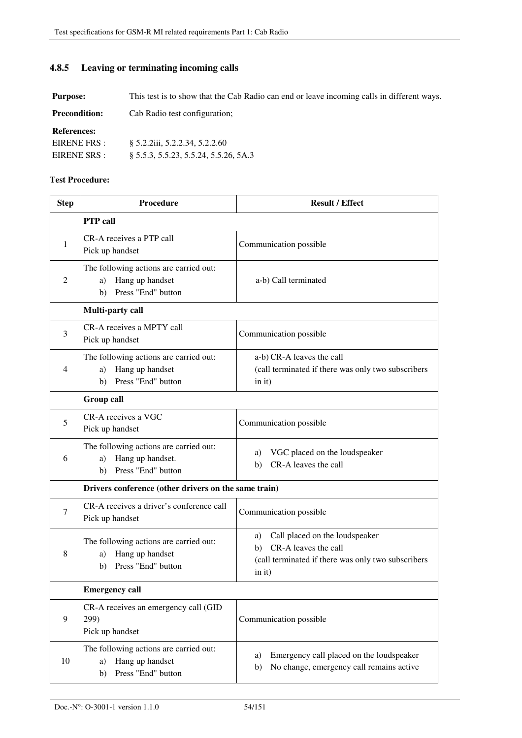### 4.8.5 Leaving or terminating incoming calls

**Purpose:** This test is to show that the Cab Radio can end or leave incoming calls in different ways.

**Precondition:** Cab Radio test configuration;

**References:**
EIRENE FRS : § 5.2.2iii, 5.2.2.34, 5.2.2.60
EIRENE SRS : § 5.5.3, 5.5.23, 5.5.24, 5.5.26, 5A.3

**Test Procedure:**

| Step | Procedure | Result / Effect |
|---|---|---|
| | **PTP call** | |
| 1 | CR-A receives a PTP call<br>Pick up handset | Communication possible |
| 2 | The following actions are carried out:<br>a) Hang up handset<br>b) Press "End" button | a-b) Call terminated |
| | **Multi-party call** | |
| 3 | CR-A receives a MPTY call<br>Pick up handset | Communication possible |
| 4 | The following actions are carried out:<br>a) Hang up handset<br>b) Press "End" button | a-b) CR-A leaves the call<br>(call terminated if there was only two subscribers in it) |
| | **Group call** | |
| 5 | CR-A receives a VGC<br>Pick up handset | Communication possible |
| 6 | The following actions are carried out:<br>a) Hang up handset.<br>b) Press "End" button | a) VGC placed on the loudspeaker<br>b) CR-A leaves the call |
| | **Drivers conference (other drivers on the same train)** | |
| 7 | CR-A receives a driver's conference call<br>Pick up handset | Communication possible |
| 8 | The following actions are carried out:<br>a) Hang up handset<br>b) Press "End" button | a) Call placed on the loudspeaker<br>b) CR-A leaves the call<br>(call terminated if there was only two subscribers in it) |
| | **Emergency call** | |
| 9 | CR-A receives an emergency call (GID 299)<br>Pick up handset | Communication possible |
| 10 | The following actions are carried out:<br>a) Hang up handset<br>b) Press "End" button | a) Emergency call placed on the loudspeaker<br>b) No change, emergency call remains active |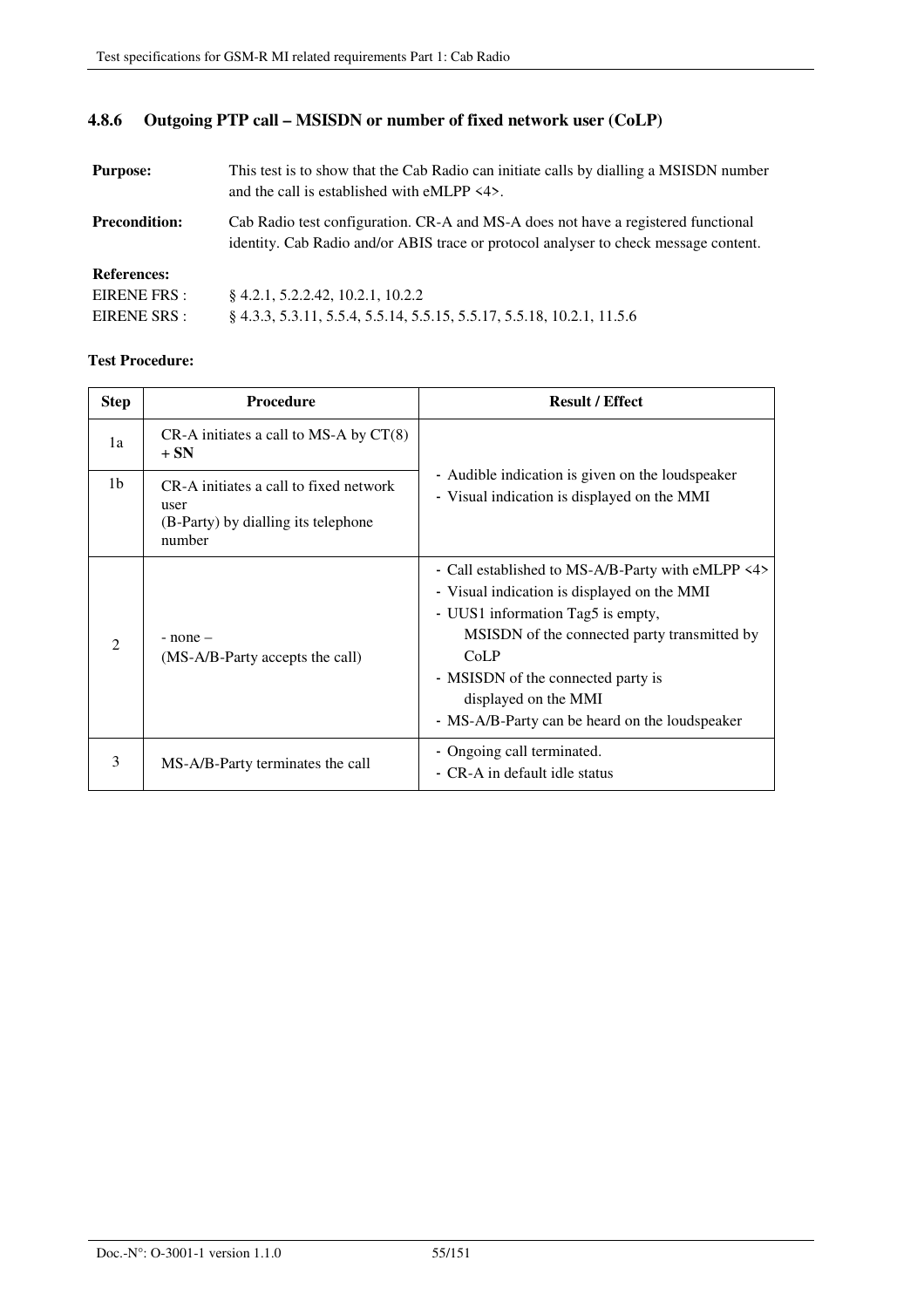### 4.8.6 Outgoing PTP call – MSISDN or number of fixed network user (CoLP)

**Purpose:** This test is to show that the Cab Radio can initiate calls by dialling a MSISDN number and the call is established with eMLPP <4>.

**Precondition:** Cab Radio test configuration. CR-A and MS-A does not have a registered functional identity. Cab Radio and/or ABIS trace or protocol analyser to check message content.

**References:**

EIRENE FRS : § 4.2.1, 5.2.2.42, 10.2.1, 10.2.2

EIRENE SRS : § 4.3.3, 5.3.11, 5.5.4, 5.5.14, 5.5.15, 5.5.17, 5.5.18, 10.2.1, 11.5.6

**Test Procedure:**

| Step | Procedure | Result / Effect |
|---|---|---|
| 1a | CR-A initiates a call to MS-A by CT(8) **+ SN** | - Audible indication is given on the loudspeaker<br>- Visual indication is displayed on the MMI |
| 1b | CR-A initiates a call to fixed network user<br>(B-Party) by dialling its telephone number | |
| 2 | - none –<br>(MS-A/B-Party accepts the call) | - Call established to MS-A/B-Party with eMLPP <4><br>- Visual indication is displayed on the MMI<br>- UUS1 information Tag5 is empty, MSISDN of the connected party transmitted by CoLP<br>- MSISDN of the connected party is displayed on the MMI<br>- MS-A/B-Party can be heard on the loudspeaker |
| 3 | MS-A/B-Party terminates the call | - Ongoing call terminated.<br>- CR-A in default idle status |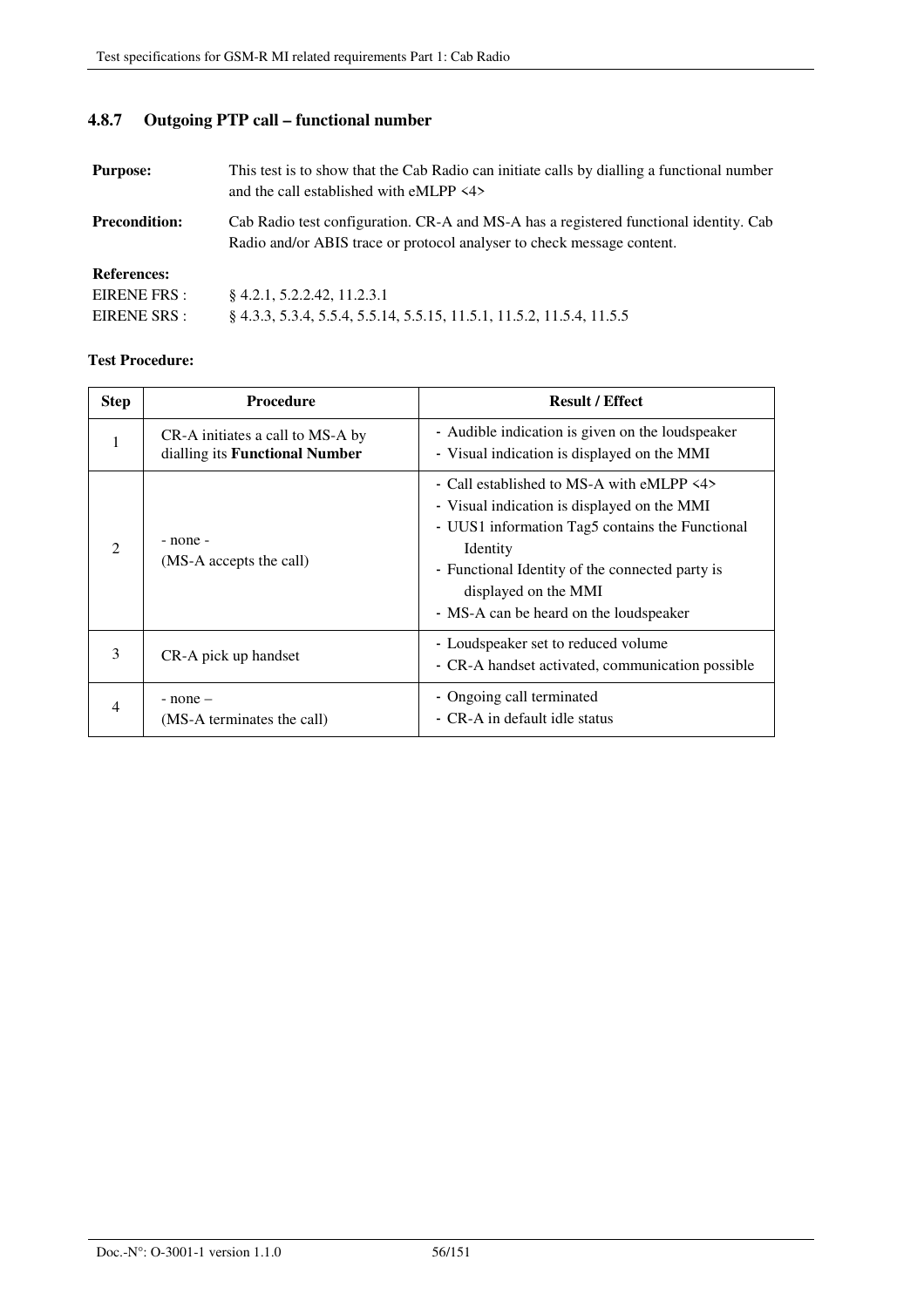### 4.8.7 Outgoing PTP call – functional number

**Purpose:** This test is to show that the Cab Radio can initiate calls by dialling a functional number and the call established with eMLPP <4>

**Precondition:** Cab Radio test configuration. CR-A and MS-A has a registered functional identity. Cab Radio and/or ABIS trace or protocol analyser to check message content.

**References:**
EIRENE FRS : § 4.2.1, 5.2.2.42, 11.2.3.1
EIRENE SRS : § 4.3.3, 5.3.4, 5.5.4, 5.5.14, 5.5.15, 11.5.1, 11.5.2, 11.5.4, 11.5.5

**Test Procedure:**

| Step | Procedure | Result / Effect |
|---|---|---|
| 1 | CR-A initiates a call to MS-A by dialling its **Functional Number** | - Audible indication is given on the loudspeaker<br>- Visual indication is displayed on the MMI |
| 2 | - none -<br>(MS-A accepts the call) | - Call established to MS-A with eMLPP <4><br>- Visual indication is displayed on the MMI<br>- UUS1 information Tag5 contains the Functional Identity<br>- Functional Identity of the connected party is displayed on the MMI<br>- MS-A can be heard on the loudspeaker |
| 3 | CR-A pick up handset | - Loudspeaker set to reduced volume<br>- CR-A handset activated, communication possible |
| 4 | - none –<br>(MS-A terminates the call) | - Ongoing call terminated<br>- CR-A in default idle status |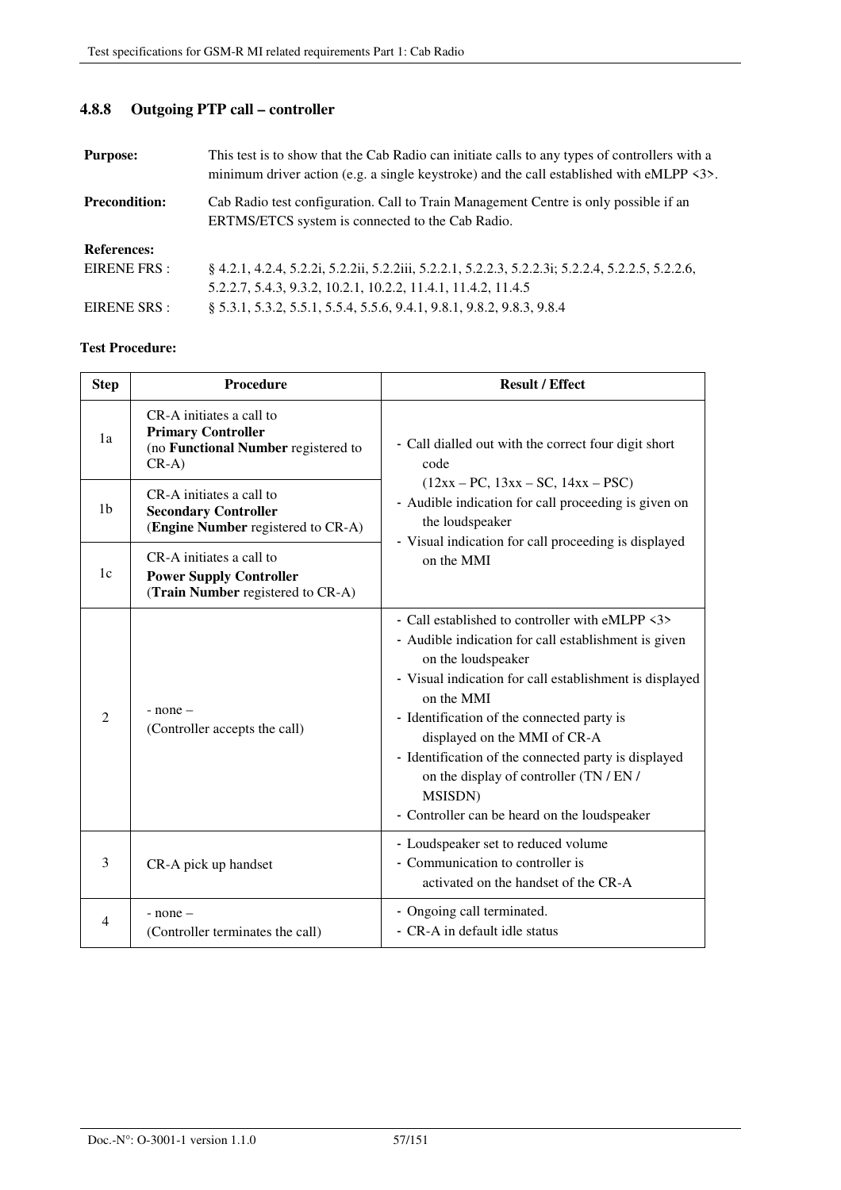### 4.8.8 Outgoing PTP call – controller

**Purpose:** This test is to show that the Cab Radio can initiate calls to any types of controllers with a minimum driver action (e.g. a single keystroke) and the call established with eMLPP <3>.

**Precondition:** Cab Radio test configuration. Call to Train Management Centre is only possible if an ERTMS/ETCS system is connected to the Cab Radio.

**References:**

EIRENE FRS : § 4.2.1, 4.2.4, 5.2.2i, 5.2.2ii, 5.2.2iii, 5.2.2.1, 5.2.2.3, 5.2.2.3i; 5.2.2.4, 5.2.2.5, 5.2.2.6, 5.2.2.7, 5.4.3, 9.3.2, 10.2.1, 10.2.2, 11.4.1, 11.4.2, 11.4.5

EIRENE SRS : § 5.3.1, 5.3.2, 5.5.1, 5.5.4, 5.5.6, 9.4.1, 9.8.1, 9.8.2, 9.8.3, 9.8.4

**Test Procedure:**

| Step | Procedure | Result / Effect |
|---|---|---|
| 1a | CR-A initiates a call to **Primary Controller** (no **Functional Number** registered to CR-A) | - Call dialled out with the correct four digit short code (12xx – PC, 13xx – SC, 14xx – PSC)<br>- Audible indication for call proceeding is given on the loudspeaker<br>- Visual indication for call proceeding is displayed on the MMI |
| 1b | CR-A initiates a call to **Secondary Controller** (**Engine Number** registered to CR-A) | |
| 1c | CR-A initiates a call to **Power Supply Controller** (**Train Number** registered to CR-A) | |
| 2 | - none –<br>(Controller accepts the call) | - Call established to controller with eMLPP <3><br>- Audible indication for call establishment is given on the loudspeaker<br>- Visual indication for call establishment is displayed on the MMI<br>- Identification of the connected party is displayed on the MMI of CR-A<br>- Identification of the connected party is displayed on the display of controller (TN / EN / MSISDN)<br>- Controller can be heard on the loudspeaker |
| 3 | CR-A pick up handset | - Loudspeaker set to reduced volume<br>- Communication to controller is activated on the handset of the CR-A |
| 4 | - none –<br>(Controller terminates the call) | - Ongoing call terminated.<br>- CR-A in default idle status |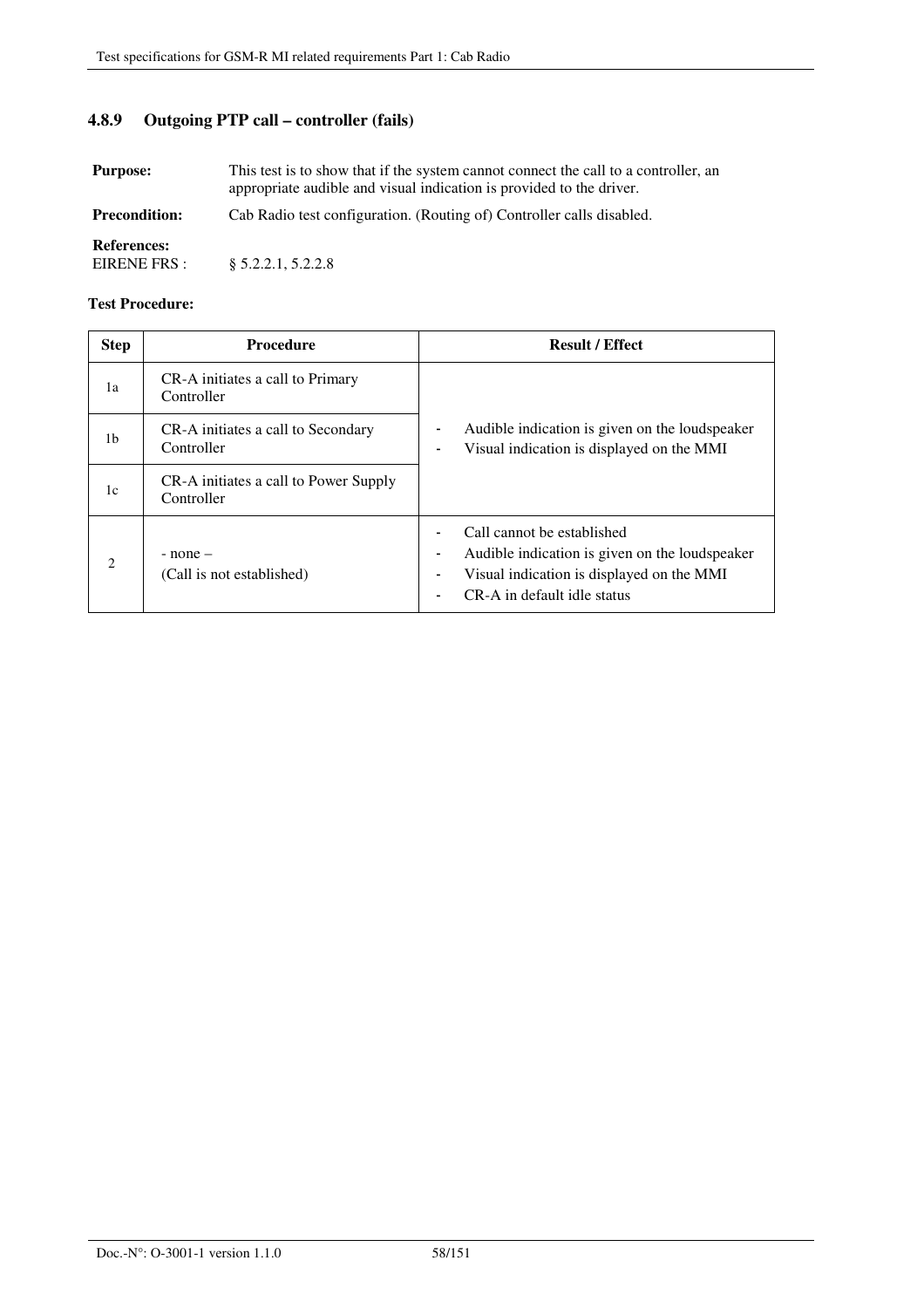### 4.8.9 Outgoing PTP call – controller (fails)

**Purpose:** This test is to show that if the system cannot connect the call to a controller, an appropriate audible and visual indication is provided to the driver.

**Precondition:** Cab Radio test configuration. (Routing of) Controller calls disabled.

**References:**
EIRENE FRS : § 5.2.2.1, 5.2.2.8

**Test Procedure:**

| Step | Procedure | Result / Effect |
|---|---|---|
| 1a | CR-A initiates a call to Primary Controller | - Audible indication is given on the loudspeaker<br>- Visual indication is displayed on the MMI |
| 1b | CR-A initiates a call to Secondary Controller | |
| 1c | CR-A initiates a call to Power Supply Controller | |
| 2 | - none –<br>(Call is not established) | - Call cannot be established<br>- Audible indication is given on the loudspeaker<br>- Visual indication is displayed on the MMI<br>- CR-A in default idle status |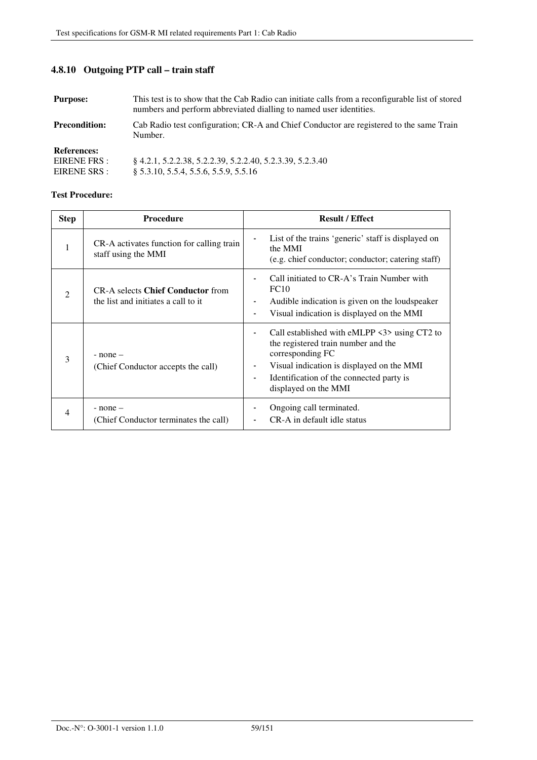### 4.8.10 Outgoing PTP call – train staff

**Purpose:** This test is to show that the Cab Radio can initiate calls from a reconfigurable list of stored numbers and perform abbreviated dialling to named user identities.

**Precondition:** Cab Radio test configuration; CR-A and Chief Conductor are registered to the same Train Number.

**References:**
EIRENE FRS : § 4.2.1, 5.2.2.38, 5.2.2.39, 5.2.2.40, 5.2.3.39, 5.2.3.40
EIRENE SRS : § 5.3.10, 5.5.4, 5.5.6, 5.5.9, 5.5.16

**Test Procedure:**

| Step | Procedure | Result / Effect |
|---|---|---|
| 1 | CR-A activates function for calling train staff using the MMI | - List of the trains 'generic' staff is displayed on the MMI (e.g. chief conductor; conductor; catering staff) |
| 2 | CR-A selects **Chief Conductor** from the list and initiates a call to it | - Call initiated to CR-A's Train Number with FC10<br>- Audible indication is given on the loudspeaker<br>- Visual indication is displayed on the MMI |
| 3 | - none –<br>(Chief Conductor accepts the call) | - Call established with eMLPP <3> using CT2 to the registered train number and the corresponding FC<br>- Visual indication is displayed on the MMI<br>- Identification of the connected party is displayed on the MMI |
| 4 | - none –<br>(Chief Conductor terminates the call) | - Ongoing call terminated.<br>- CR-A in default idle status |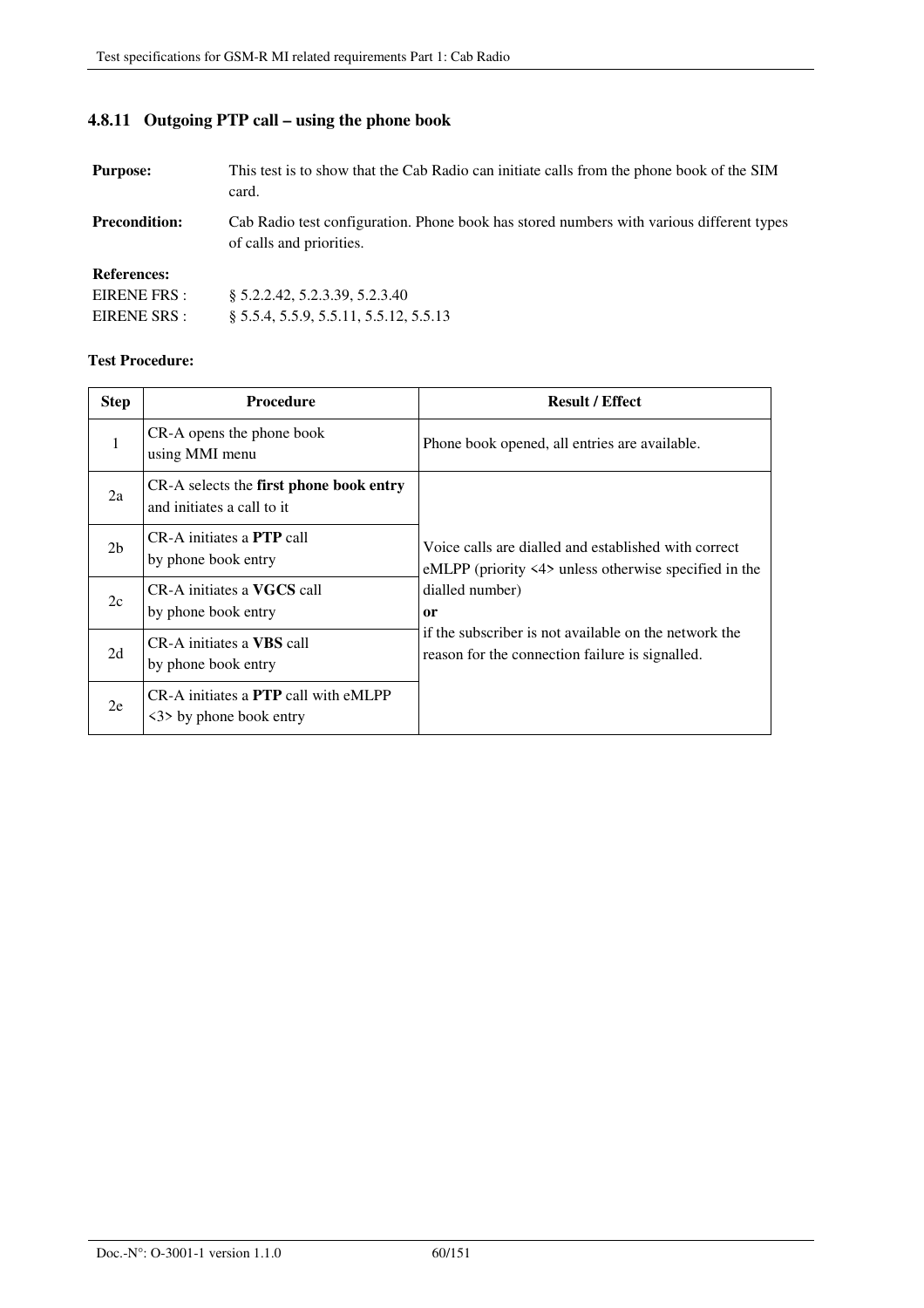### 4.8.11 Outgoing PTP call – using the phone book

**Purpose:** This test is to show that the Cab Radio can initiate calls from the phone book of the SIM card.

**Precondition:** Cab Radio test configuration. Phone book has stored numbers with various different types of calls and priorities.

**References:**
EIRENE FRS : § 5.2.2.42, 5.2.3.39, 5.2.3.40
EIRENE SRS : § 5.5.4, 5.5.9, 5.5.11, 5.5.12, 5.5.13

**Test Procedure:**

| Step | Procedure | Result / Effect |
|---|---|---|
| 1 | CR-A opens the phone book using MMI menu | Phone book opened, all entries are available. |
| 2a | CR-A selects the **first phone book entry** and initiates a call to it | Voice calls are dialled and established with correct eMLPP (priority <4> unless otherwise specified in the dialled number) **or** if the subscriber is not available on the network the reason for the connection failure is signalled. |
| 2b | CR-A initiates a **PTP** call by phone book entry | |
| 2c | CR-A initiates a **VGCS** call by phone book entry | |
| 2d | CR-A initiates a **VBS** call by phone book entry | |
| 2e | CR-A initiates a **PTP** call with eMLPP <3> by phone book entry | |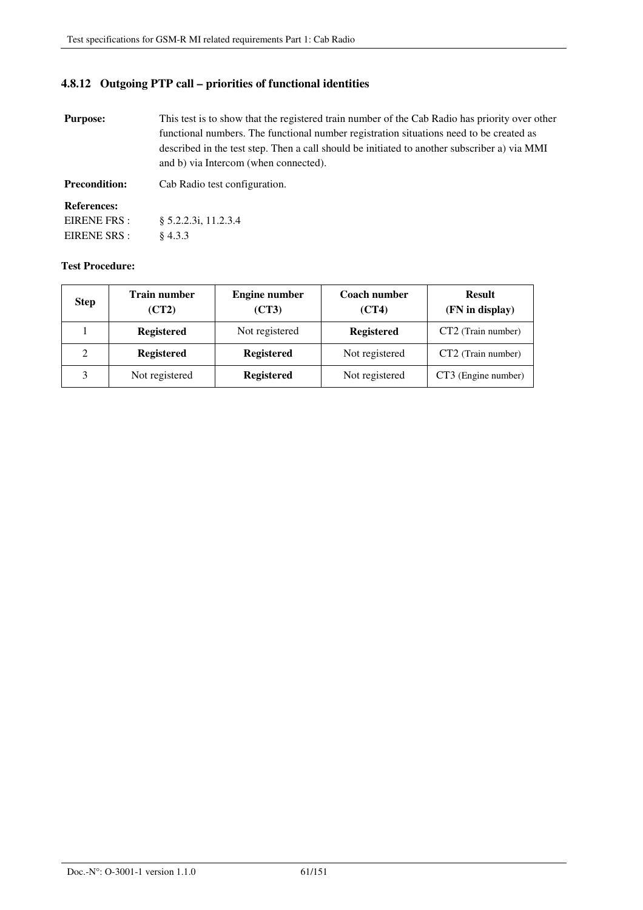### 4.8.12 Outgoing PTP call – priorities of functional identities

**Purpose:** This test is to show that the registered train number of the Cab Radio has priority over other functional numbers. The functional number registration situations need to be created as described in the test step. Then a call should be initiated to another subscriber a) via MMI and b) via Intercom (when connected).

**Precondition:** Cab Radio test configuration.

**References:**

EIRENE FRS : § 5.2.2.3i, 11.2.3.4

EIRENE SRS : § 4.3.3

**Test Procedure:**

| Step | Train number (CT2) | Engine number (CT3) | Coach number (CT4) | Result (FN in display) |
|---|---|---|---|---|
| 1 | **Registered** | Not registered | **Registered** | CT2 (Train number) |
| 2 | **Registered** | **Registered** | Not registered | CT2 (Train number) |
| 3 | Not registered | **Registered** | Not registered | CT3 (Engine number) |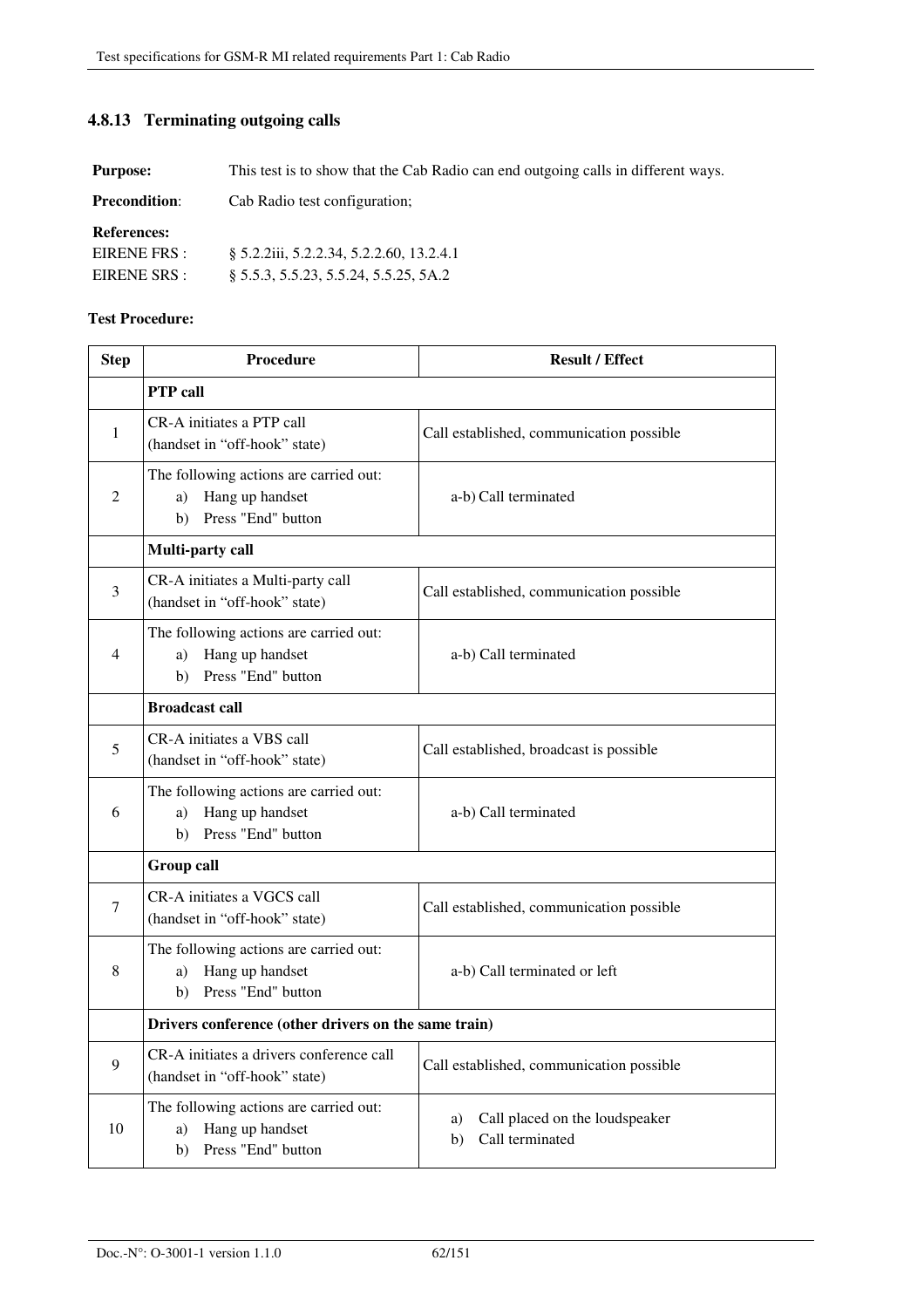### 4.8.13 Terminating outgoing calls

**Purpose:** This test is to show that the Cab Radio can end outgoing calls in different ways.

**Precondition**: Cab Radio test configuration;

**References:**

EIRENE FRS : § 5.2.2iii, 5.2.2.34, 5.2.2.60, 13.2.4.1

EIRENE SRS : § 5.5.3, 5.5.23, 5.5.24, 5.5.25, 5A.2

**Test Procedure:**

| Step | Procedure | Result / Effect |
|---|---|---|
| | **PTP call** | |
| 1 | CR-A initiates a PTP call (handset in "off-hook" state) | Call established, communication possible |
| 2 | The following actions are carried out: a) Hang up handset b) Press "End" button | a-b) Call terminated |
| | **Multi-party call** | |
| 3 | CR-A initiates a Multi-party call (handset in "off-hook" state) | Call established, communication possible |
| 4 | The following actions are carried out: a) Hang up handset b) Press "End" button | a-b) Call terminated |
| | **Broadcast call** | |
| 5 | CR-A initiates a VBS call (handset in "off-hook" state) | Call established, broadcast is possible |
| 6 | The following actions are carried out: a) Hang up handset b) Press "End" button | a-b) Call terminated |
| | **Group call** | |
| 7 | CR-A initiates a VGCS call (handset in "off-hook" state) | Call established, communication possible |
| 8 | The following actions are carried out: a) Hang up handset b) Press "End" button | a-b) Call terminated or left |
| | **Drivers conference (other drivers on the same train)** | |
| 9 | CR-A initiates a drivers conference call (handset in "off-hook" state) | Call established, communication possible |
| 10 | The following actions are carried out: a) Hang up handset b) Press "End" button | a) Call placed on the loudspeaker b) Call terminated |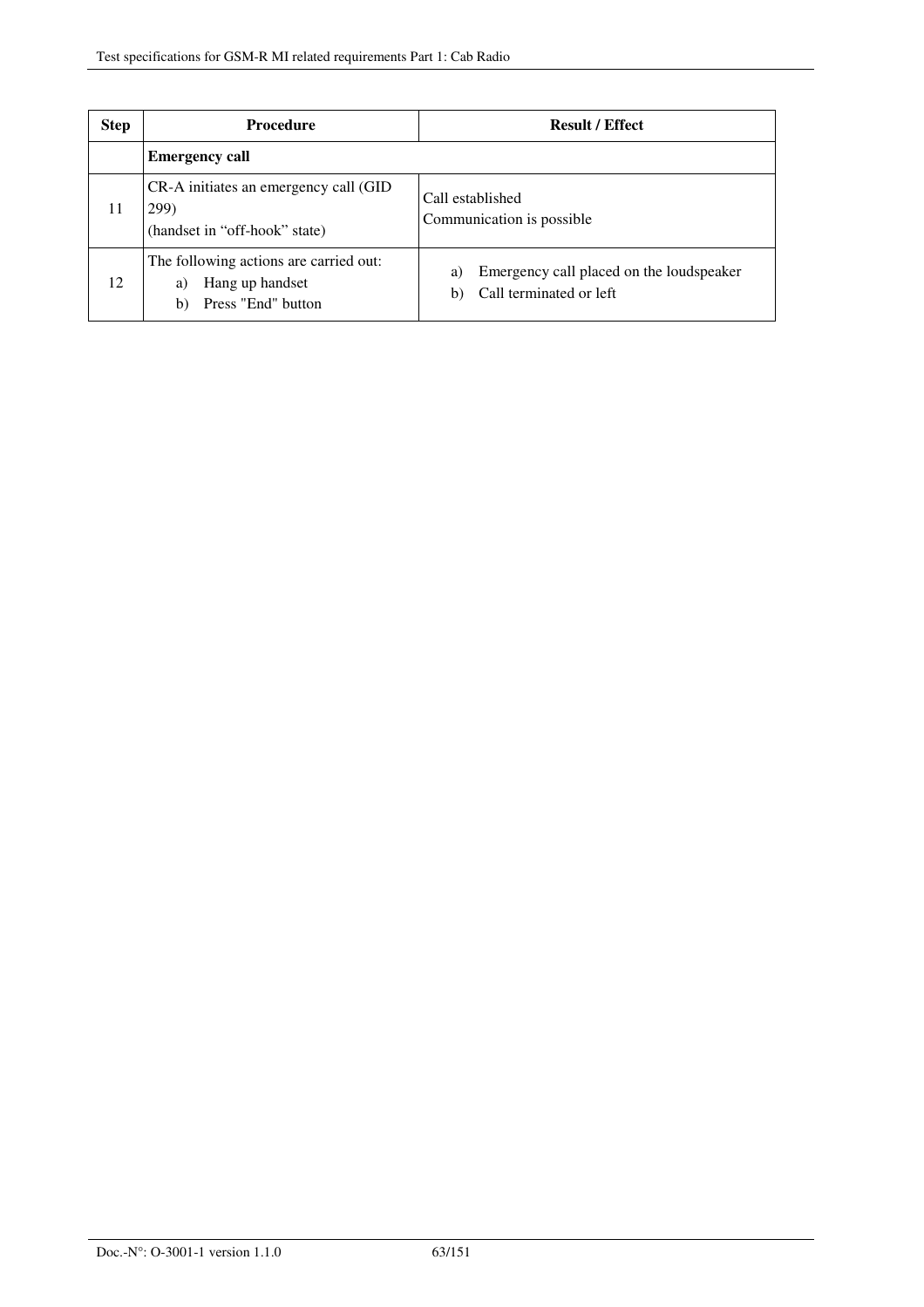| Step | Procedure | Result / Effect |
|---|---|---|
| | **Emergency call** | |
| 11 | CR-A initiates an emergency call (GID 299)<br>(handset in "off-hook" state) | Call established<br>Communication is possible |
| 12 | The following actions are carried out:<br>a) Hang up handset<br>b) Press "End" button | a) Emergency call placed on the loudspeaker<br>b) Call terminated or left |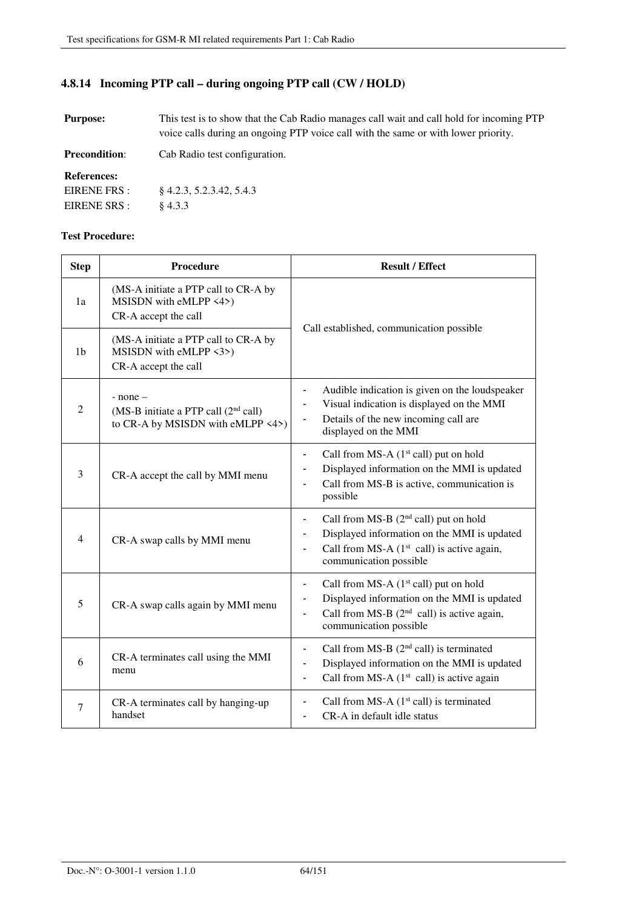### 4.8.14 Incoming PTP call – during ongoing PTP call (CW / HOLD)

**Purpose:** This test is to show that the Cab Radio manages call wait and call hold for incoming PTP voice calls during an ongoing PTP voice call with the same or with lower priority.

**Precondition**: Cab Radio test configuration.

**References:**

EIRENE FRS : § 4.2.3, 5.2.3.42, 5.4.3

EIRENE SRS : § 4.3.3

**Test Procedure:**

| Step | Procedure | Result / Effect |
|---|---|---|
| 1a | (MS-A initiate a PTP call to CR-A by MSISDN with eMLPP <4>)<br>CR-A accept the call | Call established, communication possible |
| 1b | (MS-A initiate a PTP call to CR-A by MSISDN with eMLPP <3>)<br>CR-A accept the call | |
| 2 | - none –<br>(MS-B initiate a PTP call (2nd call) to CR-A by MSISDN with eMLPP <4>) | - Audible indication is given on the loudspeaker<br>- Visual indication is displayed on the MMI<br>- Details of the new incoming call are displayed on the MMI |
| 3 | CR-A accept the call by MMI menu | - Call from MS-A (1st call) put on hold<br>- Displayed information on the MMI is updated<br>- Call from MS-B is active, communication is possible |
| 4 | CR-A swap calls by MMI menu | - Call from MS-B (2nd call) put on hold<br>- Displayed information on the MMI is updated<br>- Call from MS-A (1st call) is active again, communication possible |
| 5 | CR-A swap calls again by MMI menu | - Call from MS-A (1st call) put on hold<br>- Displayed information on the MMI is updated<br>- Call from MS-B (2nd call) is active again, communication possible |
| 6 | CR-A terminates call using the MMI menu | - Call from MS-B (2nd call) is terminated<br>- Displayed information on the MMI is updated<br>- Call from MS-A (1st call) is active again |
| 7 | CR-A terminates call by hanging-up handset | - Call from MS-A (1st call) is terminated<br>- CR-A in default idle status |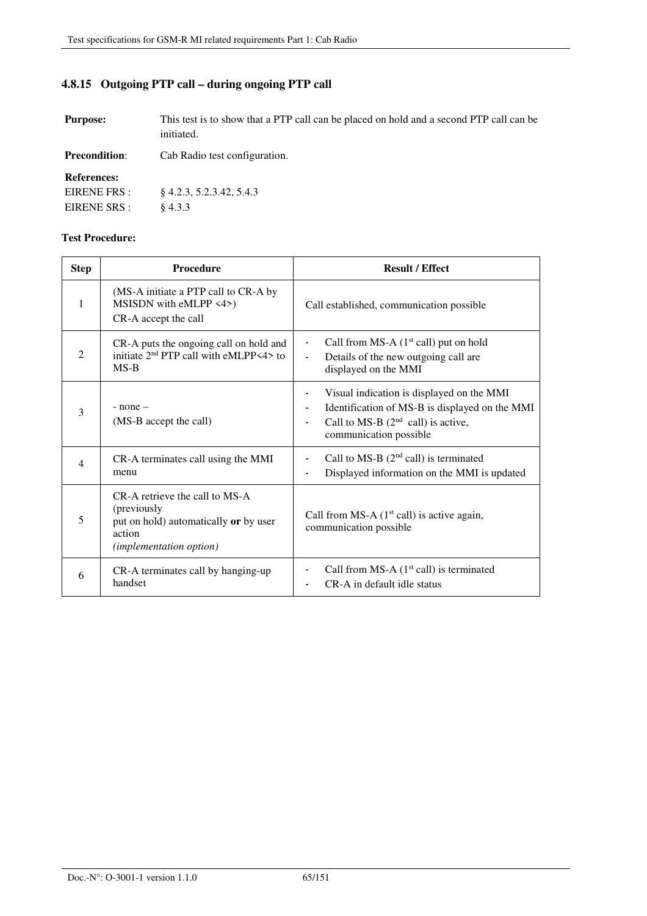### 4.8.15 Outgoing PTP call – during ongoing PTP call

**Purpose:** This test is to show that a PTP call can be placed on hold and a second PTP call can be initiated.

**Precondition**: Cab Radio test configuration.

**References:**

EIRENE FRS : § 4.2.3, 5.2.3.42, 5.4.3

EIRENE SRS : § 4.3.3

**Test Procedure:**

| Step | Procedure | Result / Effect |
|---|---|---|
| 1 | (MS-A initiate a PTP call to CR-A by MSISDN with eMLPP <4>)<br>CR-A accept the call | Call established, communication possible |
| 2 | CR-A puts the ongoing call on hold and initiate 2nd PTP call with eMLPP<4> to MS-B | - Call from MS-A (1st call) put on hold<br>- Details of the new outgoing call are displayed on the MMI |
| 3 | - none –<br>(MS-B accept the call) | - Visual indication is displayed on the MMI<br>- Identification of MS-B is displayed on the MMI<br>- Call to MS-B (2nd call) is active, communication possible |
| 4 | CR-A terminates call using the MMI menu | - Call to MS-B (2nd call) is terminated<br>- Displayed information on the MMI is updated |
| 5 | CR-A retrieve the call to MS-A (previously put on hold) automatically **or** by user action<br>*(implementation option)* | Call from MS-A (1st call) is active again, communication possible |
| 6 | CR-A terminates call by hanging-up handset | - Call from MS-A (1st call) is terminated<br>- CR-A in default idle status |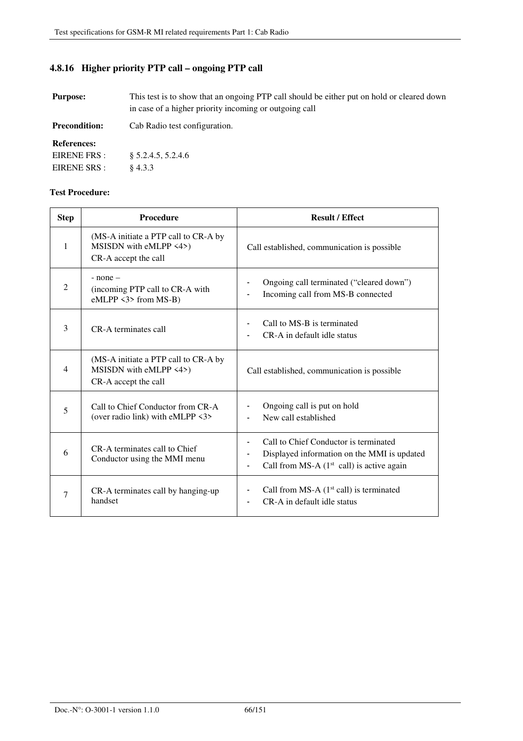### 4.8.16 Higher priority PTP call – ongoing PTP call

**Purpose:** This test is to show that an ongoing PTP call should be either put on hold or cleared down in case of a higher priority incoming or outgoing call

**Precondition:** Cab Radio test configuration.

**References:**

EIRENE FRS : § 5.2.4.5, 5.2.4.6

EIRENE SRS : § 4.3.3

**Test Procedure:**

| Step | Procedure | Result / Effect |
|---|---|---|
| 1 | (MS-A initiate a PTP call to CR-A by MSISDN with eMLPP <4>)<br>CR-A accept the call | Call established, communication is possible |
| 2 | - none –<br>(incoming PTP call to CR-A with eMLPP <3> from MS-B) | - Ongoing call terminated ("cleared down")<br>- Incoming call from MS-B connected |
| 3 | CR-A terminates call | - Call to MS-B is terminated<br>- CR-A in default idle status |
| 4 | (MS-A initiate a PTP call to CR-A by MSISDN with eMLPP <4>)<br>CR-A accept the call | Call established, communication is possible |
| 5 | Call to Chief Conductor from CR-A (over radio link) with eMLPP <3> | - Ongoing call is put on hold<br>- New call established |
| 6 | CR-A terminates call to Chief Conductor using the MMI menu | - Call to Chief Conductor is terminated<br>- Displayed information on the MMI is updated<br>- Call from MS-A (1st call) is active again |
| 7 | CR-A terminates call by hanging-up handset | - Call from MS-A (1st call) is terminated<br>- CR-A in default idle status |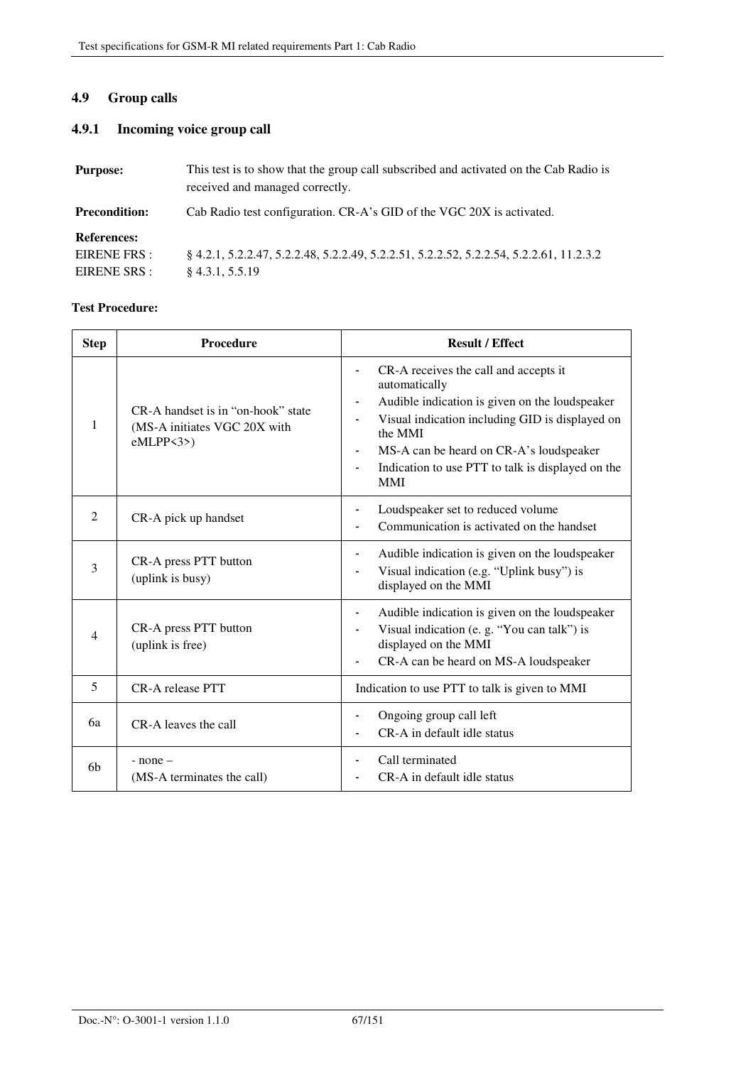## 4.9 Group calls

### 4.9.1 Incoming voice group call

**Purpose:** This test is to show that the group call subscribed and activated on the Cab Radio is received and managed correctly.

**Precondition:** Cab Radio test configuration. CR-A's GID of the VGC 20X is activated.

**References:**

EIRENE FRS : § 4.2.1, 5.2.2.47, 5.2.2.48, 5.2.2.49, 5.2.2.51, 5.2.2.52, 5.2.2.54, 5.2.2.61, 11.2.3.2

EIRENE SRS : § 4.3.1, 5.5.19

**Test Procedure:**

| Step | Procedure | Result / Effect |
|---|---|---|
| 1 | CR-A handset is in "on-hook" state (MS-A initiates VGC 20X with eMLPP<3>) | - CR-A receives the call and accepts it automatically<br>- Audible indication is given on the loudspeaker<br>- Visual indication including GID is displayed on the MMI<br>- MS-A can be heard on CR-A's loudspeaker<br>- Indication to use PTT to talk is displayed on the MMI |
| 2 | CR-A pick up handset | - Loudspeaker set to reduced volume<br>- Communication is activated on the handset |
| 3 | CR-A press PTT button (uplink is busy) | - Audible indication is given on the loudspeaker<br>- Visual indication (e.g. "Uplink busy") is displayed on the MMI |
| 4 | CR-A press PTT button (uplink is free) | - Audible indication is given on the loudspeaker<br>- Visual indication (e. g. "You can talk") is displayed on the MMI<br>- CR-A can be heard on MS-A loudspeaker |
| 5 | CR-A release PTT | Indication to use PTT to talk is given to MMI |
| 6a | CR-A leaves the call | - Ongoing group call left<br>- CR-A in default idle status |
| 6b | - none –<br>(MS-A terminates the call) | - Call terminated<br>- CR-A in default idle status |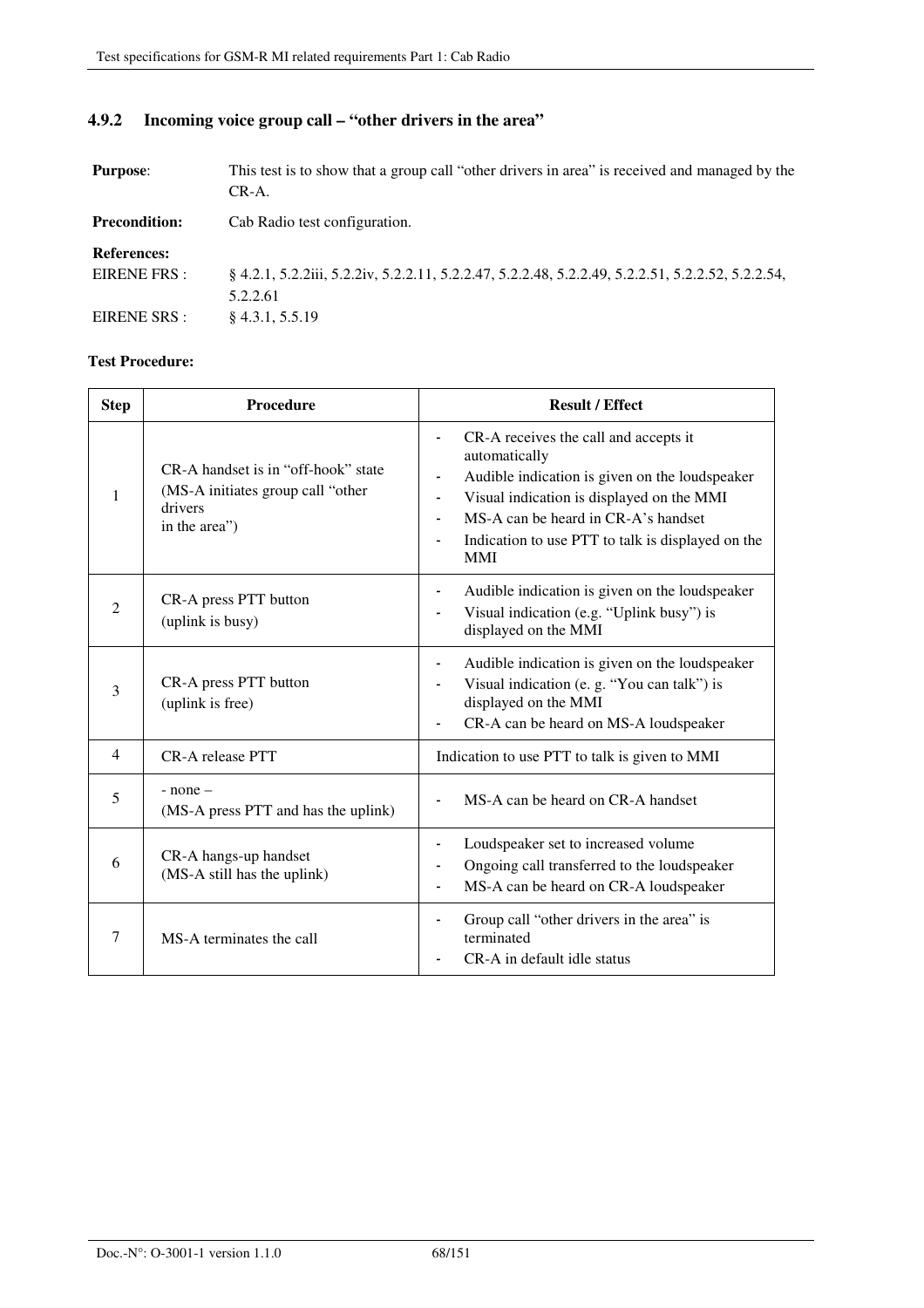### 4.9.2 Incoming voice group call – "other drivers in the area"

**Purpose**: This test is to show that a group call "other drivers in area" is received and managed by the CR-A.

**Precondition:** Cab Radio test configuration.

**References:**

EIRENE FRS : § 4.2.1, 5.2.2iii, 5.2.2iv, 5.2.2.11, 5.2.2.47, 5.2.2.48, 5.2.2.49, 5.2.2.51, 5.2.2.52, 5.2.2.54, 5.2.2.61

EIRENE SRS : § 4.3.1, 5.5.19

**Test Procedure:**

| Step | Procedure | Result / Effect |
|---|---|---|
| 1 | CR-A handset is in "off-hook" state (MS-A initiates group call "other drivers in the area") | - CR-A receives the call and accepts it automatically<br>- Audible indication is given on the loudspeaker<br>- Visual indication is displayed on the MMI<br>- MS-A can be heard in CR-A's handset<br>- Indication to use PTT to talk is displayed on the MMI |
| 2 | CR-A press PTT button (uplink is busy) | - Audible indication is given on the loudspeaker<br>- Visual indication (e.g. "Uplink busy") is displayed on the MMI |
| 3 | CR-A press PTT button (uplink is free) | - Audible indication is given on the loudspeaker<br>- Visual indication (e. g. "You can talk") is displayed on the MMI<br>- CR-A can be heard on MS-A loudspeaker |
| 4 | CR-A release PTT | Indication to use PTT to talk is given to MMI |
| 5 | - none – (MS-A press PTT and has the uplink) | - MS-A can be heard on CR-A handset |
| 6 | CR-A hangs-up handset (MS-A still has the uplink) | - Loudspeaker set to increased volume<br>- Ongoing call transferred to the loudspeaker<br>- MS-A can be heard on CR-A loudspeaker |
| 7 | MS-A terminates the call | - Group call "other drivers in the area" is terminated<br>- CR-A in default idle status |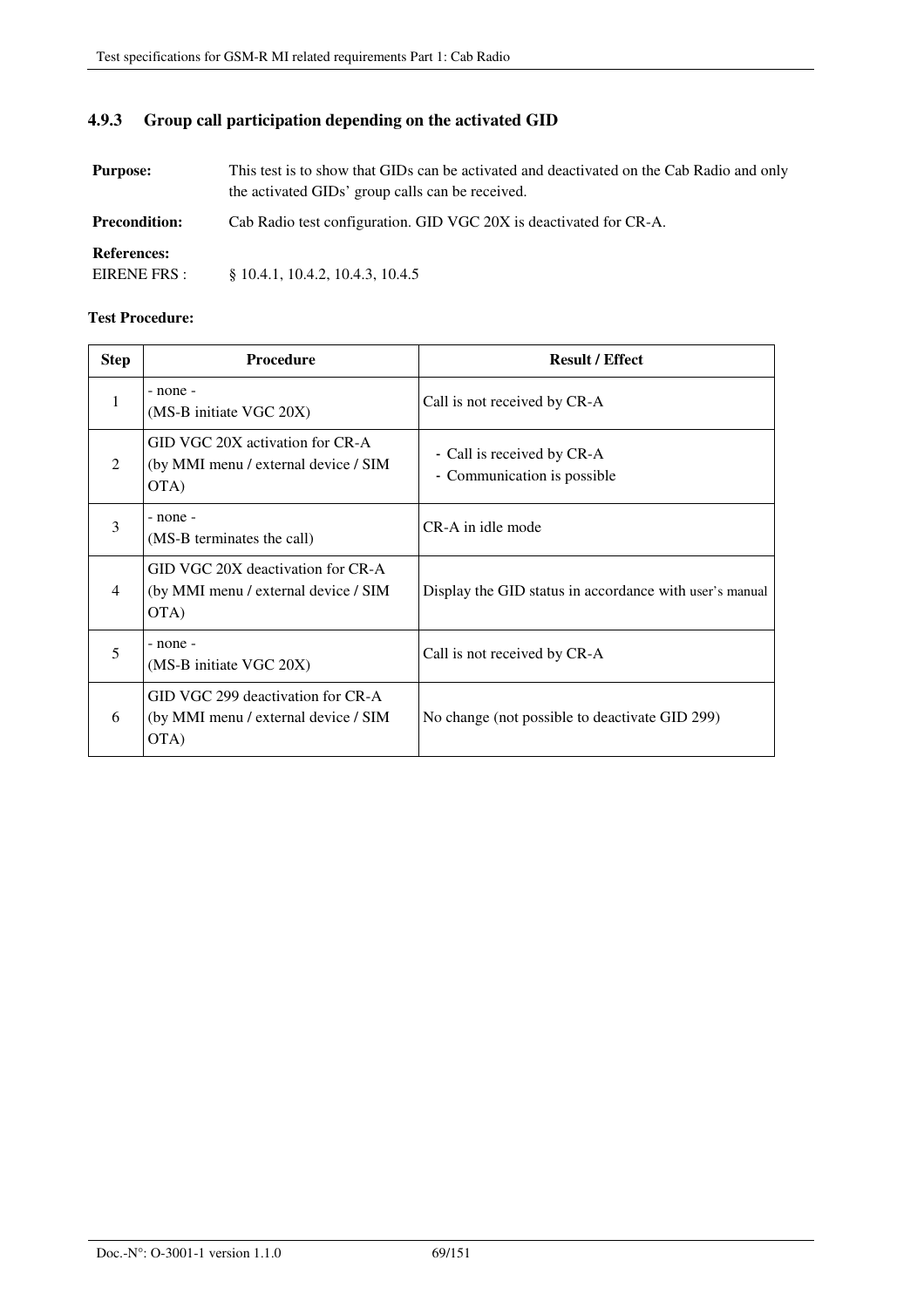### 4.9.3 Group call participation depending on the activated GID

**Purpose:** This test is to show that GIDs can be activated and deactivated on the Cab Radio and only the activated GIDs' group calls can be received.

**Precondition:** Cab Radio test configuration. GID VGC 20X is deactivated for CR-A.

**References:**
EIRENE FRS : § 10.4.1, 10.4.2, 10.4.3, 10.4.5

**Test Procedure:**

| Step | Procedure | Result / Effect |
|---|---|---|
| 1 | - none -<br>(MS-B initiate VGC 20X) | Call is not received by CR-A |
| 2 | GID VGC 20X activation for CR-A (by MMI menu / external device / SIM OTA) | - Call is received by CR-A<br>- Communication is possible |
| 3 | - none -<br>(MS-B terminates the call) | CR-A in idle mode |
| 4 | GID VGC 20X deactivation for CR-A (by MMI menu / external device / SIM OTA) | Display the GID status in accordance with user's manual |
| 5 | - none -<br>(MS-B initiate VGC 20X) | Call is not received by CR-A |
| 6 | GID VGC 299 deactivation for CR-A (by MMI menu / external device / SIM OTA) | No change (not possible to deactivate GID 299) |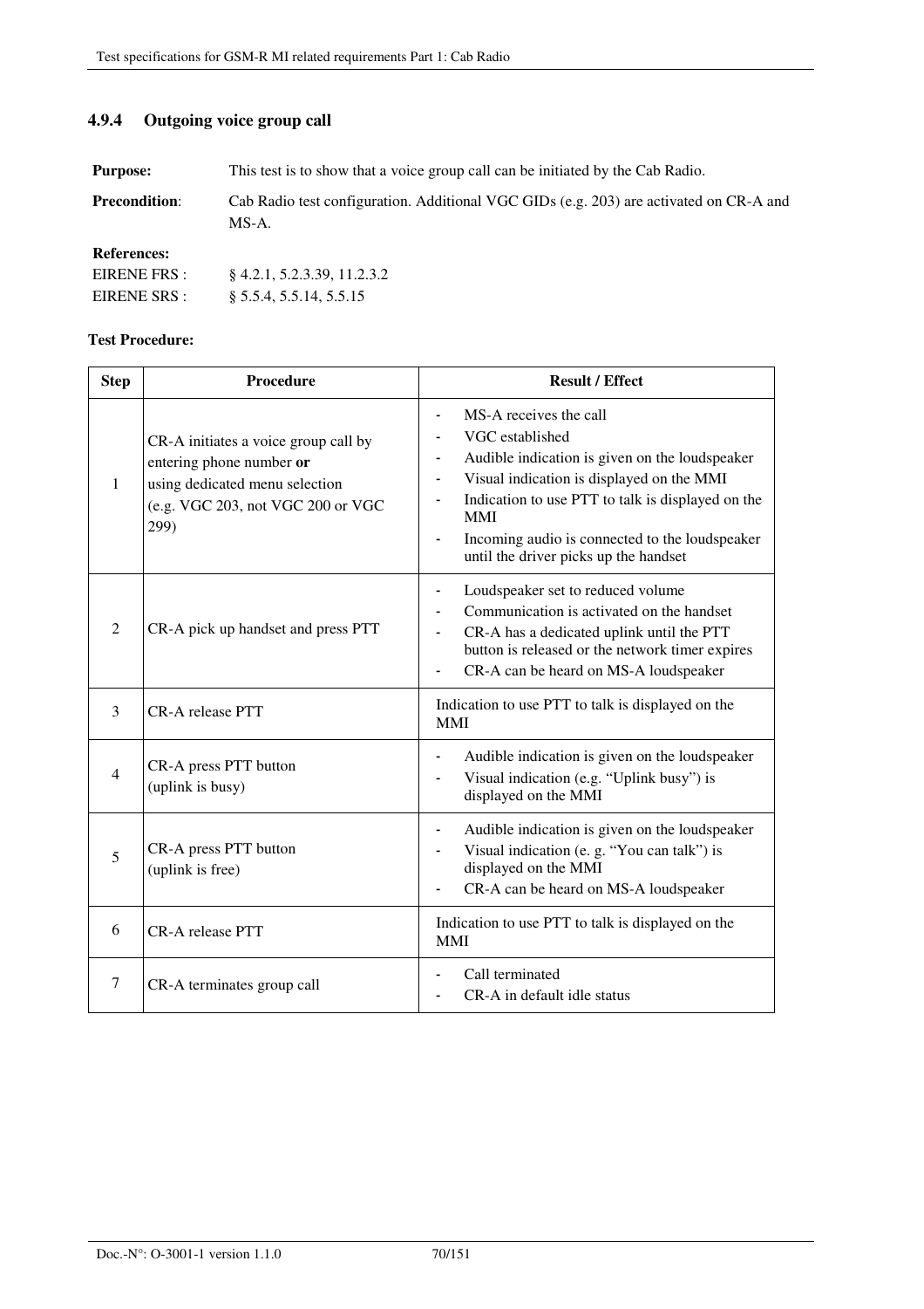### 4.9.4 Outgoing voice group call

**Purpose:** This test is to show that a voice group call can be initiated by the Cab Radio.

**Precondition**: Cab Radio test configuration. Additional VGC GIDs (e.g. 203) are activated on CR-A and MS-A.

**References:**

EIRENE FRS : § 4.2.1, 5.2.3.39, 11.2.3.2

EIRENE SRS : § 5.5.4, 5.5.14, 5.5.15

**Test Procedure:**

| Step | Procedure | Result / Effect |
|---|---|---|
| 1 | CR-A initiates a voice group call by entering phone number **or** using dedicated menu selection (e.g. VGC 203, not VGC 200 or VGC 299) | - MS-A receives the call<br>- VGC established<br>- Audible indication is given on the loudspeaker<br>- Visual indication is displayed on the MMI<br>- Indication to use PTT to talk is displayed on the MMI<br>- Incoming audio is connected to the loudspeaker until the driver picks up the handset |
| 2 | CR-A pick up handset and press PTT | - Loudspeaker set to reduced volume<br>- Communication is activated on the handset<br>- CR-A has a dedicated uplink until the PTT button is released or the network timer expires<br>- CR-A can be heard on MS-A loudspeaker |
| 3 | CR-A release PTT | Indication to use PTT to talk is displayed on the MMI |
| 4 | CR-A press PTT button (uplink is busy) | - Audible indication is given on the loudspeaker<br>- Visual indication (e.g. "Uplink busy") is displayed on the MMI |
| 5 | CR-A press PTT button (uplink is free) | - Audible indication is given on the loudspeaker<br>- Visual indication (e. g. "You can talk") is displayed on the MMI<br>- CR-A can be heard on MS-A loudspeaker |
| 6 | CR-A release PTT | Indication to use PTT to talk is displayed on the MMI |
| 7 | CR-A terminates group call | - Call terminated<br>- CR-A in default idle status |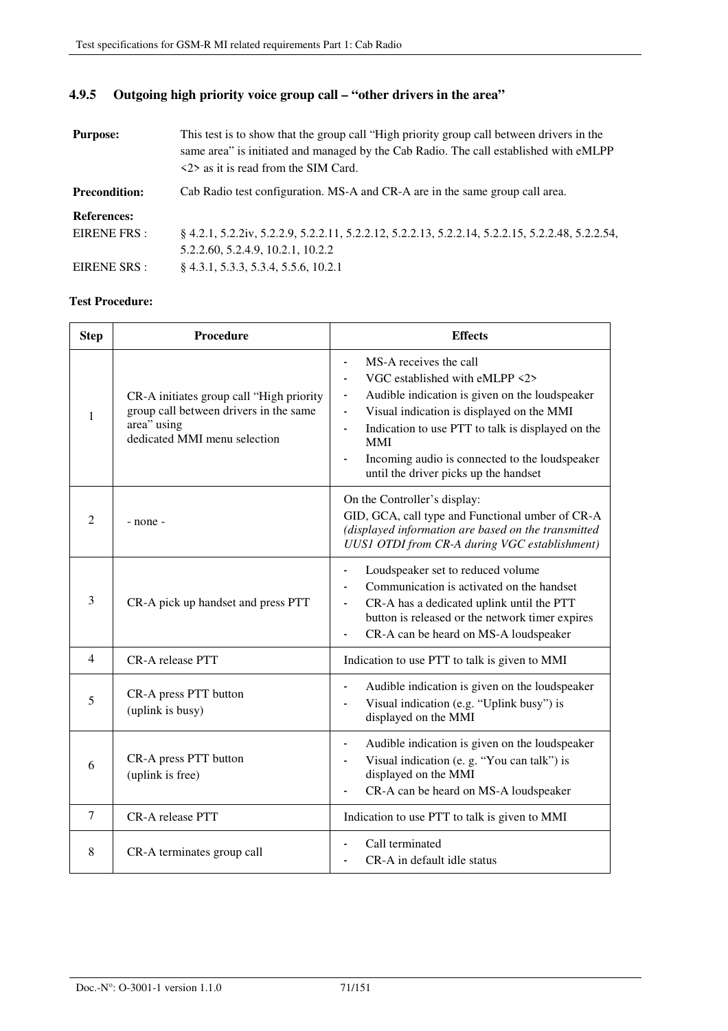### 4.9.5 Outgoing high priority voice group call – "other drivers in the area"

**Purpose:** This test is to show that the group call "High priority group call between drivers in the same area" is initiated and managed by the Cab Radio. The call established with eMLPP <2> as it is read from the SIM Card.

**Precondition:** Cab Radio test configuration. MS-A and CR-A are in the same group call area.

**References:**

EIRENE FRS : § 4.2.1, 5.2.2iv, 5.2.2.9, 5.2.2.11, 5.2.2.12, 5.2.2.13, 5.2.2.14, 5.2.2.15, 5.2.2.48, 5.2.2.54, 5.2.2.60, 5.2.4.9, 10.2.1, 10.2.2

EIRENE SRS : § 4.3.1, 5.3.3, 5.3.4, 5.5.6, 10.2.1

**Test Procedure:**

| Step | Procedure | Effects |
|---|---|---|
| 1 | CR-A initiates group call "High priority group call between drivers in the same area" using dedicated MMI menu selection | - MS-A receives the call<br>- VGC established with eMLPP <2><br>- Audible indication is given on the loudspeaker<br>- Visual indication is displayed on the MMI<br>- Indication to use PTT to talk is displayed on the MMI<br>- Incoming audio is connected to the loudspeaker until the driver picks up the handset |
| 2 | - none - | On the Controller's display:<br>GID, GCA, call type and Functional umber of CR-A *(displayed information are based on the transmitted UUS1 OTDI from CR-A during VGC establishment)* |
| 3 | CR-A pick up handset and press PTT | - Loudspeaker set to reduced volume<br>- Communication is activated on the handset<br>- CR-A has a dedicated uplink until the PTT button is released or the network timer expires<br>- CR-A can be heard on MS-A loudspeaker |
| 4 | CR-A release PTT | Indication to use PTT to talk is given to MMI |
| 5 | CR-A press PTT button<br>(uplink is busy) | - Audible indication is given on the loudspeaker<br>- Visual indication (e.g. "Uplink busy") is displayed on the MMI |
| 6 | CR-A press PTT button<br>(uplink is free) | - Audible indication is given on the loudspeaker<br>- Visual indication (e. g. "You can talk") is displayed on the MMI<br>- CR-A can be heard on MS-A loudspeaker |
| 7 | CR-A release PTT | Indication to use PTT to talk is given to MMI |
| 8 | CR-A terminates group call | - Call terminated<br>- CR-A in default idle status |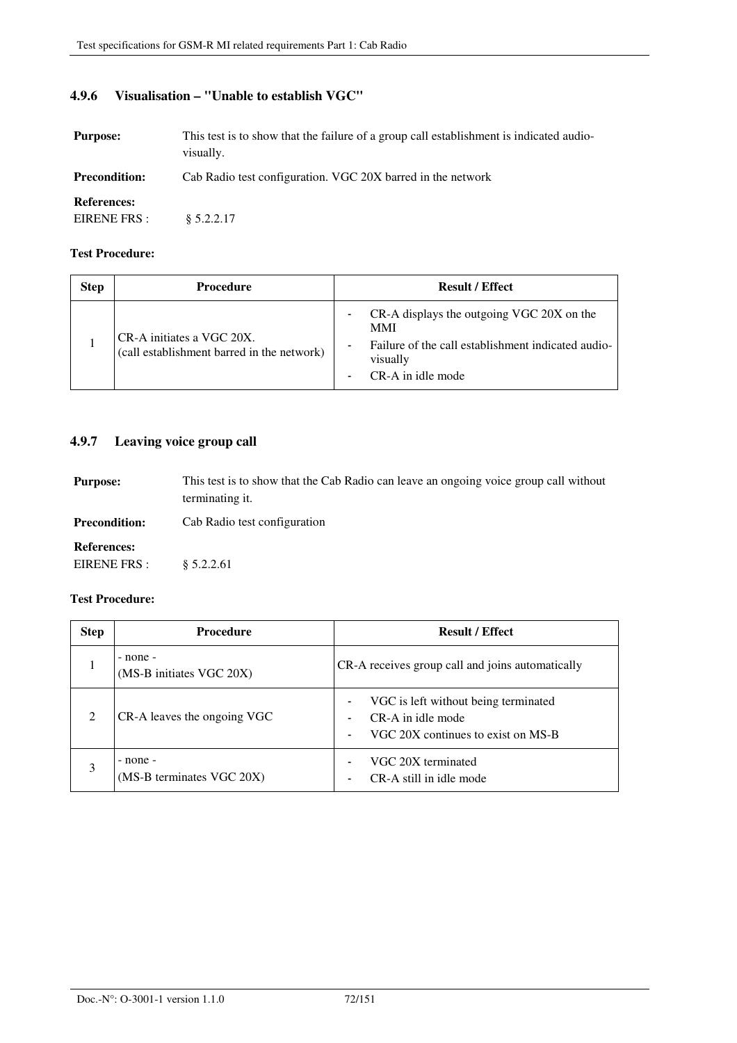### 4.9.6 Visualisation – "Unable to establish VGC"

**Purpose:** This test is to show that the failure of a group call establishment is indicated audio-visually.

**Precondition:** Cab Radio test configuration. VGC 20X barred in the network

**References:**
EIRENE FRS : § 5.2.2.17

**Test Procedure:**

| Step | Procedure | Result / Effect |
|---|---|---|
| 1 | CR-A initiates a VGC 20X. (call establishment barred in the network) | - CR-A displays the outgoing VGC 20X on the MMI<br>- Failure of the call establishment indicated audio-visually<br>- CR-A in idle mode |

### 4.9.7 Leaving voice group call

**Purpose:** This test is to show that the Cab Radio can leave an ongoing voice group call without terminating it.

**Precondition:** Cab Radio test configuration

**References:**
EIRENE FRS : § 5.2.2.61

**Test Procedure:**

| Step | Procedure | Result / Effect |
|---|---|---|
| 1 | - none -<br>(MS-B initiates VGC 20X) | CR-A receives group call and joins automatically |
| 2 | CR-A leaves the ongoing VGC | - VGC is left without being terminated<br>- CR-A in idle mode<br>- VGC 20X continues to exist on MS-B |
| 3 | - none -<br>(MS-B terminates VGC 20X) | - VGC 20X terminated<br>- CR-A still in idle mode |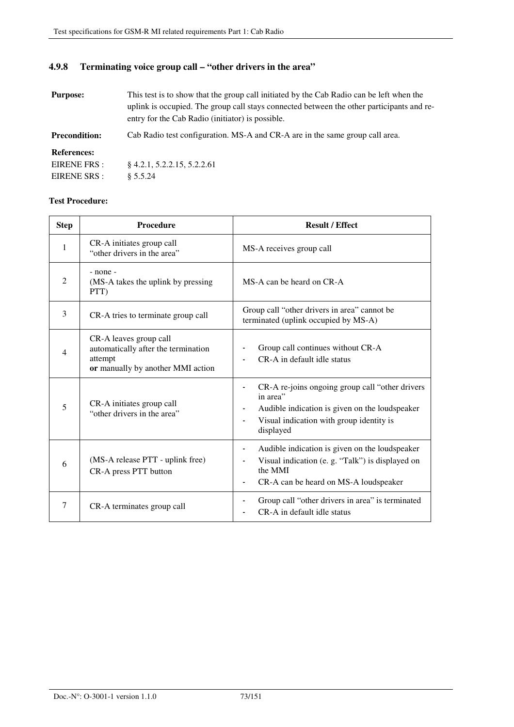### 4.9.8 Terminating voice group call – "other drivers in the area"

**Purpose:** This test is to show that the group call initiated by the Cab Radio can be left when the uplink is occupied. The group call stays connected between the other participants and re-entry for the Cab Radio (initiator) is possible.

**Precondition:** Cab Radio test configuration. MS-A and CR-A are in the same group call area.

**References:**

EIRENE FRS : § 4.2.1, 5.2.2.15, 5.2.2.61

EIRENE SRS : § 5.5.24

**Test Procedure:**

| Step | Procedure | Result / Effect |
|---|---|---|
| 1 | CR-A initiates group call "other drivers in the area" | MS-A receives group call |
| 2 | - none -<br>(MS-A takes the uplink by pressing PTT) | MS-A can be heard on CR-A |
| 3 | CR-A tries to terminate group call | Group call "other drivers in area" cannot be terminated (uplink occupied by MS-A) |
| 4 | CR-A leaves group call automatically after the termination attempt<br>**or** manually by another MMI action | - Group call continues without CR-A<br>- CR-A in default idle status |
| 5 | CR-A initiates group call "other drivers in the area" | - CR-A re-joins ongoing group call "other drivers in area"<br>- Audible indication is given on the loudspeaker<br>- Visual indication with group identity is displayed |
| 6 | (MS-A release PTT - uplink free)<br>CR-A press PTT button | - Audible indication is given on the loudspeaker<br>- Visual indication (e. g. "Talk") is displayed on the MMI<br>- CR-A can be heard on MS-A loudspeaker |
| 7 | CR-A terminates group call | - Group call "other drivers in area" is terminated<br>- CR-A in default idle status |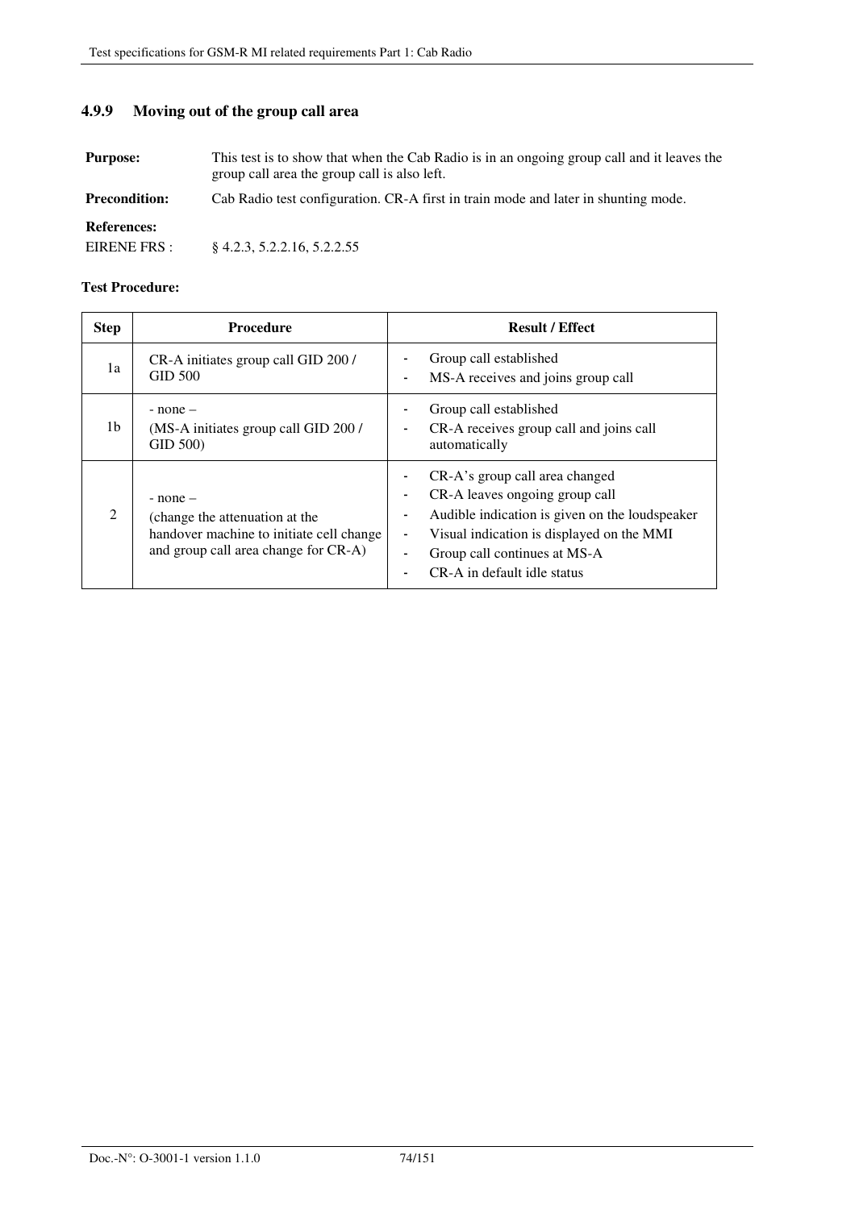### 4.9.9 Moving out of the group call area

**Purpose:** This test is to show that when the Cab Radio is in an ongoing group call and it leaves the group call area the group call is also left.

**Precondition:** Cab Radio test configuration. CR-A first in train mode and later in shunting mode.

**References:**

EIRENE FRS : § 4.2.3, 5.2.2.16, 5.2.2.55

**Test Procedure:**

| Step | Procedure | Result / Effect |
|---|---|---|
| 1a | CR-A initiates group call GID 200 / GID 500 | - Group call established<br>- MS-A receives and joins group call |
| 1b | - none –<br>(MS-A initiates group call GID 200 / GID 500) | - Group call established<br>- CR-A receives group call and joins call automatically |
| 2 | - none –<br>(change the attenuation at the handover machine to initiate cell change and group call area change for CR-A) | - CR-A's group call area changed<br>- CR-A leaves ongoing group call<br>- Audible indication is given on the loudspeaker<br>- Visual indication is displayed on the MMI<br>- Group call continues at MS-A<br>- CR-A in default idle status |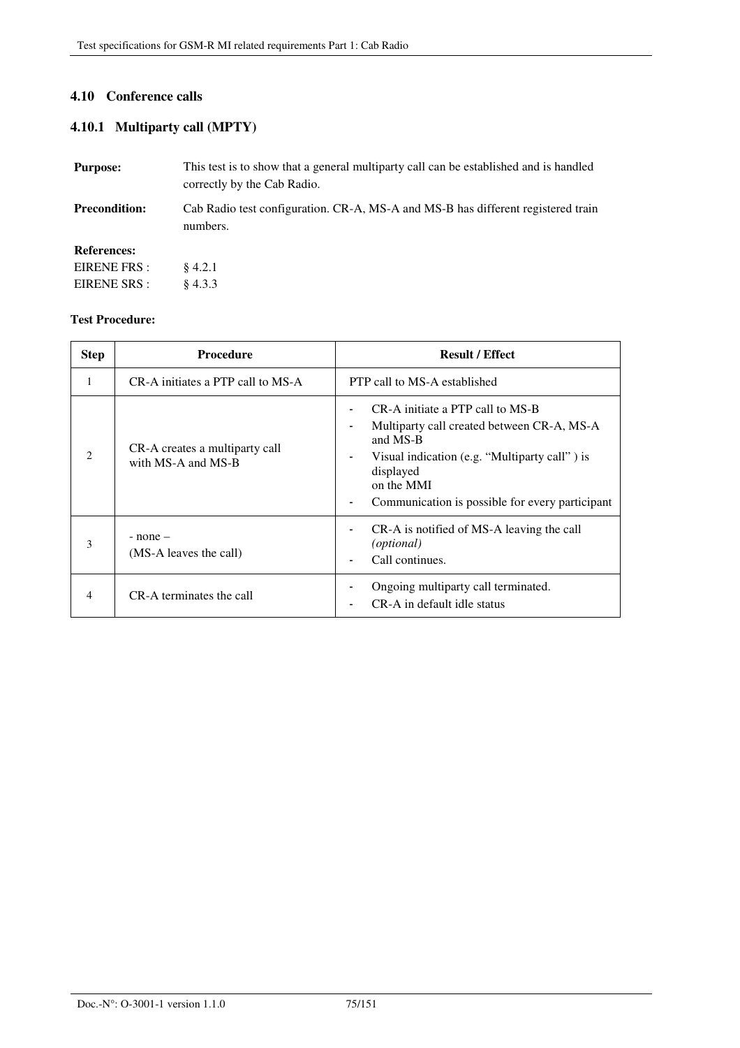## 4.10 Conference calls

### 4.10.1 Multiparty call (MPTY)

**Purpose:** This test is to show that a general multiparty call can be established and is handled correctly by the Cab Radio.

**Precondition:** Cab Radio test configuration. CR-A, MS-A and MS-B has different registered train numbers.

**References:**
EIRENE FRS : § 4.2.1
EIRENE SRS : § 4.3.3

**Test Procedure:**

| Step | Procedure | Result / Effect |
|---|---|---|
| 1 | CR-A initiates a PTP call to MS-A | PTP call to MS-A established |
| 2 | CR-A creates a multiparty call with MS-A and MS-B | - CR-A initiate a PTP call to MS-B<br>- Multiparty call created between CR-A, MS-A and MS-B<br>- Visual indication (e.g. "Multiparty call" ) is displayed on the MMI<br>- Communication is possible for every participant |
| 3 | - none –<br>(MS-A leaves the call) | - CR-A is notified of MS-A leaving the call *(optional)*<br>- Call continues. |
| 4 | CR-A terminates the call | - Ongoing multiparty call terminated.<br>- CR-A in default idle status |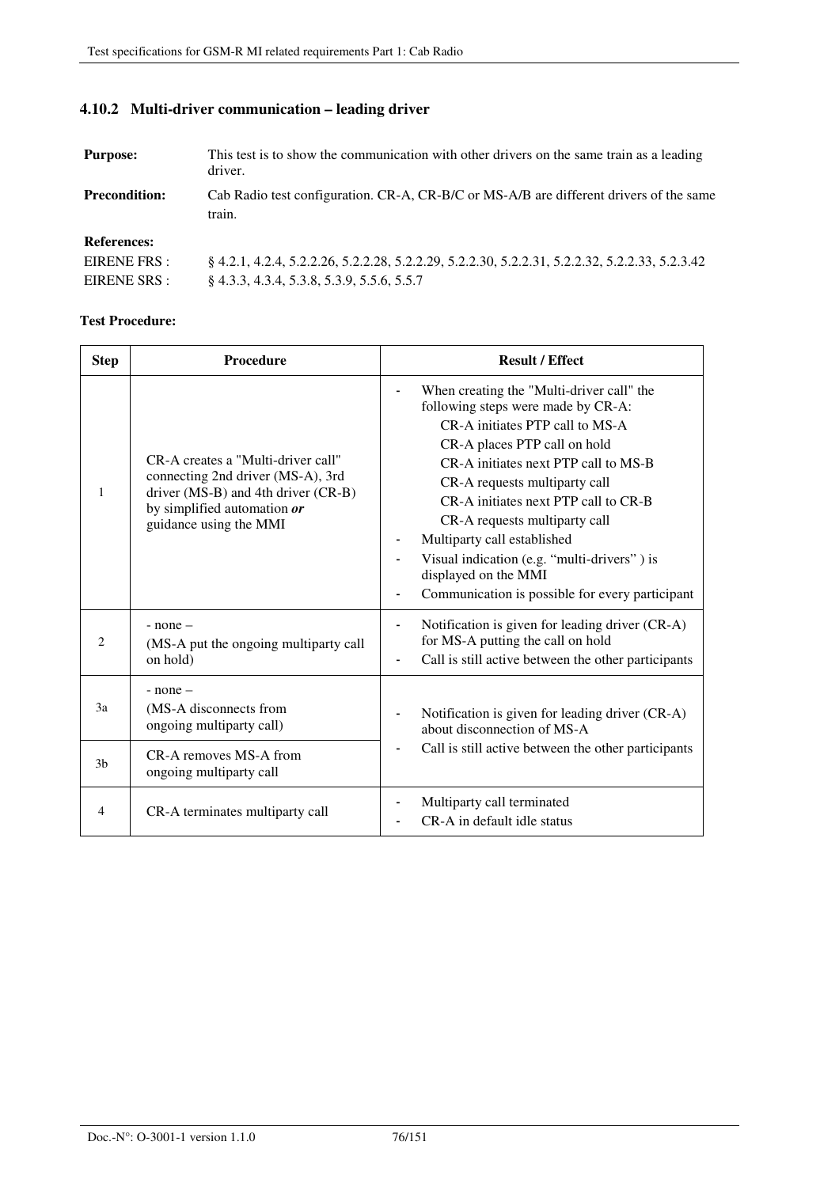### 4.10.2 Multi-driver communication – leading driver

| | |
|---|---|
| **Purpose:** | This test is to show the communication with other drivers on the same train as a leading driver. |
| **Precondition:** | Cab Radio test configuration. CR-A, CR-B/C or MS-A/B are different drivers of the same train. |
| **References:** | |
| EIRENE FRS : | § 4.2.1, 4.2.4, 5.2.2.26, 5.2.2.28, 5.2.2.29, 5.2.2.30, 5.2.2.31, 5.2.2.32, 5.2.2.33, 5.2.3.42 |
| EIRENE SRS : | § 4.3.3, 4.3.4, 5.3.8, 5.3.9, 5.5.6, 5.5.7 |

**Test Procedure:**

| Step | Procedure | Result / Effect |
|---|---|---|
| 1 | CR-A creates a "Multi-driver call" connecting 2nd driver (MS-A), 3rd driver (MS-B) and 4th driver (CR-B) by simplified automation ***or*** guidance using the MMI | - When creating the "Multi-driver call" the following steps were made by CR-A:<br>CR-A initiates PTP call to MS-A<br>CR-A places PTP call on hold<br>CR-A initiates next PTP call to MS-B<br>CR-A requests multiparty call<br>CR-A initiates next PTP call to CR-B<br>CR-A requests multiparty call<br>- Multiparty call established<br>- Visual indication (e.g. "multi-drivers" ) is displayed on the MMI<br>- Communication is possible for every participant |
| 2 | - none –<br>(MS-A put the ongoing multiparty call on hold) | - Notification is given for leading driver (CR-A) for MS-A putting the call on hold<br>- Call is still active between the other participants |
| 3a | - none –<br>(MS-A disconnects from ongoing multiparty call) | - Notification is given for leading driver (CR-A) about disconnection of MS-A<br>- Call is still active between the other participants |
| 3b | CR-A removes MS-A from ongoing multiparty call | |
| 4 | CR-A terminates multiparty call | - Multiparty call terminated<br>- CR-A in default idle status |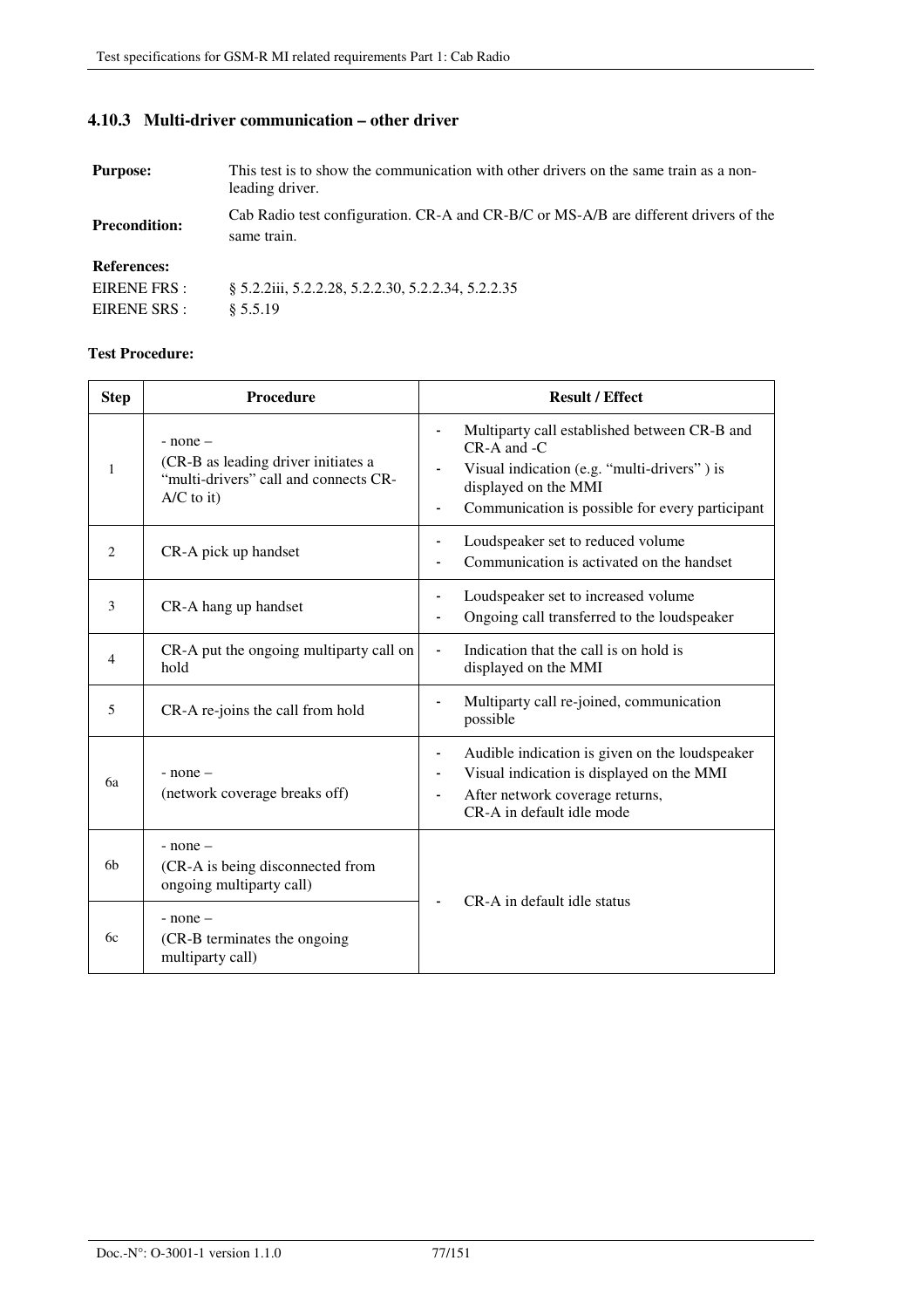### 4.10.3 Multi-driver communication – other driver

**Purpose:** This test is to show the communication with other drivers on the same train as a non-leading driver.

**Precondition:** Cab Radio test configuration. CR-A and CR-B/C or MS-A/B are different drivers of the same train.

**References:**

EIRENE FRS : § 5.2.2iii, 5.2.2.28, 5.2.2.30, 5.2.2.34, 5.2.2.35

EIRENE SRS : § 5.5.19

**Test Procedure:**

| Step | Procedure | Result / Effect |
|---|---|---|
| 1 | - none –<br>(CR-B as leading driver initiates a "multi-drivers" call and connects CR-A/C to it) | - Multiparty call established between CR-B and CR-A and -C<br>- Visual indication (e.g. "multi-drivers" ) is displayed on the MMI<br>- Communication is possible for every participant |
| 2 | CR-A pick up handset | - Loudspeaker set to reduced volume<br>- Communication is activated on the handset |
| 3 | CR-A hang up handset | - Loudspeaker set to increased volume<br>- Ongoing call transferred to the loudspeaker |
| 4 | CR-A put the ongoing multiparty call on hold | - Indication that the call is on hold is displayed on the MMI |
| 5 | CR-A re-joins the call from hold | - Multiparty call re-joined, communication possible |
| 6a | - none –<br>(network coverage breaks off) | - Audible indication is given on the loudspeaker<br>- Visual indication is displayed on the MMI<br>- After network coverage returns, CR-A in default idle mode |
| 6b | - none –<br>(CR-A is being disconnected from ongoing multiparty call) | - CR-A in default idle status |
| 6c | - none –<br>(CR-B terminates the ongoing multiparty call) | |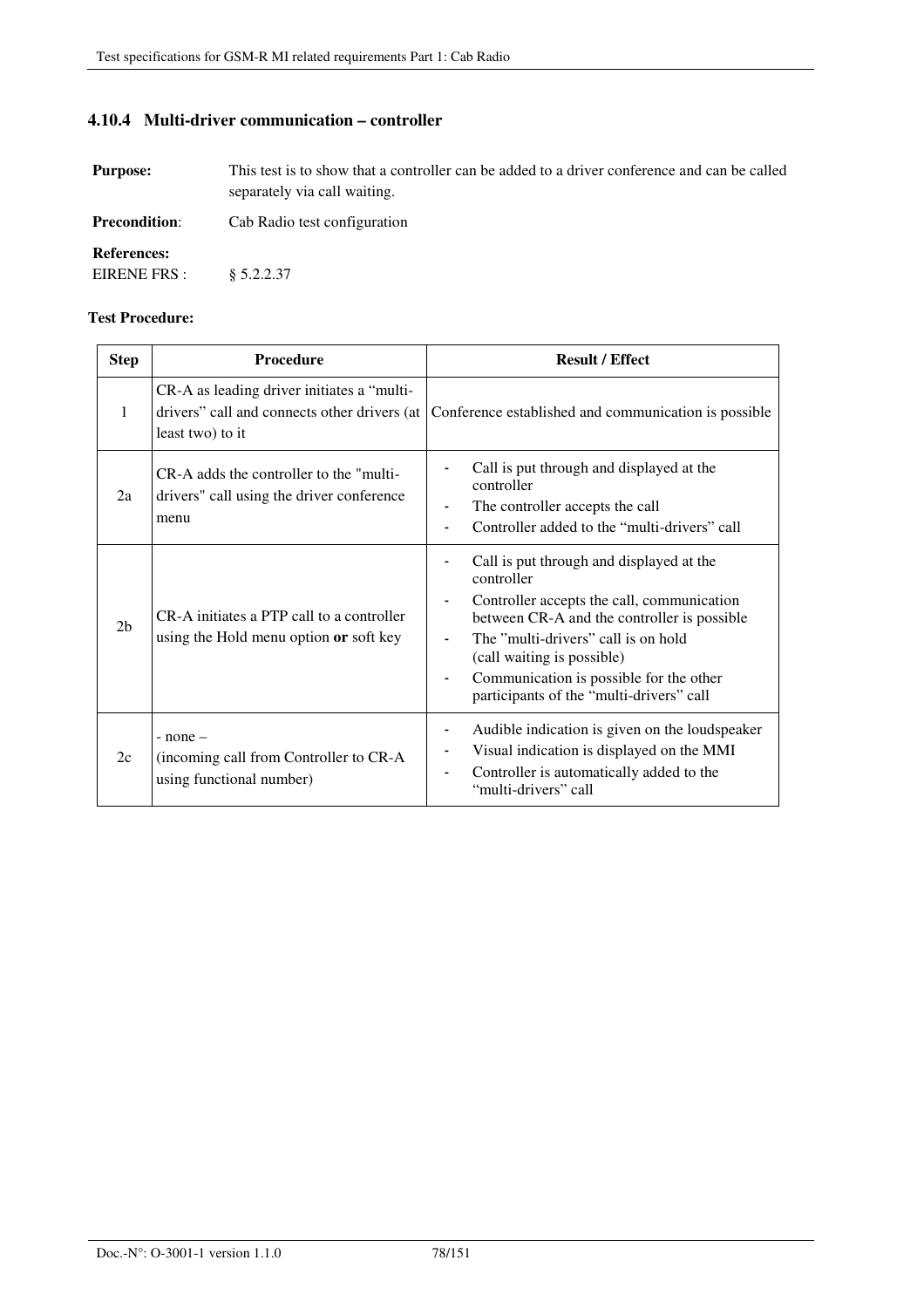### 4.10.4 Multi-driver communication – controller

**Purpose:** This test is to show that a controller can be added to a driver conference and can be called separately via call waiting.

**Precondition**: Cab Radio test configuration

**References:**

EIRENE FRS : § 5.2.2.37

**Test Procedure:**

| Step | Procedure | Result / Effect |
|---|---|---|
| 1 | CR-A as leading driver initiates a "multi-drivers" call and connects other drivers (at least two) to it | Conference established and communication is possible |
| 2a | CR-A adds the controller to the "multi-drivers" call using the driver conference menu | - Call is put through and displayed at the controller<br>- The controller accepts the call<br>- Controller added to the "multi-drivers" call |
| 2b | CR-A initiates a PTP call to a controller using the Hold menu option **or** soft key | - Call is put through and displayed at the controller<br>- Controller accepts the call, communication between CR-A and the controller is possible<br>- The "multi-drivers" call is on hold (call waiting is possible)<br>- Communication is possible for the other participants of the "multi-drivers" call |
| 2c | - none –<br>(incoming call from Controller to CR-A using functional number) | - Audible indication is given on the loudspeaker<br>- Visual indication is displayed on the MMI<br>- Controller is automatically added to the "multi-drivers" call |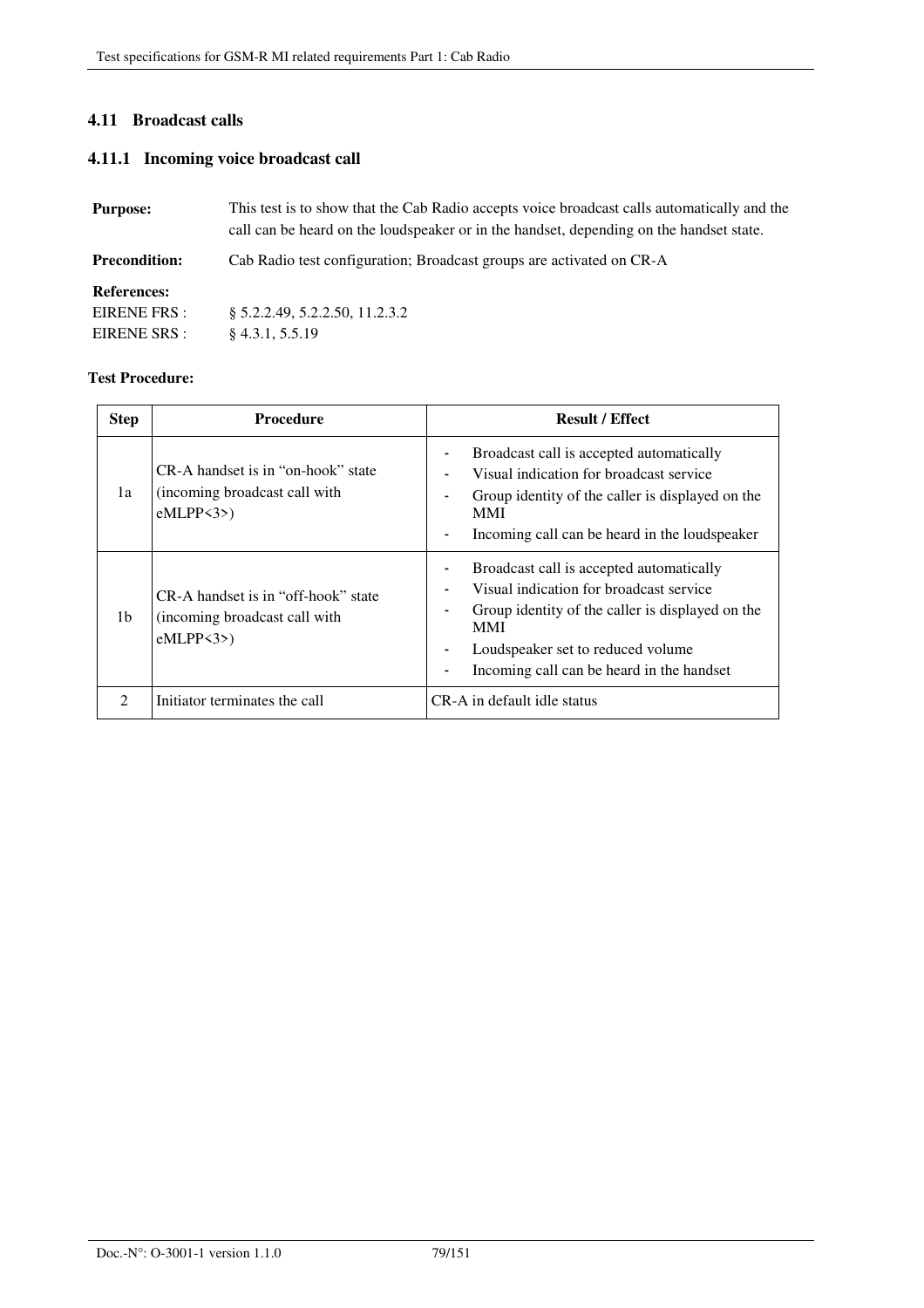## 4.11 Broadcast calls

### 4.11.1 Incoming voice broadcast call

**Purpose:** This test is to show that the Cab Radio accepts voice broadcast calls automatically and the call can be heard on the loudspeaker or in the handset, depending on the handset state.

**Precondition:** Cab Radio test configuration; Broadcast groups are activated on CR-A

**References:**
EIRENE FRS : § 5.2.2.49, 5.2.2.50, 11.2.3.2
EIRENE SRS : § 4.3.1, 5.5.19

**Test Procedure:**

| Step | Procedure | Result / Effect |
|---|---|---|
| 1a | CR-A handset is in "on-hook" state (incoming broadcast call with eMLPP<3>) | - Broadcast call is accepted automatically<br>- Visual indication for broadcast service<br>- Group identity of the caller is displayed on the MMI<br>- Incoming call can be heard in the loudspeaker |
| 1b | CR-A handset is in "off-hook" state (incoming broadcast call with eMLPP<3>) | - Broadcast call is accepted automatically<br>- Visual indication for broadcast service<br>- Group identity of the caller is displayed on the MMI<br>- Loudspeaker set to reduced volume<br>- Incoming call can be heard in the handset |
| 2 | Initiator terminates the call | CR-A in default idle status |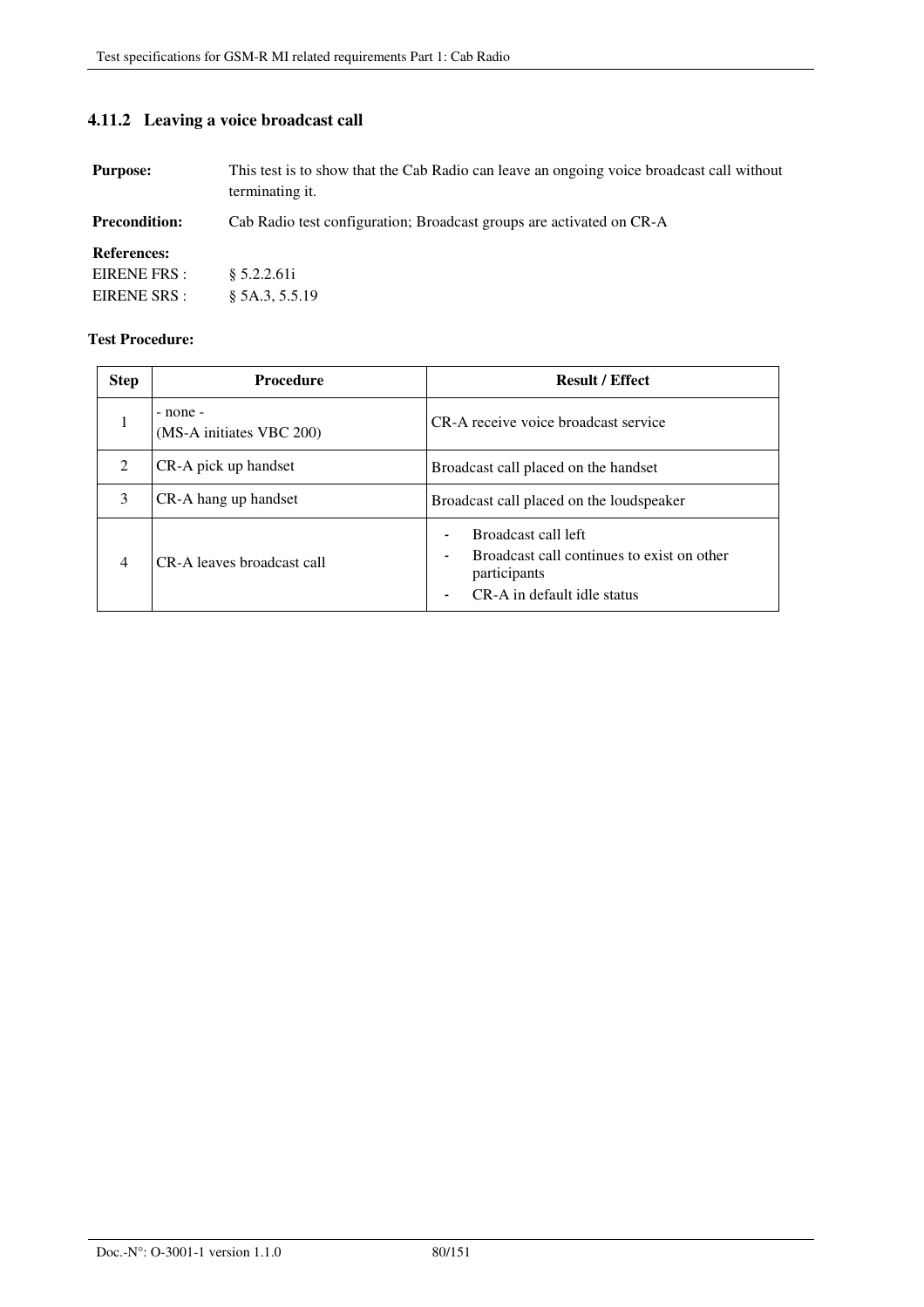### 4.11.2 Leaving a voice broadcast call

**Purpose:** This test is to show that the Cab Radio can leave an ongoing voice broadcast call without terminating it.

**Precondition:** Cab Radio test configuration; Broadcast groups are activated on CR-A

**References:**

EIRENE FRS : § 5.2.2.61i

EIRENE SRS : § 5A.3, 5.5.19

**Test Procedure:**

| Step | Procedure | Result / Effect |
|---|---|---|
| 1 | - none -<br>(MS-A initiates VBC 200) | CR-A receive voice broadcast service |
| 2 | CR-A pick up handset | Broadcast call placed on the handset |
| 3 | CR-A hang up handset | Broadcast call placed on the loudspeaker |
| 4 | CR-A leaves broadcast call | - Broadcast call left<br>- Broadcast call continues to exist on other participants<br>- CR-A in default idle status |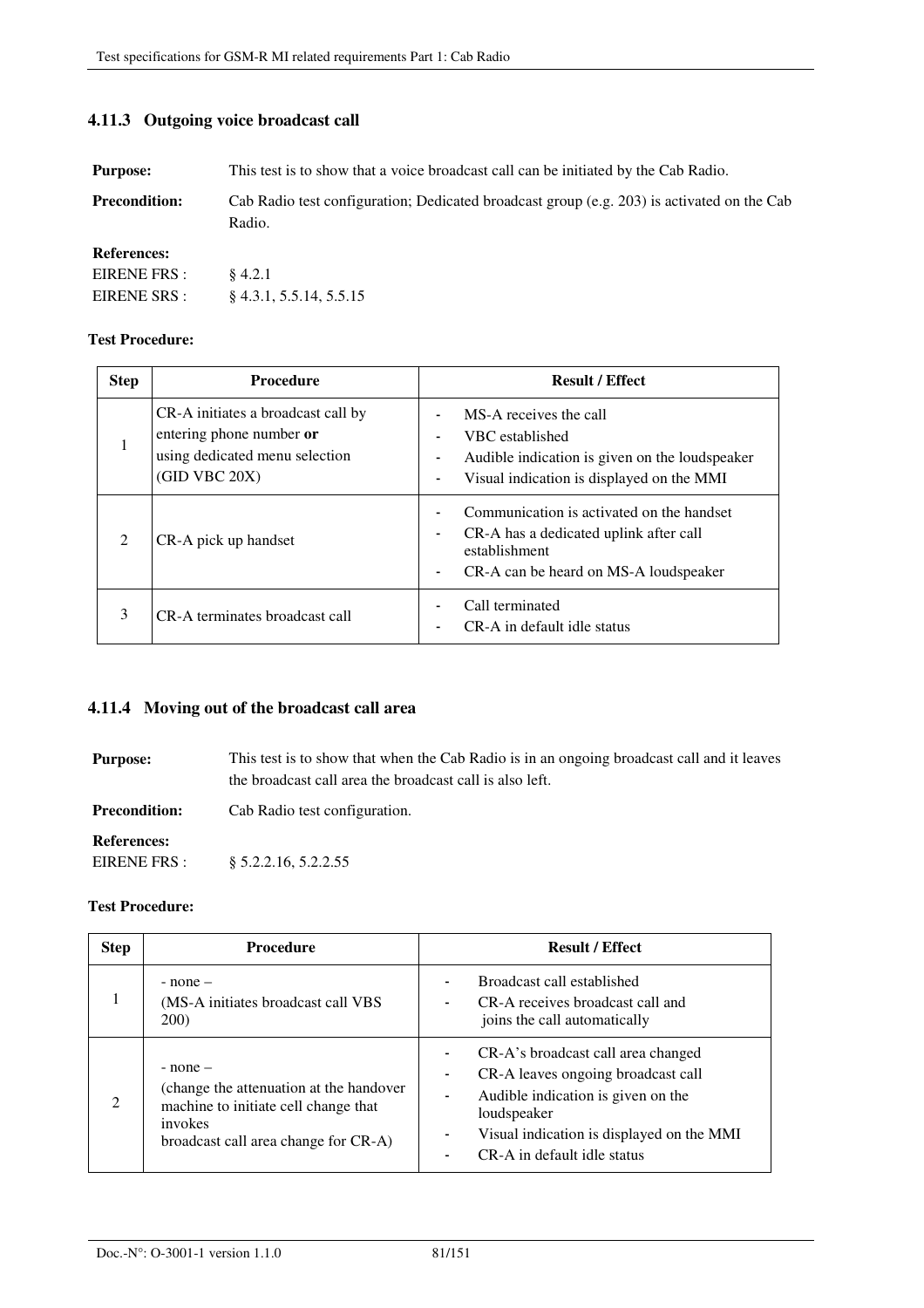### 4.11.3 Outgoing voice broadcast call

**Purpose:** This test is to show that a voice broadcast call can be initiated by the Cab Radio.

**Precondition:** Cab Radio test configuration; Dedicated broadcast group (e.g. 203) is activated on the Cab Radio.

**References:**

EIRENE FRS : § 4.2.1

EIRENE SRS : § 4.3.1, 5.5.14, 5.5.15

**Test Procedure:**

| Step | Procedure | Result / Effect |
|---|---|---|
| 1 | CR-A initiates a broadcast call by entering phone number **or** using dedicated menu selection (GID VBC 20X) | - MS-A receives the call<br>- VBC established<br>- Audible indication is given on the loudspeaker<br>- Visual indication is displayed on the MMI |
| 2 | CR-A pick up handset | - Communication is activated on the handset<br>- CR-A has a dedicated uplink after call establishment<br>- CR-A can be heard on MS-A loudspeaker |
| 3 | CR-A terminates broadcast call | - Call terminated<br>- CR-A in default idle status |

### 4.11.4 Moving out of the broadcast call area

**Purpose:** This test is to show that when the Cab Radio is in an ongoing broadcast call and it leaves the broadcast call area the broadcast call is also left.

**Precondition:** Cab Radio test configuration.

**References:**

EIRENE FRS : § 5.2.2.16, 5.2.2.55

**Test Procedure:**

| Step | Procedure | Result / Effect |
|---|---|---|
| 1 | - none –<br>(MS-A initiates broadcast call VBS 200) | - Broadcast call established<br>- CR-A receives broadcast call and joins the call automatically |
| 2 | - none –<br>(change the attenuation at the handover machine to initiate cell change that invokes broadcast call area change for CR-A) | - CR-A's broadcast call area changed<br>- CR-A leaves ongoing broadcast call<br>- Audible indication is given on the loudspeaker<br>- Visual indication is displayed on the MMI<br>- CR-A in default idle status |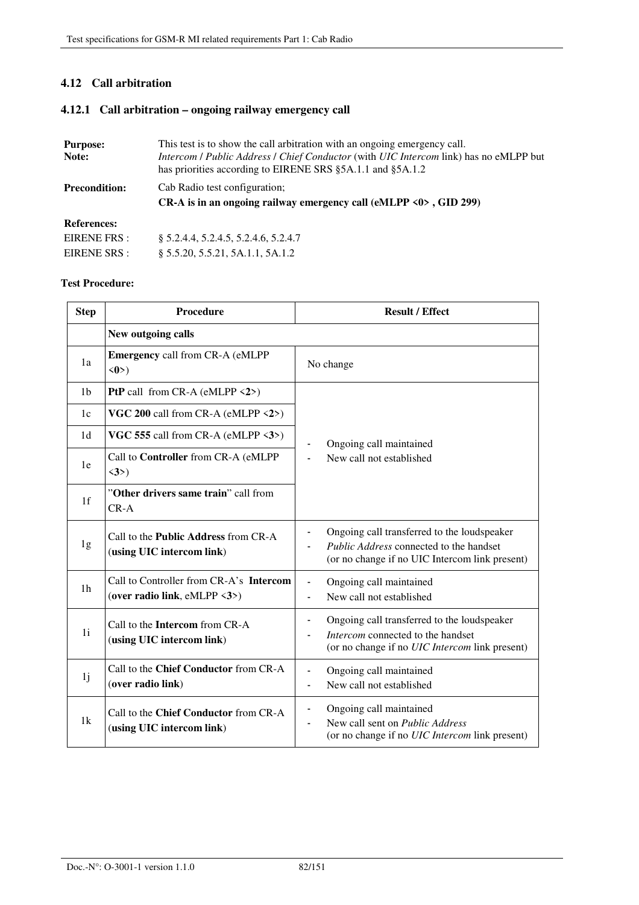## 4.12 Call arbitration

### 4.12.1 Call arbitration – ongoing railway emergency call

**Purpose:** This test is to show the call arbitration with an ongoing emergency call.

**Note:** *Intercom* / *Public Address* / *Chief Conductor* (with *UIC Intercom* link) has no eMLPP but has priorities according to EIRENE SRS §5A.1.1 and §5A.1.2

**Precondition:** Cab Radio test configuration;
**CR-A is in an ongoing railway emergency call (eMLPP <0> , GID 299)**

**References:**

EIRENE FRS : § 5.2.4.4, 5.2.4.5, 5.2.4.6, 5.2.4.7

EIRENE SRS : § 5.5.20, 5.5.21, 5A.1.1, 5A.1.2

**Test Procedure:**

| Step | Procedure | Result / Effect |
|---|---|---|
| | **New outgoing calls** | |
| 1a | **Emergency** call from CR-A (eMLPP <**0**>) | No change |
| 1b | **PtP** call from CR-A (eMLPP <**2**>) | - Ongoing call maintained<br>- New call not established |
| 1c | **VGC 200** call from CR-A (eMLPP <**2**>) | |
| 1d | **VGC 555** call from CR-A (eMLPP <**3**>) | |
| 1e | Call to **Controller** from CR-A (eMLPP <**3**>) | |
| 1f | "**Other drivers same train**" call from CR-A | |
| 1g | Call to the **Public Address** from CR-A (**using UIC intercom link**) | - Ongoing call transferred to the loudspeaker<br>- *Public Address* connected to the handset (or no change if no UIC Intercom link present) |
| 1h | Call to Controller from CR-A's **Intercom** (**over radio link**, eMLPP <**3**>) | - Ongoing call maintained<br>- New call not established |
| 1i | Call to the **Intercom** from CR-A (**using UIC intercom link**) | - Ongoing call transferred to the loudspeaker<br>- *Intercom* connected to the handset (or no change if no *UIC Intercom* link present) |
| 1j | Call to the **Chief Conductor** from CR-A (**over radio link**) | - Ongoing call maintained<br>- New call not established |
| 1k | Call to the **Chief Conductor** from CR-A (**using UIC intercom link**) | - Ongoing call maintained<br>- New call sent on *Public Address* (or no change if no *UIC Intercom* link present) |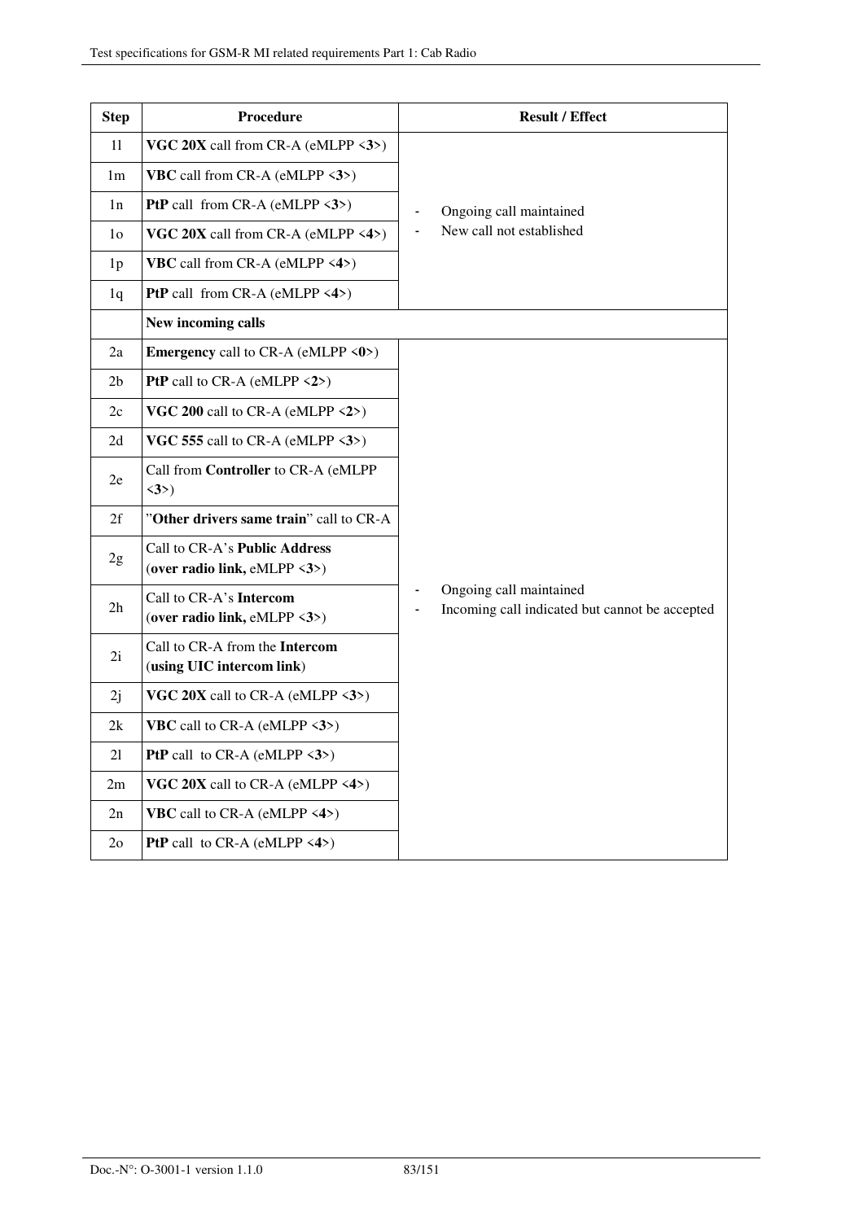| Step | Procedure | Result / Effect |
|---|---|---|
| 1l | **VGC 20X** call from CR-A (eMLPP <**3**>) | - Ongoing call maintained<br>- New call not established |
| 1m | **VBC** call from CR-A (eMLPP <**3**>) | |
| 1n | **PtP** call from CR-A (eMLPP <**3**>) | |
| 1o | **VGC 20X** call from CR-A (eMLPP <**4**>) | |
| 1p | **VBC** call from CR-A (eMLPP <**4**>) | |
| 1q | **PtP** call from CR-A (eMLPP <**4**>) | |
| | **New incoming calls** | |
| 2a | **Emergency** call to CR-A (eMLPP <**0**>) | - Ongoing call maintained<br>- Incoming call indicated but cannot be accepted |
| 2b | **PtP** call to CR-A (eMLPP <**2**>) | |
| 2c | **VGC 200** call to CR-A (eMLPP <**2**>) | |
| 2d | **VGC 555** call to CR-A (eMLPP <**3**>) | |
| 2e | Call from **Controller** to CR-A (eMLPP <**3**>) | |
| 2f | "**Other drivers same train**" call to CR-A | |
| 2g | Call to CR-A's **Public Address** (**over radio link,** eMLPP <**3**>) | |
| 2h | Call to CR-A's **Intercom** (**over radio link,** eMLPP <**3**>) | |
| 2i | Call to CR-A from the **Intercom** (**using UIC intercom link**) | |
| 2j | **VGC 20X** call to CR-A (eMLPP <**3**>) | |
| 2k | **VBC** call to CR-A (eMLPP <**3**>) | |
| 2l | **PtP** call to CR-A (eMLPP <**3**>) | |
| 2m | **VGC 20X** call to CR-A (eMLPP <**4**>) | |
| 2n | **VBC** call to CR-A (eMLPP <**4**>) | |
| 2o | **PtP** call to CR-A (eMLPP <**4**>) | |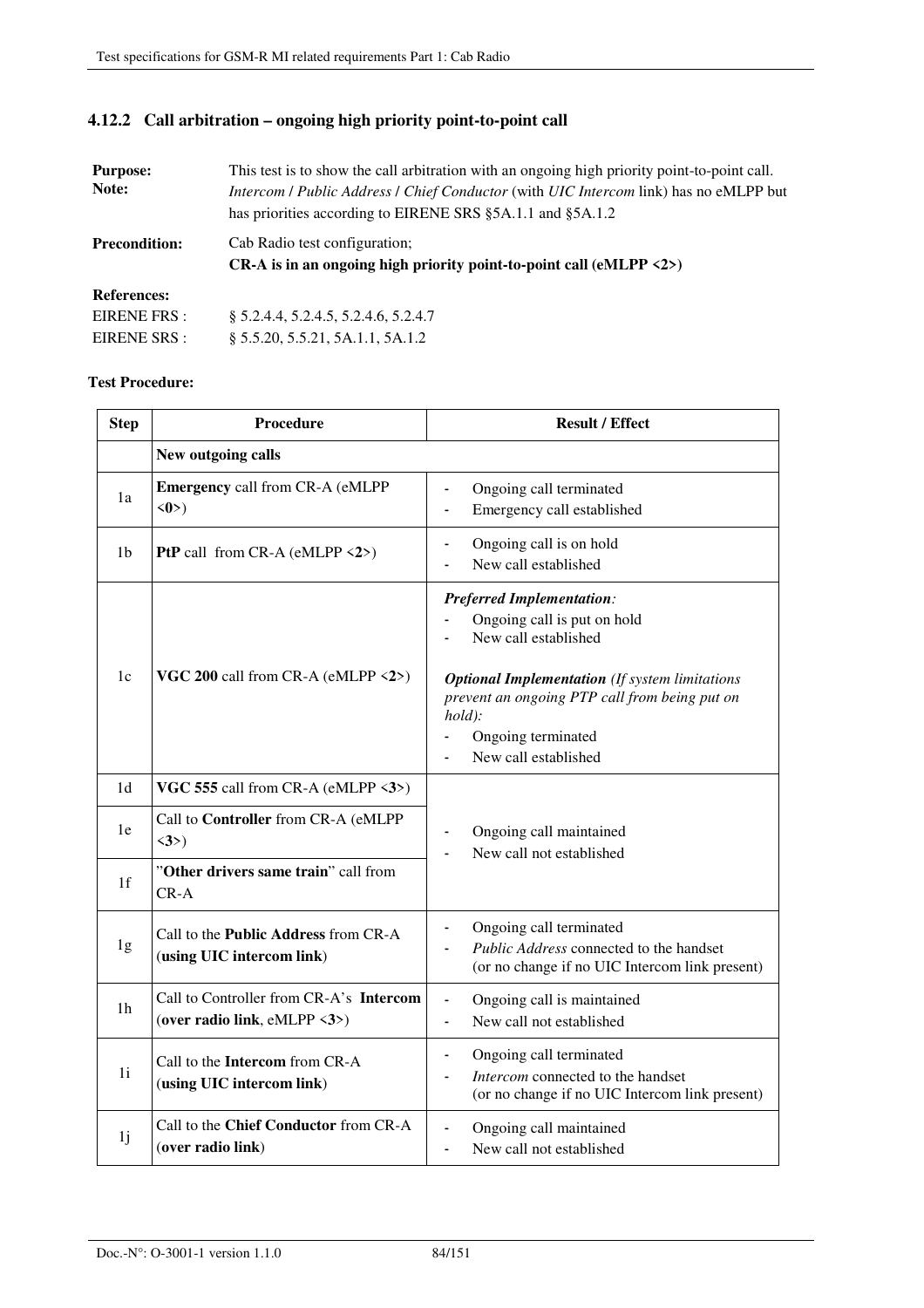### 4.12.2 Call arbitration – ongoing high priority point-to-point call

**Purpose:** This test is to show the call arbitration with an ongoing high priority point-to-point call.

**Note:** *Intercom* / *Public Address* / *Chief Conductor* (with *UIC Intercom* link) has no eMLPP but has priorities according to EIRENE SRS §5A.1.1 and §5A.1.2

**Precondition:** Cab Radio test configuration;
**CR-A is in an ongoing high priority point-to-point call (eMLPP <2>)**

**References:**

EIRENE FRS : § 5.2.4.4, 5.2.4.5, 5.2.4.6, 5.2.4.7

EIRENE SRS : § 5.5.20, 5.5.21, 5A.1.1, 5A.1.2

**Test Procedure:**

| Step | Procedure | Result / Effect |
|---|---|---|
| | **New outgoing calls** | |
| 1a | **Emergency** call from CR-A (eMLPP <**0**>) | - Ongoing call terminated<br>- Emergency call established |
| 1b | **PtP** call from CR-A (eMLPP <**2**>) | - Ongoing call is on hold<br>- New call established |
| 1c | **VGC 200** call from CR-A (eMLPP <**2**>) | ***Preferred Implementation****:*<br>- Ongoing call is put on hold<br>- New call established<br><br>***Optional Implementation*** *(If system limitations prevent an ongoing PTP call from being put on hold):*<br>- Ongoing terminated<br>- New call established |
| 1d | **VGC 555** call from CR-A (eMLPP <**3**>) | - Ongoing call maintained<br>- New call not established |
| 1e | Call to **Controller** from CR-A (eMLPP <**3**>) | - Ongoing call maintained<br>- New call not established |
| 1f | "**Other drivers same train**" call from CR-A | - Ongoing call maintained<br>- New call not established |
| 1g | Call to the **Public Address** from CR-A (**using UIC intercom link**) | - Ongoing call terminated<br>- *Public Address* connected to the handset (or no change if no UIC Intercom link present) |
| 1h | Call to Controller from CR-A's **Intercom** (**over radio link**, eMLPP <**3**>) | - Ongoing call is maintained<br>- New call not established |
| 1i | Call to the **Intercom** from CR-A (**using UIC intercom link**) | - Ongoing call terminated<br>- *Intercom* connected to the handset (or no change if no UIC Intercom link present) |
| 1j | Call to the **Chief Conductor** from CR-A (**over radio link**) | - Ongoing call maintained<br>- New call not established |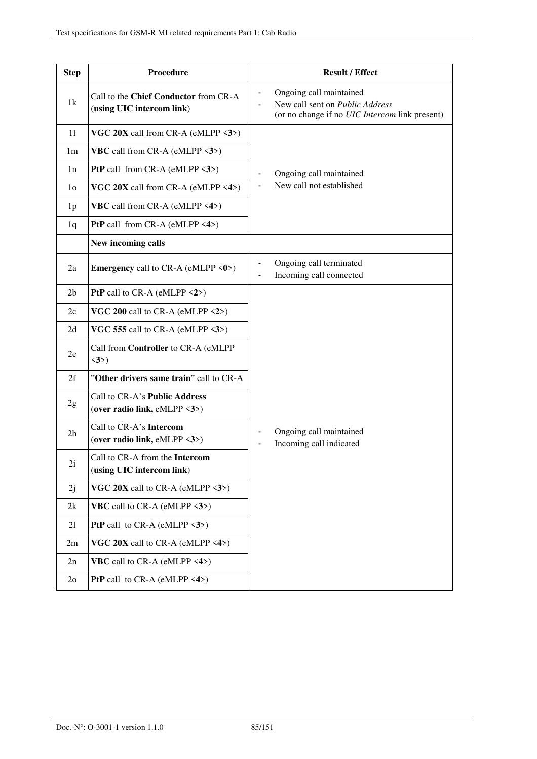| Step | Procedure | Result / Effect |
|---|---|---|
| 1k | Call to the **Chief Conductor** from CR-A (**using UIC intercom link**) | - Ongoing call maintained<br>- New call sent on *Public Address* (or no change if no *UIC Intercom* link present) |
| 1l | **VGC 20X** call from CR-A (eMLPP <**3**>) | - Ongoing call maintained<br>- New call not established |
| 1m | **VBC** call from CR-A (eMLPP <**3**>) | |
| 1n | **PtP** call from CR-A (eMLPP <**3**>) | |
| 1o | **VGC 20X** call from CR-A (eMLPP <**4**>) | |
| 1p | **VBC** call from CR-A (eMLPP <**4**>) | |
| 1q | **PtP** call from CR-A (eMLPP <**4**>) | |
| | **New incoming calls** | |
| 2a | **Emergency** call to CR-A (eMLPP <**0**>) | - Ongoing call terminated<br>- Incoming call connected |
| 2b | **PtP** call to CR-A (eMLPP <**2**>) | - Ongoing call maintained<br>- Incoming call indicated |
| 2c | **VGC 200** call to CR-A (eMLPP <**2**>) | |
| 2d | **VGC 555** call to CR-A (eMLPP <**3**>) | |
| 2e | Call from **Controller** to CR-A (eMLPP <**3**>) | |
| 2f | "**Other drivers same train**" call to CR-A | |
| 2g | Call to CR-A's **Public Address** (**over radio link,** eMLPP <**3**>) | |
| 2h | Call to CR-A's **Intercom** (**over radio link,** eMLPP <**3**>) | |
| 2i | Call to CR-A from the **Intercom** (**using UIC intercom link**) | |
| 2j | **VGC 20X** call to CR-A (eMLPP <**3**>) | |
| 2k | **VBC** call to CR-A (eMLPP <**3**>) | |
| 2l | **PtP** call to CR-A (eMLPP <**3**>) | |
| 2m | **VGC 20X** call to CR-A (eMLPP <**4**>) | |
| 2n | **VBC** call to CR-A (eMLPP <**4**>) | |
| 2o | **PtP** call to CR-A (eMLPP <**4**>) | |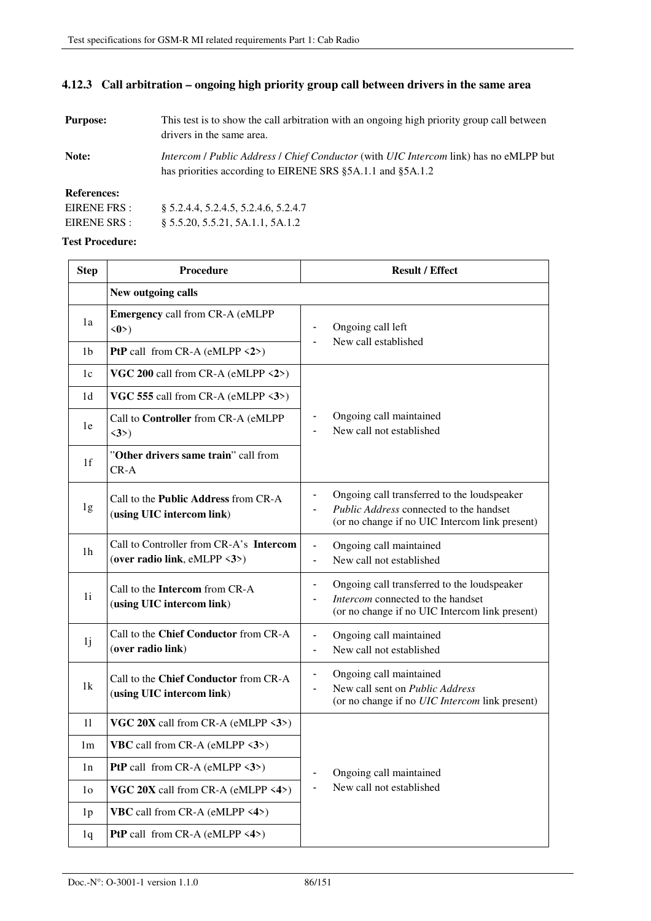### 4.12.3 Call arbitration – ongoing high priority group call between drivers in the same area

**Purpose:** This test is to show the call arbitration with an ongoing high priority group call between drivers in the same area.

**Note:** *Intercom* / *Public Address* / *Chief Conductor* (with *UIC Intercom* link) has no eMLPP but has priorities according to EIRENE SRS §5A.1.1 and §5A.1.2

**References:**

EIRENE FRS : § 5.2.4.4, 5.2.4.5, 5.2.4.6, 5.2.4.7

EIRENE SRS : § 5.5.20, 5.5.21, 5A.1.1, 5A.1.2

**Test Procedure:**

| Step | Procedure | Result / Effect |
|---|---|---|
| | **New outgoing calls** | |
| 1a | **Emergency** call from CR-A (eMLPP <**0**>) | - Ongoing call left<br>- New call established |
| 1b | **PtP** call from CR-A (eMLPP <**2**>) | |
| 1c | **VGC 200** call from CR-A (eMLPP <**2**>) | - Ongoing call maintained<br>- New call not established |
| 1d | **VGC 555** call from CR-A (eMLPP <**3**>) | |
| 1e | Call to **Controller** from CR-A (eMLPP <**3**>) | |
| 1f | "**Other drivers same train**" call from CR-A | |
| 1g | Call to the **Public Address** from CR-A (**using UIC intercom link**) | - Ongoing call transferred to the loudspeaker<br>- *Public Address* connected to the handset (or no change if no UIC Intercom link present) |
| 1h | Call to Controller from CR-A's **Intercom** (**over radio link**, eMLPP <**3**>) | - Ongoing call maintained<br>- New call not established |
| 1i | Call to the **Intercom** from CR-A (**using UIC intercom link**) | - Ongoing call transferred to the loudspeaker<br>- *Intercom* connected to the handset (or no change if no UIC Intercom link present) |
| 1j | Call to the **Chief Conductor** from CR-A (**over radio link**) | - Ongoing call maintained<br>- New call not established |
| 1k | Call to the **Chief Conductor** from CR-A (**using UIC intercom link**) | - Ongoing call maintained<br>- New call sent on *Public Address* (or no change if no *UIC Intercom* link present) |
| 1l | **VGC 20X** call from CR-A (eMLPP <**3**>) | - Ongoing call maintained<br>- New call not established |
| 1m | **VBC** call from CR-A (eMLPP <**3**>) | |
| 1n | **PtP** call from CR-A (eMLPP <**3**>) | |
| 1o | **VGC 20X** call from CR-A (eMLPP <**4**>) | |
| 1p | **VBC** call from CR-A (eMLPP <**4**>) | |
| 1q | **PtP** call from CR-A (eMLPP <**4**>) | |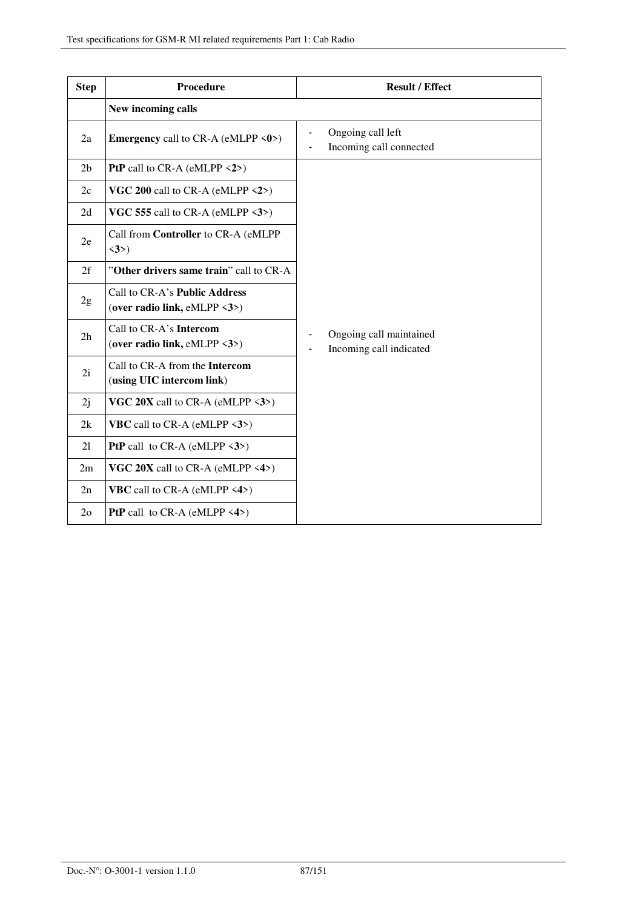| Step | Procedure | Result / Effect |
|---|---|---|
| | **New incoming calls** | |
| 2a | **Emergency** call to CR-A (eMLPP <**0**>) | - Ongoing call left<br>- Incoming call connected |
| 2b | **PtP** call to CR-A (eMLPP <**2**>) | - Ongoing call maintained<br>- Incoming call indicated |
| 2c | **VGC 200** call to CR-A (eMLPP <**2**>) | |
| 2d | **VGC 555** call to CR-A (eMLPP <**3**>) | |
| 2e | Call from **Controller** to CR-A (eMLPP <**3**>) | |
| 2f | "**Other drivers same train**" call to CR-A | |
| 2g | Call to CR-A's **Public Address** (**over radio link,** eMLPP <**3**>) | |
| 2h | Call to CR-A's **Intercom** (**over radio link,** eMLPP <**3**>) | |
| 2i | Call to CR-A from the **Intercom** (**using UIC intercom link**) | |
| 2j | **VGC 20X** call to CR-A (eMLPP <**3**>) | |
| 2k | **VBC** call to CR-A (eMLPP <**3**>) | |
| 2l | **PtP** call to CR-A (eMLPP <**3**>) | |
| 2m | **VGC 20X** call to CR-A (eMLPP <**4**>) | |
| 2n | **VBC** call to CR-A (eMLPP <**4**>) | |
| 2o | **PtP** call to CR-A (eMLPP <**4**>) | |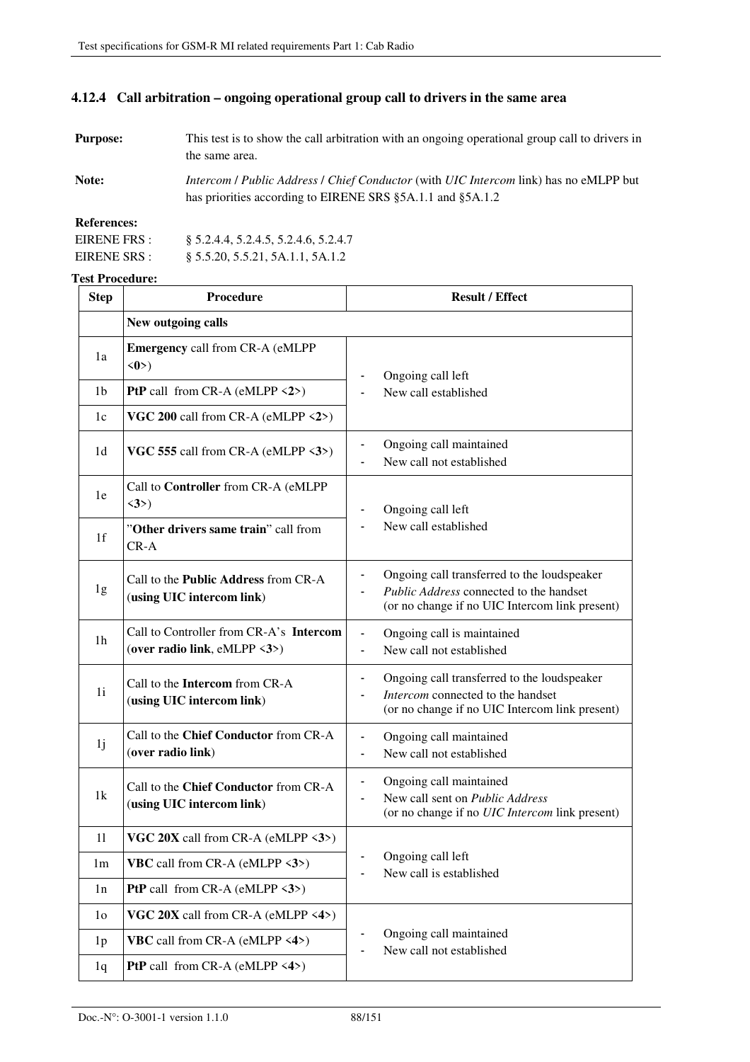### 4.12.4 Call arbitration – ongoing operational group call to drivers in the same area

**Purpose:** This test is to show the call arbitration with an ongoing operational group call to drivers in the same area.

**Note:** *Intercom* / *Public Address* / *Chief Conductor* (with *UIC Intercom* link) has no eMLPP but has priorities according to EIRENE SRS §5A.1.1 and §5A.1.2

**References:**

EIRENE FRS : § 5.2.4.4, 5.2.4.5, 5.2.4.6, 5.2.4.7

EIRENE SRS : § 5.5.20, 5.5.21, 5A.1.1, 5A.1.2

**Test Procedure:**

| Step | Procedure | Result / Effect |
|---|---|---|
| | **New outgoing calls** | |
| 1a | **Emergency** call from CR-A (eMLPP <**0**>) | - Ongoing call left<br>- New call established |
| 1b | **PtP** call from CR-A (eMLPP <**2**>) | |
| 1c | **VGC 200** call from CR-A (eMLPP <**2**>) | |
| 1d | **VGC 555** call from CR-A (eMLPP <**3**>) | - Ongoing call maintained<br>- New call not established |
| 1e | Call to **Controller** from CR-A (eMLPP <**3**>) | - Ongoing call left<br>- New call established |
| 1f | "**Other drivers same train**" call from CR-A | |
| 1g | Call to the **Public Address** from CR-A (**using UIC intercom link**) | - Ongoing call transferred to the loudspeaker<br>- *Public Address* connected to the handset<br>(or no change if no UIC Intercom link present) |
| 1h | Call to Controller from CR-A's **Intercom** (**over radio link**, eMLPP <**3**>) | - Ongoing call is maintained<br>- New call not established |
| 1i | Call to the **Intercom** from CR-A (**using UIC intercom link**) | - Ongoing call transferred to the loudspeaker<br>- *Intercom* connected to the handset<br>(or no change if no UIC Intercom link present) |
| 1j | Call to the **Chief Conductor** from CR-A (**over radio link**) | - Ongoing call maintained<br>- New call not established |
| 1k | Call to the **Chief Conductor** from CR-A (**using UIC intercom link**) | - Ongoing call maintained<br>- New call sent on *Public Address*<br>(or no change if no *UIC Intercom* link present) |
| 1l | **VGC 20X** call from CR-A (eMLPP <**3**>) | - Ongoing call left<br>- New call is established |
| 1m | **VBC** call from CR-A (eMLPP <**3**>) | |
| 1n | **PtP** call from CR-A (eMLPP <**3**>) | |
| 1o | **VGC 20X** call from CR-A (eMLPP <**4**>) | - Ongoing call maintained<br>- New call not established |
| 1p | **VBC** call from CR-A (eMLPP <**4**>) | |
| 1q | **PtP** call from CR-A (eMLPP <**4**>) | |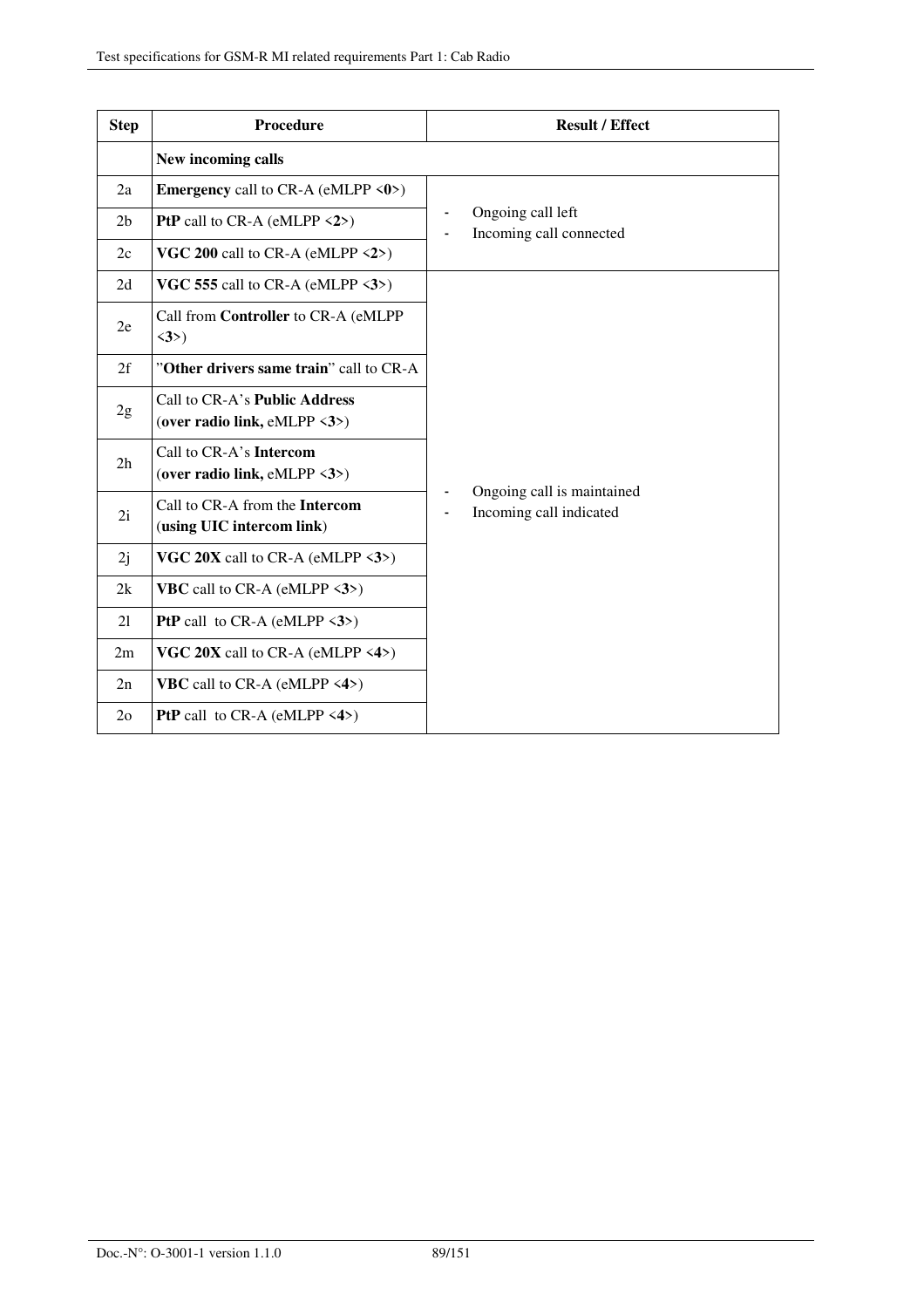| Step | Procedure | Result / Effect |
|---|---|---|
| | **New incoming calls** | |
| 2a | **Emergency** call to CR-A (eMLPP <**0**>) | - Ongoing call left<br>- Incoming call connected |
| 2b | **PtP** call to CR-A (eMLPP <**2**>) | |
| 2c | **VGC 200** call to CR-A (eMLPP <**2**>) | |
| 2d | **VGC 555** call to CR-A (eMLPP <**3**>) | - Ongoing call is maintained<br>- Incoming call indicated |
| 2e | Call from **Controller** to CR-A (eMLPP <**3**>) | |
| 2f | "**Other drivers same train**" call to CR-A | |
| 2g | Call to CR-A's **Public Address** (**over radio link,** eMLPP <**3**>) | |
| 2h | Call to CR-A's **Intercom** (**over radio link,** eMLPP <**3**>) | |
| 2i | Call to CR-A from the **Intercom** (**using UIC intercom link**) | |
| 2j | **VGC 20X** call to CR-A (eMLPP <**3**>) | |
| 2k | **VBC** call to CR-A (eMLPP <**3**>) | |
| 2l | **PtP** call to CR-A (eMLPP <**3**>) | |
| 2m | **VGC 20X** call to CR-A (eMLPP <**4**>) | |
| 2n | **VBC** call to CR-A (eMLPP <**4**>) | |
| 2o | **PtP** call to CR-A (eMLPP <**4**>) | |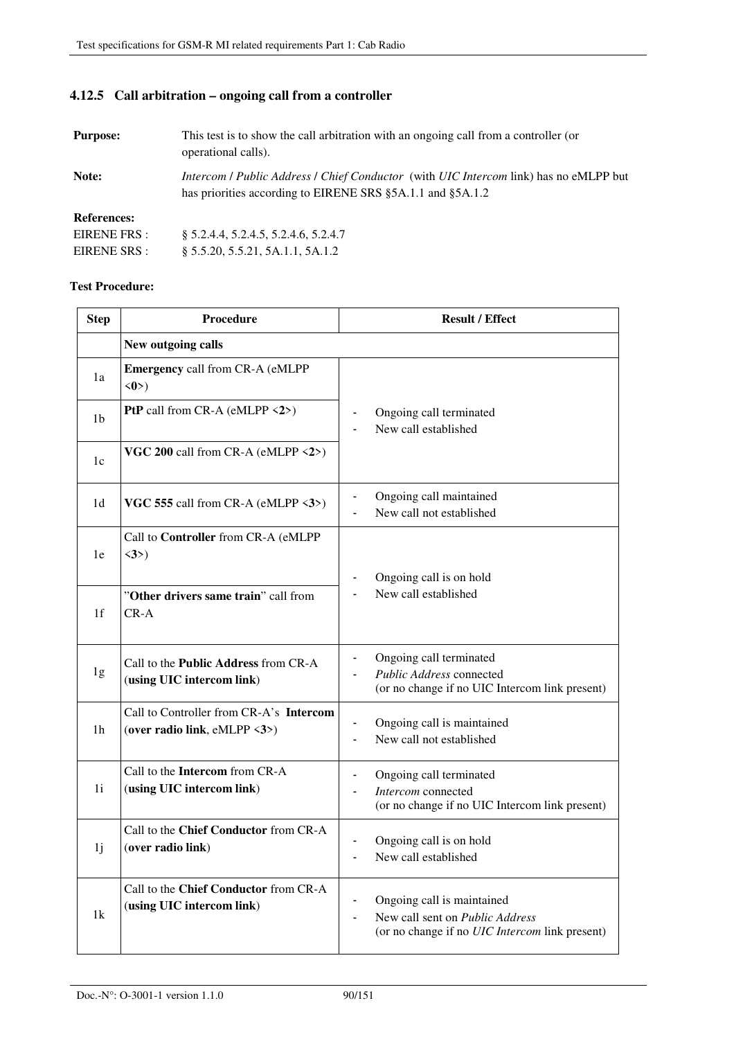### 4.12.5 Call arbitration – ongoing call from a controller

**Purpose:** This test is to show the call arbitration with an ongoing call from a controller (or operational calls).

**Note:** *Intercom* / *Public Address* / *Chief Conductor* (with *UIC Intercom* link) has no eMLPP but has priorities according to EIRENE SRS §5A.1.1 and §5A.1.2

**References:**

EIRENE FRS : § 5.2.4.4, 5.2.4.5, 5.2.4.6, 5.2.4.7

EIRENE SRS : § 5.5.20, 5.5.21, 5A.1.1, 5A.1.2

**Test Procedure:**

| Step | Procedure | Result / Effect |
|---|---|---|
| | **New outgoing calls** | |
| 1a | **Emergency** call from CR-A (eMLPP <**0**>) | - Ongoing call terminated<br>- New call established |
| 1b | **PtP** call from CR-A (eMLPP <**2**>) | |
| 1c | **VGC 200** call from CR-A (eMLPP <**2**>) | |
| 1d | **VGC 555** call from CR-A (eMLPP <**3**>) | - Ongoing call maintained<br>- New call not established |
| 1e | Call to **Controller** from CR-A (eMLPP <**3**>) | - Ongoing call is on hold<br>- New call established |
| 1f | "**Other drivers same train**" call from CR-A | |
| 1g | Call to the **Public Address** from CR-A (**using UIC intercom link**) | - Ongoing call terminated<br>- *Public Address* connected (or no change if no UIC Intercom link present) |
| 1h | Call to Controller from CR-A's **Intercom** (**over radio link**, eMLPP <**3**>) | - Ongoing call is maintained<br>- New call not established |
| 1i | Call to the **Intercom** from CR-A (**using UIC intercom link**) | - Ongoing call terminated<br>- *Intercom* connected (or no change if no UIC Intercom link present) |
| 1j | Call to the **Chief Conductor** from CR-A (**over radio link**) | - Ongoing call is on hold<br>- New call established |
| 1k | Call to the **Chief Conductor** from CR-A (**using UIC intercom link**) | - Ongoing call is maintained<br>- New call sent on *Public Address* (or no change if no *UIC Intercom* link present) |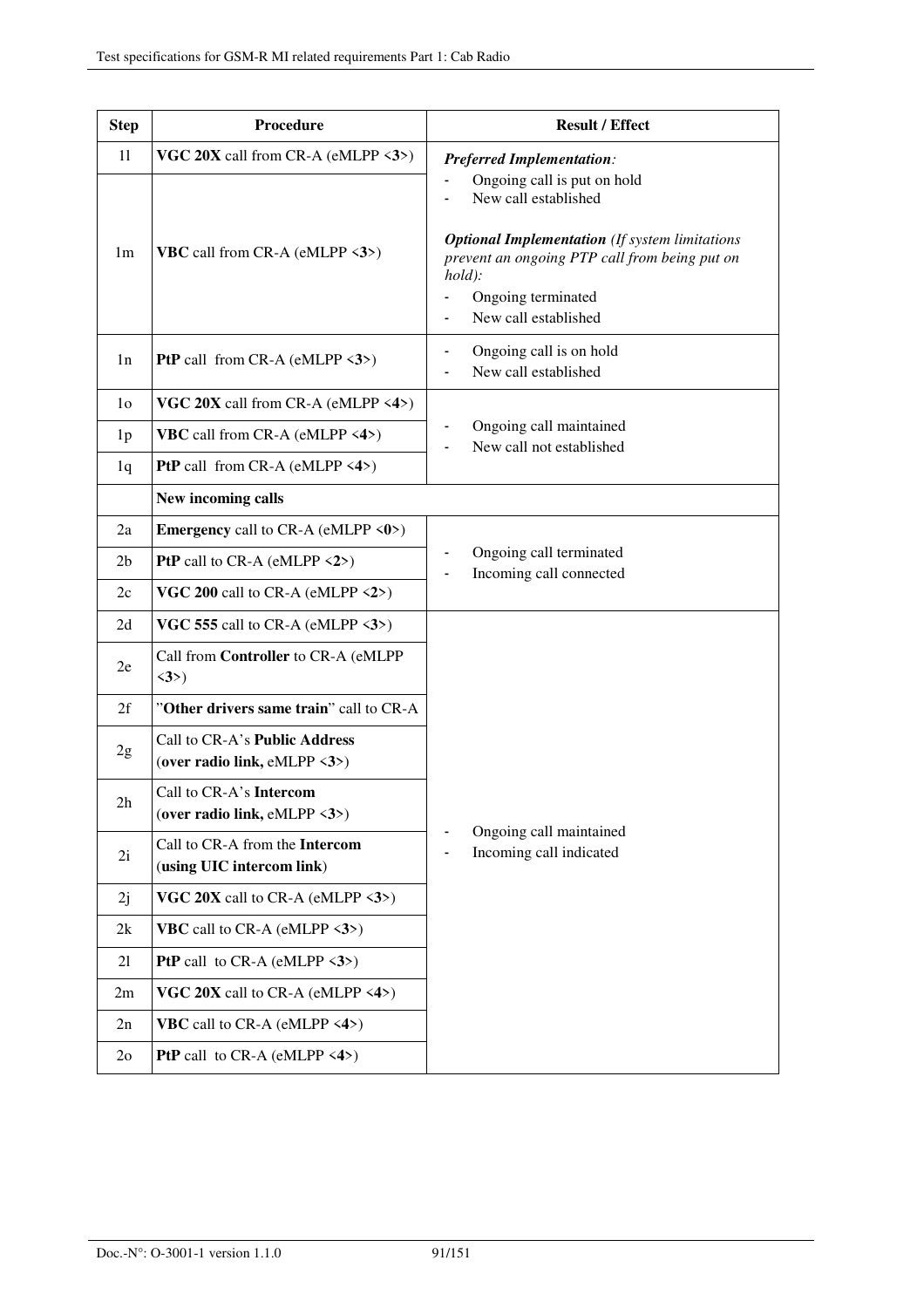| Step | Procedure | Result / Effect |
|---|---|---|
| 1l | **VGC 20X** call from CR-A (eMLPP <**3**>) | ***Preferred Implementation****:*<br>- Ongoing call is put on hold<br>- New call established<br><br>***Optional Implementation*** *(If system limitations prevent an ongoing PTP call from being put on hold):*<br>- Ongoing terminated<br>- New call established |
| 1m | **VBC** call from CR-A (eMLPP <**3**>) | |
| 1n | **PtP** call from CR-A (eMLPP <**3**>) | - Ongoing call is on hold<br>- New call established |
| 1o | **VGC 20X** call from CR-A (eMLPP <**4**>) | - Ongoing call maintained<br>- New call not established |
| 1p | **VBC** call from CR-A (eMLPP <**4**>) | |
| 1q | **PtP** call from CR-A (eMLPP <**4**>) | |
| | **New incoming calls** | |
| 2a | **Emergency** call to CR-A (eMLPP <**0**>) | - Ongoing call terminated<br>- Incoming call connected |
| 2b | **PtP** call to CR-A (eMLPP <**2**>) | |
| 2c | **VGC 200** call to CR-A (eMLPP <**2**>) | |
| 2d | **VGC 555** call to CR-A (eMLPP <**3**>) | - Ongoing call maintained<br>- Incoming call indicated |
| 2e | Call from **Controller** to CR-A (eMLPP <**3**>) | |
| 2f | "**Other drivers same train**" call to CR-A | |
| 2g | Call to CR-A's **Public Address** (**over radio link,** eMLPP <**3**>) | |
| 2h | Call to CR-A's **Intercom** (**over radio link,** eMLPP <**3**>) | |
| 2i | Call to CR-A from the **Intercom** (**using UIC intercom link**) | |
| 2j | **VGC 20X** call to CR-A (eMLPP <**3**>) | |
| 2k | **VBC** call to CR-A (eMLPP <**3**>) | |
| 2l | **PtP** call to CR-A (eMLPP <**3**>) | |
| 2m | **VGC 20X** call to CR-A (eMLPP <**4**>) | |
| 2n | **VBC** call to CR-A (eMLPP <**4**>) | |
| 2o | **PtP** call to CR-A (eMLPP <**4**>) | |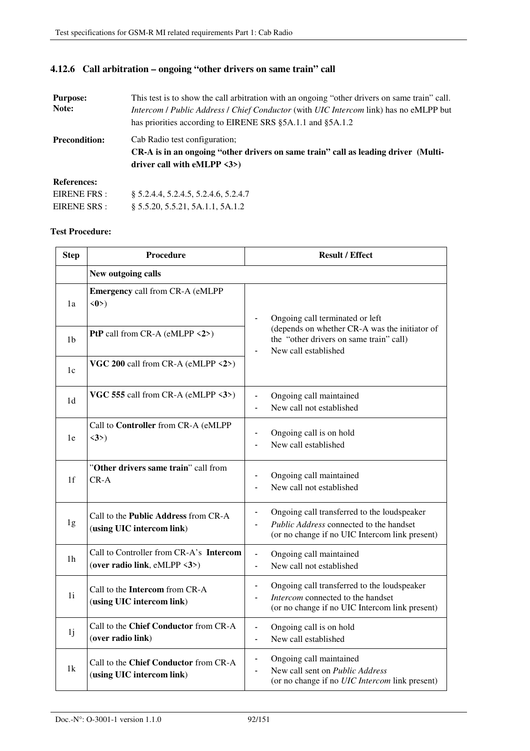### 4.12.6 Call arbitration – ongoing "other drivers on same train" call

**Purpose:** This test is to show the call arbitration with an ongoing "other drivers on same train" call.

**Note:** *Intercom* / *Public Address* / *Chief Conductor* (with *UIC Intercom* link) has no eMLPP but has priorities according to EIRENE SRS §5A.1.1 and §5A.1.2

**Precondition:** Cab Radio test configuration;
**CR-A is in an ongoing "other drivers on same train" call as leading driver (Multi-driver call with eMLPP <3>)**

**References:**

EIRENE FRS : § 5.2.4.4, 5.2.4.5, 5.2.4.6, 5.2.4.7

EIRENE SRS : § 5.5.20, 5.5.21, 5A.1.1, 5A.1.2

**Test Procedure:**

| Step | Procedure | Result / Effect |
|---|---|---|
| | **New outgoing calls** | |
| 1a | **Emergency** call from CR-A (eMLPP <**0**>) | - Ongoing call terminated or left (depends on whether CR-A was the initiator of the "other drivers on same train" call)<br>- New call established |
| 1b | **PtP** call from CR-A (eMLPP <**2**>) | |
| 1c | **VGC 200** call from CR-A (eMLPP <**2**>) | |
| 1d | **VGC 555** call from CR-A (eMLPP <**3**>) | - Ongoing call maintained<br>- New call not established |
| 1e | Call to **Controller** from CR-A (eMLPP <**3**>) | - Ongoing call is on hold<br>- New call established |
| 1f | "**Other drivers same train**" call from CR-A | - Ongoing call maintained<br>- New call not established |
| 1g | Call to the **Public Address** from CR-A (**using UIC intercom link**) | - Ongoing call transferred to the loudspeaker<br>- *Public Address* connected to the handset (or no change if no UIC Intercom link present) |
| 1h | Call to Controller from CR-A's **Intercom** (**over radio link**, eMLPP <**3**>) | - Ongoing call maintained<br>- New call not established |
| 1i | Call to the **Intercom** from CR-A (**using UIC intercom link**) | - Ongoing call transferred to the loudspeaker<br>- *Intercom* connected to the handset (or no change if no UIC Intercom link present) |
| 1j | Call to the **Chief Conductor** from CR-A (**over radio link**) | - Ongoing call is on hold<br>- New call established |
| 1k | Call to the **Chief Conductor** from CR-A (**using UIC intercom link**) | - Ongoing call maintained<br>- New call sent on *Public Address* (or no change if no *UIC Intercom* link present) |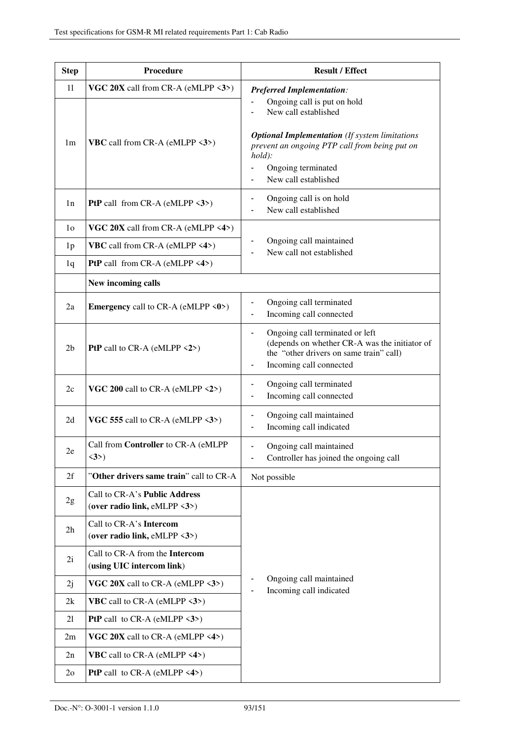| Step | Procedure | Result / Effect |
|---|---|---|
| 1l | **VGC 20X** call from CR-A (eMLPP <**3**>) | ***Preferred Implementation:*** <br>- Ongoing call is put on hold <br>- New call established <br><br>***Optional Implementation*** *(If system limitations prevent an ongoing PTP call from being put on hold):* <br>- Ongoing terminated <br>- New call established |
| 1m | **VBC** call from CR-A (eMLPP <**3**>) | |
| 1n | **PtP** call from CR-A (eMLPP <**3**>) | - Ongoing call is on hold <br>- New call established |
| 1o | **VGC 20X** call from CR-A (eMLPP <**4**>) | - Ongoing call maintained <br>- New call not established |
| 1p | **VBC** call from CR-A (eMLPP <**4**>) | |
| 1q | **PtP** call from CR-A (eMLPP <**4**>) | |
| | **New incoming calls** | |
| 2a | **Emergency** call to CR-A (eMLPP <**0**>) | - Ongoing call terminated <br>- Incoming call connected |
| 2b | **PtP** call to CR-A (eMLPP <**2**>) | - Ongoing call terminated or left (depends on whether CR-A was the initiator of the "other drivers on same train" call) <br>- Incoming call connected |
| 2c | **VGC 200** call to CR-A (eMLPP <**2**>) | - Ongoing call terminated <br>- Incoming call connected |
| 2d | **VGC 555** call to CR-A (eMLPP <**3**>) | - Ongoing call maintained <br>- Incoming call indicated |
| 2e | Call from **Controller** to CR-A (eMLPP <**3**>) | - Ongoing call maintained <br>- Controller has joined the ongoing call |
| 2f | "**Other drivers same train**" call to CR-A | Not possible |
| 2g | Call to CR-A's **Public Address** (**over radio link,** eMLPP <**3**>) | - Ongoing call maintained <br>- Incoming call indicated |
| 2h | Call to CR-A's **Intercom** (**over radio link,** eMLPP <**3**>) | |
| 2i | Call to CR-A from the **Intercom** (**using UIC intercom link**) | |
| 2j | **VGC 20X** call to CR-A (eMLPP <**3**>) | |
| 2k | **VBC** call to CR-A (eMLPP <**3**>) | |
| 2l | **PtP** call to CR-A (eMLPP <**3**>) | |
| 2m | **VGC 20X** call to CR-A (eMLPP <**4**>) | |
| 2n | **VBC** call to CR-A (eMLPP <**4**>) | |
| 2o | **PtP** call to CR-A (eMLPP <**4**>) | |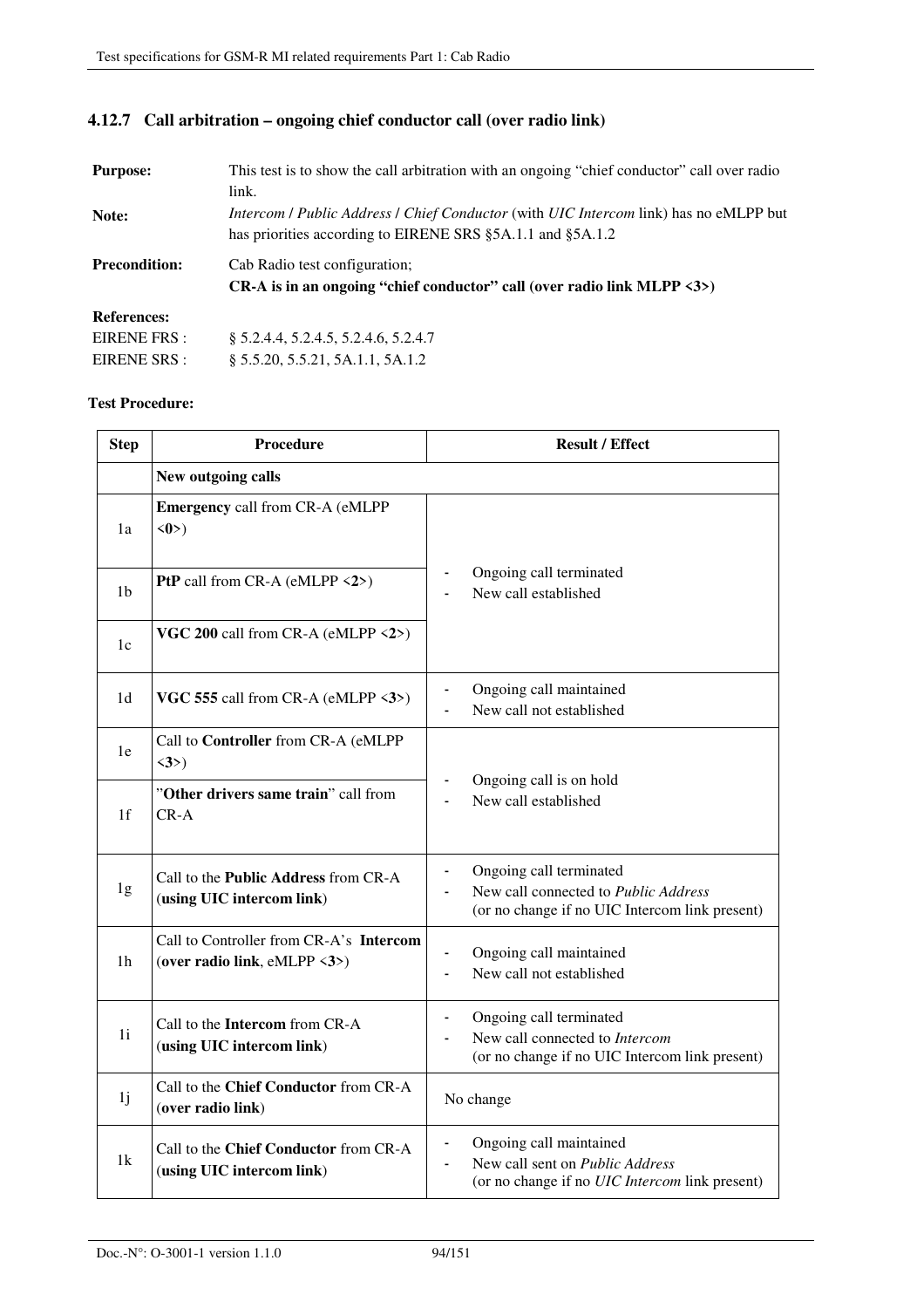### 4.12.7 Call arbitration – ongoing chief conductor call (over radio link)

**Purpose:** This test is to show the call arbitration with an ongoing "chief conductor" call over radio link.

**Note:** *Intercom* / *Public Address* / *Chief Conductor* (with *UIC Intercom* link) has no eMLPP but has priorities according to EIRENE SRS §5A.1.1 and §5A.1.2

**Precondition:** Cab Radio test configuration;
**CR-A is in an ongoing "chief conductor" call (over radio link MLPP <3>)**

**References:**

EIRENE FRS : § 5.2.4.4, 5.2.4.5, 5.2.4.6, 5.2.4.7

EIRENE SRS : § 5.5.20, 5.5.21, 5A.1.1, 5A.1.2

**Test Procedure:**

| Step | Procedure | Result / Effect |
|---|---|---|
| | **New outgoing calls** | |
| 1a | **Emergency** call from CR-A (eMLPP <**0**>) | - Ongoing call terminated<br>- New call established |
| 1b | **PtP** call from CR-A (eMLPP <**2**>) | - Ongoing call terminated<br>- New call established |
| 1c | **VGC 200** call from CR-A (eMLPP <**2**>) | - Ongoing call terminated<br>- New call established |
| 1d | **VGC 555** call from CR-A (eMLPP <**3**>) | - Ongoing call maintained<br>- New call not established |
| 1e | Call to **Controller** from CR-A (eMLPP <**3**>) | - Ongoing call is on hold<br>- New call established |
| 1f | "**Other drivers same train**" call from CR-A | - Ongoing call is on hold<br>- New call established |
| 1g | Call to the **Public Address** from CR-A (**using UIC intercom link**) | - Ongoing call terminated<br>- New call connected to *Public Address* (or no change if no UIC Intercom link present) |
| 1h | Call to Controller from CR-A's **Intercom** (**over radio link**, eMLPP <**3**>) | - Ongoing call maintained<br>- New call not established |
| 1i | Call to the **Intercom** from CR-A (**using UIC intercom link**) | - Ongoing call terminated<br>- New call connected to *Intercom* (or no change if no UIC Intercom link present) |
| 1j | Call to the **Chief Conductor** from CR-A (**over radio link**) | No change |
| 1k | Call to the **Chief Conductor** from CR-A (**using UIC intercom link**) | - Ongoing call maintained<br>- New call sent on *Public Address* (or no change if no *UIC Intercom* link present) |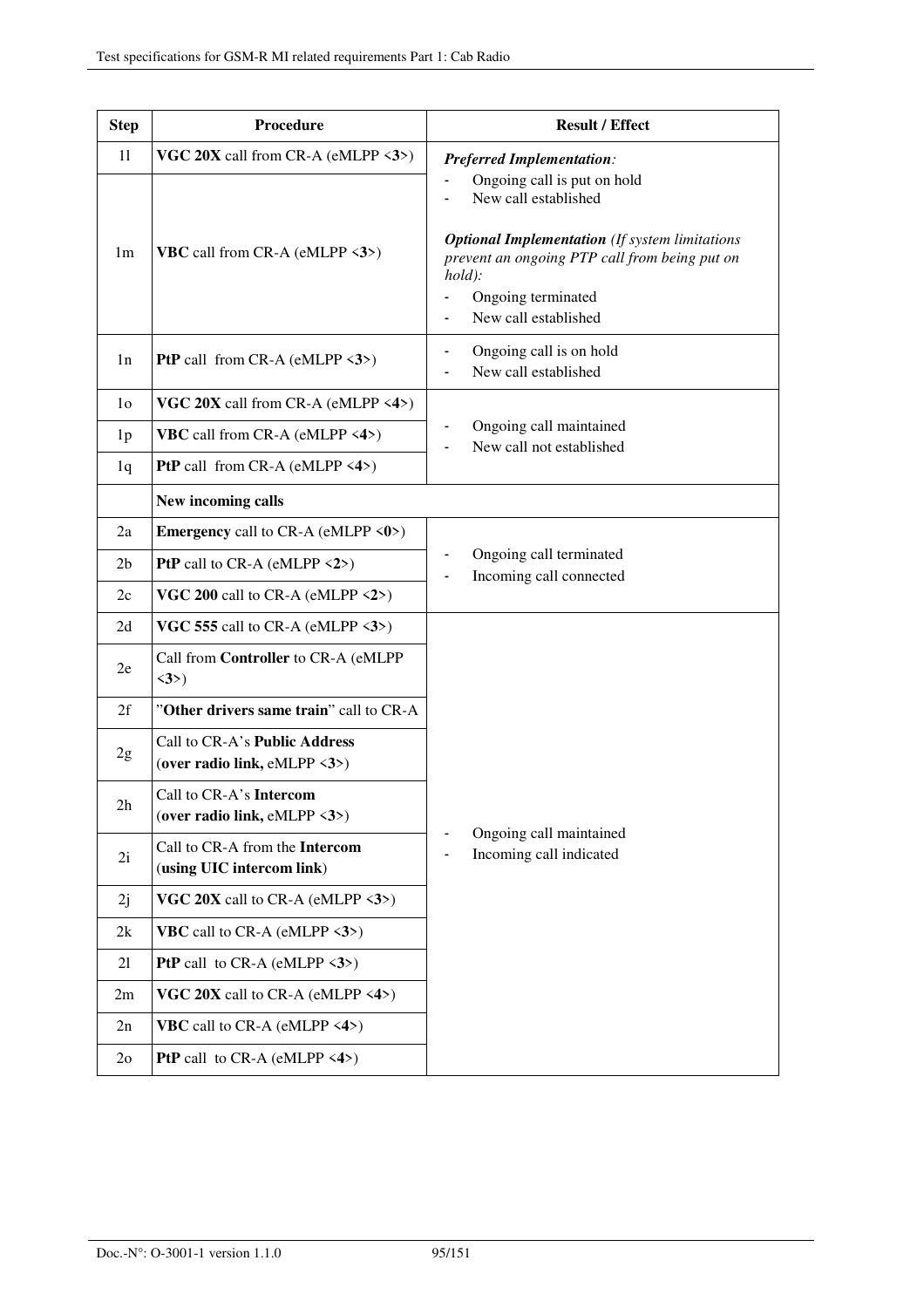| Step | Procedure | Result / Effect |
|---|---|---|
| 1l | **VGC 20X** call from CR-A (eMLPP <**3**>) | ***Preferred Implementation**:*<br>- Ongoing call is put on hold<br>- New call established<br><br>***Optional Implementation** (If system limitations prevent an ongoing PTP call from being put on hold):*<br>- Ongoing terminated<br>- New call established |
| 1m | **VBC** call from CR-A (eMLPP <**3**>) | |
| 1n | **PtP** call from CR-A (eMLPP <**3**>) | - Ongoing call is on hold<br>- New call established |
| 1o | **VGC 20X** call from CR-A (eMLPP <**4**>) | - Ongoing call maintained<br>- New call not established |
| 1p | **VBC** call from CR-A (eMLPP <**4**>) | |
| 1q | **PtP** call from CR-A (eMLPP <**4**>) | |
| | **New incoming calls** | |
| 2a | **Emergency** call to CR-A (eMLPP <**0**>) | - Ongoing call terminated<br>- Incoming call connected |
| 2b | **PtP** call to CR-A (eMLPP <**2**>) | |
| 2c | **VGC 200** call to CR-A (eMLPP <**2**>) | |
| 2d | **VGC 555** call to CR-A (eMLPP <**3**>) | - Ongoing call maintained<br>- Incoming call indicated |
| 2e | Call from **Controller** to CR-A (eMLPP <**3**>) | |
| 2f | "**Other drivers same train**" call to CR-A | |
| 2g | Call to CR-A's **Public Address** (**over radio link,** eMLPP <**3**>) | |
| 2h | Call to CR-A's **Intercom** (**over radio link,** eMLPP <**3**>) | |
| 2i | Call to CR-A from the **Intercom** (**using UIC intercom link**) | |
| 2j | **VGC 20X** call to CR-A (eMLPP <**3**>) | |
| 2k | **VBC** call to CR-A (eMLPP <**3**>) | |
| 2l | **PtP** call to CR-A (eMLPP <**3**>) | |
| 2m | **VGC 20X** call to CR-A (eMLPP <**4**>) | |
| 2n | **VBC** call to CR-A (eMLPP <**4**>) | |
| 2o | **PtP** call to CR-A (eMLPP <**4**>) | |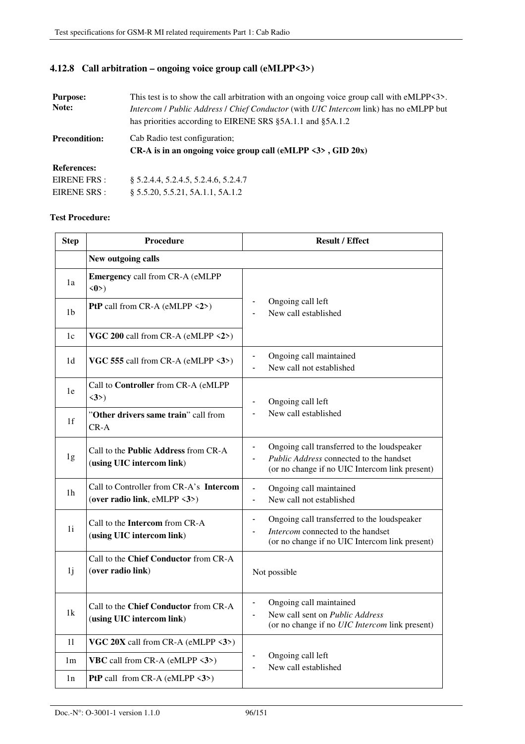### 4.12.8 Call arbitration – ongoing voice group call (eMLPP<3>)

**Purpose:** This test is to show the call arbitration with an ongoing voice group call with eMLPP<3>.

**Note:** *Intercom* / *Public Address* / *Chief Conductor* (with *UIC Intercom* link) has no eMLPP but has priorities according to EIRENE SRS §5A.1.1 and §5A.1.2

**Precondition:** Cab Radio test configuration;
**CR-A is in an ongoing voice group call (eMLPP <3> , GID 20x)**

**References:**
EIRENE FRS : § 5.2.4.4, 5.2.4.5, 5.2.4.6, 5.2.4.7
EIRENE SRS : § 5.5.20, 5.5.21, 5A.1.1, 5A.1.2

**Test Procedure:**

| Step | Procedure | Result / Effect |
|---|---|---|
| | **New outgoing calls** | |
| 1a | **Emergency** call from CR-A (eMLPP <**0**>) | - Ongoing call left<br>- New call established |
| 1b | **PtP** call from CR-A (eMLPP <**2**>) | |
| 1c | **VGC 200** call from CR-A (eMLPP <**2**>) | |
| 1d | **VGC 555** call from CR-A (eMLPP <**3**>) | - Ongoing call maintained<br>- New call not established |
| 1e | Call to **Controller** from CR-A (eMLPP <**3**>) | - Ongoing call left<br>- New call established |
| 1f | "**Other drivers same train**" call from CR-A | |
| 1g | Call to the **Public Address** from CR-A (**using UIC intercom link**) | - Ongoing call transferred to the loudspeaker<br>- *Public Address* connected to the handset (or no change if no UIC Intercom link present) |
| 1h | Call to Controller from CR-A's **Intercom** (**over radio link**, eMLPP <**3**>) | - Ongoing call maintained<br>- New call not established |
| 1i | Call to the **Intercom** from CR-A (**using UIC intercom link**) | - Ongoing call transferred to the loudspeaker<br>- *Intercom* connected to the handset (or no change if no UIC Intercom link present) |
| 1j | Call to the **Chief Conductor** from CR-A (**over radio link**) | Not possible |
| 1k | Call to the **Chief Conductor** from CR-A (**using UIC intercom link**) | - Ongoing call maintained<br>- New call sent on *Public Address* (or no change if no *UIC Intercom* link present) |
| 1l | **VGC 20X** call from CR-A (eMLPP <**3**>) | - Ongoing call left<br>- New call established |
| 1m | **VBC** call from CR-A (eMLPP <**3**>) | |
| 1n | **PtP** call from CR-A (eMLPP <**3**>) | |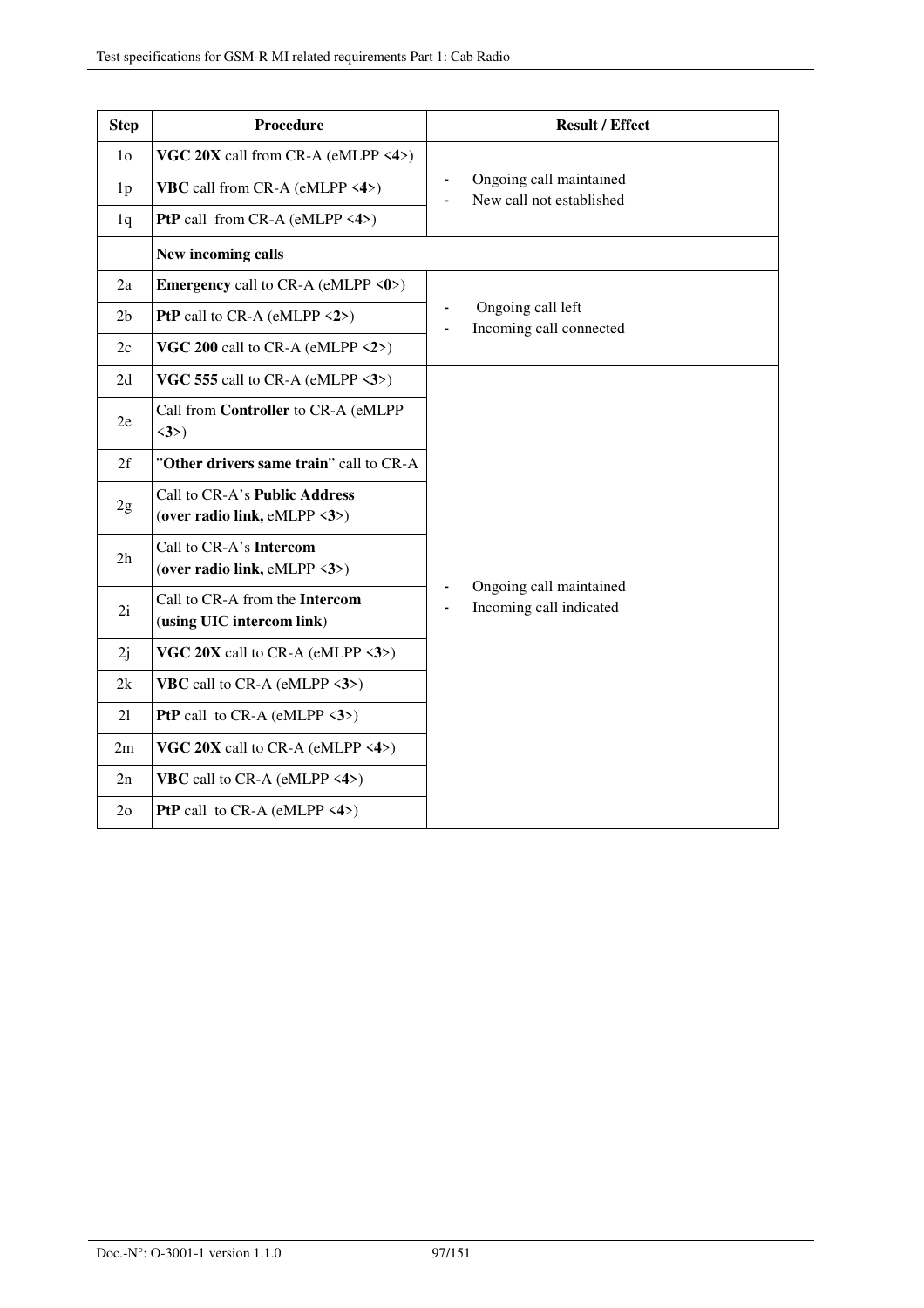| Step | Procedure | Result / Effect |
|---|---|---|
| 1o | **VGC 20X** call from CR-A (eMLPP <**4**>) | - Ongoing call maintained<br>- New call not established |
| 1p | **VBC** call from CR-A (eMLPP <**4**>) | |
| 1q | **PtP** call from CR-A (eMLPP <**4**>) | |
| | **New incoming calls** | |
| 2a | **Emergency** call to CR-A (eMLPP <**0**>) | - Ongoing call left<br>- Incoming call connected |
| 2b | **PtP** call to CR-A (eMLPP <**2**>) | |
| 2c | **VGC 200** call to CR-A (eMLPP <**2**>) | |
| 2d | **VGC 555** call to CR-A (eMLPP <**3**>) | - Ongoing call maintained<br>- Incoming call indicated |
| 2e | Call from **Controller** to CR-A (eMLPP <**3**>) | |
| 2f | "**Other drivers same train**" call to CR-A | |
| 2g | Call to CR-A's **Public Address** (**over radio link,** eMLPP <**3**>) | |
| 2h | Call to CR-A's **Intercom** (**over radio link,** eMLPP <**3**>) | |
| 2i | Call to CR-A from the **Intercom** (**using UIC intercom link**) | |
| 2j | **VGC 20X** call to CR-A (eMLPP <**3**>) | |
| 2k | **VBC** call to CR-A (eMLPP <**3**>) | |
| 2l | **PtP** call to CR-A (eMLPP <**3**>) | |
| 2m | **VGC 20X** call to CR-A (eMLPP <**4**>) | |
| 2n | **VBC** call to CR-A (eMLPP <**4**>) | |
| 2o | **PtP** call to CR-A (eMLPP <**4**>) | |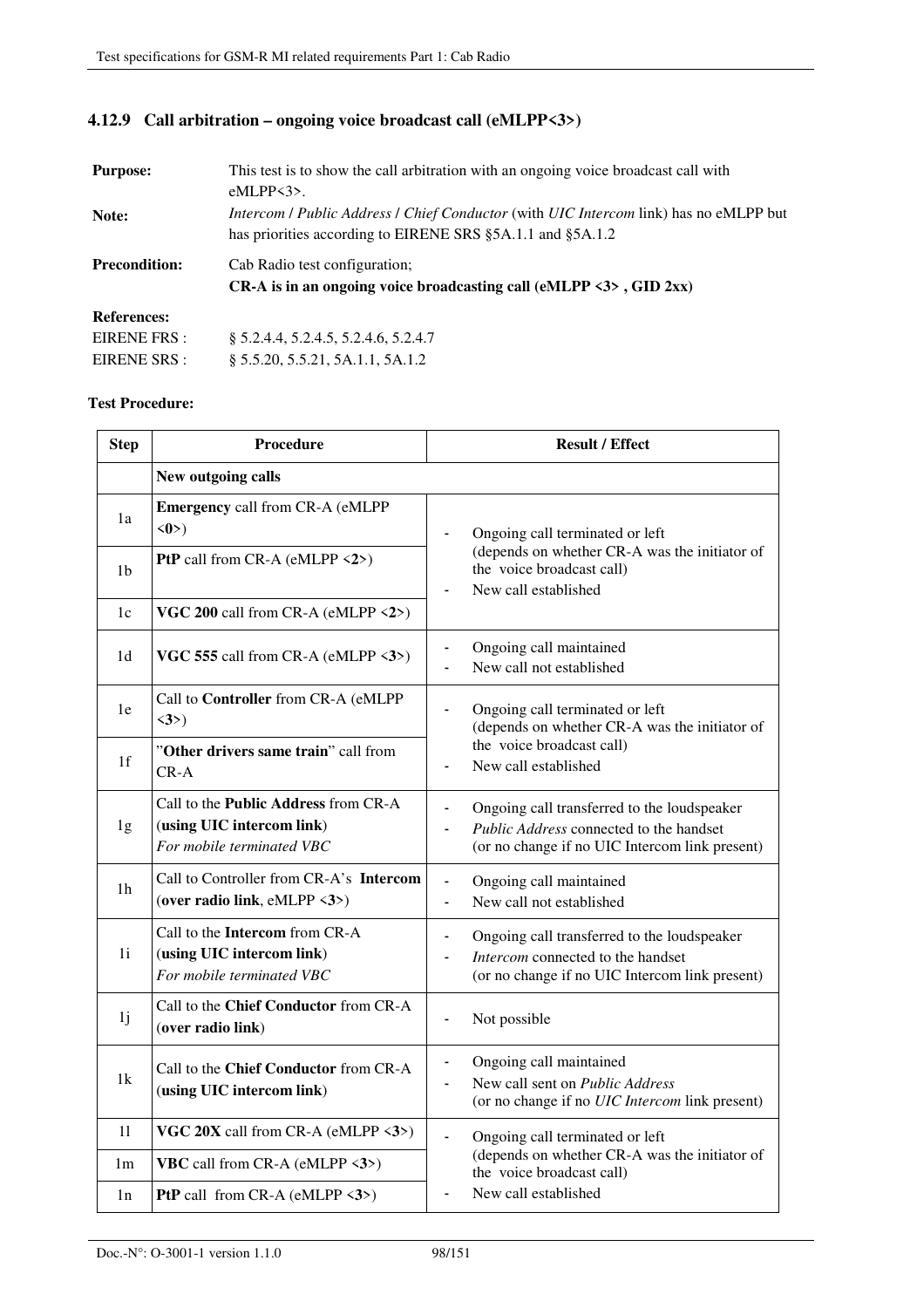### 4.12.9 Call arbitration – ongoing voice broadcast call (eMLPP<3>)

**Purpose:** This test is to show the call arbitration with an ongoing voice broadcast call with eMLPP<3>.

**Note:** *Intercom* / *Public Address* / *Chief Conductor* (with *UIC Intercom* link) has no eMLPP but has priorities according to EIRENE SRS §5A.1.1 and §5A.1.2

**Precondition:** Cab Radio test configuration;
**CR-A is in an ongoing voice broadcasting call (eMLPP <3> , GID 2xx)**

**References:**
EIRENE FRS : § 5.2.4.4, 5.2.4.5, 5.2.4.6, 5.2.4.7
EIRENE SRS : § 5.5.20, 5.5.21, 5A.1.1, 5A.1.2

**Test Procedure:**

| Step | Procedure | Result / Effect |
|---|---|---|
| | **New outgoing calls** | |
| 1a | **Emergency** call from CR-A (eMLPP <**0**>) | - Ongoing call terminated or left (depends on whether CR-A was the initiator of the voice broadcast call)<br>- New call established |
| 1b | **PtP** call from CR-A (eMLPP <**2**>) | |
| 1c | **VGC 200** call from CR-A (eMLPP <**2**>) | |
| 1d | **VGC 555** call from CR-A (eMLPP <**3**>) | - Ongoing call maintained<br>- New call not established |
| 1e | Call to **Controller** from CR-A (eMLPP <**3**>) | - Ongoing call terminated or left (depends on whether CR-A was the initiator of the voice broadcast call)<br>- New call established |
| 1f | "**Other drivers same train**" call from CR-A | |
| 1g | Call to the **Public Address** from CR-A (**using UIC intercom link**)<br>*For mobile terminated VBC* | - Ongoing call transferred to the loudspeaker<br>- *Public Address* connected to the handset (or no change if no UIC Intercom link present) |
| 1h | Call to Controller from CR-A's **Intercom** (**over radio link**, eMLPP <**3**>) | - Ongoing call maintained<br>- New call not established |
| 1i | Call to the **Intercom** from CR-A (**using UIC intercom link**)<br>*For mobile terminated VBC* | - Ongoing call transferred to the loudspeaker<br>- *Intercom* connected to the handset (or no change if no UIC Intercom link present) |
| 1j | Call to the **Chief Conductor** from CR-A (**over radio link**) | - Not possible |
| 1k | Call to the **Chief Conductor** from CR-A (**using UIC intercom link**) | - Ongoing call maintained<br>- New call sent on *Public Address* (or no change if no *UIC Intercom* link present) |
| 1l | **VGC 20X** call from CR-A (eMLPP <**3**>) | - Ongoing call terminated or left (depends on whether CR-A was the initiator of the voice broadcast call)<br>- New call established |
| 1m | **VBC** call from CR-A (eMLPP <**3**>) | |
| 1n | **PtP** call from CR-A (eMLPP <**3**>) | |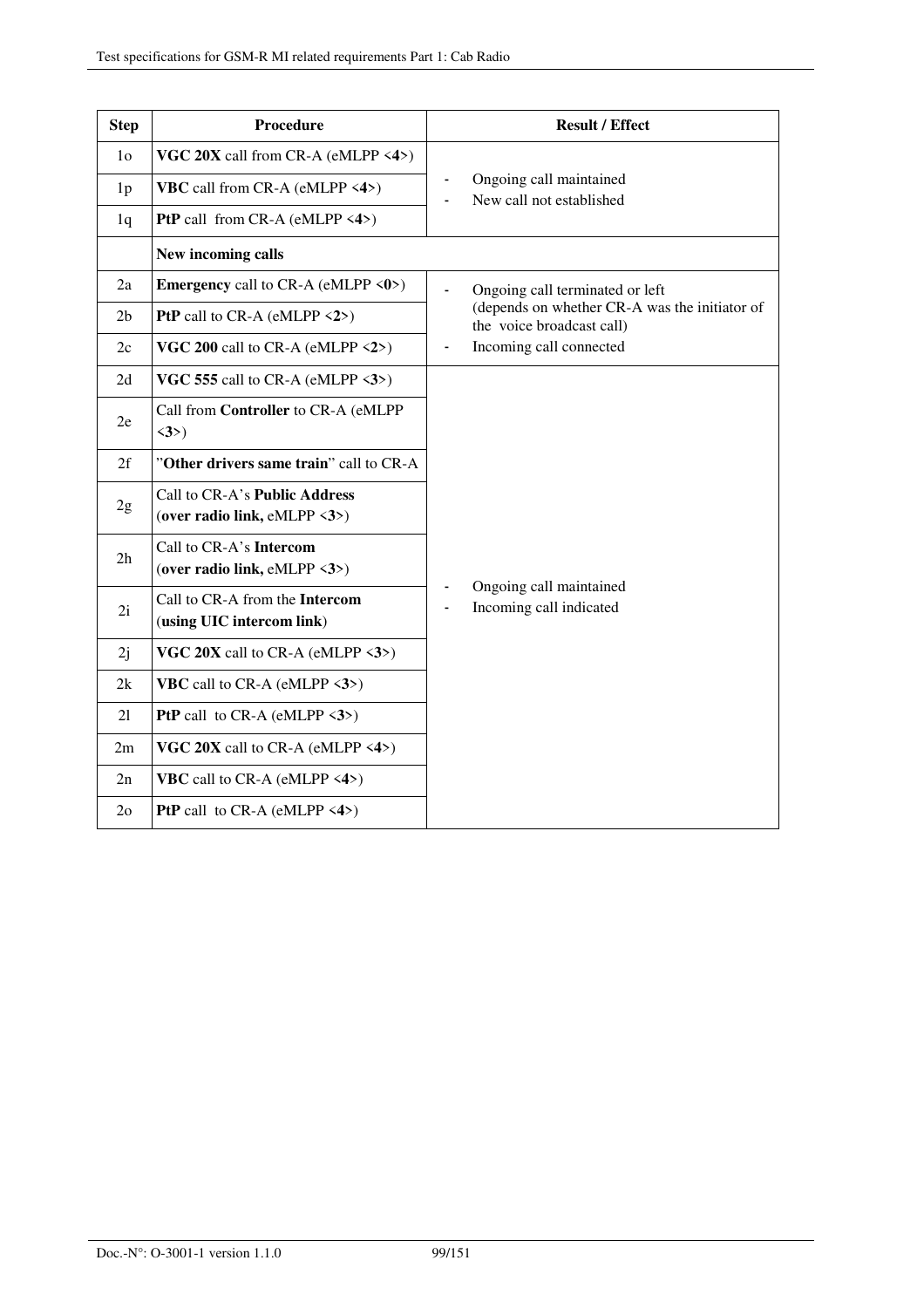| Step | Procedure | Result / Effect |
|---|---|---|
| 1o | **VGC 20X** call from CR-A (eMLPP <**4**>) | - Ongoing call maintained<br>- New call not established |
| 1p | **VBC** call from CR-A (eMLPP <**4**>) | |
| 1q | **PtP** call from CR-A (eMLPP <**4**>) | |
| | **New incoming calls** | |
| 2a | **Emergency** call to CR-A (eMLPP <**0**>) | - Ongoing call terminated or left (depends on whether CR-A was the initiator of the voice broadcast call)<br>- Incoming call connected |
| 2b | **PtP** call to CR-A (eMLPP <**2**>) | |
| 2c | **VGC 200** call to CR-A (eMLPP <**2**>) | |
| 2d | **VGC 555** call to CR-A (eMLPP <**3**>) | - Ongoing call maintained<br>- Incoming call indicated |
| 2e | Call from **Controller** to CR-A (eMLPP <**3**>) | |
| 2f | "**Other drivers same train**" call to CR-A | |
| 2g | Call to CR-A's **Public Address** (**over radio link,** eMLPP <**3**>) | |
| 2h | Call to CR-A's **Intercom** (**over radio link,** eMLPP <**3**>) | |
| 2i | Call to CR-A from the **Intercom** (**using UIC intercom link**) | |
| 2j | **VGC 20X** call to CR-A (eMLPP <**3**>) | |
| 2k | **VBC** call to CR-A (eMLPP <**3**>) | |
| 2l | **PtP** call to CR-A (eMLPP <**3**>) | |
| 2m | **VGC 20X** call to CR-A (eMLPP <**4**>) | |
| 2n | **VBC** call to CR-A (eMLPP <**4**>) | |
| 2o | **PtP** call to CR-A (eMLPP <**4**>) | |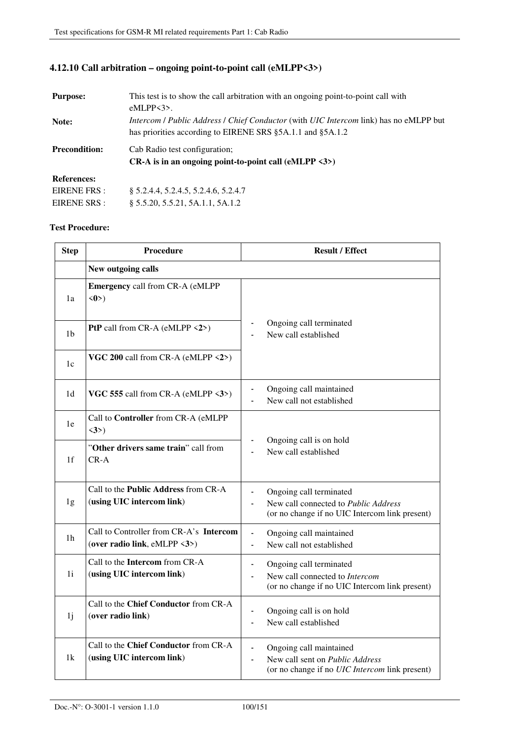### 4.12.10 Call arbitration – ongoing point-to-point call (eMLPP<3>)

**Purpose:** This test is to show the call arbitration with an ongoing point-to-point call with eMLPP<3>.

**Note:** *Intercom* / *Public Address* / *Chief Conductor* (with *UIC Intercom* link) has no eMLPP but has priorities according to EIRENE SRS §5A.1.1 and §5A.1.2

**Precondition:** Cab Radio test configuration;
**CR-A is in an ongoing point-to-point call (eMLPP <3>)**

**References:**
EIRENE FRS : § 5.2.4.4, 5.2.4.5, 5.2.4.6, 5.2.4.7
EIRENE SRS : § 5.5.20, 5.5.21, 5A.1.1, 5A.1.2

**Test Procedure:**

| Step | Procedure | Result / Effect |
|---|---|---|
| | **New outgoing calls** | |
| 1a | **Emergency** call from CR-A (eMLPP <**0**>) | - Ongoing call terminated<br>- New call established |
| 1b | **PtP** call from CR-A (eMLPP <**2**>) | |
| 1c | **VGC 200** call from CR-A (eMLPP <**2**>) | |
| 1d | **VGC 555** call from CR-A (eMLPP <**3**>) | - Ongoing call maintained<br>- New call not established |
| 1e | Call to **Controller** from CR-A (eMLPP <**3**>) | - Ongoing call is on hold<br>- New call established |
| 1f | "**Other drivers same train**" call from CR-A | |
| 1g | Call to the **Public Address** from CR-A (**using UIC intercom link**) | - Ongoing call terminated<br>- New call connected to *Public Address* (or no change if no UIC Intercom link present) |
| 1h | Call to Controller from CR-A's **Intercom** (**over radio link**, eMLPP <**3**>) | - Ongoing call maintained<br>- New call not established |
| 1i | Call to the **Intercom** from CR-A (**using UIC intercom link**) | - Ongoing call terminated<br>- New call connected to *Intercom* (or no change if no UIC Intercom link present) |
| 1j | Call to the **Chief Conductor** from CR-A (**over radio link**) | - Ongoing call is on hold<br>- New call established |
| 1k | Call to the **Chief Conductor** from CR-A (**using UIC intercom link**) | - Ongoing call maintained<br>- New call sent on *Public Address* (or no change if no *UIC Intercom* link present) |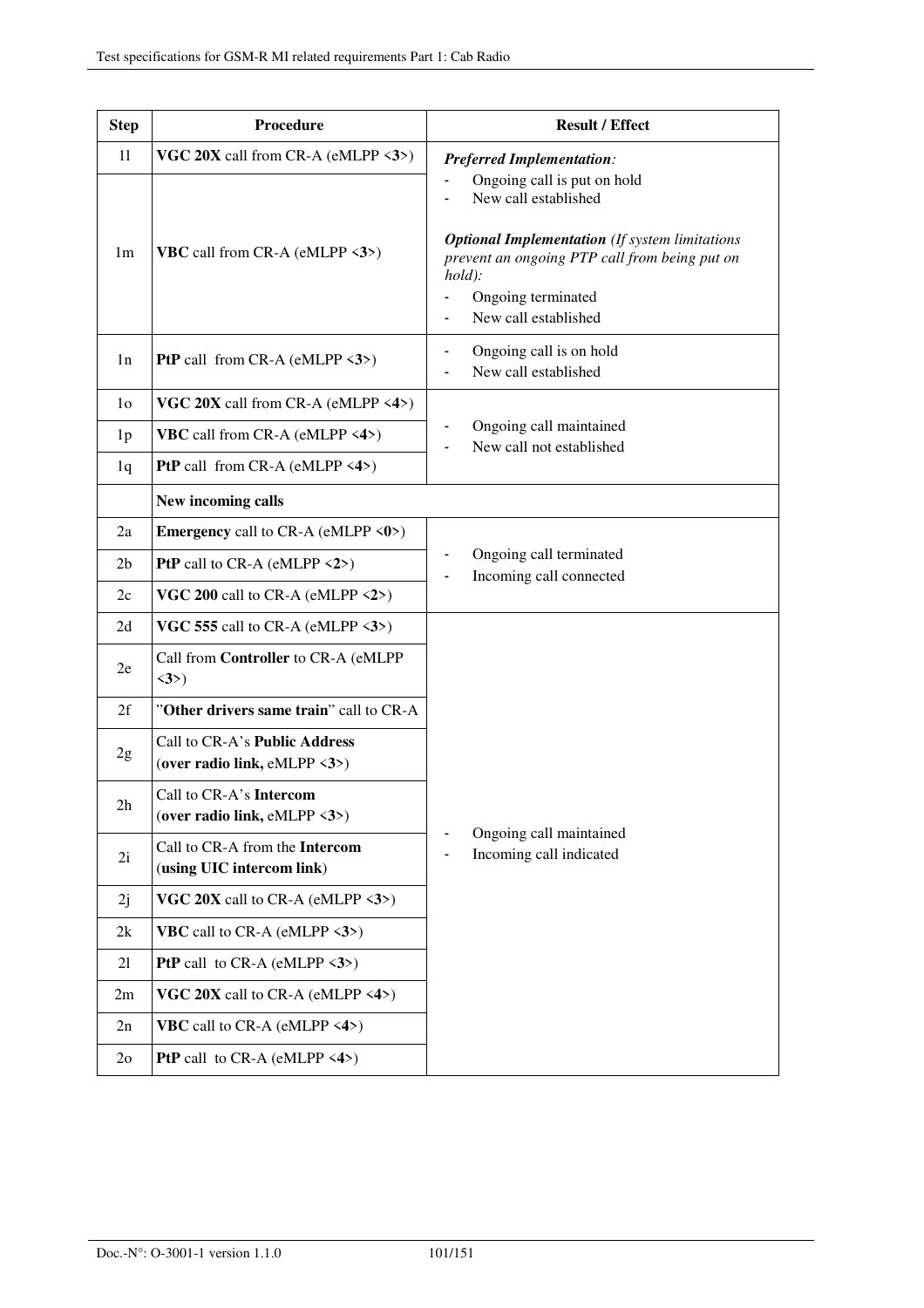| Step | Procedure | Result / Effect |
|---|---|---|
| 1l | **VGC 20X** call from CR-A (eMLPP <**3**>) | ***Preferred Implementation****:*<br>- Ongoing call is put on hold<br>- New call established<br><br>***Optional Implementation*** *(If system limitations prevent an ongoing PTP call from being put on hold):*<br>- Ongoing terminated<br>- New call established |
| 1m | **VBC** call from CR-A (eMLPP <**3**>) | |
| 1n | **PtP** call from CR-A (eMLPP <**3**>) | - Ongoing call is on hold<br>- New call established |
| 1o | **VGC 20X** call from CR-A (eMLPP <**4**>) | - Ongoing call maintained<br>- New call not established |
| 1p | **VBC** call from CR-A (eMLPP <**4**>) | |
| 1q | **PtP** call from CR-A (eMLPP <**4**>) | |
| | **New incoming calls** | |
| 2a | **Emergency** call to CR-A (eMLPP <**0**>) | - Ongoing call terminated<br>- Incoming call connected |
| 2b | **PtP** call to CR-A (eMLPP <**2**>) | |
| 2c | **VGC 200** call to CR-A (eMLPP <**2**>) | |
| 2d | **VGC 555** call to CR-A (eMLPP <**3**>) | - Ongoing call maintained<br>- Incoming call indicated |
| 2e | Call from **Controller** to CR-A (eMLPP <**3**>) | |
| 2f | "**Other drivers same train**" call to CR-A | |
| 2g | Call to CR-A's **Public Address** (**over radio link,** eMLPP <**3**>) | |
| 2h | Call to CR-A's **Intercom** (**over radio link,** eMLPP <**3**>) | |
| 2i | Call to CR-A from the **Intercom** (**using UIC intercom link**) | |
| 2j | **VGC 20X** call to CR-A (eMLPP <**3**>) | |
| 2k | **VBC** call to CR-A (eMLPP <**3**>) | |
| 2l | **PtP** call to CR-A (eMLPP <**3**>) | |
| 2m | **VGC 20X** call to CR-A (eMLPP <**4**>) | |
| 2n | **VBC** call to CR-A (eMLPP <**4**>) | |
| 2o | **PtP** call to CR-A (eMLPP <**4**>) | |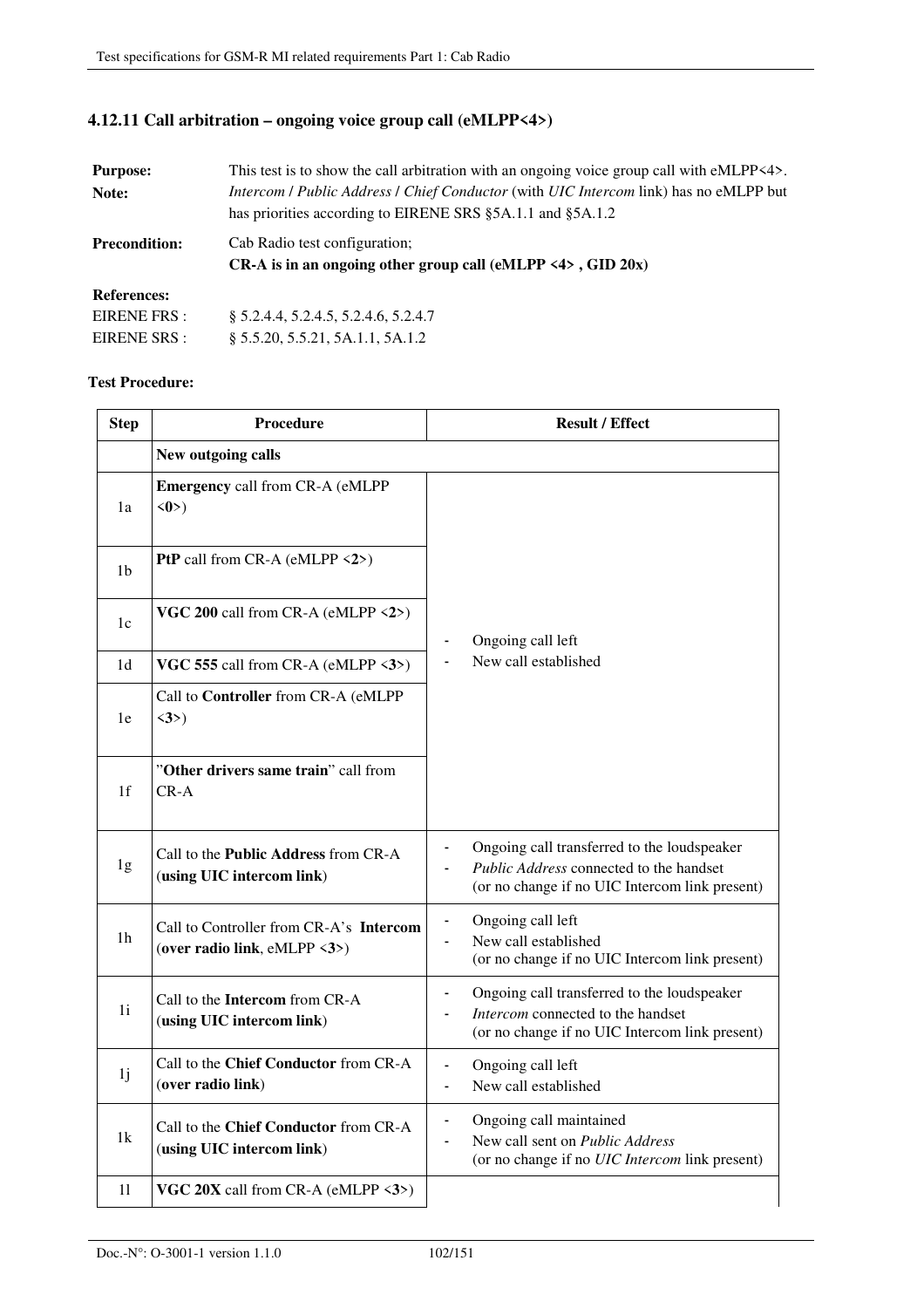### 4.12.11 Call arbitration – ongoing voice group call (eMLPP<4>)

**Purpose:** This test is to show the call arbitration with an ongoing voice group call with eMLPP<4>.

**Note:** *Intercom* / *Public Address* / *Chief Conductor* (with *UIC Intercom* link) has no eMLPP but has priorities according to EIRENE SRS §5A.1.1 and §5A.1.2

**Precondition:** Cab Radio test configuration;
**CR-A is in an ongoing other group call (eMLPP <4> , GID 20x)**

**References:**
EIRENE FRS : § 5.2.4.4, 5.2.4.5, 5.2.4.6, 5.2.4.7
EIRENE SRS : § 5.5.20, 5.5.21, 5A.1.1, 5A.1.2

**Test Procedure:**

| Step | Procedure | Result / Effect |
|---|---|---|
| | **New outgoing calls** | |
| 1a | **Emergency** call from CR-A (eMLPP <**0**>) | - Ongoing call left<br>- New call established |
| 1b | **PtP** call from CR-A (eMLPP <**2**>) | |
| 1c | **VGC 200** call from CR-A (eMLPP <**2**>) | |
| 1d | **VGC 555** call from CR-A (eMLPP <**3**>) | |
| 1e | Call to **Controller** from CR-A (eMLPP <**3**>) | |
| 1f | "**Other drivers same train**" call from CR-A | |
| 1g | Call to the **Public Address** from CR-A (**using UIC intercom link**) | - Ongoing call transferred to the loudspeaker<br>- *Public Address* connected to the handset<br>(or no change if no UIC Intercom link present) |
| 1h | Call to Controller from CR-A's **Intercom** (**over radio link**, eMLPP <**3**>) | - Ongoing call left<br>- New call established<br>(or no change if no UIC Intercom link present) |
| 1i | Call to the **Intercom** from CR-A (**using UIC intercom link**) | - Ongoing call transferred to the loudspeaker<br>- *Intercom* connected to the handset<br>(or no change if no UIC Intercom link present) |
| 1j | Call to the **Chief Conductor** from CR-A (**over radio link**) | - Ongoing call left<br>- New call established |
| 1k | Call to the **Chief Conductor** from CR-A (**using UIC intercom link**) | - Ongoing call maintained<br>- New call sent on *Public Address*<br>(or no change if no *UIC Intercom* link present) |
| 1l | **VGC 20X** call from CR-A (eMLPP <**3**>) | |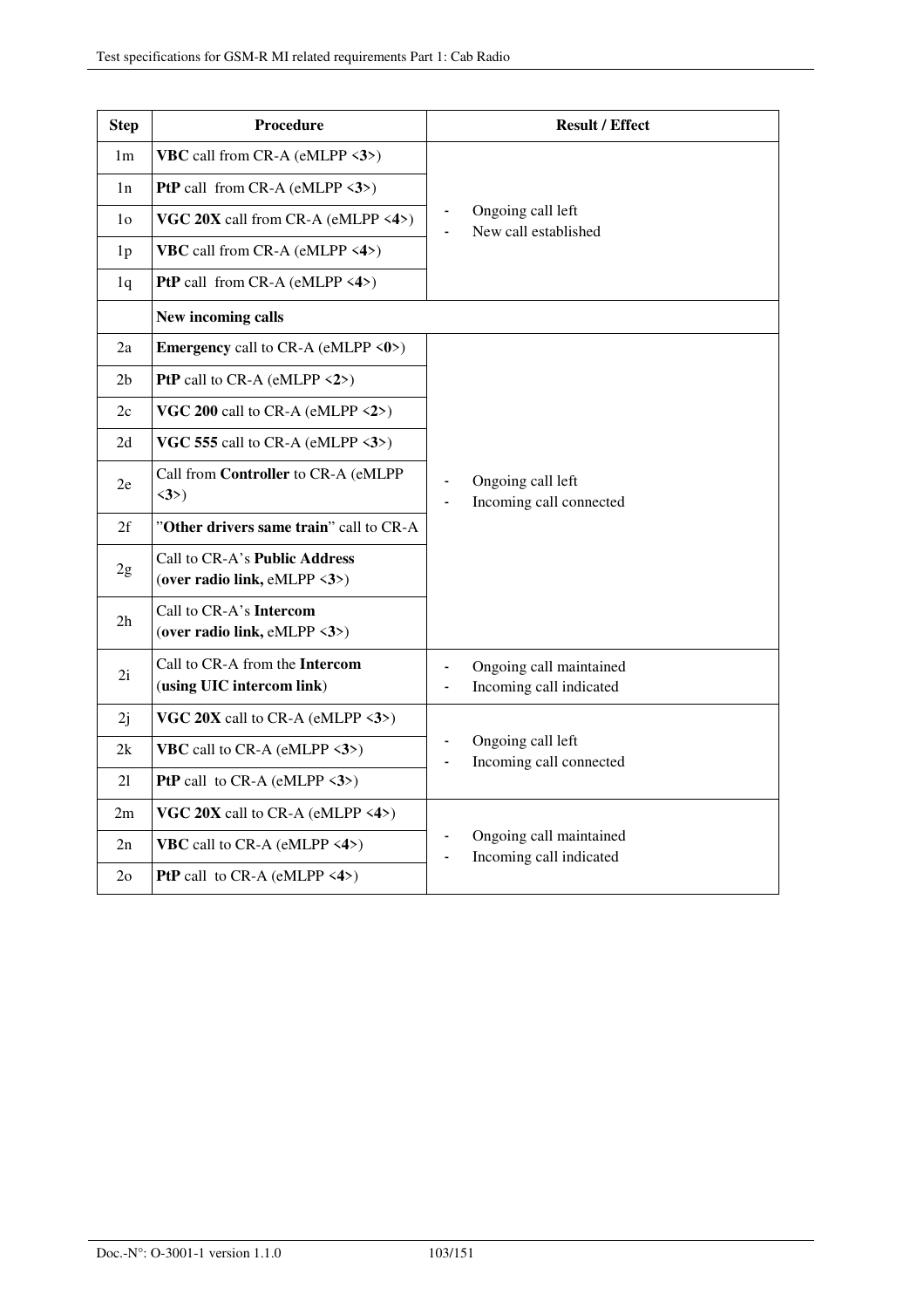| Step | Procedure | Result / Effect |
|---|---|---|
| 1m | **VBC** call from CR-A (eMLPP <**3**>) | - Ongoing call left<br>- New call established |
| 1n | **PtP** call from CR-A (eMLPP <**3**>) | |
| 1o | **VGC 20X** call from CR-A (eMLPP <**4**>) | |
| 1p | **VBC** call from CR-A (eMLPP <**4**>) | |
| 1q | **PtP** call from CR-A (eMLPP <**4**>) | |
| | **New incoming calls** | |
| 2a | **Emergency** call to CR-A (eMLPP <**0**>) | - Ongoing call left<br>- Incoming call connected |
| 2b | **PtP** call to CR-A (eMLPP <**2**>) | |
| 2c | **VGC 200** call to CR-A (eMLPP <**2**>) | |
| 2d | **VGC 555** call to CR-A (eMLPP <**3**>) | |
| 2e | Call from **Controller** to CR-A (eMLPP <**3**>) | |
| 2f | "**Other drivers same train**" call to CR-A | |
| 2g | Call to CR-A's **Public Address** (**over radio link,** eMLPP <**3**>) | |
| 2h | Call to CR-A's **Intercom** (**over radio link,** eMLPP <**3**>) | |
| 2i | Call to CR-A from the **Intercom** (**using UIC intercom link**) | - Ongoing call maintained<br>- Incoming call indicated |
| 2j | **VGC 20X** call to CR-A (eMLPP <**3**>) | - Ongoing call left<br>- Incoming call connected |
| 2k | **VBC** call to CR-A (eMLPP <**3**>) | |
| 2l | **PtP** call to CR-A (eMLPP <**3**>) | |
| 2m | **VGC 20X** call to CR-A (eMLPP <**4**>) | - Ongoing call maintained<br>- Incoming call indicated |
| 2n | **VBC** call to CR-A (eMLPP <**4**>) | |
| 2o | **PtP** call to CR-A (eMLPP <**4**>) | |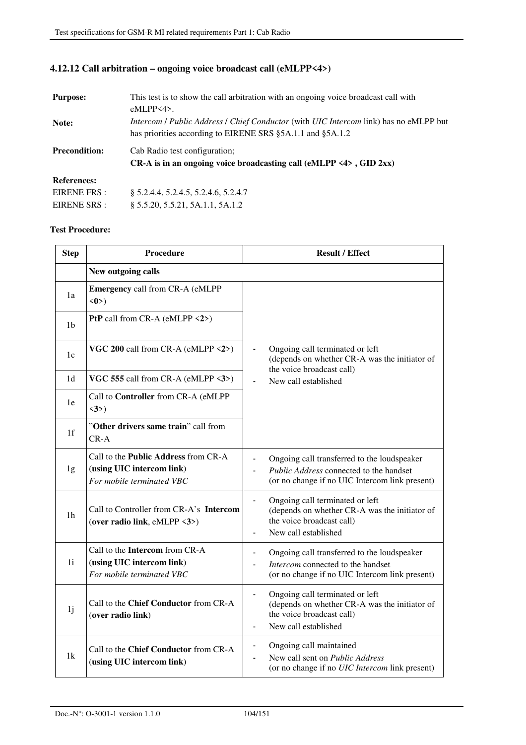### 4.12.12 Call arbitration – ongoing voice broadcast call (eMLPP<4>)

**Purpose:** This test is to show the call arbitration with an ongoing voice broadcast call with eMLPP<4>.

**Note:** *Intercom* / *Public Address* / *Chief Conductor* (with *UIC Intercom* link) has no eMLPP but has priorities according to EIRENE SRS §5A.1.1 and §5A.1.2

**Precondition:** Cab Radio test configuration;
**CR-A is in an ongoing voice broadcasting call (eMLPP <4> , GID 2xx)**

**References:**
EIRENE FRS : § 5.2.4.4, 5.2.4.5, 5.2.4.6, 5.2.4.7
EIRENE SRS : § 5.5.20, 5.5.21, 5A.1.1, 5A.1.2

**Test Procedure:**

| Step | Procedure | Result / Effect |
|---|---|---|
| | **New outgoing calls** | |
| 1a | **Emergency** call from CR-A (eMLPP <**0**>) | - Ongoing call terminated or left (depends on whether CR-A was the initiator of the voice broadcast call)<br>- New call established |
| 1b | **PtP** call from CR-A (eMLPP <**2**>) | |
| 1c | **VGC 200** call from CR-A (eMLPP <**2**>) | |
| 1d | **VGC 555** call from CR-A (eMLPP <**3**>) | |
| 1e | Call to **Controller** from CR-A (eMLPP <**3**>) | |
| 1f | "**Other drivers same train**" call from CR-A | |
| 1g | Call to the **Public Address** from CR-A (**using UIC intercom link**)<br>*For mobile terminated VBC* | - Ongoing call transferred to the loudspeaker<br>- *Public Address* connected to the handset (or no change if no UIC Intercom link present) |
| 1h | Call to Controller from CR-A's **Intercom** (**over radio link**, eMLPP <**3**>) | - Ongoing call terminated or left (depends on whether CR-A was the initiator of the voice broadcast call)<br>- New call established |
| 1i | Call to the **Intercom** from CR-A (**using UIC intercom link**)<br>*For mobile terminated VBC* | - Ongoing call transferred to the loudspeaker<br>- *Intercom* connected to the handset (or no change if no UIC Intercom link present) |
| 1j | Call to the **Chief Conductor** from CR-A (**over radio link**) | - Ongoing call terminated or left (depends on whether CR-A was the initiator of the voice broadcast call)<br>- New call established |
| 1k | Call to the **Chief Conductor** from CR-A (**using UIC intercom link**) | - Ongoing call maintained<br>- New call sent on *Public Address* (or no change if no *UIC Intercom* link present) |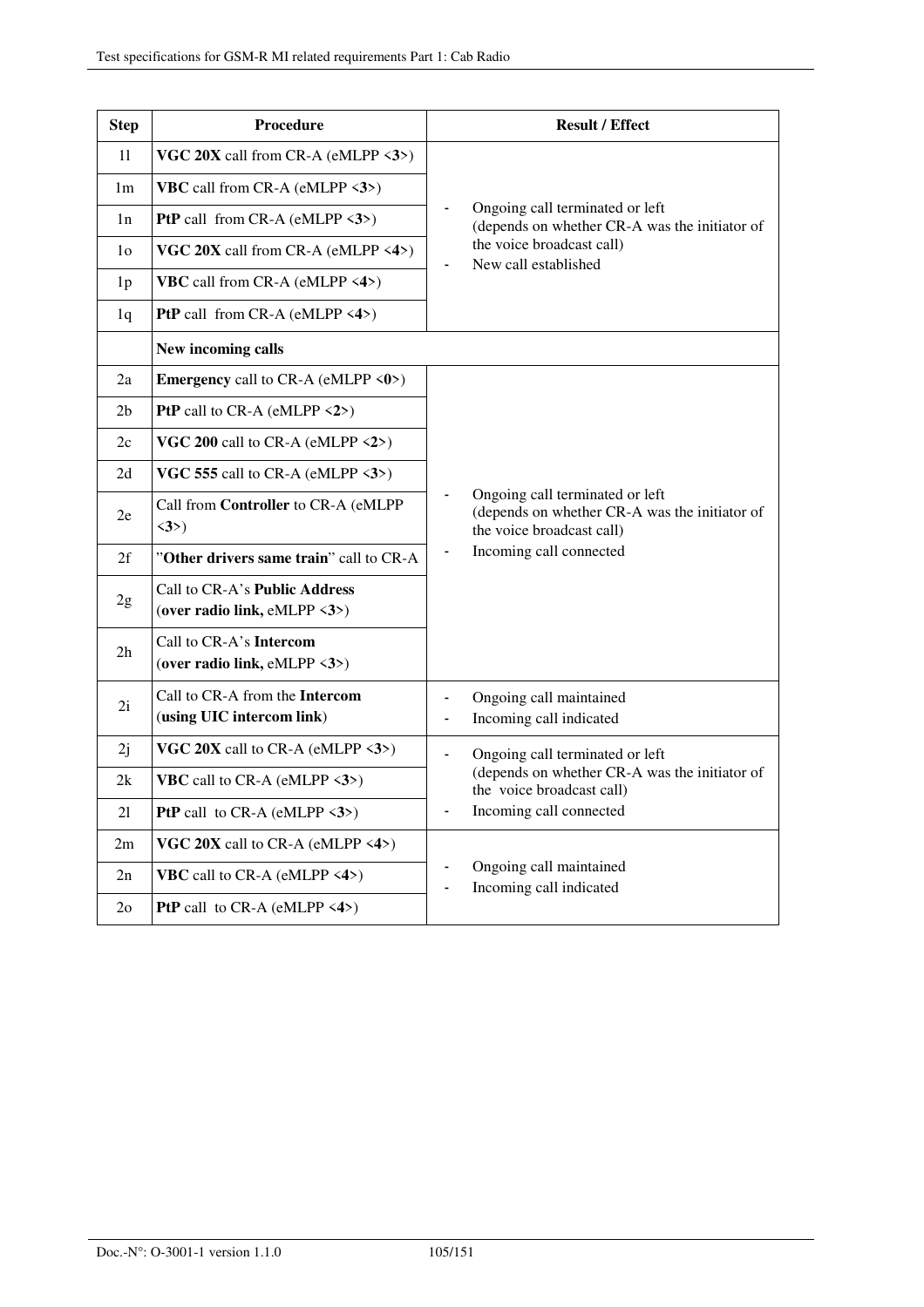| Step | Procedure | Result / Effect |
| --- | --- | --- |
| 1l | **VGC 20X** call from CR-A (eMLPP <**3**>) | - Ongoing call terminated or left (depends on whether CR-A was the initiator of the voice broadcast call)<br>- New call established |
| 1m | **VBC** call from CR-A (eMLPP <**3**>) | |
| 1n | **PtP** call from CR-A (eMLPP <**3**>) | |
| 1o | **VGC 20X** call from CR-A (eMLPP <**4**>) | |
| 1p | **VBC** call from CR-A (eMLPP <**4**>) | |
| 1q | **PtP** call from CR-A (eMLPP <**4**>) | |
| | **New incoming calls** | |
| 2a | **Emergency** call to CR-A (eMLPP <**0**>) | - Ongoing call terminated or left (depends on whether CR-A was the initiator of the voice broadcast call)<br>- Incoming call connected |
| 2b | **PtP** call to CR-A (eMLPP <**2**>) | |
| 2c | **VGC 200** call to CR-A (eMLPP <**2**>) | |
| 2d | **VGC 555** call to CR-A (eMLPP <**3**>) | |
| 2e | Call from **Controller** to CR-A (eMLPP <**3**>) | |
| 2f | "**Other drivers same train**" call to CR-A | |
| 2g | Call to CR-A's **Public Address** (**over radio link,** eMLPP <**3**>) | |
| 2h | Call to CR-A's **Intercom** (**over radio link,** eMLPP <**3**>) | |
| 2i | Call to CR-A from the **Intercom** (**using UIC intercom link**) | - Ongoing call maintained<br>- Incoming call indicated |
| 2j | **VGC 20X** call to CR-A (eMLPP <**3**>) | - Ongoing call terminated or left (depends on whether CR-A was the initiator of the voice broadcast call)<br>- Incoming call connected |
| 2k | **VBC** call to CR-A (eMLPP <**3**>) | |
| 2l | **PtP** call to CR-A (eMLPP <**3**>) | |
| 2m | **VGC 20X** call to CR-A (eMLPP <**4**>) | - Ongoing call maintained<br>- Incoming call indicated |
| 2n | **VBC** call to CR-A (eMLPP <**4**>) | |
| 2o | **PtP** call to CR-A (eMLPP <**4**>) | |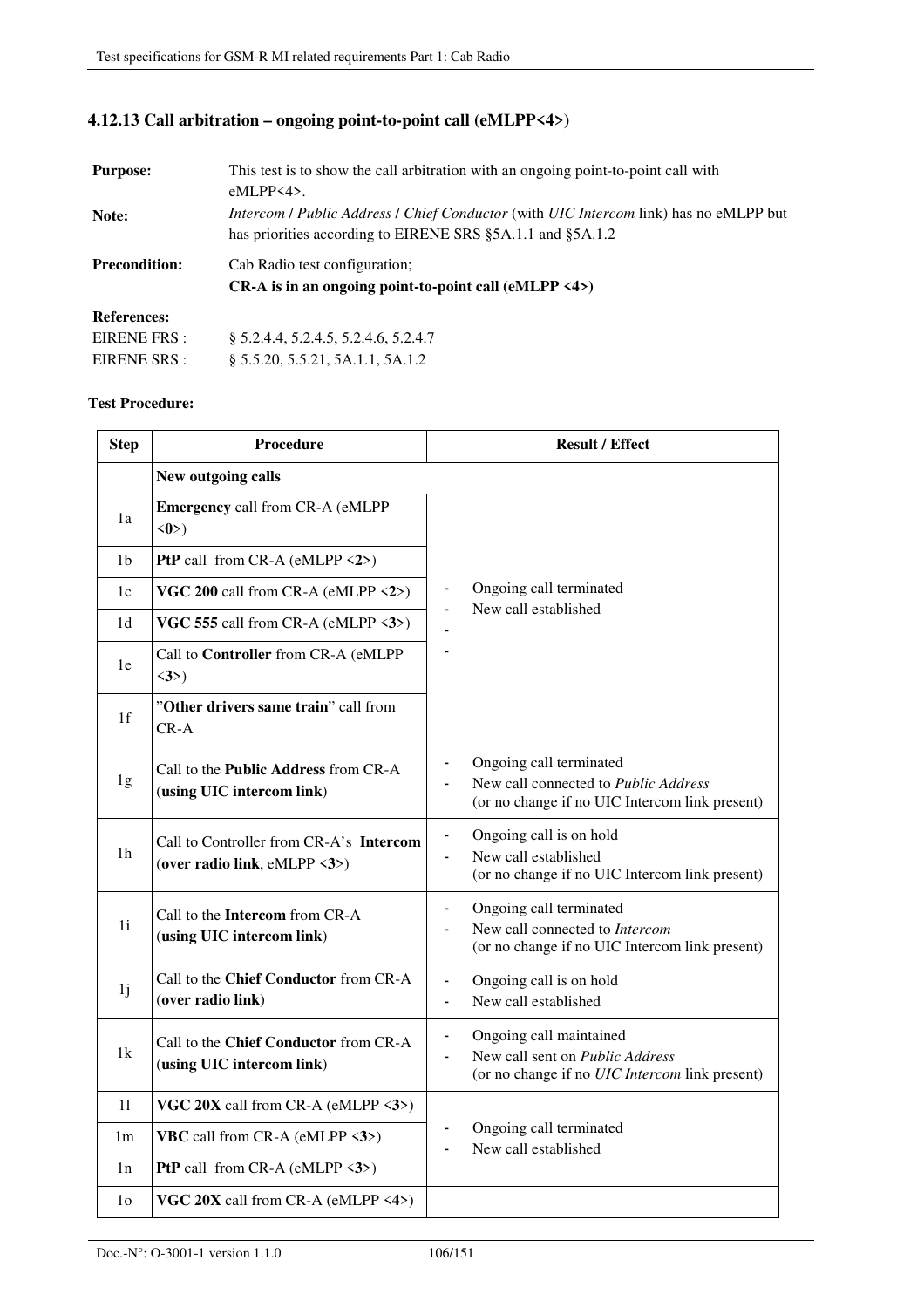### 4.12.13 Call arbitration – ongoing point-to-point call (eMLPP<4>)

**Purpose:** This test is to show the call arbitration with an ongoing point-to-point call with eMLPP<4>.

**Note:** *Intercom* / *Public Address* / *Chief Conductor* (with *UIC Intercom* link) has no eMLPP but has priorities according to EIRENE SRS §5A.1.1 and §5A.1.2

**Precondition:** Cab Radio test configuration;
**CR-A is in an ongoing point-to-point call (eMLPP <4>)**

**References:**
EIRENE FRS : § 5.2.4.4, 5.2.4.5, 5.2.4.6, 5.2.4.7
EIRENE SRS : § 5.5.20, 5.5.21, 5A.1.1, 5A.1.2

**Test Procedure:**

| Step | Procedure | Result / Effect |
|---|---|---|
| | **New outgoing calls** | |
| 1a | **Emergency** call from CR-A (eMLPP <**0**>) | - Ongoing call terminated<br>- New call established<br>-<br>- |
| 1b | **PtP** call from CR-A (eMLPP <**2**>) | |
| 1c | **VGC 200** call from CR-A (eMLPP <**2**>) | |
| 1d | **VGC 555** call from CR-A (eMLPP <**3**>) | |
| 1e | Call to **Controller** from CR-A (eMLPP <**3**>) | |
| 1f | "**Other drivers same train**" call from CR-A | |
| 1g | Call to the **Public Address** from CR-A (**using UIC intercom link**) | - Ongoing call terminated<br>- New call connected to *Public Address*<br>(or no change if no UIC Intercom link present) |
| 1h | Call to Controller from CR-A's **Intercom** (**over radio link**, eMLPP <**3**>) | - Ongoing call is on hold<br>- New call established<br>(or no change if no UIC Intercom link present) |
| 1i | Call to the **Intercom** from CR-A (**using UIC intercom link**) | - Ongoing call terminated<br>- New call connected to *Intercom*<br>(or no change if no UIC Intercom link present) |
| 1j | Call to the **Chief Conductor** from CR-A (**over radio link**) | - Ongoing call is on hold<br>- New call established |
| 1k | Call to the **Chief Conductor** from CR-A (**using UIC intercom link**) | - Ongoing call maintained<br>- New call sent on *Public Address*<br>(or no change if no *UIC Intercom* link present) |
| 1l | **VGC 20X** call from CR-A (eMLPP <**3**>) | - Ongoing call terminated<br>- New call established |
| 1m | **VBC** call from CR-A (eMLPP <**3**>) | |
| 1n | **PtP** call from CR-A (eMLPP <**3**>) | |
| 1o | **VGC 20X** call from CR-A (eMLPP <**4**>) | |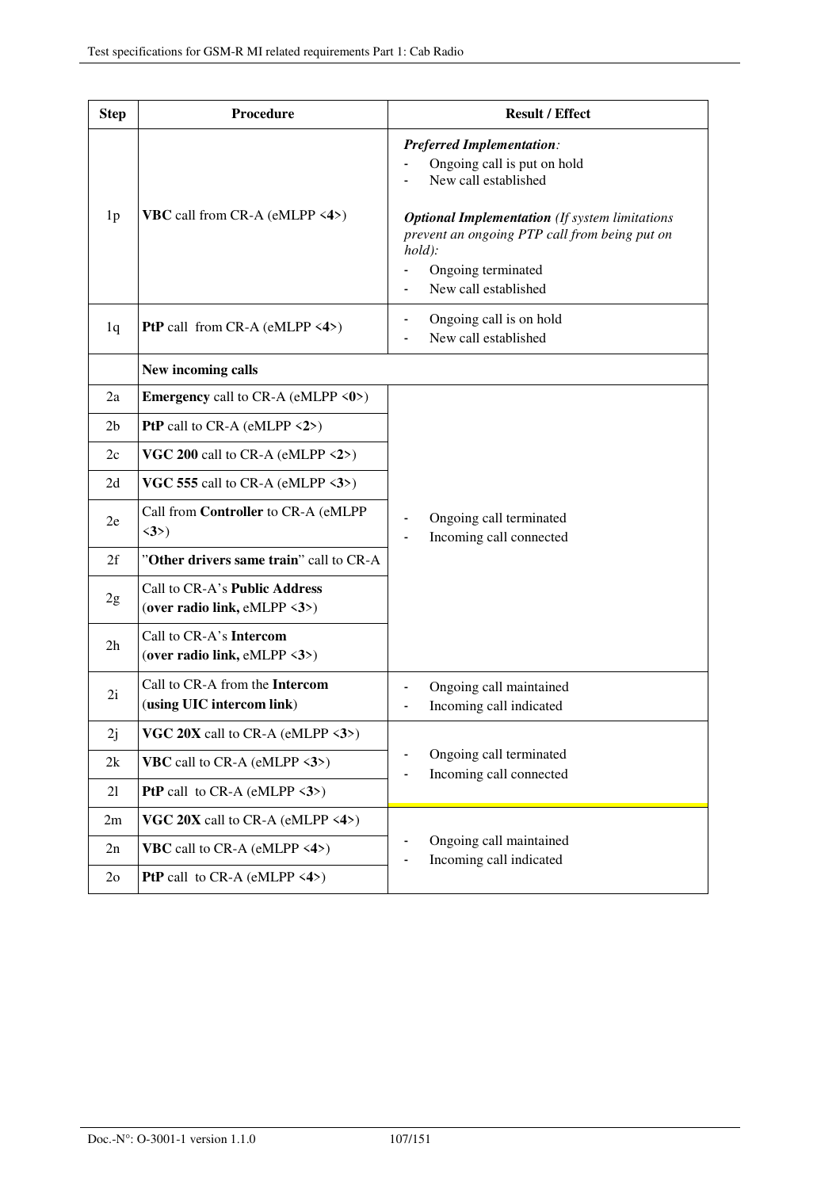| Step | Procedure | Result / Effect |
|---|---|---|
| 1p | **VBC** call from CR-A (eMLPP <**4**>) | ***Preferred Implementation**:*<br>- Ongoing call is put on hold<br>- New call established<br><br>***Optional Implementation** (If system limitations prevent an ongoing PTP call from being put on hold):*<br>- Ongoing terminated<br>- New call established |
| 1q | **PtP** call from CR-A (eMLPP <**4**>) | - Ongoing call is on hold<br>- New call established |
| | **New incoming calls** | |
| 2a | **Emergency** call to CR-A (eMLPP <**0**>) | - Ongoing call terminated<br>- Incoming call connected |
| 2b | **PtP** call to CR-A (eMLPP <**2**>) | |
| 2c | **VGC 200** call to CR-A (eMLPP <**2**>) | |
| 2d | **VGC 555** call to CR-A (eMLPP <**3**>) | |
| 2e | Call from **Controller** to CR-A (eMLPP <**3**>) | |
| 2f | "**Other drivers same train**" call to CR-A | |
| 2g | Call to CR-A's **Public Address** (**over radio link,** eMLPP <**3**>) | |
| 2h | Call to CR-A's **Intercom** (**over radio link,** eMLPP <**3**>) | |
| 2i | Call to CR-A from the **Intercom** (**using UIC intercom link**) | - Ongoing call maintained<br>- Incoming call indicated |
| 2j | **VGC 20X** call to CR-A (eMLPP <**3**>) | - Ongoing call terminated<br>- Incoming call connected |
| 2k | **VBC** call to CR-A (eMLPP <**3**>) | |
| 2l | **PtP** call to CR-A (eMLPP <**3**>) | |
| 2m | **VGC 20X** call to CR-A (eMLPP <**4**>) | - Ongoing call maintained<br>- Incoming call indicated |
| 2n | **VBC** call to CR-A (eMLPP <**4**>) | |
| 2o | **PtP** call to CR-A (eMLPP <**4**>) | |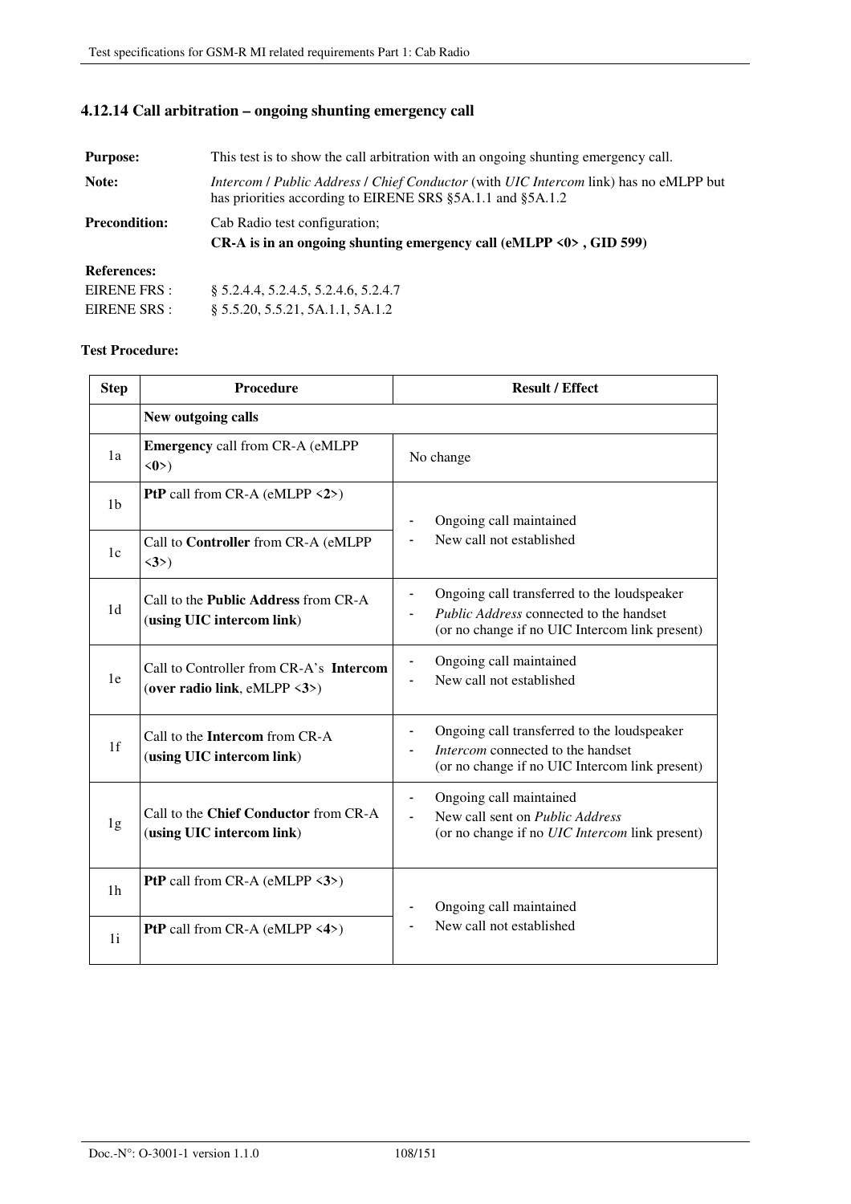### 4.12.14 Call arbitration – ongoing shunting emergency call

**Purpose:** This test is to show the call arbitration with an ongoing shunting emergency call.

**Note:** *Intercom* / *Public Address* / *Chief Conductor* (with *UIC Intercom* link) has no eMLPP but has priorities according to EIRENE SRS §5A.1.1 and §5A.1.2

**Precondition:** Cab Radio test configuration;
**CR-A is in an ongoing shunting emergency call (eMLPP <0> , GID 599)**

**References:**

EIRENE FRS : § 5.2.4.4, 5.2.4.5, 5.2.4.6, 5.2.4.7

EIRENE SRS : § 5.5.20, 5.5.21, 5A.1.1, 5A.1.2

**Test Procedure:**

| Step | Procedure | Result / Effect |
|---|---|---|
| | **New outgoing calls** | |
| 1a | **Emergency** call from CR-A (eMLPP <**0**>) | No change |
| 1b | **PtP** call from CR-A (eMLPP <**2**>) | - Ongoing call maintained<br>- New call not established |
| 1c | Call to **Controller** from CR-A (eMLPP <**3**>) | |
| 1d | Call to the **Public Address** from CR-A (**using UIC intercom link**) | - Ongoing call transferred to the loudspeaker<br>- *Public Address* connected to the handset (or no change if no UIC Intercom link present) |
| 1e | Call to Controller from CR-A's **Intercom** (**over radio link**, eMLPP <**3**>) | - Ongoing call maintained<br>- New call not established |
| 1f | Call to the **Intercom** from CR-A (**using UIC intercom link**) | - Ongoing call transferred to the loudspeaker<br>- *Intercom* connected to the handset (or no change if no UIC Intercom link present) |
| 1g | Call to the **Chief Conductor** from CR-A (**using UIC intercom link**) | - Ongoing call maintained<br>- New call sent on *Public Address* (or no change if no *UIC Intercom* link present) |
| 1h | **PtP** call from CR-A (eMLPP <**3**>) | - Ongoing call maintained<br>- New call not established |
| 1i | **PtP** call from CR-A (eMLPP <**4**>) | |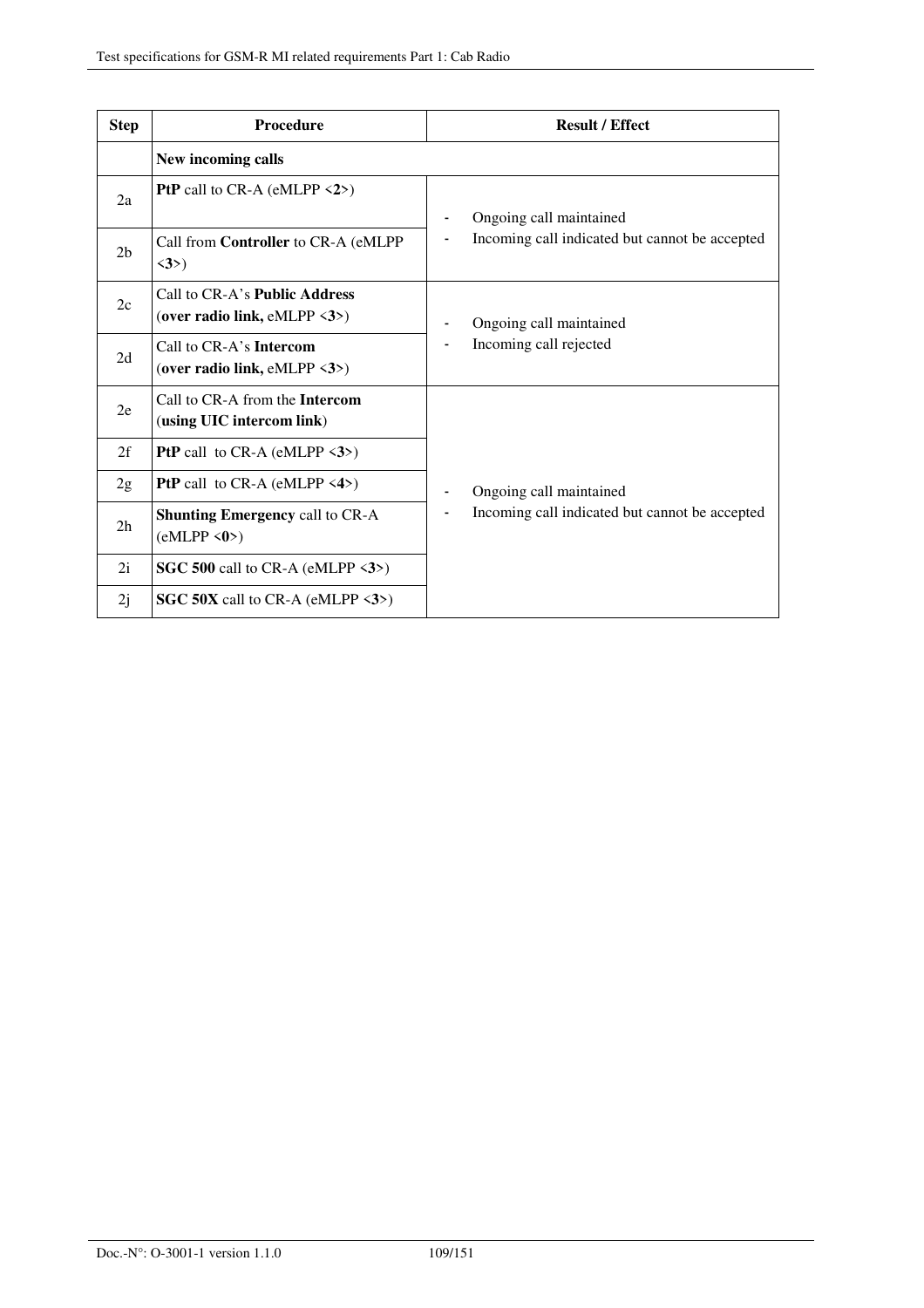| Step | Procedure | Result / Effect |
|---|---|---|
| | **New incoming calls** | |
| 2a | **PtP** call to CR-A (eMLPP <**2**>) | - Ongoing call maintained<br>- Incoming call indicated but cannot be accepted |
| 2b | Call from **Controller** to CR-A (eMLPP <**3**>) | |
| 2c | Call to CR-A's **Public Address** (**over radio link,** eMLPP <**3**>) | - Ongoing call maintained<br>- Incoming call rejected |
| 2d | Call to CR-A's **Intercom** (**over radio link,** eMLPP <**3**>) | |
| 2e | Call to CR-A from the **Intercom** (**using UIC intercom link**) | - Ongoing call maintained<br>- Incoming call indicated but cannot be accepted |
| 2f | **PtP** call to CR-A (eMLPP <**3**>) | |
| 2g | **PtP** call to CR-A (eMLPP <**4**>) | |
| 2h | **Shunting Emergency** call to CR-A (eMLPP <**0**>) | |
| 2i | **SGC 500** call to CR-A (eMLPP <**3**>) | |
| 2j | **SGC 50X** call to CR-A (eMLPP <**3**>) | |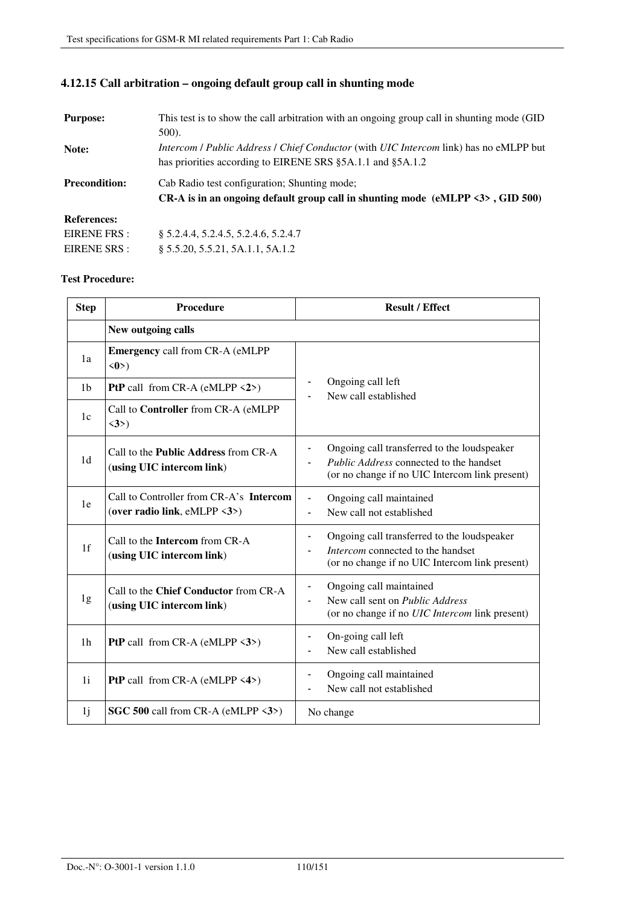### 4.12.15 Call arbitration – ongoing default group call in shunting mode

**Purpose:** This test is to show the call arbitration with an ongoing group call in shunting mode (GID 500).

**Note:** *Intercom* / *Public Address* / *Chief Conductor* (with *UIC Intercom* link) has no eMLPP but has priorities according to EIRENE SRS §5A.1.1 and §5A.1.2

**Precondition:** Cab Radio test configuration; Shunting mode;
**CR-A is in an ongoing default group call in shunting mode (eMLPP <3> , GID 500)**

**References:**
EIRENE FRS : § 5.2.4.4, 5.2.4.5, 5.2.4.6, 5.2.4.7
EIRENE SRS : § 5.5.20, 5.5.21, 5A.1.1, 5A.1.2

**Test Procedure:**

| Step | Procedure | Result / Effect |
|---|---|---|
| | **New outgoing calls** | |
| 1a | **Emergency** call from CR-A (eMLPP <**0**>) | - Ongoing call left<br>- New call established |
| 1b | **PtP** call from CR-A (eMLPP <**2**>) | |
| 1c | Call to **Controller** from CR-A (eMLPP <**3**>) | |
| 1d | Call to the **Public Address** from CR-A (**using UIC intercom link**) | - Ongoing call transferred to the loudspeaker<br>- *Public Address* connected to the handset (or no change if no UIC Intercom link present) |
| 1e | Call to Controller from CR-A's **Intercom** (**over radio link**, eMLPP <**3**>) | - Ongoing call maintained<br>- New call not established |
| 1f | Call to the **Intercom** from CR-A (**using UIC intercom link**) | - Ongoing call transferred to the loudspeaker<br>- *Intercom* connected to the handset (or no change if no UIC Intercom link present) |
| 1g | Call to the **Chief Conductor** from CR-A (**using UIC intercom link**) | - Ongoing call maintained<br>- New call sent on *Public Address* (or no change if no *UIC Intercom* link present) |
| 1h | **PtP** call from CR-A (eMLPP <**3**>) | - On-going call left<br>- New call established |
| 1i | **PtP** call from CR-A (eMLPP <**4**>) | - Ongoing call maintained<br>- New call not established |
| 1j | **SGC 500** call from CR-A (eMLPP <**3**>) | No change |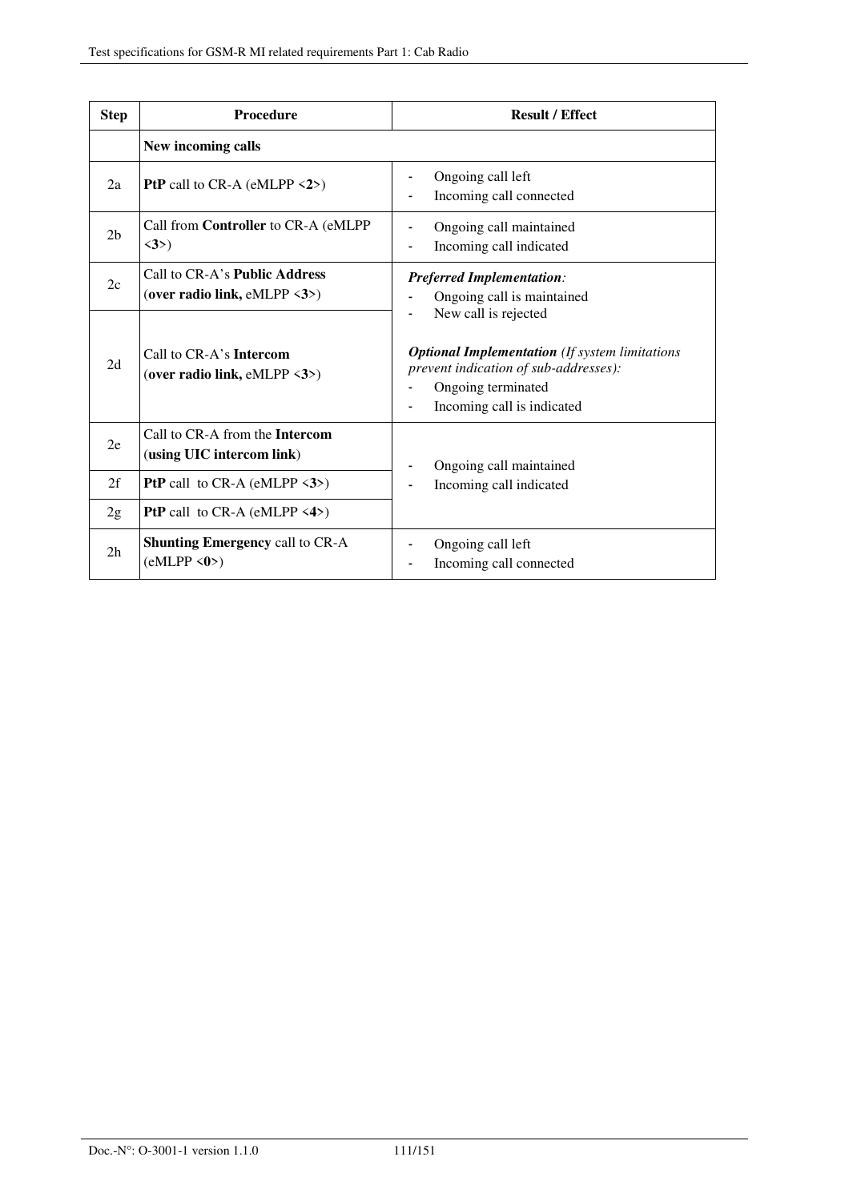| Step | Procedure | Result / Effect |
|---|---|---|
| | **New incoming calls** | |
| 2a | **PtP** call to CR-A (eMLPP <**2**>) | - Ongoing call left<br>- Incoming call connected |
| 2b | Call from **Controller** to CR-A (eMLPP <**3**>) | - Ongoing call maintained<br>- Incoming call indicated |
| 2c | Call to CR-A's **Public Address** (**over radio link,** eMLPP <**3**>) | ***Preferred Implementation****:*<br>- Ongoing call is maintained<br>- New call is rejected<br><br>***Optional Implementation*** *(If system limitations prevent indication of sub-addresses):*<br>- Ongoing terminated<br>- Incoming call is indicated |
| 2d | Call to CR-A's **Intercom** (**over radio link,** eMLPP <**3**>) | |
| 2e | Call to CR-A from the **Intercom** (**using UIC intercom link**) | - Ongoing call maintained<br>- Incoming call indicated |
| 2f | **PtP** call to CR-A (eMLPP <**3**>) | |
| 2g | **PtP** call to CR-A (eMLPP <**4**>) | |
| 2h | **Shunting Emergency** call to CR-A (eMLPP <**0**>) | - Ongoing call left<br>- Incoming call connected |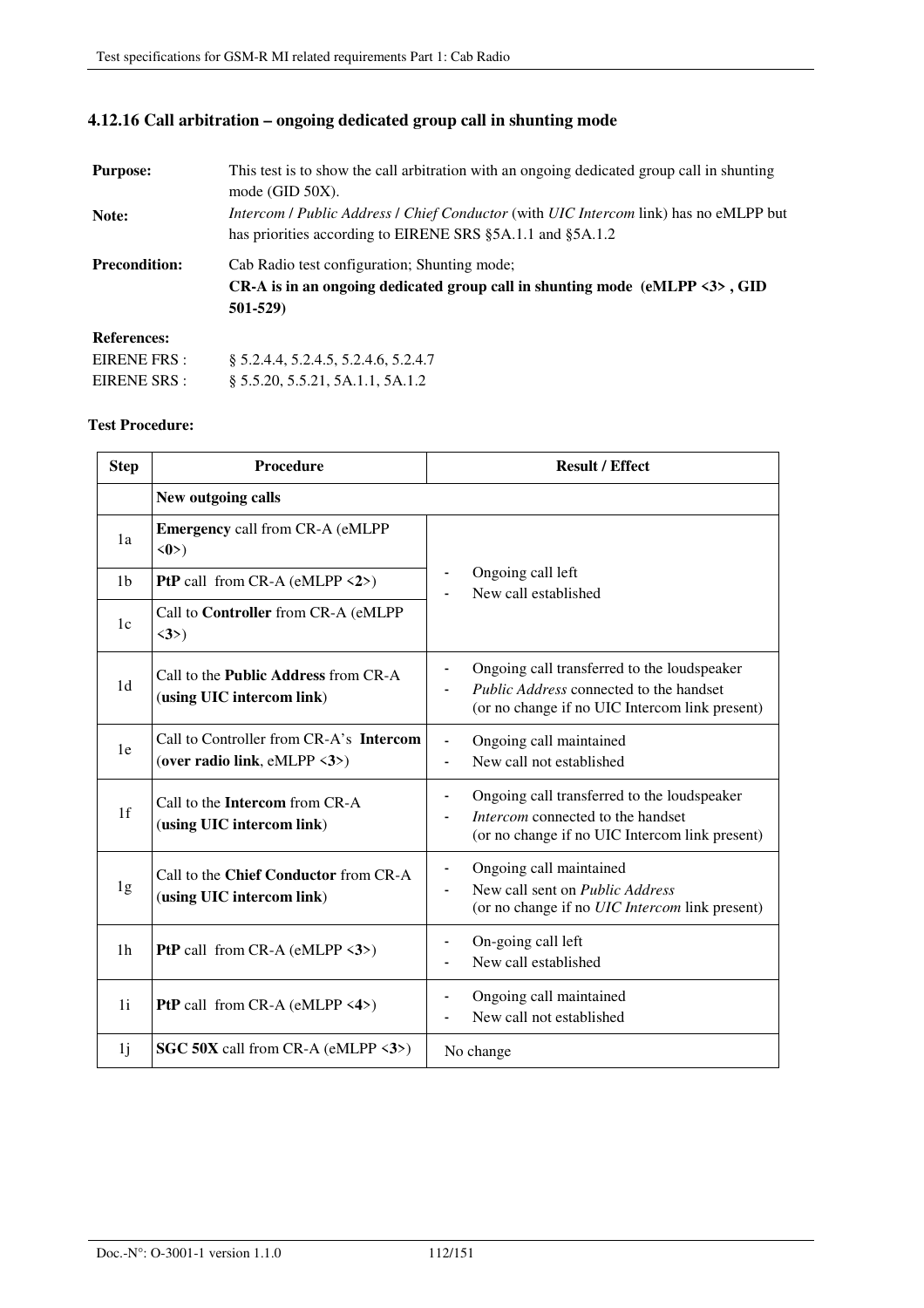### 4.12.16 Call arbitration – ongoing dedicated group call in shunting mode

**Purpose:** This test is to show the call arbitration with an ongoing dedicated group call in shunting mode (GID 50X).

**Note:** *Intercom* / *Public Address* / *Chief Conductor* (with *UIC Intercom* link) has no eMLPP but has priorities according to EIRENE SRS §5A.1.1 and §5A.1.2

**Precondition:** Cab Radio test configuration; Shunting mode;
**CR-A is in an ongoing dedicated group call in shunting mode (eMLPP <3> , GID 501-529)**

**References:**

EIRENE FRS : § 5.2.4.4, 5.2.4.5, 5.2.4.6, 5.2.4.7

EIRENE SRS : § 5.5.20, 5.5.21, 5A.1.1, 5A.1.2

**Test Procedure:**

| Step | Procedure | Result / Effect |
|---|---|---|
| | **New outgoing calls** | |
| 1a | **Emergency** call from CR-A (eMLPP <**0**>) | - Ongoing call left<br>- New call established |
| 1b | **PtP** call from CR-A (eMLPP <**2**>) | |
| 1c | Call to **Controller** from CR-A (eMLPP <**3**>) | |
| 1d | Call to the **Public Address** from CR-A (**using UIC intercom link**) | - Ongoing call transferred to the loudspeaker<br>- *Public Address* connected to the handset<br>(or no change if no UIC Intercom link present) |
| 1e | Call to Controller from CR-A's **Intercom** (**over radio link**, eMLPP <**3**>) | - Ongoing call maintained<br>- New call not established |
| 1f | Call to the **Intercom** from CR-A (**using UIC intercom link**) | - Ongoing call transferred to the loudspeaker<br>- *Intercom* connected to the handset<br>(or no change if no UIC Intercom link present) |
| 1g | Call to the **Chief Conductor** from CR-A (**using UIC intercom link**) | - Ongoing call maintained<br>- New call sent on *Public Address*<br>(or no change if no *UIC Intercom* link present) |
| 1h | **PtP** call from CR-A (eMLPP <**3**>) | - On-going call left<br>- New call established |
| 1i | **PtP** call from CR-A (eMLPP <**4**>) | - Ongoing call maintained<br>- New call not established |
| 1j | **SGC 50X** call from CR-A (eMLPP <**3**>) | No change |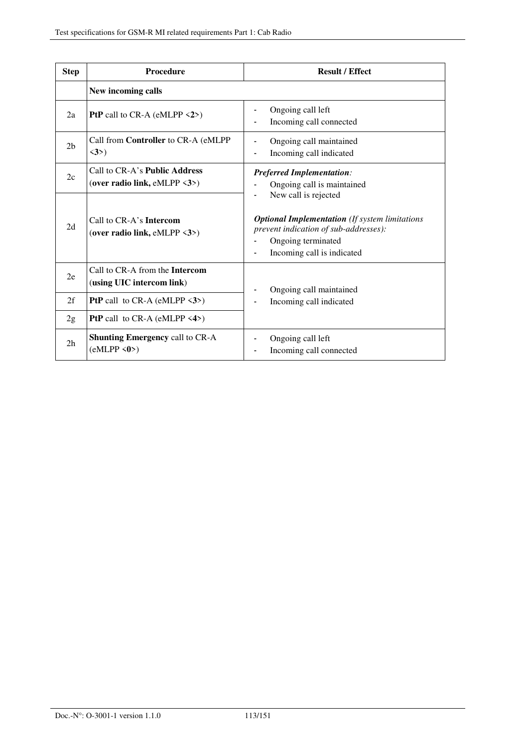| Step | Procedure | Result / Effect |
|---|---|---|
| | **New incoming calls** | |
| 2a | **PtP** call to CR-A (eMLPP <**2**>) | - Ongoing call left<br>- Incoming call connected |
| 2b | Call from **Controller** to CR-A (eMLPP <**3**>) | - Ongoing call maintained<br>- Incoming call indicated |
| 2c | Call to CR-A's **Public Address** (**over radio link,** eMLPP <**3**>) | ***Preferred Implementation****:*<br>- Ongoing call is maintained<br>- New call is rejected<br><br>***Optional Implementation*** *(If system limitations prevent indication of sub-addresses):*<br>- Ongoing terminated<br>- Incoming call is indicated |
| 2d | Call to CR-A's **Intercom** (**over radio link,** eMLPP <**3**>) | |
| 2e | Call to CR-A from the **Intercom** (**using UIC intercom link**) | - Ongoing call maintained<br>- Incoming call indicated |
| 2f | **PtP** call to CR-A (eMLPP <**3**>) | |
| 2g | **PtP** call to CR-A (eMLPP <**4**>) | |
| 2h | **Shunting Emergency** call to CR-A (eMLPP <**0**>) | - Ongoing call left<br>- Incoming call connected |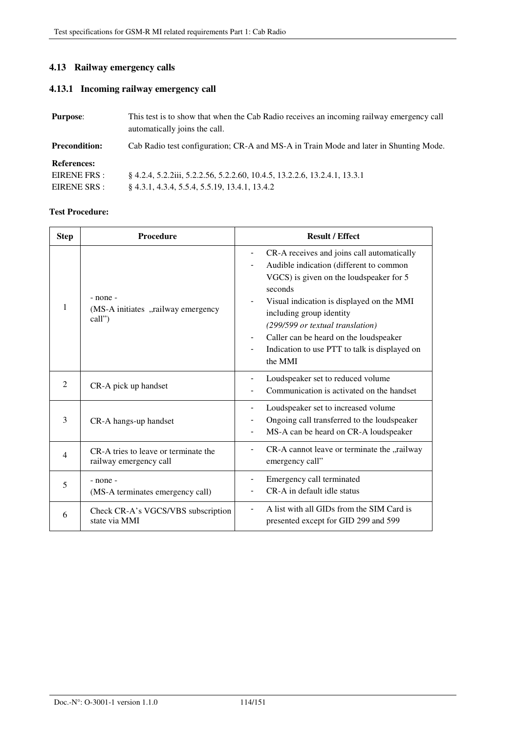## 4.13 Railway emergency calls

### 4.13.1 Incoming railway emergency call

**Purpose**: This test is to show that when the Cab Radio receives an incoming railway emergency call automatically joins the call.

**Precondition:** Cab Radio test configuration; CR-A and MS-A in Train Mode and later in Shunting Mode.

**References:**

EIRENE FRS : § 4.2.4, 5.2.2iii, 5.2.2.56, 5.2.2.60, 10.4.5, 13.2.2.6, 13.2.4.1, 13.3.1

EIRENE SRS : § 4.3.1, 4.3.4, 5.5.4, 5.5.19, 13.4.1, 13.4.2

**Test Procedure:**

| Step | Procedure | Result / Effect |
|---|---|---|
| 1 | - none -<br>(MS-A initiates „railway emergency call") | - CR-A receives and joins call automatically<br>- Audible indication (different to common VGCS) is given on the loudspeaker for 5 seconds<br>- Visual indication is displayed on the MMI including group identity *(299/599 or textual translation)*<br>- Caller can be heard on the loudspeaker<br>- Indication to use PTT to talk is displayed on the MMI |
| 2 | CR-A pick up handset | - Loudspeaker set to reduced volume<br>- Communication is activated on the handset |
| 3 | CR-A hangs-up handset | - Loudspeaker set to increased volume<br>- Ongoing call transferred to the loudspeaker<br>- MS-A can be heard on CR-A loudspeaker |
| 4 | CR-A tries to leave or terminate the railway emergency call | - CR-A cannot leave or terminate the „railway emergency call" |
| 5 | - none -<br>(MS-A terminates emergency call) | - Emergency call terminated<br>- CR-A in default idle status |
| 6 | Check CR-A's VGCS/VBS subscription state via MMI | - A list with all GIDs from the SIM Card is presented except for GID 299 and 599 |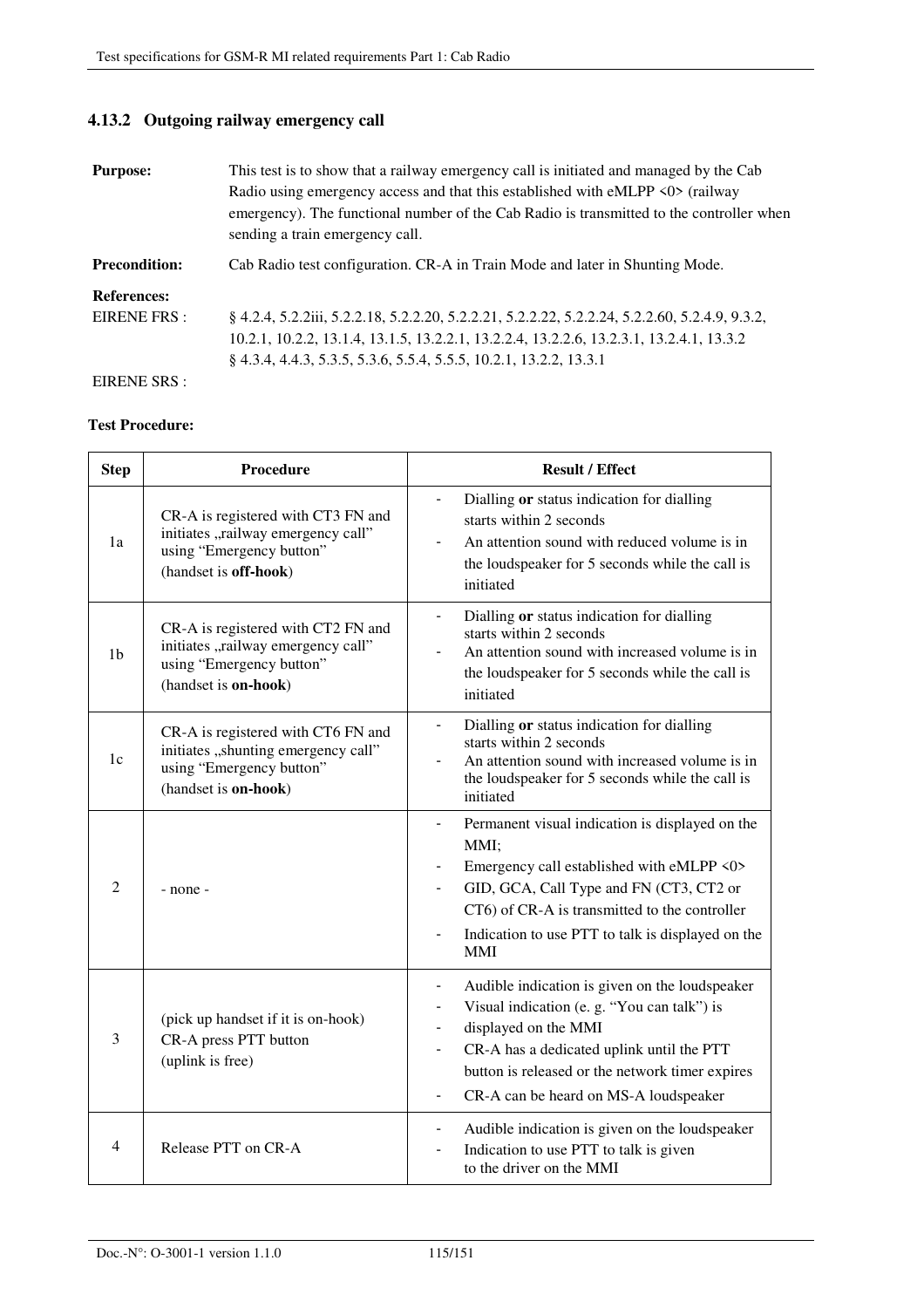### 4.13.2 Outgoing railway emergency call

**Purpose:** This test is to show that a railway emergency call is initiated and managed by the Cab Radio using emergency access and that this established with eMLPP <0> (railway emergency). The functional number of the Cab Radio is transmitted to the controller when sending a train emergency call.

**Precondition:** Cab Radio test configuration. CR-A in Train Mode and later in Shunting Mode.

**References:**

EIRENE FRS : § 4.2.4, 5.2.2iii, 5.2.2.18, 5.2.2.20, 5.2.2.21, 5.2.2.22, 5.2.2.24, 5.2.2.60, 5.2.4.9, 9.3.2, 10.2.1, 10.2.2, 13.1.4, 13.1.5, 13.2.2.1, 13.2.2.4, 13.2.2.6, 13.2.3.1, 13.2.4.1, 13.3.2

EIRENE SRS : § 4.3.4, 4.4.3, 5.3.5, 5.3.6, 5.5.4, 5.5.5, 10.2.1, 13.2.2, 13.3.1

**Test Procedure:**

| Step | Procedure | Result / Effect |
|---|---|---|
| 1a | CR-A is registered with CT3 FN and initiates „railway emergency call" using "Emergency button" (handset is **off-hook**) | - Dialling **or** status indication for dialling starts within 2 seconds<br>- An attention sound with reduced volume is in the loudspeaker for 5 seconds while the call is initiated |
| 1b | CR-A is registered with CT2 FN and initiates „railway emergency call" using "Emergency button" (handset is **on-hook**) | - Dialling **or** status indication for dialling starts within 2 seconds<br>- An attention sound with increased volume is in the loudspeaker for 5 seconds while the call is initiated |
| 1c | CR-A is registered with CT6 FN and initiates „shunting emergency call" using "Emergency button" (handset is **on-hook**) | - Dialling **or** status indication for dialling starts within 2 seconds<br>- An attention sound with increased volume is in the loudspeaker for 5 seconds while the call is initiated |
| 2 | - none - | - Permanent visual indication is displayed on the MMI;<br>- Emergency call established with eMLPP <0><br>- GID, GCA, Call Type and FN (CT3, CT2 or CT6) of CR-A is transmitted to the controller<br>- Indication to use PTT to talk is displayed on the MMI |
| 3 | (pick up handset if it is on-hook)<br>CR-A press PTT button<br>(uplink is free) | - Audible indication is given on the loudspeaker<br>- Visual indication (e. g. "You can talk") is<br>- displayed on the MMI<br>- CR-A has a dedicated uplink until the PTT button is released or the network timer expires<br>- CR-A can be heard on MS-A loudspeaker |
| 4 | Release PTT on CR-A | - Audible indication is given on the loudspeaker<br>- Indication to use PTT to talk is given to the driver on the MMI |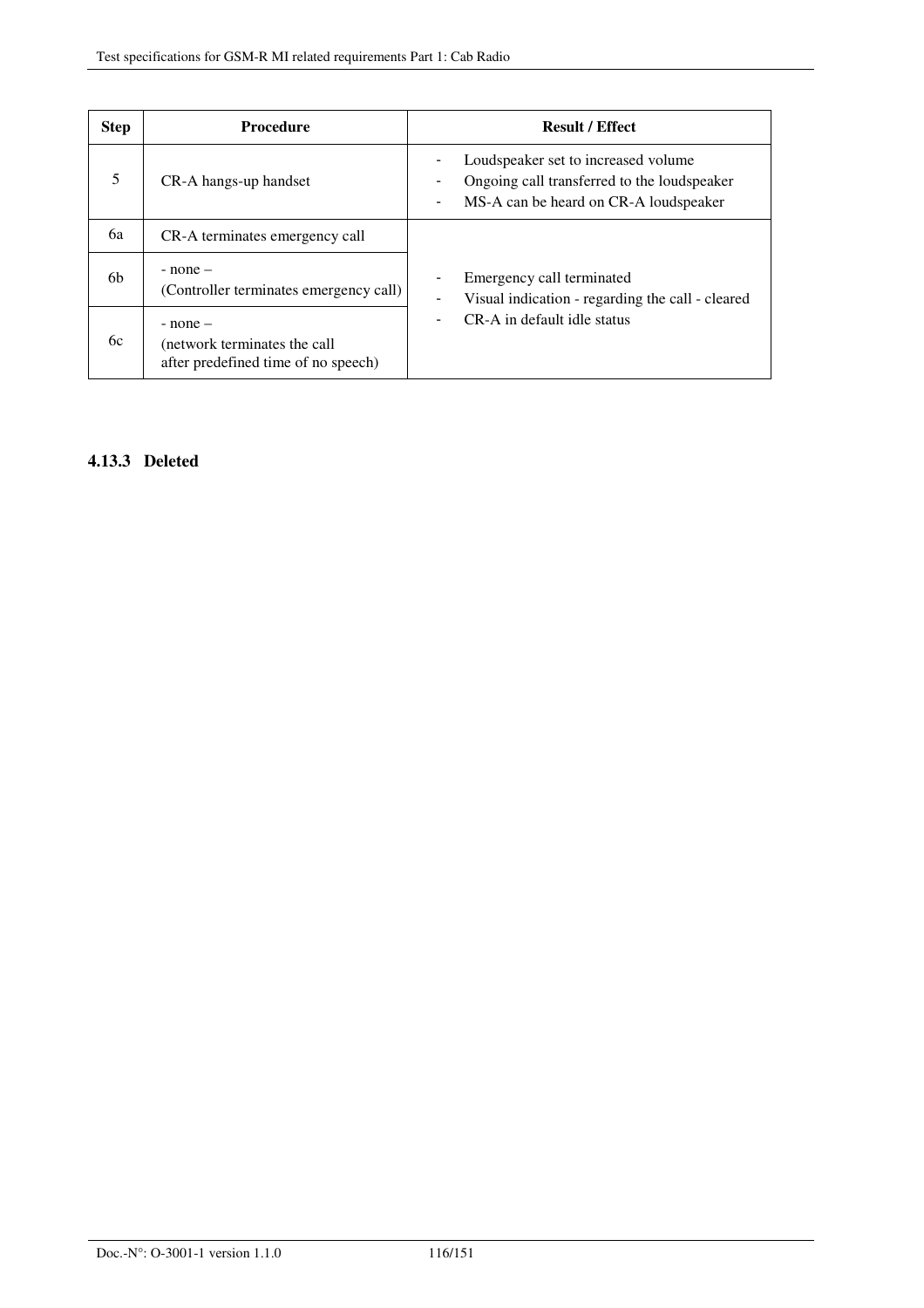| Step | Procedure | Result / Effect |
|---|---|---|
| 5 | CR-A hangs-up handset | - Loudspeaker set to increased volume<br>- Ongoing call transferred to the loudspeaker<br>- MS-A can be heard on CR-A loudspeaker |
| 6a | CR-A terminates emergency call | - Emergency call terminated<br>- Visual indication - regarding the call - cleared<br>- CR-A in default idle status |
| 6b | - none –<br>(Controller terminates emergency call) | |
| 6c | - none –<br>(network terminates the call after predefined time of no speech) | |

### 4.13.3 Deleted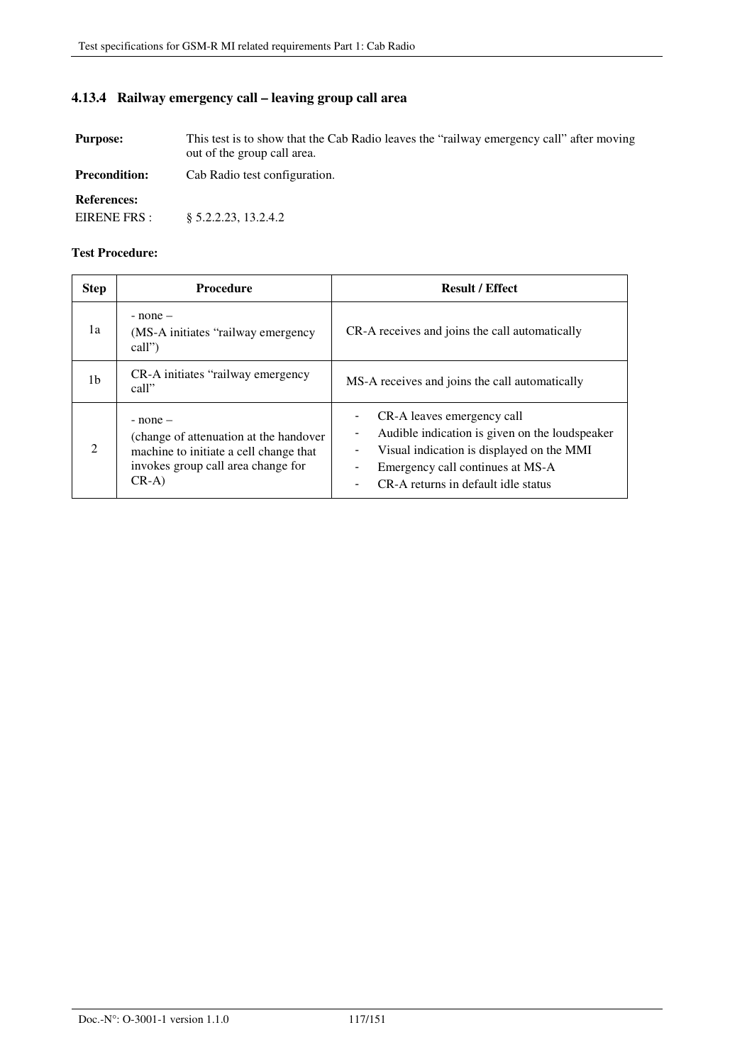### 4.13.4 Railway emergency call – leaving group call area

**Purpose:** This test is to show that the Cab Radio leaves the "railway emergency call" after moving out of the group call area.

**Precondition:** Cab Radio test configuration.

**References:**

EIRENE FRS : § 5.2.2.23, 13.2.4.2

**Test Procedure:**

| Step | Procedure | Result / Effect |
|---|---|---|
| 1a | - none –<br>(MS-A initiates "railway emergency call") | CR-A receives and joins the call automatically |
| 1b | CR-A initiates "railway emergency call" | MS-A receives and joins the call automatically |
| 2 | - none –<br>(change of attenuation at the handover machine to initiate a cell change that invokes group call area change for CR-A) | - CR-A leaves emergency call<br>- Audible indication is given on the loudspeaker<br>- Visual indication is displayed on the MMI<br>- Emergency call continues at MS-A<br>- CR-A returns in default idle status |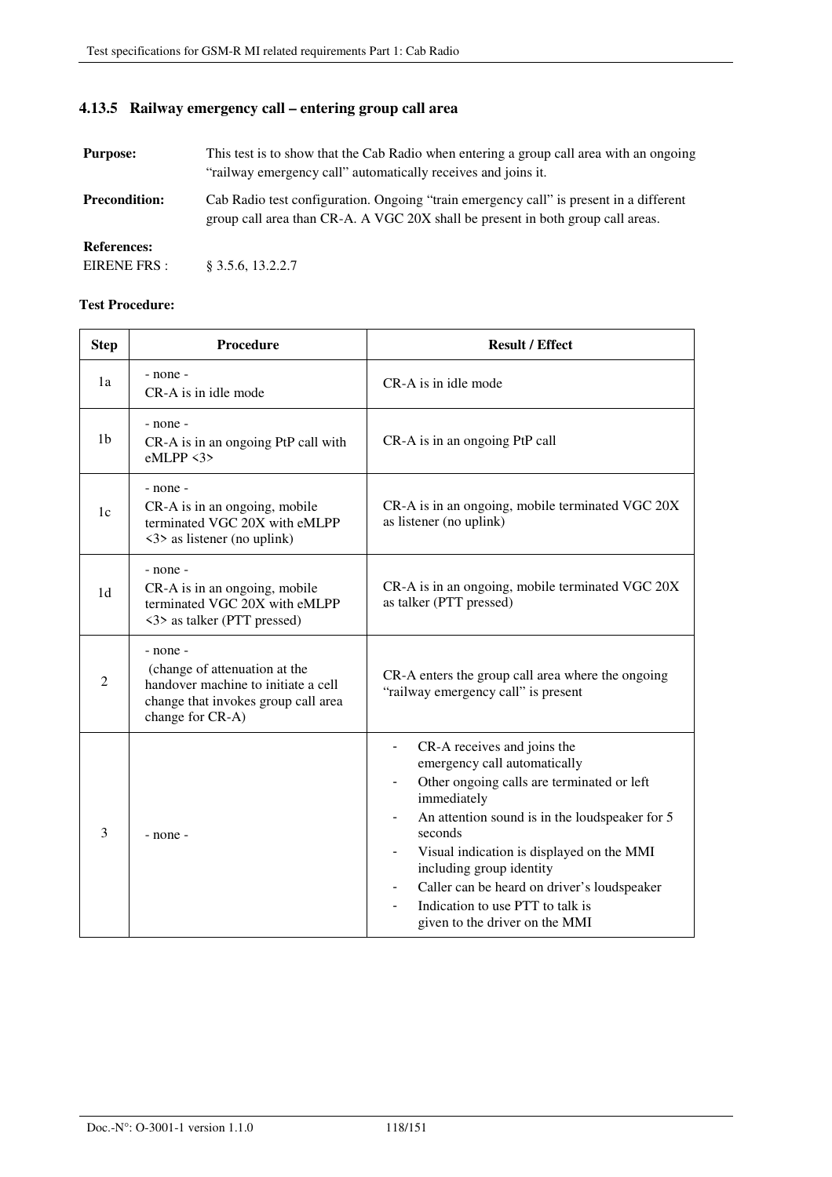### 4.13.5 Railway emergency call – entering group call area

**Purpose:** This test is to show that the Cab Radio when entering a group call area with an ongoing "railway emergency call" automatically receives and joins it.

**Precondition:** Cab Radio test configuration. Ongoing "train emergency call" is present in a different group call area than CR-A. A VGC 20X shall be present in both group call areas.

**References:**

EIRENE FRS : § 3.5.6, 13.2.2.7

**Test Procedure:**

| Step | Procedure | Result / Effect |
|---|---|---|
| 1a | - none -<br>CR-A is in idle mode | CR-A is in idle mode |
| 1b | - none -<br>CR-A is in an ongoing PtP call with eMLPP <3> | CR-A is in an ongoing PtP call |
| 1c | - none -<br>CR-A is in an ongoing, mobile terminated VGC 20X with eMLPP <3> as listener (no uplink) | CR-A is in an ongoing, mobile terminated VGC 20X as listener (no uplink) |
| 1d | - none -<br>CR-A is in an ongoing, mobile terminated VGC 20X with eMLPP <3> as talker (PTT pressed) | CR-A is in an ongoing, mobile terminated VGC 20X as talker (PTT pressed) |
| 2 | - none -<br>(change of attenuation at the handover machine to initiate a cell change that invokes group call area change for CR-A) | CR-A enters the group call area where the ongoing "railway emergency call" is present |
| 3 | - none - | - CR-A receives and joins the emergency call automatically<br>- Other ongoing calls are terminated or left immediately<br>- An attention sound is in the loudspeaker for 5 seconds<br>- Visual indication is displayed on the MMI including group identity<br>- Caller can be heard on driver's loudspeaker<br>- Indication to use PTT to talk is given to the driver on the MMI |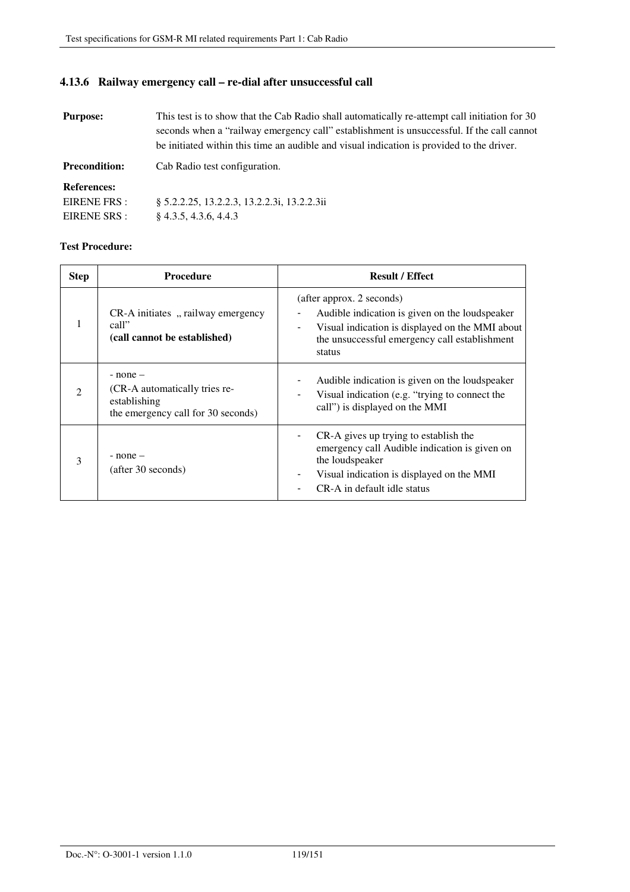### 4.13.6 Railway emergency call – re-dial after unsuccessful call

**Purpose:** This test is to show that the Cab Radio shall automatically re-attempt call initiation for 30 seconds when a "railway emergency call" establishment is unsuccessful. If the call cannot be initiated within this time an audible and visual indication is provided to the driver.

**Precondition:** Cab Radio test configuration.

**References:**

EIRENE FRS : § 5.2.2.25, 13.2.2.3, 13.2.2.3i, 13.2.2.3ii

EIRENE SRS : § 4.3.5, 4.3.6, 4.4.3

**Test Procedure:**

| Step | Procedure | Result / Effect |
|---|---|---|
| 1 | CR-A initiates „ railway emergency call" **(call cannot be established)** | (after approx. 2 seconds)<br>- Audible indication is given on the loudspeaker<br>- Visual indication is displayed on the MMI about the unsuccessful emergency call establishment status |
| 2 | - none –<br>(CR-A automatically tries re-establishing the emergency call for 30 seconds) | - Audible indication is given on the loudspeaker<br>- Visual indication (e.g. "trying to connect the call") is displayed on the MMI |
| 3 | - none –<br>(after 30 seconds) | - CR-A gives up trying to establish the emergency call Audible indication is given on the loudspeaker<br>- Visual indication is displayed on the MMI<br>- CR-A in default idle status |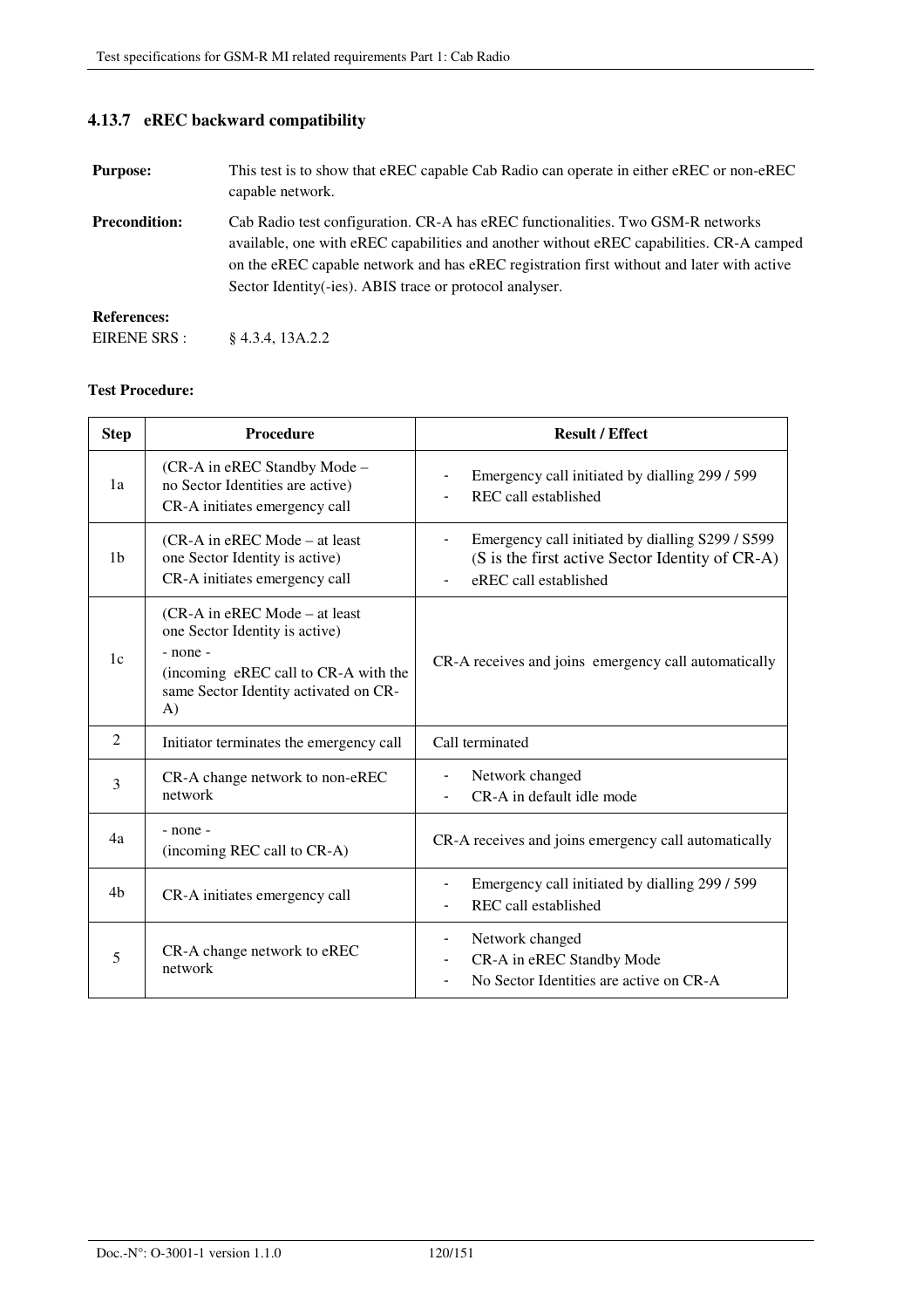### 4.13.7 eREC backward compatibility

**Purpose:** This test is to show that eREC capable Cab Radio can operate in either eREC or non-eREC capable network.

**Precondition:** Cab Radio test configuration. CR-A has eREC functionalities. Two GSM-R networks available, one with eREC capabilities and another without eREC capabilities. CR-A camped on the eREC capable network and has eREC registration first without and later with active Sector Identity(-ies). ABIS trace or protocol analyser.

**References:**

EIRENE SRS : § 4.3.4, 13A.2.2

**Test Procedure:**

| Step | Procedure | Result / Effect |
|---|---|---|
| 1a | (CR-A in eREC Standby Mode – no Sector Identities are active)<br>CR-A initiates emergency call | - Emergency call initiated by dialling 299 / 599<br>- REC call established |
| 1b | (CR-A in eREC Mode – at least one Sector Identity is active)<br>CR-A initiates emergency call | - Emergency call initiated by dialling S299 / S599 (S is the first active Sector Identity of CR-A)<br>- eREC call established |
| 1c | (CR-A in eREC Mode – at least one Sector Identity is active)<br>- none -<br>(incoming eREC call to CR-A with the same Sector Identity activated on CR-A) | CR-A receives and joins emergency call automatically |
| 2 | Initiator terminates the emergency call | Call terminated |
| 3 | CR-A change network to non-eREC network | - Network changed<br>- CR-A in default idle mode |
| 4a | - none -<br>(incoming REC call to CR-A) | CR-A receives and joins emergency call automatically |
| 4b | CR-A initiates emergency call | - Emergency call initiated by dialling 299 / 599<br>- REC call established |
| 5 | CR-A change network to eREC network | - Network changed<br>- CR-A in eREC Standby Mode<br>- No Sector Identities are active on CR-A |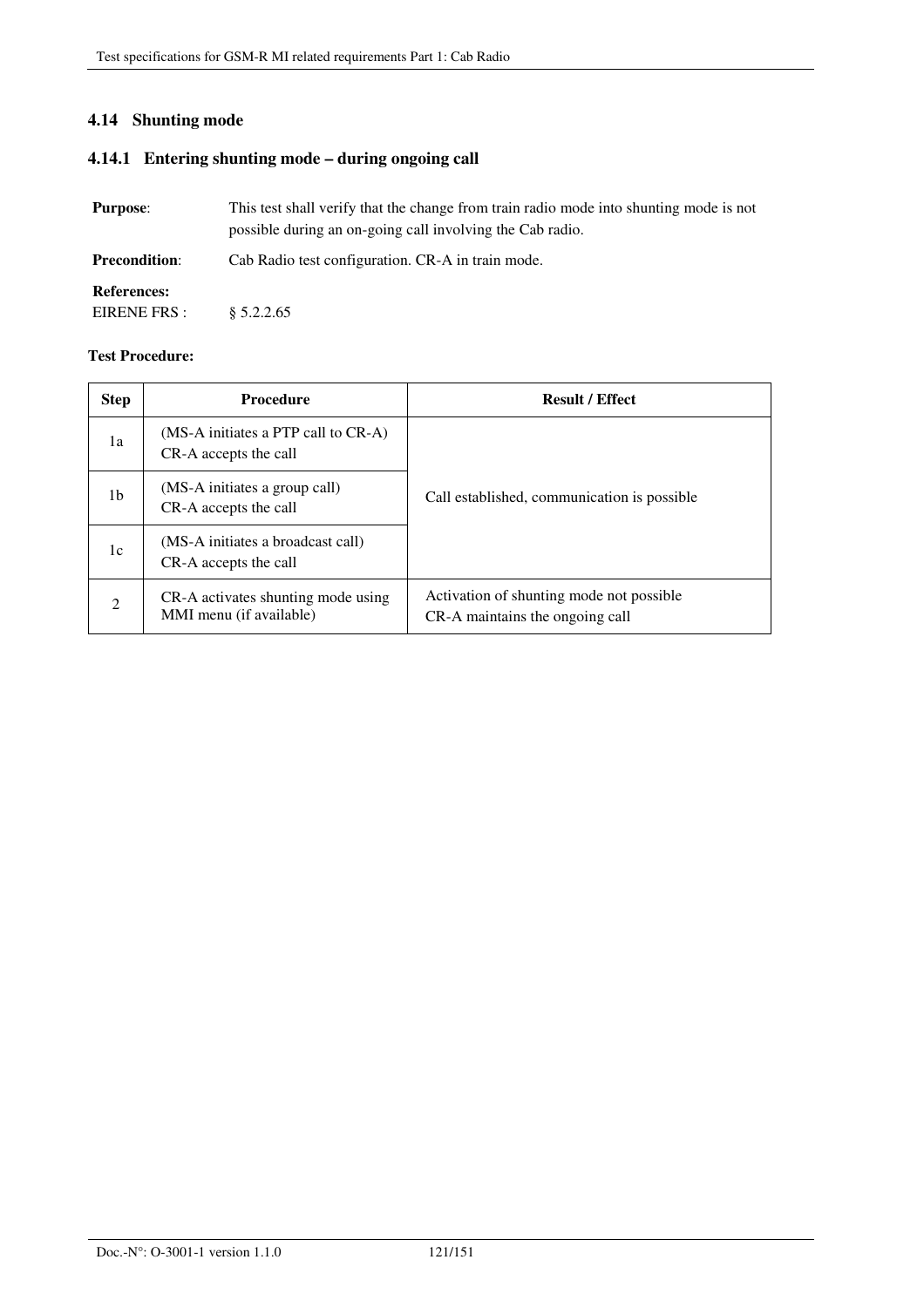## 4.14 Shunting mode

### 4.14.1 Entering shunting mode – during ongoing call

**Purpose**: This test shall verify that the change from train radio mode into shunting mode is not possible during an on-going call involving the Cab radio.

**Precondition**: Cab Radio test configuration. CR-A in train mode.

**References:**

EIRENE FRS : § 5.2.2.65

**Test Procedure:**

| Step | Procedure | Result / Effect |
|---|---|---|
| 1a | (MS-A initiates a PTP call to CR-A)<br>CR-A accepts the call | Call established, communication is possible |
| 1b | (MS-A initiates a group call)<br>CR-A accepts the call | |
| 1c | (MS-A initiates a broadcast call)<br>CR-A accepts the call | |
| 2 | CR-A activates shunting mode using MMI menu (if available) | Activation of shunting mode not possible<br>CR-A maintains the ongoing call |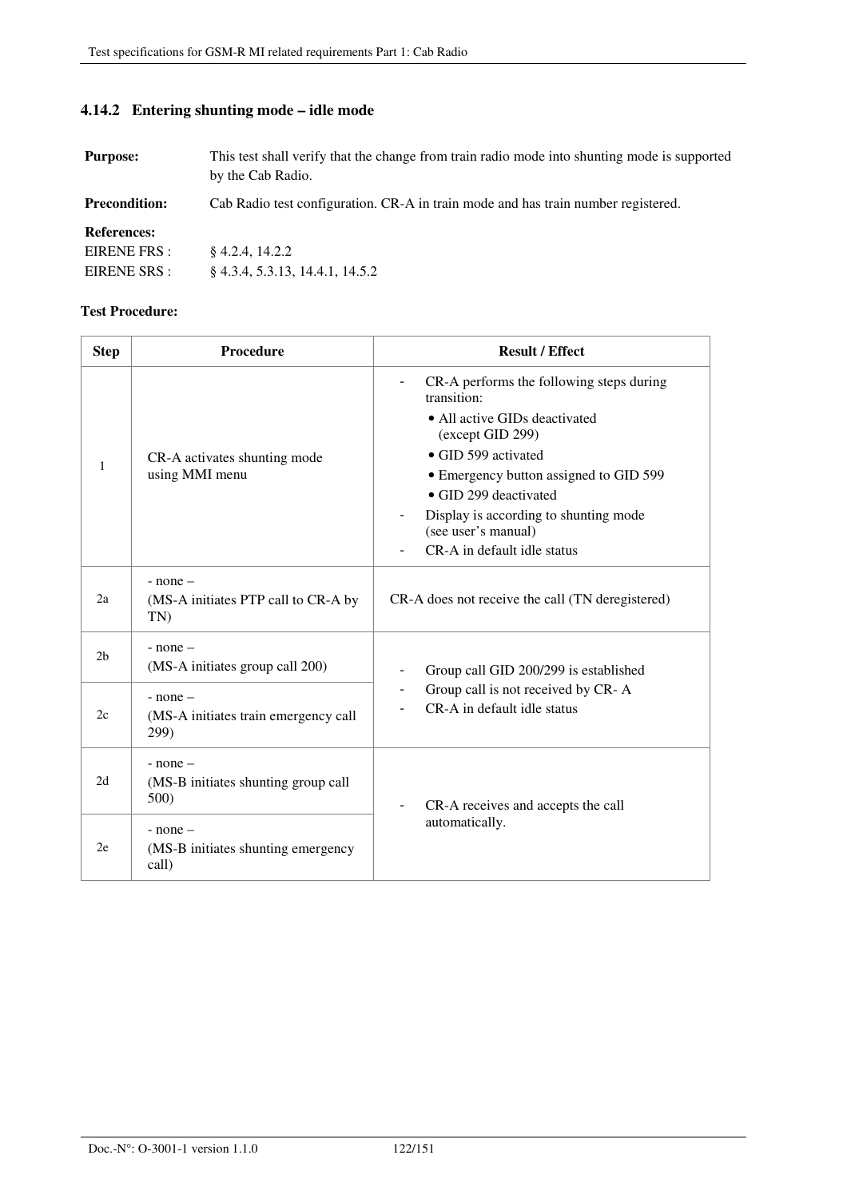### 4.14.2 Entering shunting mode – idle mode

**Purpose:** This test shall verify that the change from train radio mode into shunting mode is supported by the Cab Radio.

**Precondition:** Cab Radio test configuration. CR-A in train mode and has train number registered.

**References:**
EIRENE FRS : § 4.2.4, 14.2.2
EIRENE SRS : § 4.3.4, 5.3.13, 14.4.1, 14.5.2

**Test Procedure:**

| Step | Procedure | Result / Effect |
|---|---|---|
| 1 | CR-A activates shunting mode using MMI menu | - CR-A performs the following steps during transition:<br>• All active GIDs deactivated (except GID 299)<br>• GID 599 activated<br>• Emergency button assigned to GID 599<br>• GID 299 deactivated<br>- Display is according to shunting mode (see user's manual)<br>- CR-A in default idle status |
| 2a | - none –<br>(MS-A initiates PTP call to CR-A by TN) | CR-A does not receive the call (TN deregistered) |
| 2b | - none –<br>(MS-A initiates group call 200) | - Group call GID 200/299 is established<br>- Group call is not received by CR- A<br>- CR-A in default idle status |
| 2c | - none –<br>(MS-A initiates train emergency call 299) | |
| 2d | - none –<br>(MS-B initiates shunting group call 500) | - CR-A receives and accepts the call automatically. |
| 2e | - none –<br>(MS-B initiates shunting emergency call) | |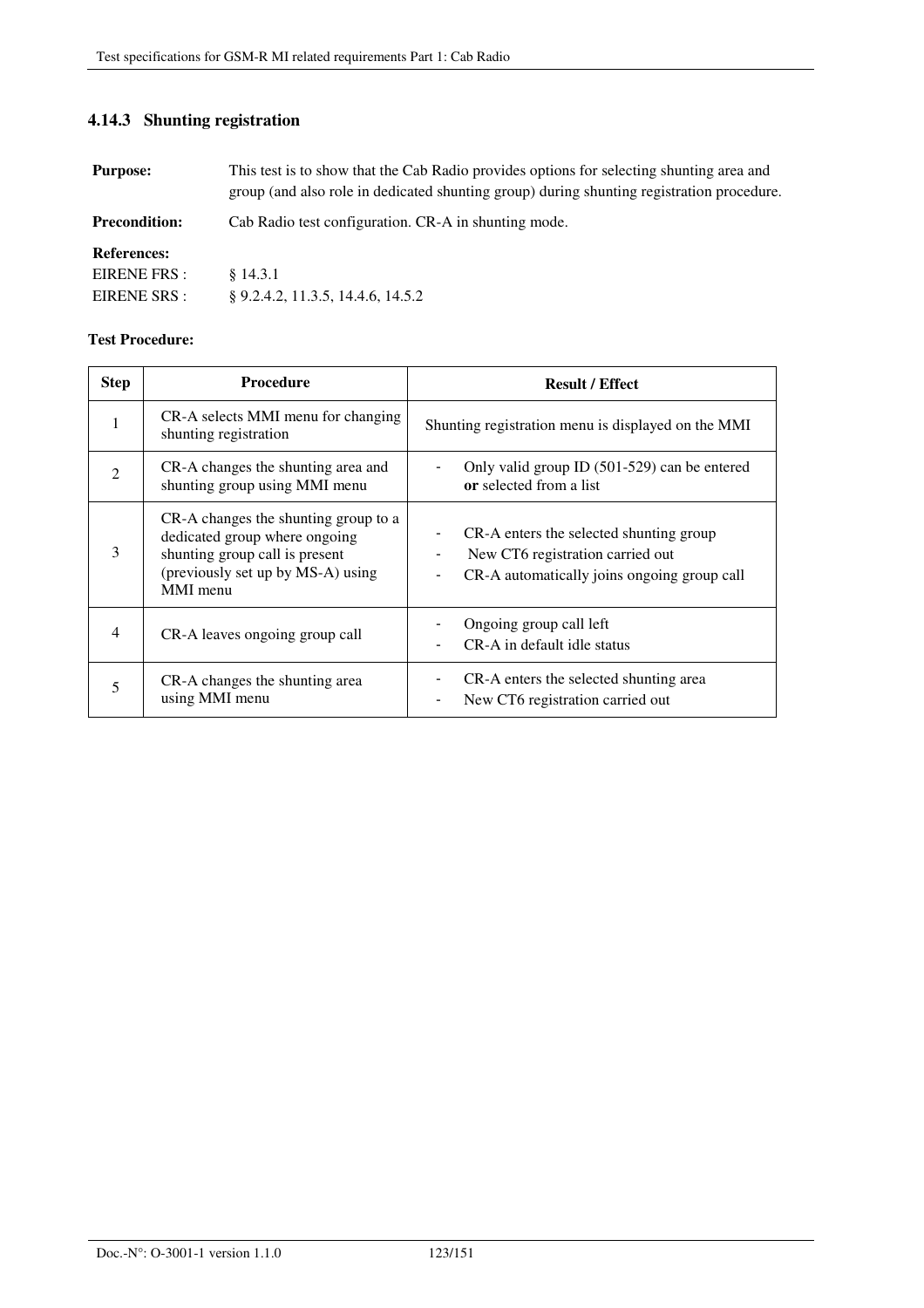### 4.14.3 Shunting registration

**Purpose:** This test is to show that the Cab Radio provides options for selecting shunting area and group (and also role in dedicated shunting group) during shunting registration procedure.

**Precondition:** Cab Radio test configuration. CR-A in shunting mode.

**References:**

EIRENE FRS : § 14.3.1

EIRENE SRS : § 9.2.4.2, 11.3.5, 14.4.6, 14.5.2

**Test Procedure:**

| Step | Procedure | Result / Effect |
|---|---|---|
| 1 | CR-A selects MMI menu for changing shunting registration | Shunting registration menu is displayed on the MMI |
| 2 | CR-A changes the shunting area and shunting group using MMI menu | - Only valid group ID (501-529) can be entered **or** selected from a list |
| 3 | CR-A changes the shunting group to a dedicated group where ongoing shunting group call is present (previously set up by MS-A) using MMI menu | - CR-A enters the selected shunting group<br>- New CT6 registration carried out<br>- CR-A automatically joins ongoing group call |
| 4 | CR-A leaves ongoing group call | - Ongoing group call left<br>- CR-A in default idle status |
| 5 | CR-A changes the shunting area using MMI menu | - CR-A enters the selected shunting area<br>- New CT6 registration carried out |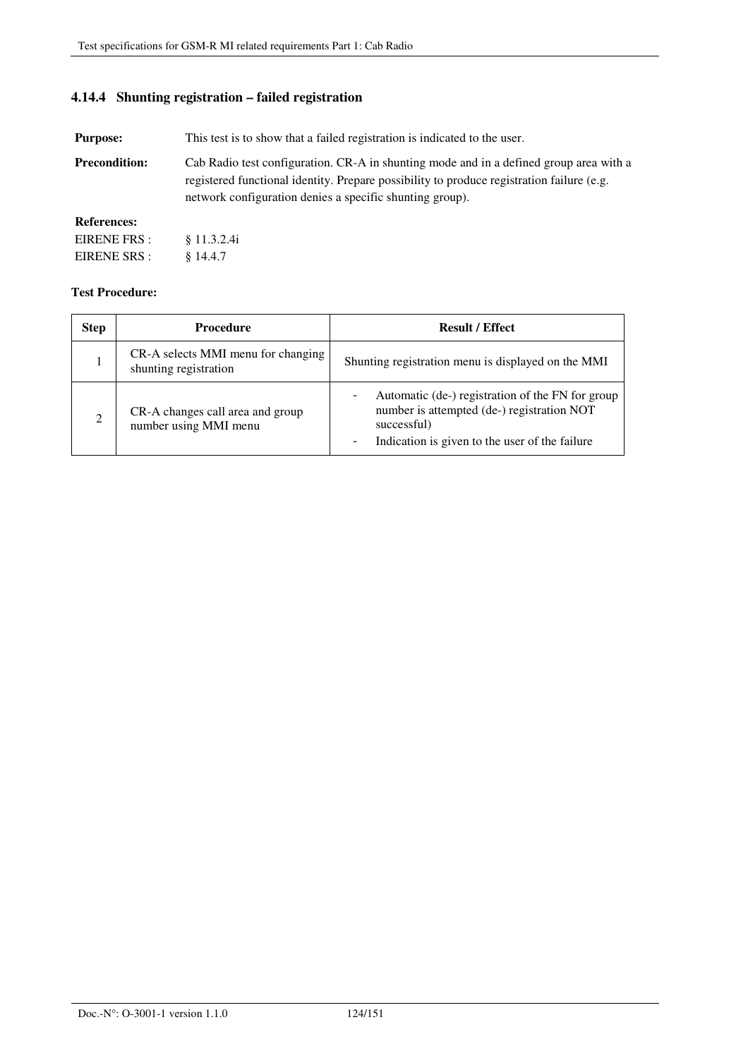### 4.14.4 Shunting registration – failed registration

**Purpose:** This test is to show that a failed registration is indicated to the user.

**Precondition:** Cab Radio test configuration. CR-A in shunting mode and in a defined group area with a registered functional identity. Prepare possibility to produce registration failure (e.g. network configuration denies a specific shunting group).

**References:**

EIRENE FRS : § 11.3.2.4i

EIRENE SRS : § 14.4.7

**Test Procedure:**

| Step | Procedure | Result / Effect |
|---|---|---|
| 1 | CR-A selects MMI menu for changing shunting registration | Shunting registration menu is displayed on the MMI |
| 2 | CR-A changes call area and group number using MMI menu | - Automatic (de-) registration of the FN for group number is attempted (de-) registration NOT successful)<br>- Indication is given to the user of the failure |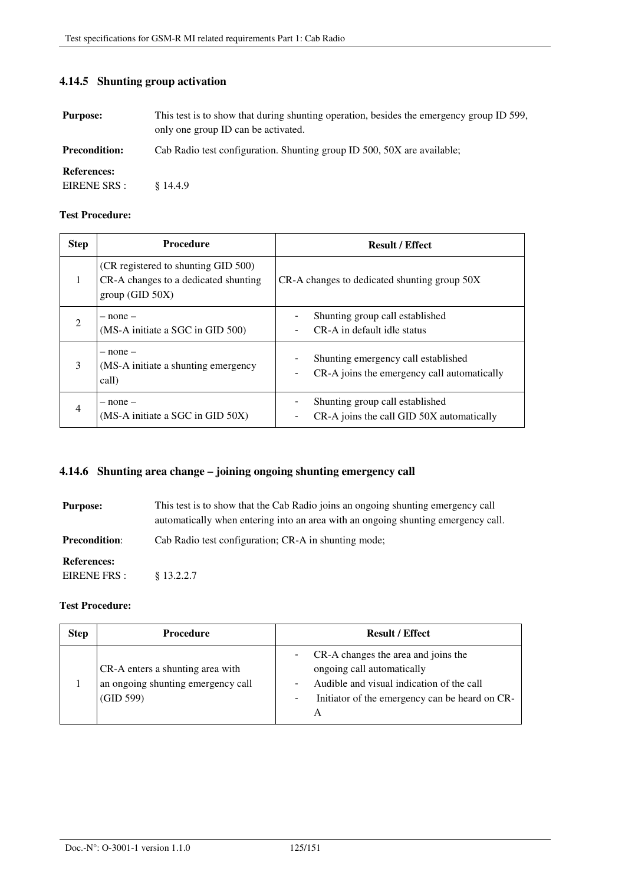### 4.14.5 Shunting group activation

**Purpose:** This test is to show that during shunting operation, besides the emergency group ID 599, only one group ID can be activated.

**Precondition:** Cab Radio test configuration. Shunting group ID 500, 50X are available;

**References:**

EIRENE SRS : § 14.4.9

**Test Procedure:**

| Step | Procedure | Result / Effect |
|---|---|---|
| 1 | (CR registered to shunting GID 500)<br>CR-A changes to a dedicated shunting group (GID 50X) | CR-A changes to dedicated shunting group 50X |
| 2 | – none –<br>(MS-A initiate a SGC in GID 500) | - Shunting group call established<br>- CR-A in default idle status |
| 3 | – none –<br>(MS-A initiate a shunting emergency call) | - Shunting emergency call established<br>- CR-A joins the emergency call automatically |
| 4 | – none –<br>(MS-A initiate a SGC in GID 50X) | - Shunting group call established<br>- CR-A joins the call GID 50X automatically |

### 4.14.6 Shunting area change – joining ongoing shunting emergency call

**Purpose:** This test is to show that the Cab Radio joins an ongoing shunting emergency call automatically when entering into an area with an ongoing shunting emergency call.

**Precondition**: Cab Radio test configuration; CR-A in shunting mode;

**References:**

EIRENE FRS : § 13.2.2.7

**Test Procedure:**

| Step | Procedure | Result / Effect |
|---|---|---|
| 1 | CR-A enters a shunting area with an ongoing shunting emergency call (GID 599) | - CR-A changes the area and joins the ongoing call automatically<br>- Audible and visual indication of the call<br>- Initiator of the emergency can be heard on CR-A |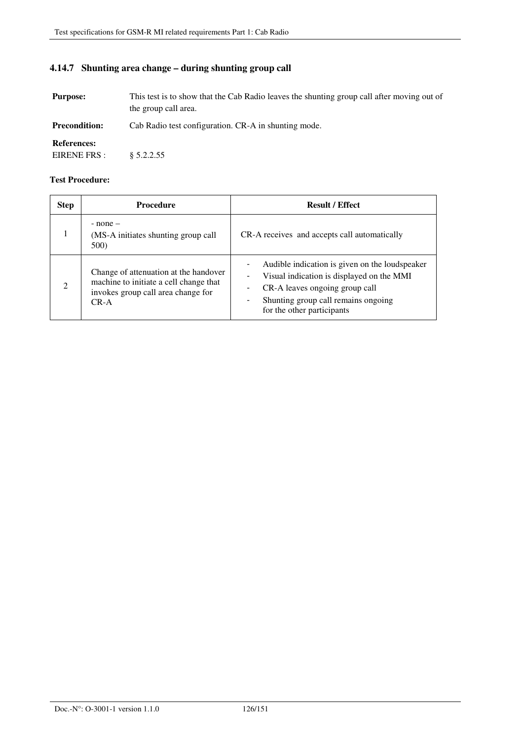### 4.14.7 Shunting area change – during shunting group call

**Purpose:** This test is to show that the Cab Radio leaves the shunting group call after moving out of the group call area.

**Precondition:** Cab Radio test configuration. CR-A in shunting mode.

**References:**
EIRENE FRS : § 5.2.2.55

**Test Procedure:**

| Step | Procedure | Result / Effect |
|---|---|---|
| 1 | - none –<br>(MS-A initiates shunting group call 500) | CR-A receives and accepts call automatically |
| 2 | Change of attenuation at the handover machine to initiate a cell change that invokes group call area change for CR-A | - Audible indication is given on the loudspeaker<br>- Visual indication is displayed on the MMI<br>- CR-A leaves ongoing group call<br>- Shunting group call remains ongoing for the other participants |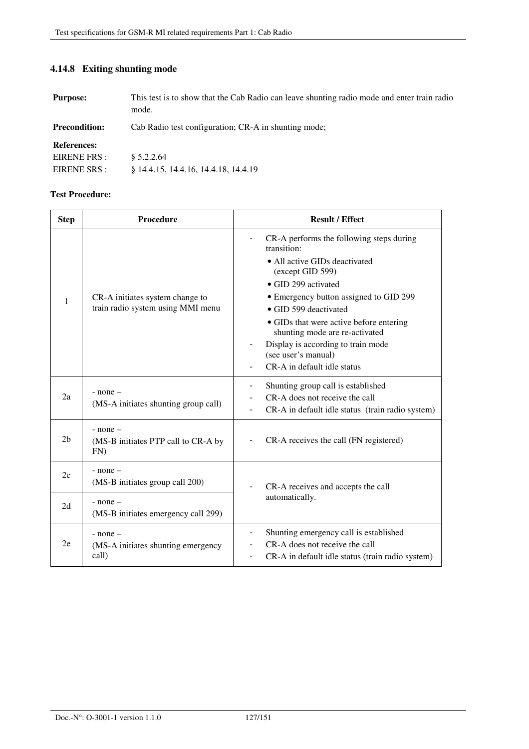### 4.14.8 Exiting shunting mode

**Purpose:** This test is to show that the Cab Radio can leave shunting radio mode and enter train radio mode.

**Precondition:** Cab Radio test configuration; CR-A in shunting mode;

**References:**
EIRENE FRS : § 5.2.2.64
EIRENE SRS : § 14.4.15, 14.4.16, 14.4.18, 14.4.19

**Test Procedure:**

| Step | Procedure | Result / Effect |
|---|---|---|
| 1 | CR-A initiates system change to train radio system using MMI menu | - CR-A performs the following steps during transition:<br>• All active GIDs deactivated (except GID 599)<br>• GID 299 activated<br>• Emergency button assigned to GID 299<br>• GID 599 deactivated<br>• GIDs that were active before entering shunting mode are re-activated<br>- Display is according to train mode (see user's manual)<br>- CR-A in default idle status |
| 2a | - none –<br>(MS-A initiates shunting group call) | - Shunting group call is established<br>- CR-A does not receive the call<br>- CR-A in default idle status (train radio system) |
| 2b | - none –<br>(MS-B initiates PTP call to CR-A by FN) | - CR-A receives the call (FN registered) |
| 2c | - none –<br>(MS-B initiates group call 200) | - CR-A receives and accepts the call automatically. |
| 2d | - none –<br>(MS-B initiates emergency call 299) | |
| 2e | - none –<br>(MS-A initiates shunting emergency call) | - Shunting emergency call is established<br>- CR-A does not receive the call<br>- CR-A in default idle status (train radio system) |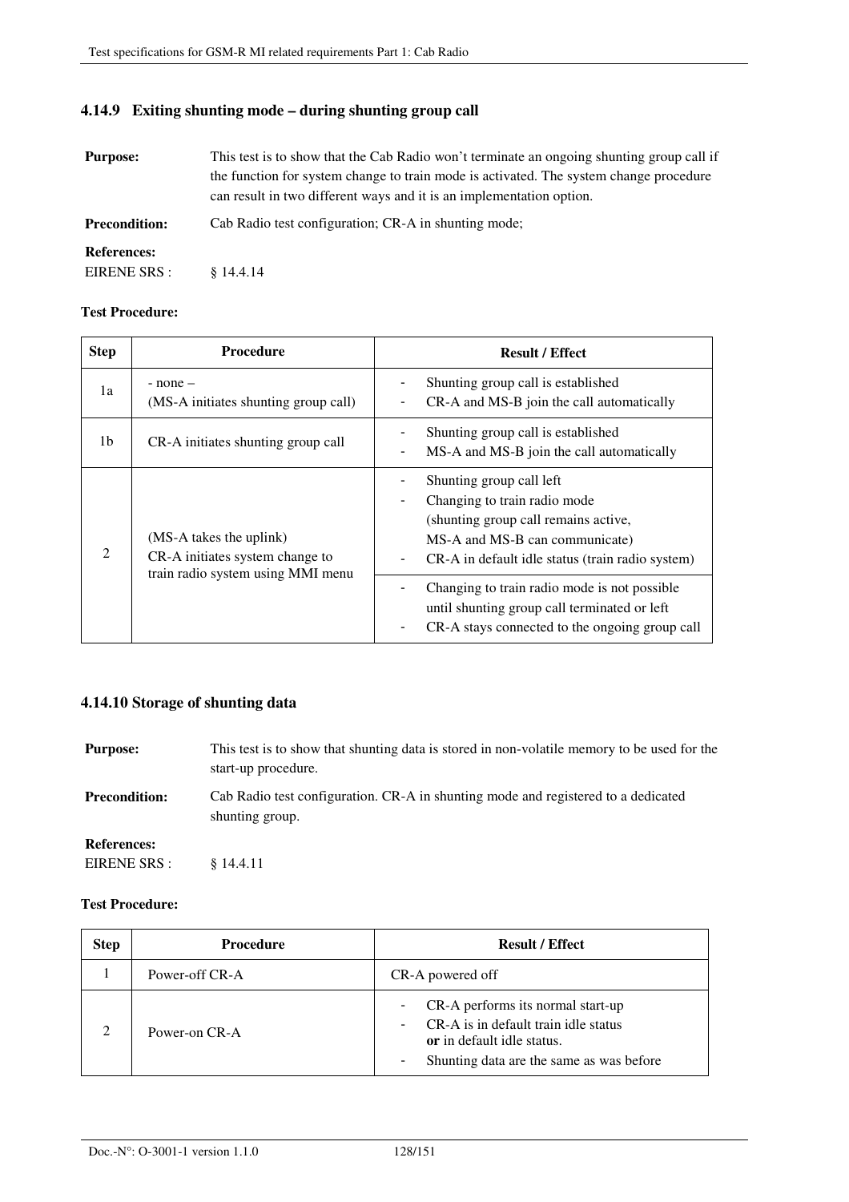### 4.14.9 Exiting shunting mode – during shunting group call

**Purpose:** This test is to show that the Cab Radio won't terminate an ongoing shunting group call if the function for system change to train mode is activated. The system change procedure can result in two different ways and it is an implementation option.

**Precondition:** Cab Radio test configuration; CR-A in shunting mode;

**References:**
EIRENE SRS : § 14.4.14

**Test Procedure:**

| Step | Procedure | Result / Effect |
|---|---|---|
| 1a | - none –<br>(MS-A initiates shunting group call) | - Shunting group call is established<br>- CR-A and MS-B join the call automatically |
| 1b | CR-A initiates shunting group call | - Shunting group call is established<br>- MS-A and MS-B join the call automatically |
| 2 | (MS-A takes the uplink)<br>CR-A initiates system change to train radio system using MMI menu | - Shunting group call left<br>- Changing to train radio mode<br>(shunting group call remains active, MS-A and MS-B can communicate)<br>- CR-A in default idle status (train radio system) |
| | | - Changing to train radio mode is not possible until shunting group call terminated or left<br>- CR-A stays connected to the ongoing group call |

### 4.14.10 Storage of shunting data

**Purpose:** This test is to show that shunting data is stored in non-volatile memory to be used for the start-up procedure.

**Precondition:** Cab Radio test configuration. CR-A in shunting mode and registered to a dedicated shunting group.

**References:**
EIRENE SRS : § 14.4.11

**Test Procedure:**

| Step | Procedure | Result / Effect |
|---|---|---|
| 1 | Power-off CR-A | CR-A powered off |
| 2 | Power-on CR-A | - CR-A performs its normal start-up<br>- CR-A is in default train idle status **or** in default idle status.<br>- Shunting data are the same as was before |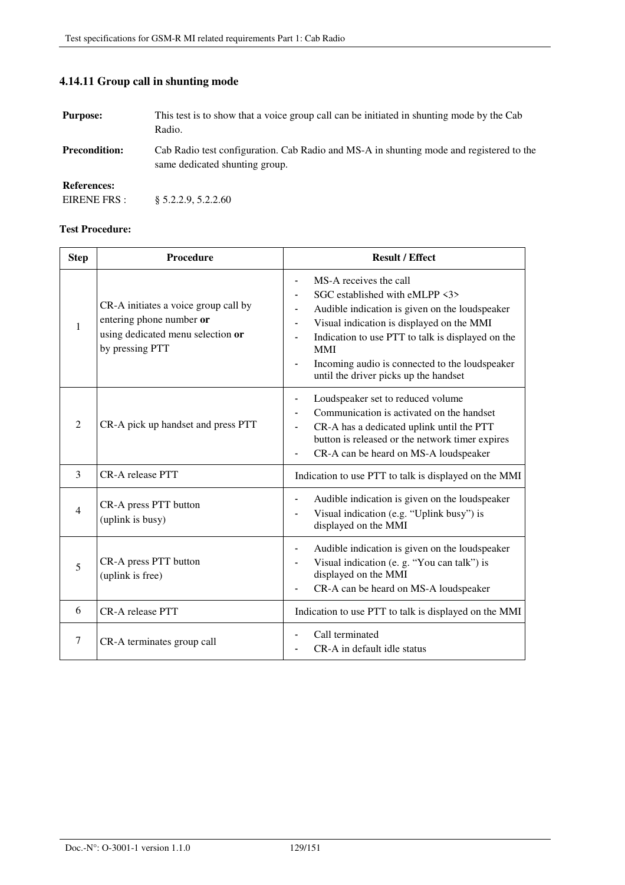### 4.14.11 Group call in shunting mode

**Purpose:** This test is to show that a voice group call can be initiated in shunting mode by the Cab Radio.

**Precondition:** Cab Radio test configuration. Cab Radio and MS-A in shunting mode and registered to the same dedicated shunting group.

**References:**
EIRENE FRS : § 5.2.2.9, 5.2.2.60

**Test Procedure:**

| Step | Procedure | Result / Effect |
|---|---|---|
| 1 | CR-A initiates a voice group call by entering phone number **or** using dedicated menu selection **or** by pressing PTT | - MS-A receives the call<br>- SGC established with eMLPP <3><br>- Audible indication is given on the loudspeaker<br>- Visual indication is displayed on the MMI<br>- Indication to use PTT to talk is displayed on the MMI<br>- Incoming audio is connected to the loudspeaker until the driver picks up the handset |
| 2 | CR-A pick up handset and press PTT | - Loudspeaker set to reduced volume<br>- Communication is activated on the handset<br>- CR-A has a dedicated uplink until the PTT button is released or the network timer expires<br>- CR-A can be heard on MS-A loudspeaker |
| 3 | CR-A release PTT | Indication to use PTT to talk is displayed on the MMI |
| 4 | CR-A press PTT button (uplink is busy) | - Audible indication is given on the loudspeaker<br>- Visual indication (e.g. "Uplink busy") is displayed on the MMI |
| 5 | CR-A press PTT button (uplink is free) | - Audible indication is given on the loudspeaker<br>- Visual indication (e. g. "You can talk") is displayed on the MMI<br>- CR-A can be heard on MS-A loudspeaker |
| 6 | CR-A release PTT | Indication to use PTT to talk is displayed on the MMI |
| 7 | CR-A terminates group call | - Call terminated<br>- CR-A in default idle status |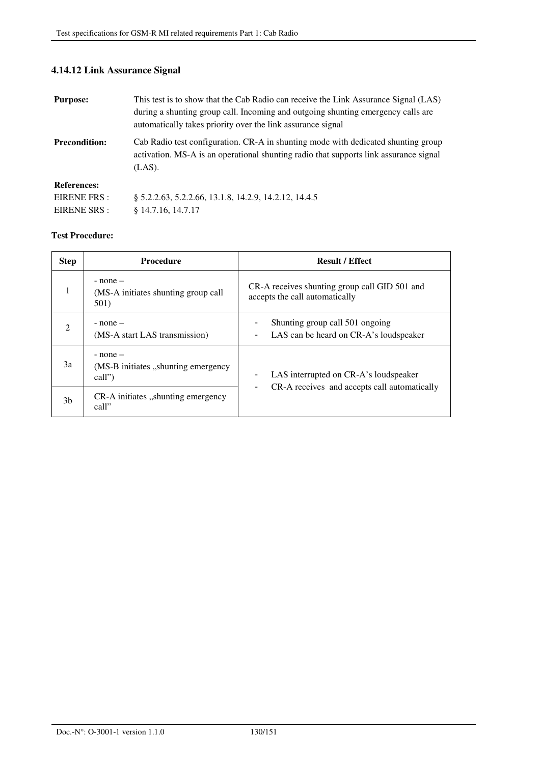### 4.14.12 Link Assurance Signal

**Purpose:** This test is to show that the Cab Radio can receive the Link Assurance Signal (LAS) during a shunting group call. Incoming and outgoing shunting emergency calls are automatically takes priority over the link assurance signal

**Precondition:** Cab Radio test configuration. CR-A in shunting mode with dedicated shunting group activation. MS-A is an operational shunting radio that supports link assurance signal (LAS).

**References:**

EIRENE FRS : § 5.2.2.63, 5.2.2.66, 13.1.8, 14.2.9, 14.2.12, 14.4.5

EIRENE SRS : § 14.7.16, 14.7.17

**Test Procedure:**

| Step | Procedure | Result / Effect |
|---|---|---|
| 1 | - none –<br>(MS-A initiates shunting group call 501) | CR-A receives shunting group call GID 501 and accepts the call automatically |
| 2 | - none –<br>(MS-A start LAS transmission) | - Shunting group call 501 ongoing<br>- LAS can be heard on CR-A's loudspeaker |
| 3a | - none –<br>(MS-B initiates „shunting emergency call") | - LAS interrupted on CR-A's loudspeaker<br>- CR-A receives and accepts call automatically |
| 3b | CR-A initiates „shunting emergency call" | |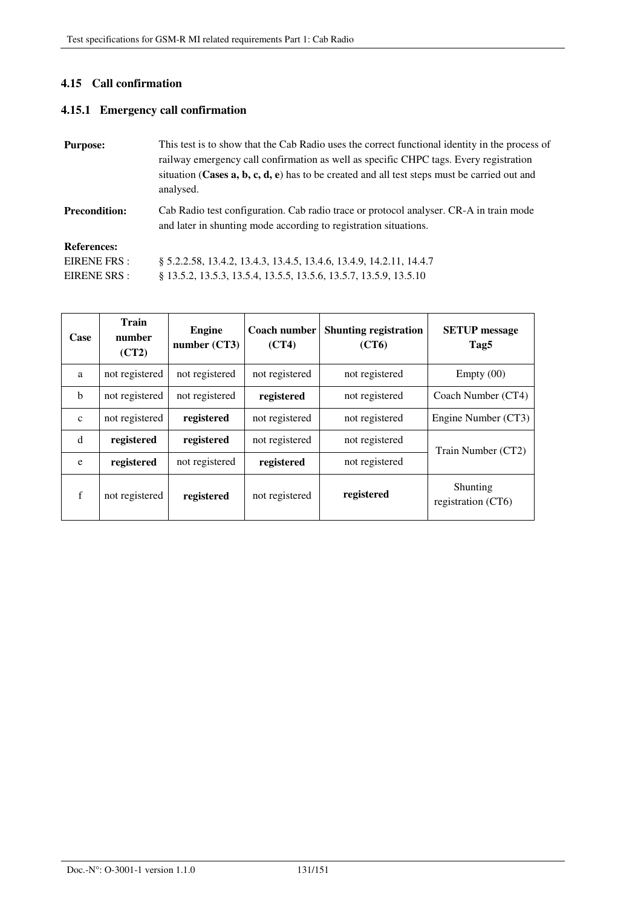## 4.15 Call confirmation

### 4.15.1 Emergency call confirmation

**Purpose:** This test is to show that the Cab Radio uses the correct functional identity in the process of railway emergency call confirmation as well as specific CHPC tags. Every registration situation (**Cases a, b, c, d, e**) has to be created and all test steps must be carried out and analysed.

**Precondition:** Cab Radio test configuration. Cab radio trace or protocol analyser. CR-A in train mode and later in shunting mode according to registration situations.

**References:**

EIRENE FRS : § 5.2.2.58, 13.4.2, 13.4.3, 13.4.5, 13.4.6, 13.4.9, 14.2.11, 14.4.7

EIRENE SRS : § 13.5.2, 13.5.3, 13.5.4, 13.5.5, 13.5.6, 13.5.7, 13.5.9, 13.5.10

| Case | Train number (CT2) | Engine number (CT3) | Coach number (CT4) | Shunting registration (CT6) | SETUP message Tag5 |
|---|---|---|---|---|---|
| a | not registered | not registered | not registered | not registered | Empty (00) |
| b | not registered | not registered | **registered** | not registered | Coach Number (CT4) |
| c | not registered | **registered** | not registered | not registered | Engine Number (CT3) |
| d | **registered** | **registered** | not registered | not registered | Train Number (CT2) |
| e | **registered** | not registered | **registered** | not registered | |
| f | not registered | **registered** | not registered | **registered** | Shunting registration (CT6) |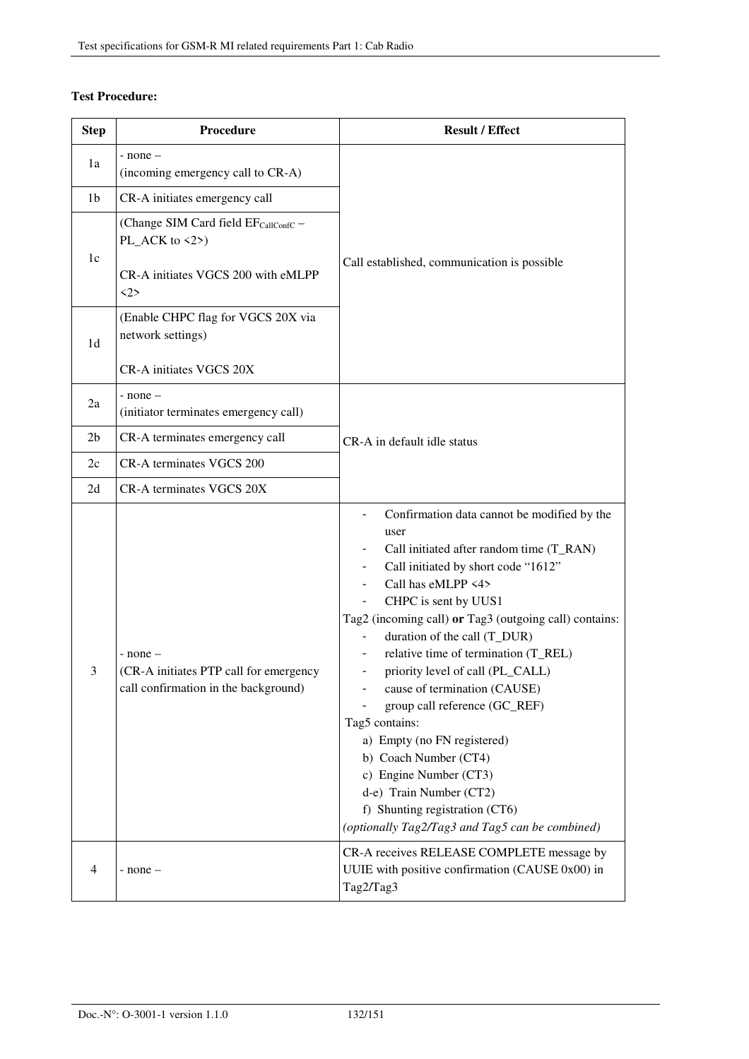**Test Procedure:**

| Step | Procedure | Result / Effect |
|---|---|---|
| 1a | - none –<br>(incoming emergency call to CR-A) | Call established, communication is possible |
| 1b | CR-A initiates emergency call | |
| 1c | (Change SIM Card field $EF_{CallConfC}$ – PL_ACK to <2>)<br><br>CR-A initiates VGCS 200 with eMLPP <2> | |
| 1d | (Enable CHPC flag for VGCS 20X via network settings)<br><br>CR-A initiates VGCS 20X | |
| 2a | - none –<br>(initiator terminates emergency call) | CR-A in default idle status |
| 2b | CR-A terminates emergency call | |
| 2c | CR-A terminates VGCS 200 | |
| 2d | CR-A terminates VGCS 20X | |
| 3 | - none –<br>(CR-A initiates PTP call for emergency call confirmation in the background) | - Confirmation data cannot be modified by the user<br>- Call initiated after random time (T_RAN)<br>- Call initiated by short code "1612"<br>- Call has eMLPP <4><br>- CHPC is sent by UUS1<br>Tag2 (incoming call) **or** Tag3 (outgoing call) contains:<br>- duration of the call (T_DUR)<br>- relative time of termination (T_REL)<br>- priority level of call (PL_CALL)<br>- cause of termination (CAUSE)<br>- group call reference (GC_REF)<br>Tag5 contains:<br>a) Empty (no FN registered)<br>b) Coach Number (CT4)<br>c) Engine Number (CT3)<br>d-e) Train Number (CT2)<br>f) Shunting registration (CT6)<br>*(optionally Tag2/Tag3 and Tag5 can be combined)* |
| 4 | - none – | CR-A receives RELEASE COMPLETE message by UUIE with positive confirmation (CAUSE 0x00) in Tag2/Tag3 |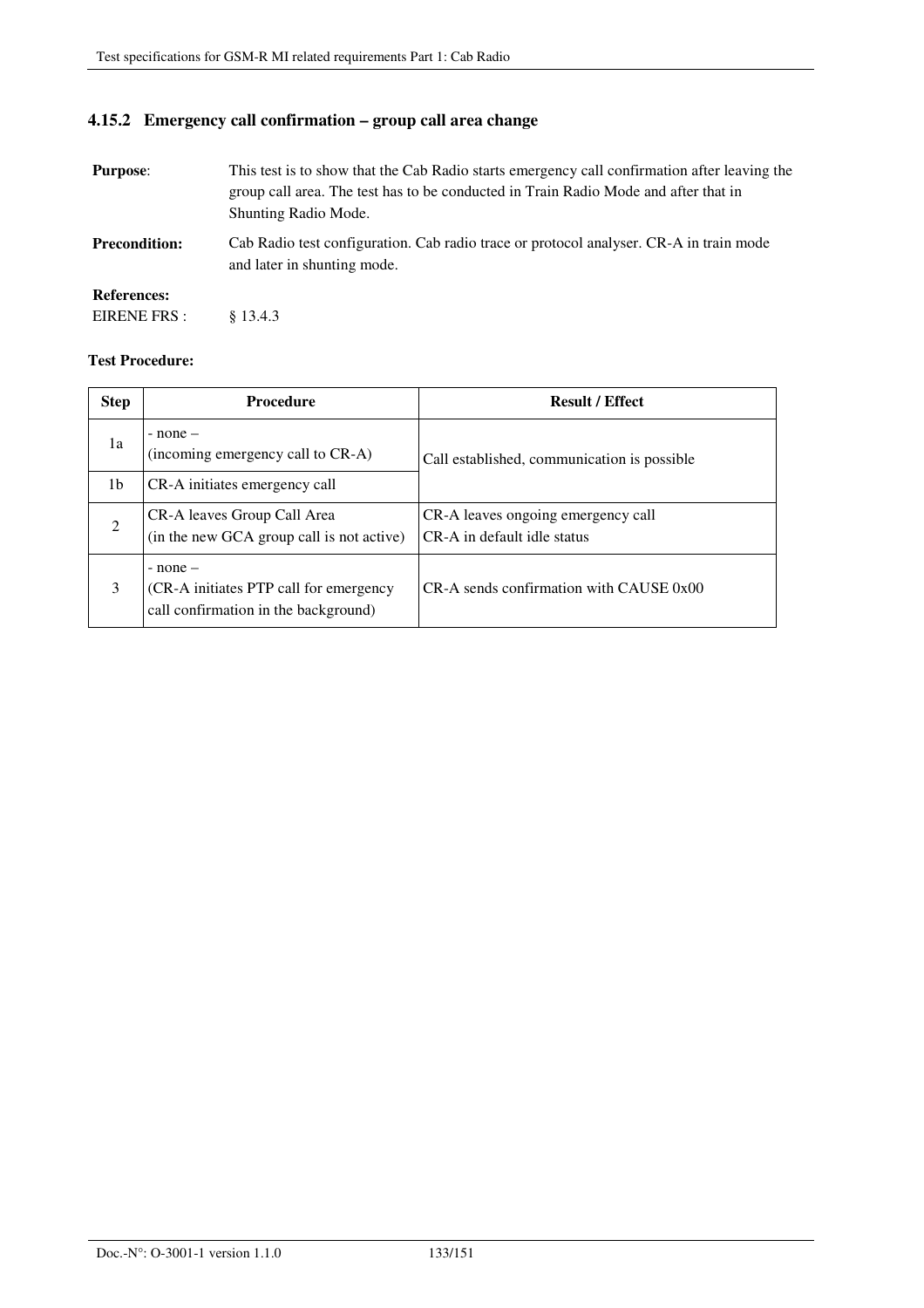### 4.15.2 Emergency call confirmation – group call area change

**Purpose**: This test is to show that the Cab Radio starts emergency call confirmation after leaving the group call area. The test has to be conducted in Train Radio Mode and after that in Shunting Radio Mode.

**Precondition:** Cab Radio test configuration. Cab radio trace or protocol analyser. CR-A in train mode and later in shunting mode.

**References:**

EIRENE FRS : § 13.4.3

**Test Procedure:**

| Step | Procedure | Result / Effect |
|---|---|---|
| 1a | - none –<br>(incoming emergency call to CR-A) | Call established, communication is possible |
| 1b | CR-A initiates emergency call | |
| 2 | CR-A leaves Group Call Area<br>(in the new GCA group call is not active) | CR-A leaves ongoing emergency call<br>CR-A in default idle status |
| 3 | - none –<br>(CR-A initiates PTP call for emergency call confirmation in the background) | CR-A sends confirmation with CAUSE 0x00 |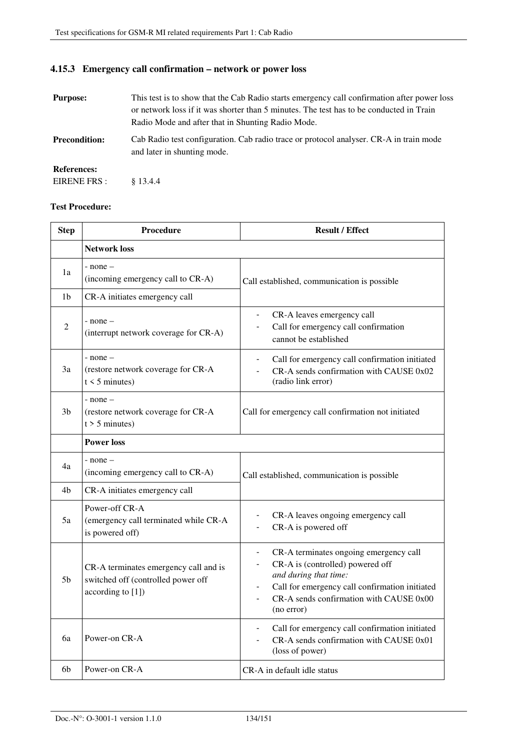### 4.15.3 Emergency call confirmation – network or power loss

**Purpose:** This test is to show that the Cab Radio starts emergency call confirmation after power loss or network loss if it was shorter than 5 minutes. The test has to be conducted in Train Radio Mode and after that in Shunting Radio Mode.

**Precondition:** Cab Radio test configuration. Cab radio trace or protocol analyser. CR-A in train mode and later in shunting mode.

**References:**

EIRENE FRS : § 13.4.4

**Test Procedure:**

| Step | Procedure | Result / Effect |
|---|---|---|
| | **Network loss** | |
| 1a | - none –<br>(incoming emergency call to CR-A) | Call established, communication is possible |
| 1b | CR-A initiates emergency call | |
| 2 | - none –<br>(interrupt network coverage for CR-A) | - CR-A leaves emergency call<br>- Call for emergency call confirmation cannot be established |
| 3a | - none –<br>(restore network coverage for CR-A t < 5 minutes) | - Call for emergency call confirmation initiated<br>- CR-A sends confirmation with CAUSE 0x02 (radio link error) |
| 3b | - none –<br>(restore network coverage for CR-A t > 5 minutes) | Call for emergency call confirmation not initiated |
| | **Power loss** | |
| 4a | - none –<br>(incoming emergency call to CR-A) | Call established, communication is possible |
| 4b | CR-A initiates emergency call | |
| 5a | Power-off CR-A<br>(emergency call terminated while CR-A is powered off) | - CR-A leaves ongoing emergency call<br>- CR-A is powered off |
| 5b | CR-A terminates emergency call and is switched off (controlled power off according to [1]) | - CR-A terminates ongoing emergency call<br>- CR-A is (controlled) powered off<br>*and during that time:*<br>- Call for emergency call confirmation initiated<br>- CR-A sends confirmation with CAUSE 0x00 (no error) |
| 6a | Power-on CR-A | - Call for emergency call confirmation initiated<br>- CR-A sends confirmation with CAUSE 0x01 (loss of power) |
| 6b | Power-on CR-A | CR-A in default idle status |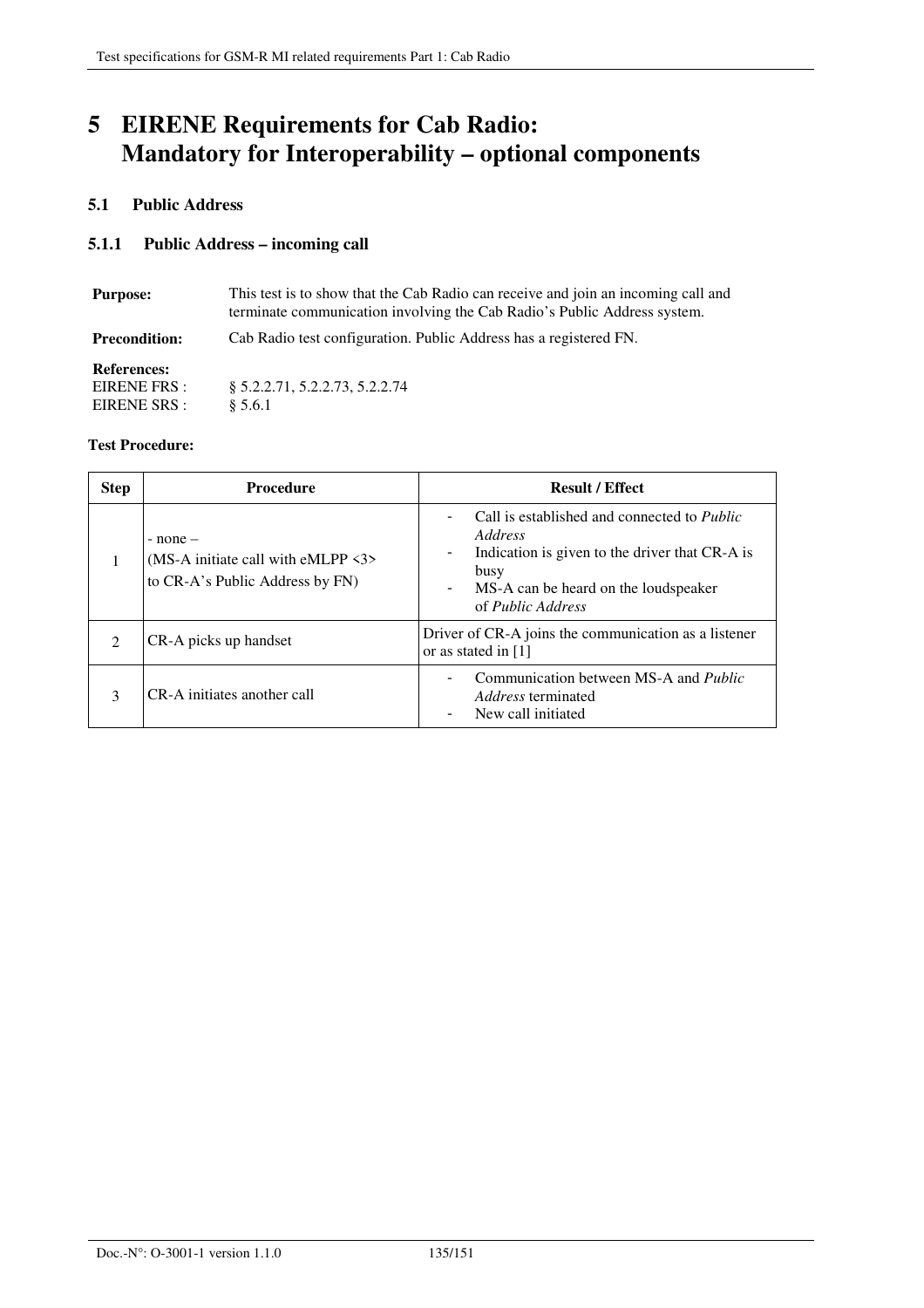# 5 EIRENE Requirements for Cab Radio: Mandatory for Interoperability – optional components

## 5.1 Public Address

### 5.1.1 Public Address – incoming call

**Purpose:** This test is to show that the Cab Radio can receive and join an incoming call and terminate communication involving the Cab Radio's Public Address system.

**Precondition:** Cab Radio test configuration. Public Address has a registered FN.

**References:**
EIRENE FRS : § 5.2.2.71, 5.2.2.73, 5.2.2.74
EIRENE SRS : § 5.6.1

**Test Procedure:**

| Step | Procedure | Result / Effect |
|---|---|---|
| 1 | - none –<br>(MS-A initiate call with eMLPP <3> to CR-A's Public Address by FN) | - Call is established and connected to *Public Address*<br>- Indication is given to the driver that CR-A is busy<br>- MS-A can be heard on the loudspeaker of *Public Address* |
| 2 | CR-A picks up handset | Driver of CR-A joins the communication as a listener or as stated in [1] |
| 3 | CR-A initiates another call | - Communication between MS-A and *Public Address* terminated<br>- New call initiated |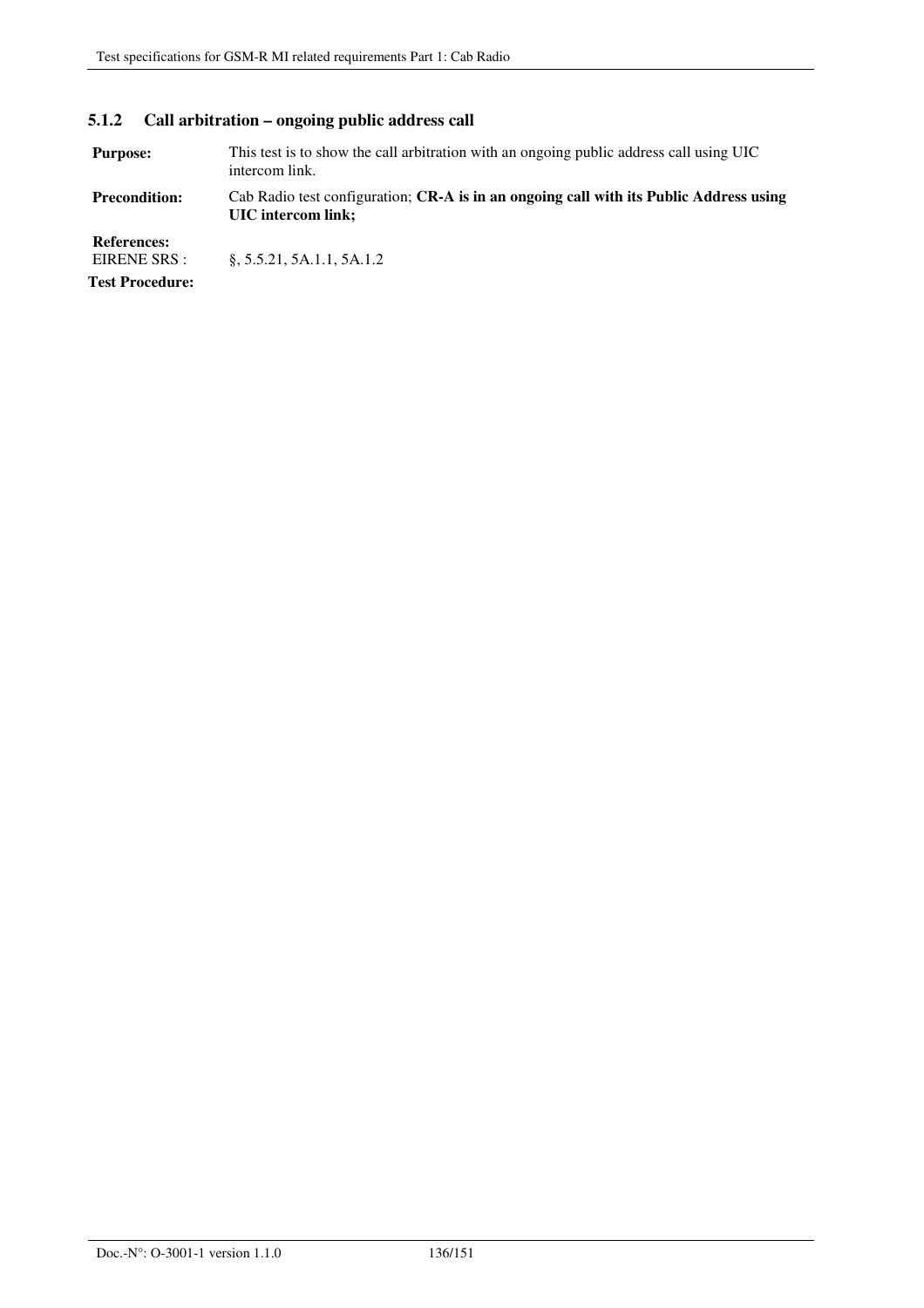### 5.1.2 Call arbitration – ongoing public address call

**Purpose:** This test is to show the call arbitration with an ongoing public address call using UIC intercom link.

**Precondition:** Cab Radio test configuration; **CR-A is in an ongoing call with its Public Address using UIC intercom link;**

**References:**
EIRENE SRS : §, 5.5.21, 5A.1.1, 5A.1.2

**Test Procedure:**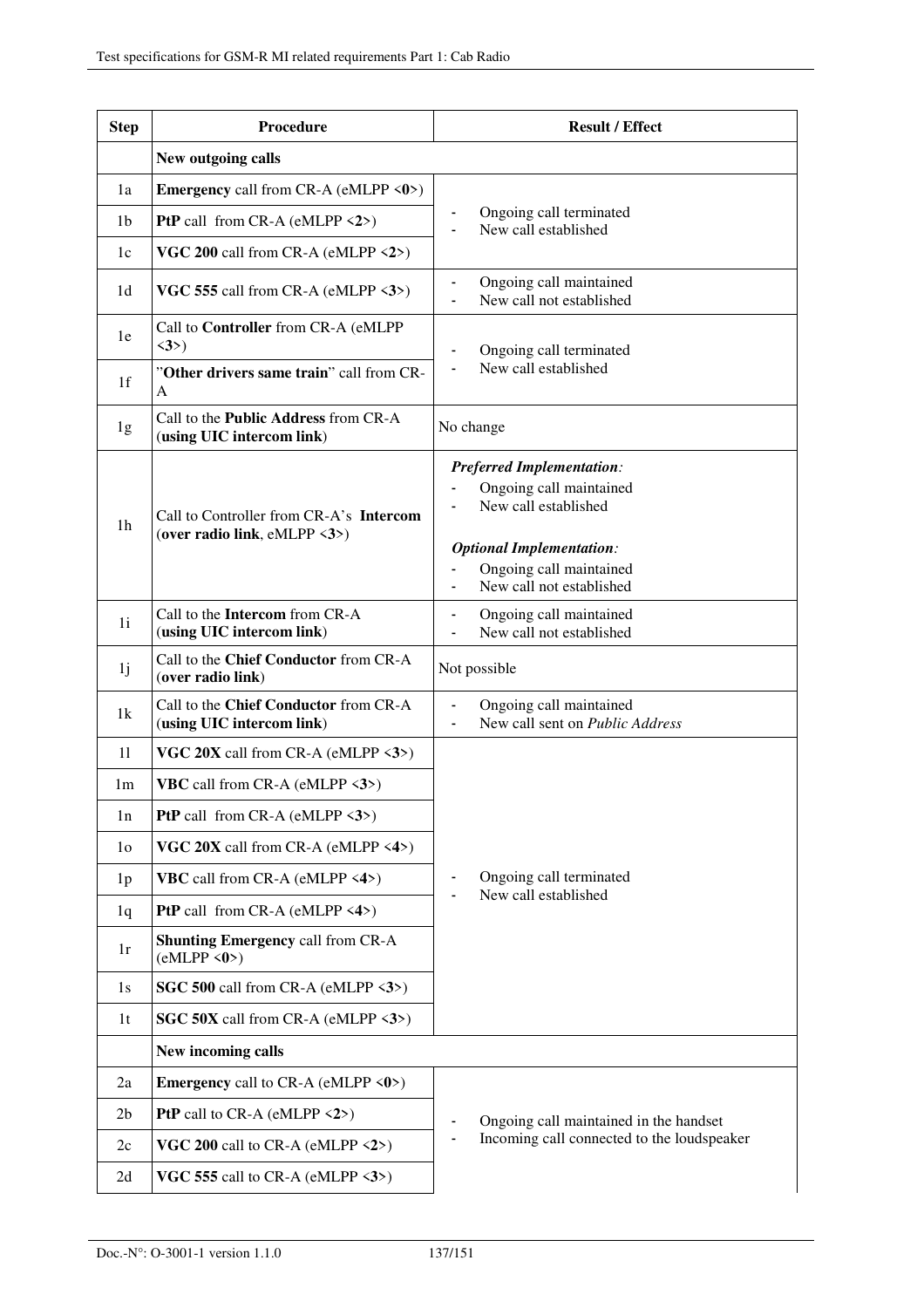| Step | Procedure | Result / Effect |
|---|---|---|
| | **New outgoing calls** | |
| 1a | **Emergency** call from CR-A (eMLPP <**0**>) | - Ongoing call terminated<br>- New call established |
| 1b | **PtP** call from CR-A (eMLPP <**2**>) | - Ongoing call terminated<br>- New call established |
| 1c | **VGC 200** call from CR-A (eMLPP <**2**>) | - Ongoing call terminated<br>- New call established |
| 1d | **VGC 555** call from CR-A (eMLPP <**3**>) | - Ongoing call maintained<br>- New call not established |
| 1e | Call to **Controller** from CR-A (eMLPP <**3**>) | - Ongoing call terminated<br>- New call established |
| 1f | "**Other drivers same train**" call from CR-A | - Ongoing call terminated<br>- New call established |
| 1g | Call to the **Public Address** from CR-A (**using UIC intercom link**) | No change |
| 1h | Call to Controller from CR-A's **Intercom** (**over radio link**, eMLPP <**3**>) | ***Preferred Implementation:***<br>- Ongoing call maintained<br>- New call established<br><br>***Optional Implementation:***<br>- Ongoing call maintained<br>- New call not established |
| 1i | Call to the **Intercom** from CR-A (**using UIC intercom link**) | - Ongoing call maintained<br>- New call not established |
| 1j | Call to the **Chief Conductor** from CR-A (**over radio link**) | Not possible |
| 1k | Call to the **Chief Conductor** from CR-A (**using UIC intercom link**) | - Ongoing call maintained<br>- New call sent on *Public Address* |
| 1l | **VGC 20X** call from CR-A (eMLPP <**3**>) | - Ongoing call terminated<br>- New call established |
| 1m | **VBC** call from CR-A (eMLPP <**3**>) | - Ongoing call terminated<br>- New call established |
| 1n | **PtP** call from CR-A (eMLPP <**3**>) | - Ongoing call terminated<br>- New call established |
| 1o | **VGC 20X** call from CR-A (eMLPP <**4**>) | - Ongoing call terminated<br>- New call established |
| 1p | **VBC** call from CR-A (eMLPP <**4**>) | - Ongoing call terminated<br>- New call established |
| 1q | **PtP** call from CR-A (eMLPP <**4**>) | - Ongoing call terminated<br>- New call established |
| 1r | **Shunting Emergency** call from CR-A (eMLPP <**0**>) | - Ongoing call terminated<br>- New call established |
| 1s | **SGC 500** call from CR-A (eMLPP <**3**>) | - Ongoing call terminated<br>- New call established |
| 1t | **SGC 50X** call from CR-A (eMLPP <**3**>) | - Ongoing call terminated<br>- New call established |
| | **New incoming calls** | |
| 2a | **Emergency** call to CR-A (eMLPP <**0**>) | - Ongoing call maintained in the handset<br>- Incoming call connected to the loudspeaker |
| 2b | **PtP** call to CR-A (eMLPP <**2**>) | - Ongoing call maintained in the handset<br>- Incoming call connected to the loudspeaker |
| 2c | **VGC 200** call to CR-A (eMLPP <**2**>) | - Ongoing call maintained in the handset<br>- Incoming call connected to the loudspeaker |
| 2d | **VGC 555** call to CR-A (eMLPP <**3**>) | - Ongoing call maintained in the handset<br>- Incoming call connected to the loudspeaker |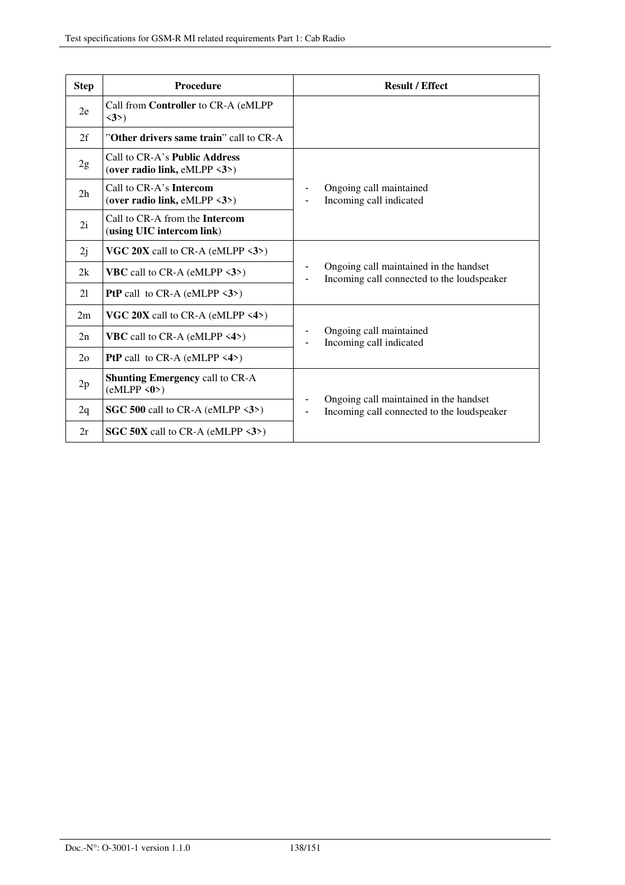| Step | Procedure | Result / Effect |
|---|---|---|
| 2e | Call from **Controller** to CR-A (eMLPP <**3**>) | |
| 2f | "**Other drivers same train**" call to CR-A | |
| 2g | Call to CR-A's **Public Address** (**over radio link,** eMLPP <**3**>) | - Ongoing call maintained<br>- Incoming call indicated |
| 2h | Call to CR-A's **Intercom** (**over radio link,** eMLPP <**3**>) | |
| 2i | Call to CR-A from the **Intercom** (**using UIC intercom link**) | |
| 2j | **VGC 20X** call to CR-A (eMLPP <**3**>) | - Ongoing call maintained in the handset<br>- Incoming call connected to the loudspeaker |
| 2k | **VBC** call to CR-A (eMLPP <**3**>) | |
| 2l | **PtP** call to CR-A (eMLPP <**3**>) | |
| 2m | **VGC 20X** call to CR-A (eMLPP <**4**>) | - Ongoing call maintained<br>- Incoming call indicated |
| 2n | **VBC** call to CR-A (eMLPP <**4**>) | |
| 2o | **PtP** call to CR-A (eMLPP <**4**>) | |
| 2p | **Shunting Emergency** call to CR-A (eMLPP <**0**>) | - Ongoing call maintained in the handset<br>- Incoming call connected to the loudspeaker |
| 2q | **SGC 500** call to CR-A (eMLPP <**3**>) | |
| 2r | **SGC 50X** call to CR-A (eMLPP <**3**>) | |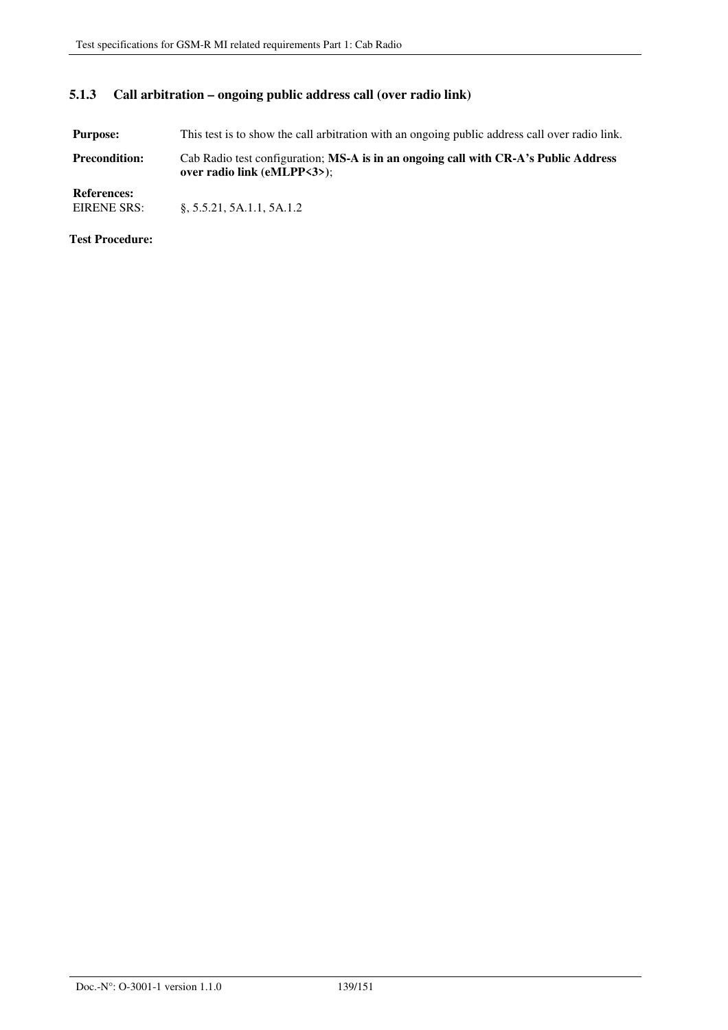### 5.1.3 Call arbitration – ongoing public address call (over radio link)

**Purpose:** This test is to show the call arbitration with an ongoing public address call over radio link.

**Precondition:** Cab Radio test configuration; **MS-A is in an ongoing call with CR-A's Public Address over radio link (eMLPP<3>)**;

**References:**
EIRENE SRS: §, 5.5.21, 5A.1.1, 5A.1.2

**Test Procedure:**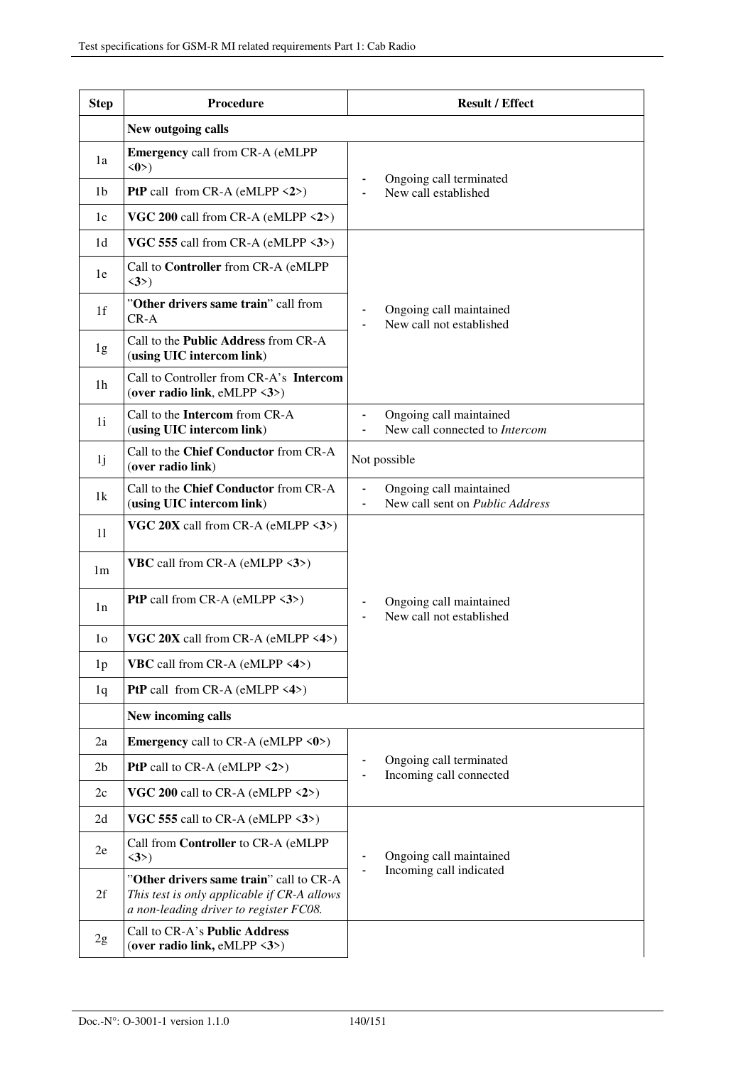| Step | Procedure | Result / Effect |
|---|---|---|
| | **New outgoing calls** | |
| 1a | **Emergency** call from CR-A (eMLPP <**0**>) | - Ongoing call terminated<br>- New call established |
| 1b | **PtP** call from CR-A (eMLPP <**2**>) | |
| 1c | **VGC 200** call from CR-A (eMLPP <**2**>) | |
| 1d | **VGC 555** call from CR-A (eMLPP <**3**>) | - Ongoing call maintained<br>- New call not established |
| 1e | Call to **Controller** from CR-A (eMLPP <**3**>) | |
| 1f | "**Other drivers same train**" call from CR-A | |
| 1g | Call to the **Public Address** from CR-A (**using UIC intercom link**) | |
| 1h | Call to Controller from CR-A's **Intercom** (**over radio link**, eMLPP <**3**>) | |
| 1i | Call to the **Intercom** from CR-A (**using UIC intercom link**) | - Ongoing call maintained<br>- New call connected to *Intercom* |
| 1j | Call to the **Chief Conductor** from CR-A (**over radio link**) | Not possible |
| 1k | Call to the **Chief Conductor** from CR-A (**using UIC intercom link**) | - Ongoing call maintained<br>- New call sent on *Public Address* |
| 1l | **VGC 20X** call from CR-A (eMLPP <**3**>) | - Ongoing call maintained<br>- New call not established |
| 1m | **VBC** call from CR-A (eMLPP <**3**>) | |
| 1n | **PtP** call from CR-A (eMLPP <**3**>) | |
| 1o | **VGC 20X** call from CR-A (eMLPP <**4**>) | |
| 1p | **VBC** call from CR-A (eMLPP <**4**>) | |
| 1q | **PtP** call from CR-A (eMLPP <**4**>) | |
| | **New incoming calls** | |
| 2a | **Emergency** call to CR-A (eMLPP <**0**>) | - Ongoing call terminated<br>- Incoming call connected |
| 2b | **PtP** call to CR-A (eMLPP <**2**>) | |
| 2c | **VGC 200** call to CR-A (eMLPP <**2**>) | |
| 2d | **VGC 555** call to CR-A (eMLPP <**3**>) | - Ongoing call maintained<br>- Incoming call indicated |
| 2e | Call from **Controller** to CR-A (eMLPP <**3**>) | |
| 2f | "**Other drivers same train**" call to CR-A<br>*This test is only applicable if CR-A allows a non-leading driver to register FC08.* | |
| 2g | Call to CR-A's **Public Address** (**over radio link,** eMLPP <**3**>) | |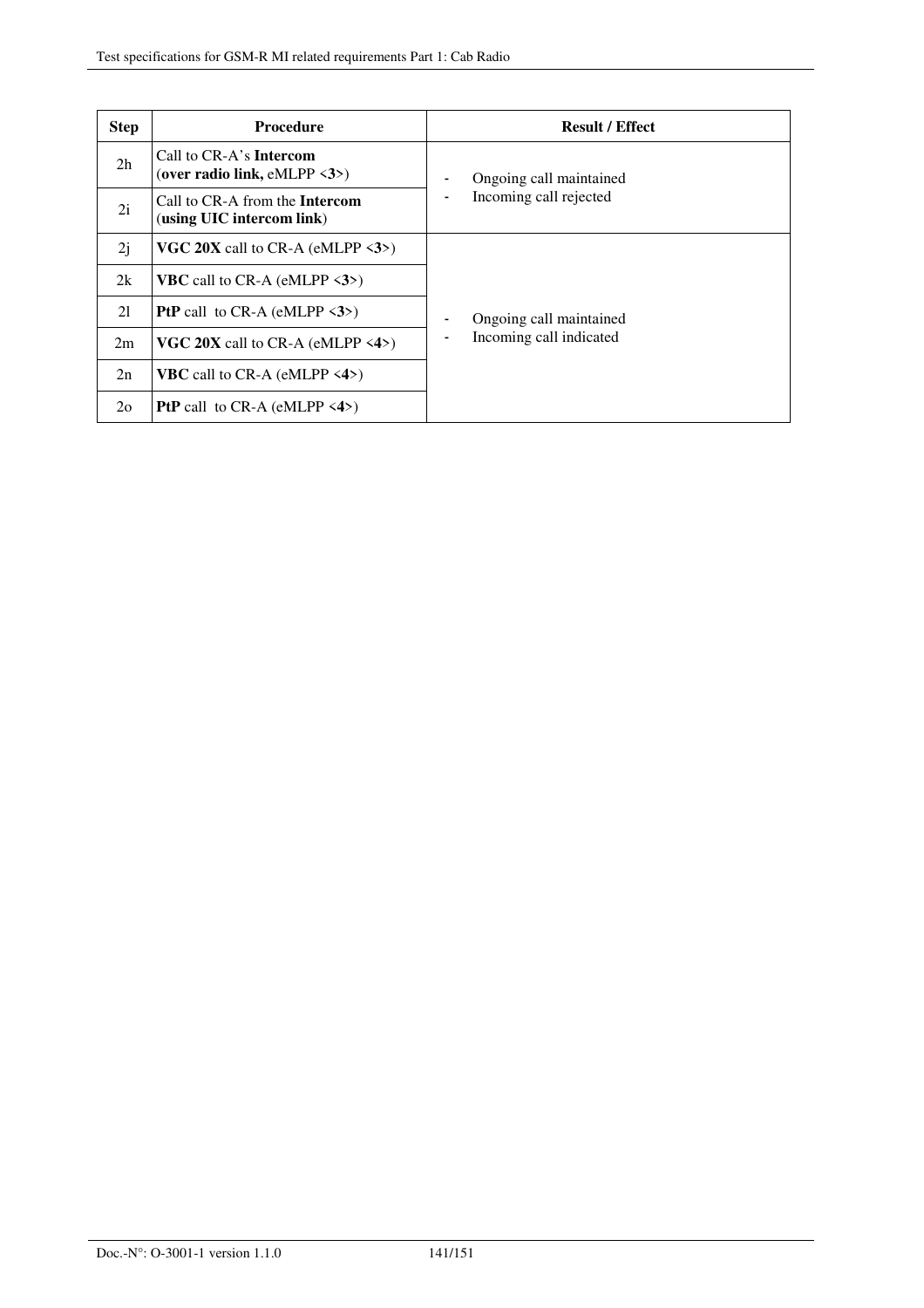| Step | Procedure | Result / Effect |
|---|---|---|
| 2h | Call to CR-A's **Intercom** (**over radio link,** eMLPP <**3**>) | - Ongoing call maintained<br>- Incoming call rejected |
| 2i | Call to CR-A from the **Intercom** (**using UIC intercom link**) | |
| 2j | **VGC 20X** call to CR-A (eMLPP <**3**>) | - Ongoing call maintained<br>- Incoming call indicated |
| 2k | **VBC** call to CR-A (eMLPP <**3**>) | |
| 2l | **PtP** call to CR-A (eMLPP <**3**>) | |
| 2m | **VGC 20X** call to CR-A (eMLPP <**4**>) | |
| 2n | **VBC** call to CR-A (eMLPP <**4**>) | |
| 2o | **PtP** call to CR-A (eMLPP <**4**>) | |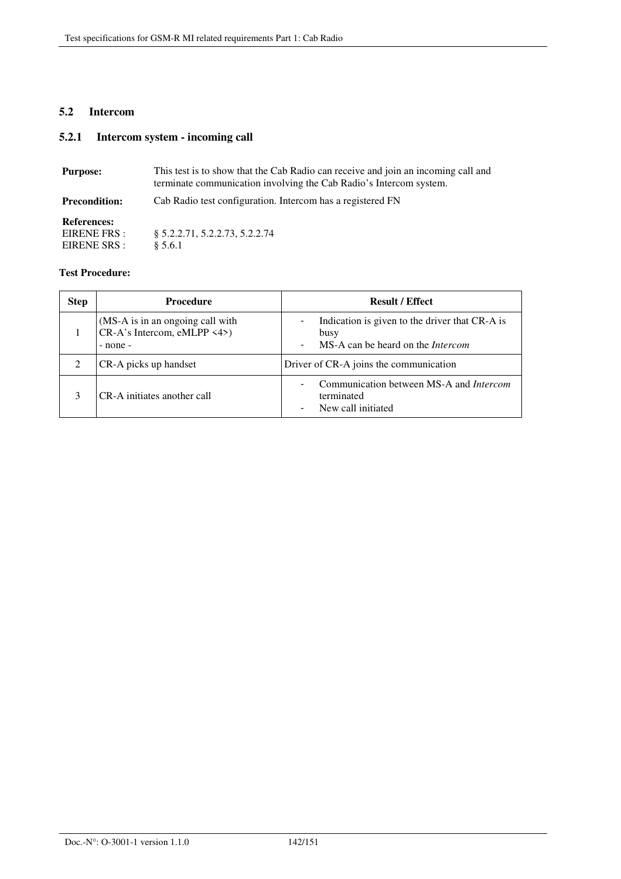## 5.2 Intercom

### 5.2.1 Intercom system - incoming call

**Purpose:** This test is to show that the Cab Radio can receive and join an incoming call and terminate communication involving the Cab Radio's Intercom system.

**Precondition:** Cab Radio test configuration. Intercom has a registered FN

**References:**
EIRENE FRS : § 5.2.2.71, 5.2.2.73, 5.2.2.74
EIRENE SRS : § 5.6.1

**Test Procedure:**

| Step | Procedure | Result / Effect |
|---|---|---|
| 1 | (MS-A is in an ongoing call with CR-A's Intercom, eMLPP <4>)<br>- none - | - Indication is given to the driver that CR-A is busy<br>- MS-A can be heard on the *Intercom* |
| 2 | CR-A picks up handset | Driver of CR-A joins the communication |
| 3 | CR-A initiates another call | - Communication between MS-A and *Intercom* terminated<br>- New call initiated |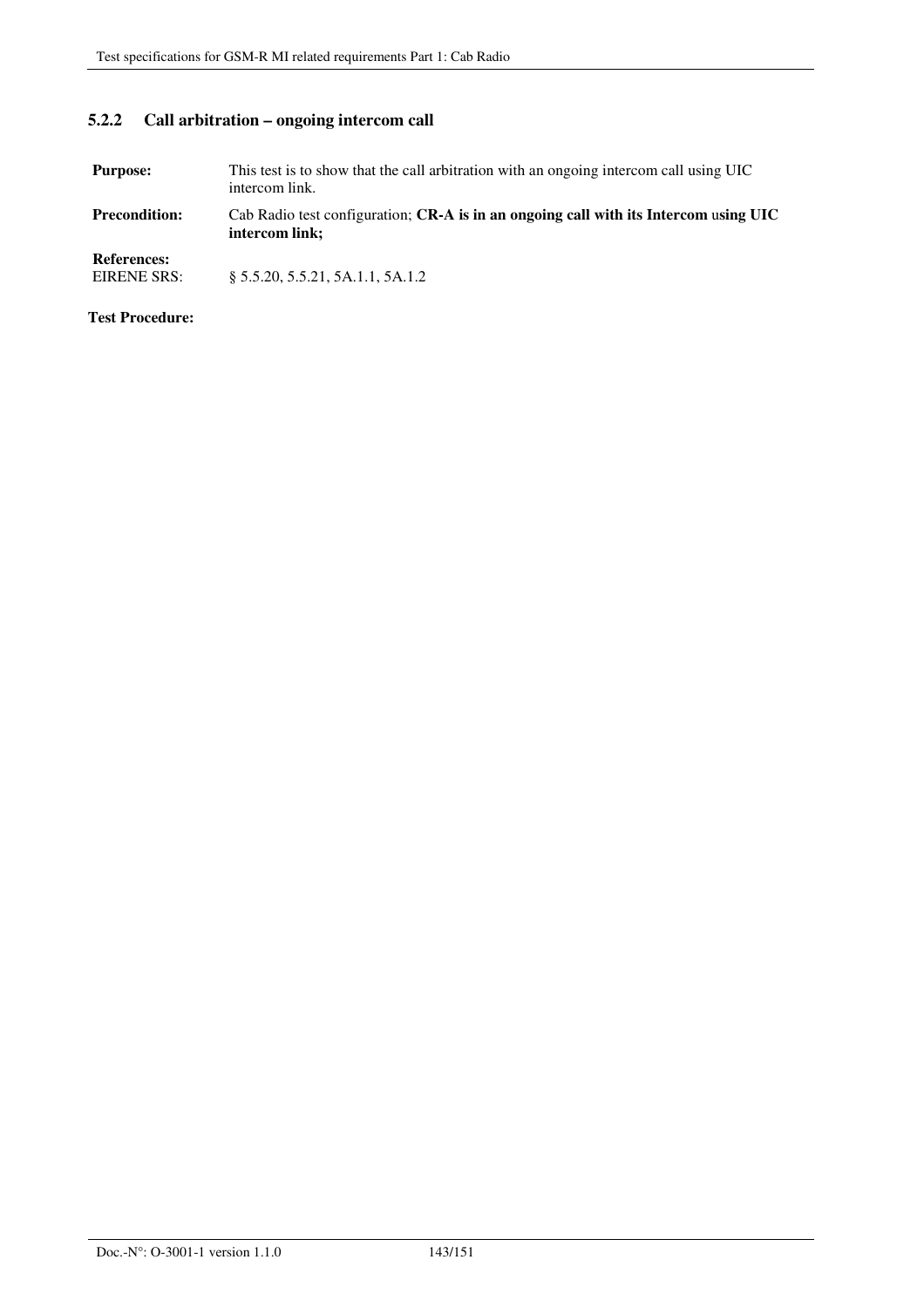### 5.2.2 Call arbitration – ongoing intercom call

**Purpose:** This test is to show that the call arbitration with an ongoing intercom call using UIC intercom link.

**Precondition:** Cab Radio test configuration; **CR-A is in an ongoing call with its Intercom** using **UIC intercom link;**

**References:**
EIRENE SRS: § 5.5.20, 5.5.21, 5A.1.1, 5A.1.2

**Test Procedure:**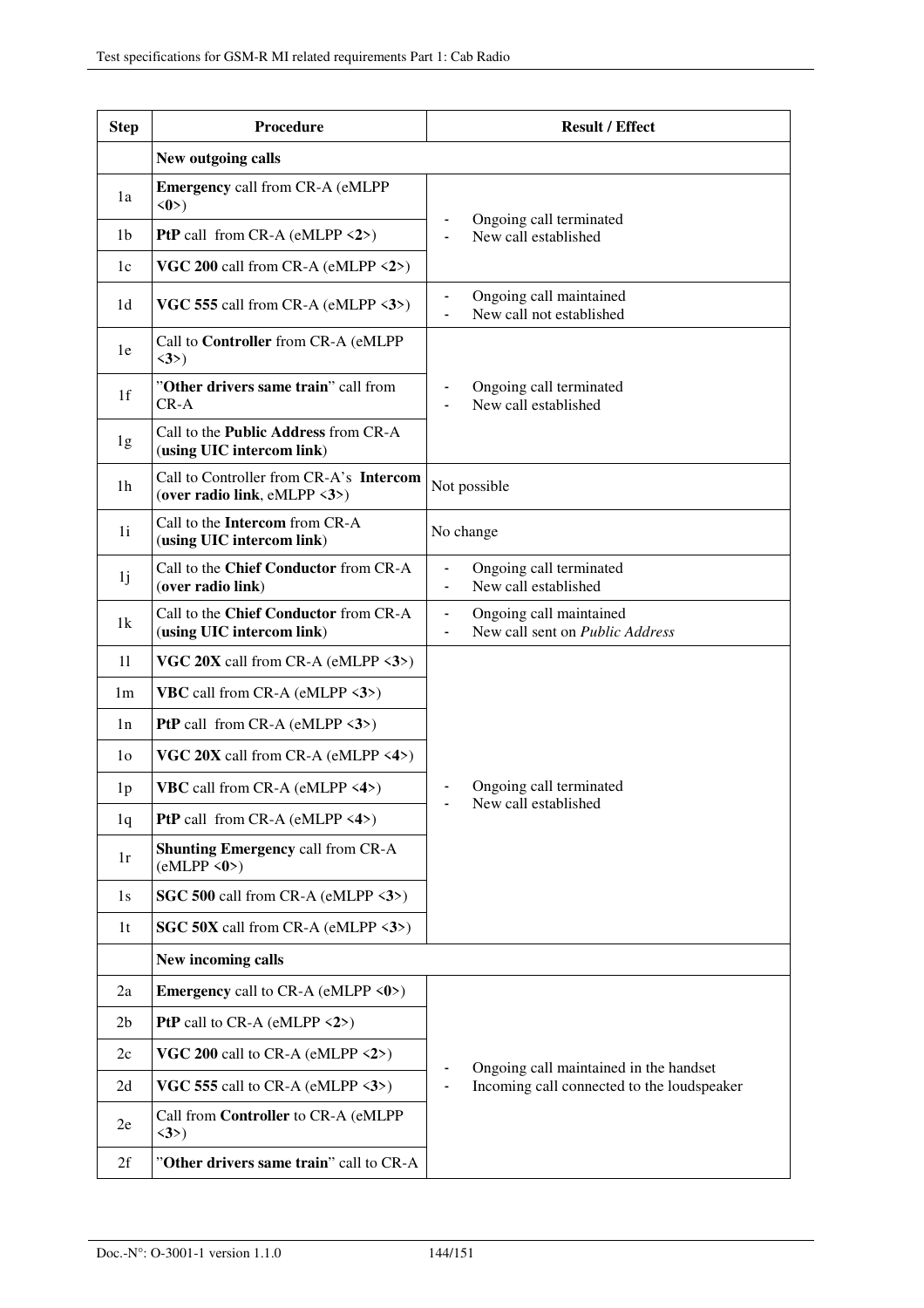| Step | Procedure | Result / Effect |
|---|---|---|
| | **New outgoing calls** | |
| 1a | **Emergency** call from CR-A (eMLPP <**0**>) | - Ongoing call terminated<br>- New call established |
| 1b | **PtP** call from CR-A (eMLPP <**2**>) | |
| 1c | **VGC 200** call from CR-A (eMLPP <**2**>) | |
| 1d | **VGC 555** call from CR-A (eMLPP <**3**>) | - Ongoing call maintained<br>- New call not established |
| 1e | Call to **Controller** from CR-A (eMLPP <**3**>) | - Ongoing call terminated<br>- New call established |
| 1f | "**Other drivers same train**" call from CR-A | |
| 1g | Call to the **Public Address** from CR-A (**using UIC intercom link**) | |
| 1h | Call to Controller from CR-A's **Intercom** (**over radio link**, eMLPP <**3**>) | Not possible |
| 1i | Call to the **Intercom** from CR-A (**using UIC intercom link**) | No change |
| 1j | Call to the **Chief Conductor** from CR-A (**over radio link**) | - Ongoing call terminated<br>- New call established |
| 1k | Call to the **Chief Conductor** from CR-A (**using UIC intercom link**) | - Ongoing call maintained<br>- New call sent on *Public Address* |
| 1l | **VGC 20X** call from CR-A (eMLPP <**3**>) | - Ongoing call terminated<br>- New call established |
| 1m | **VBC** call from CR-A (eMLPP <**3**>) | |
| 1n | **PtP** call from CR-A (eMLPP <**3**>) | |
| 1o | **VGC 20X** call from CR-A (eMLPP <**4**>) | |
| 1p | **VBC** call from CR-A (eMLPP <**4**>) | |
| 1q | **PtP** call from CR-A (eMLPP <**4**>) | |
| 1r | **Shunting Emergency** call from CR-A (eMLPP <**0**>) | |
| 1s | **SGC 500** call from CR-A (eMLPP <**3**>) | |
| 1t | **SGC 50X** call from CR-A (eMLPP <**3**>) | |
| | **New incoming calls** | |
| 2a | **Emergency** call to CR-A (eMLPP <**0**>) | - Ongoing call maintained in the handset<br>- Incoming call connected to the loudspeaker |
| 2b | **PtP** call to CR-A (eMLPP <**2**>) | |
| 2c | **VGC 200** call to CR-A (eMLPP <**2**>) | |
| 2d | **VGC 555** call to CR-A (eMLPP <**3**>) | |
| 2e | Call from **Controller** to CR-A (eMLPP <**3**>) | |
| 2f | "**Other drivers same train**" call to CR-A | |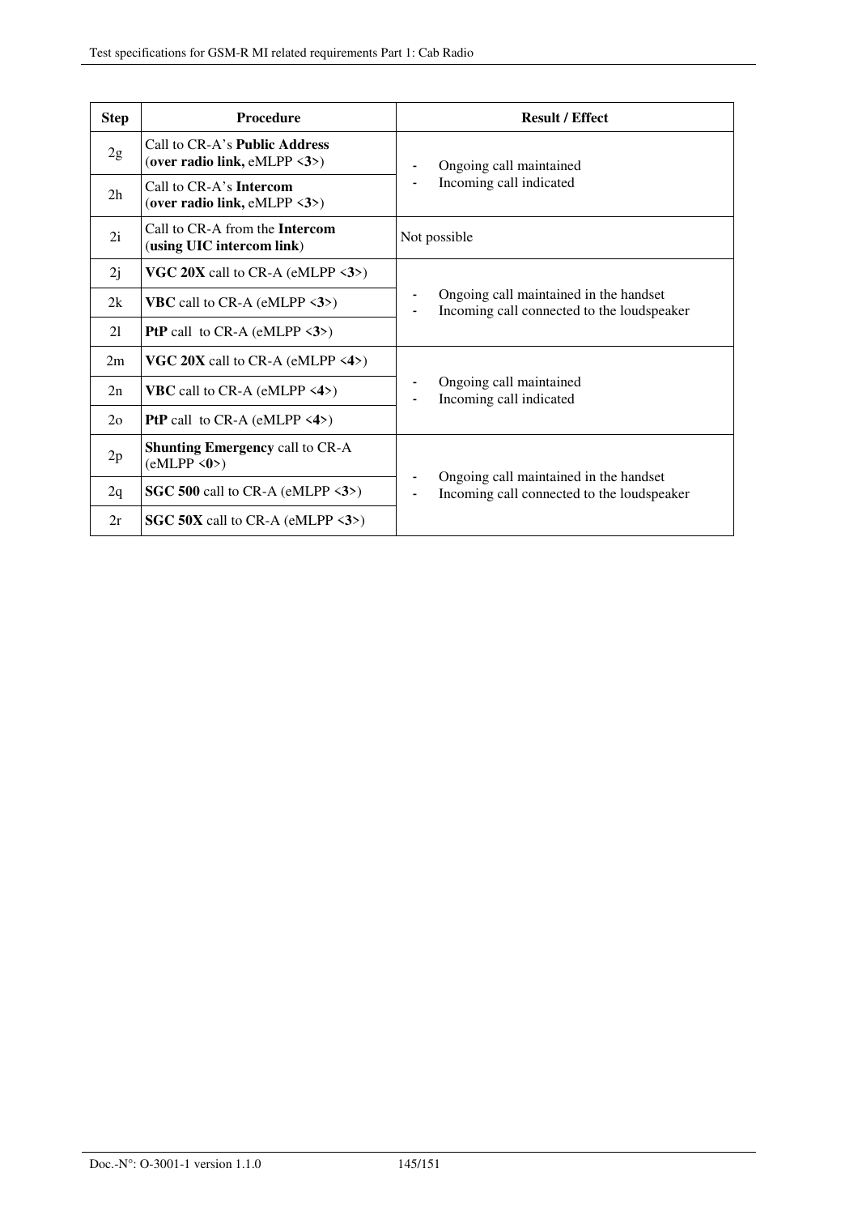| Step | Procedure | Result / Effect |
|---|---|---|
| 2g | Call to CR-A's **Public Address** (**over radio link,** eMLPP <**3**>) | - Ongoing call maintained<br>- Incoming call indicated |
| 2h | Call to CR-A's **Intercom** (**over radio link,** eMLPP <**3**>) | |
| 2i | Call to CR-A from the **Intercom** (**using UIC intercom link**) | Not possible |
| 2j | **VGC 20X** call to CR-A (eMLPP <**3**>) | - Ongoing call maintained in the handset<br>- Incoming call connected to the loudspeaker |
| 2k | **VBC** call to CR-A (eMLPP <**3**>) | |
| 2l | **PtP** call to CR-A (eMLPP <**3**>) | |
| 2m | **VGC 20X** call to CR-A (eMLPP <**4**>) | - Ongoing call maintained<br>- Incoming call indicated |
| 2n | **VBC** call to CR-A (eMLPP <**4**>) | |
| 2o | **PtP** call to CR-A (eMLPP <**4**>) | |
| 2p | **Shunting Emergency** call to CR-A (eMLPP <**0**>) | - Ongoing call maintained in the handset<br>- Incoming call connected to the loudspeaker |
| 2q | **SGC 500** call to CR-A (eMLPP <**3**>) | |
| 2r | **SGC 50X** call to CR-A (eMLPP <**3**>) | |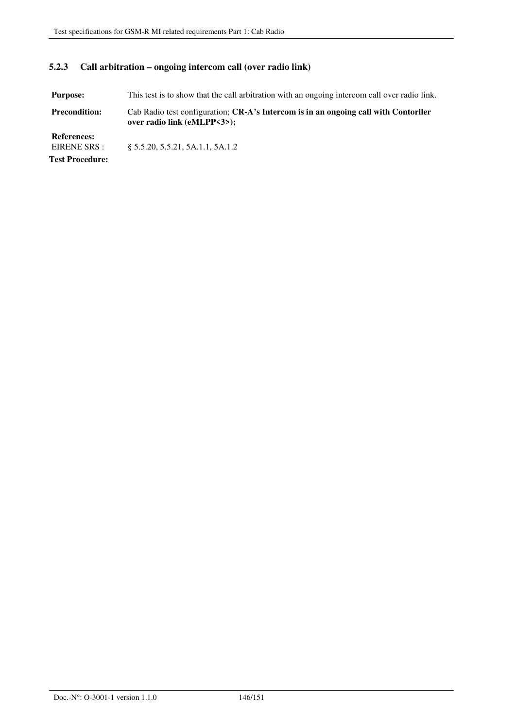### 5.2.3 Call arbitration – ongoing intercom call (over radio link)

**Purpose:** This test is to show that the call arbitration with an ongoing intercom call over radio link.

**Precondition:** Cab Radio test configuration; **CR-A's Intercom is in an ongoing call with Contorller over radio link (eMLPP<3>);**

**References:**
EIRENE SRS : § 5.5.20, 5.5.21, 5A.1.1, 5A.1.2

**Test Procedure:**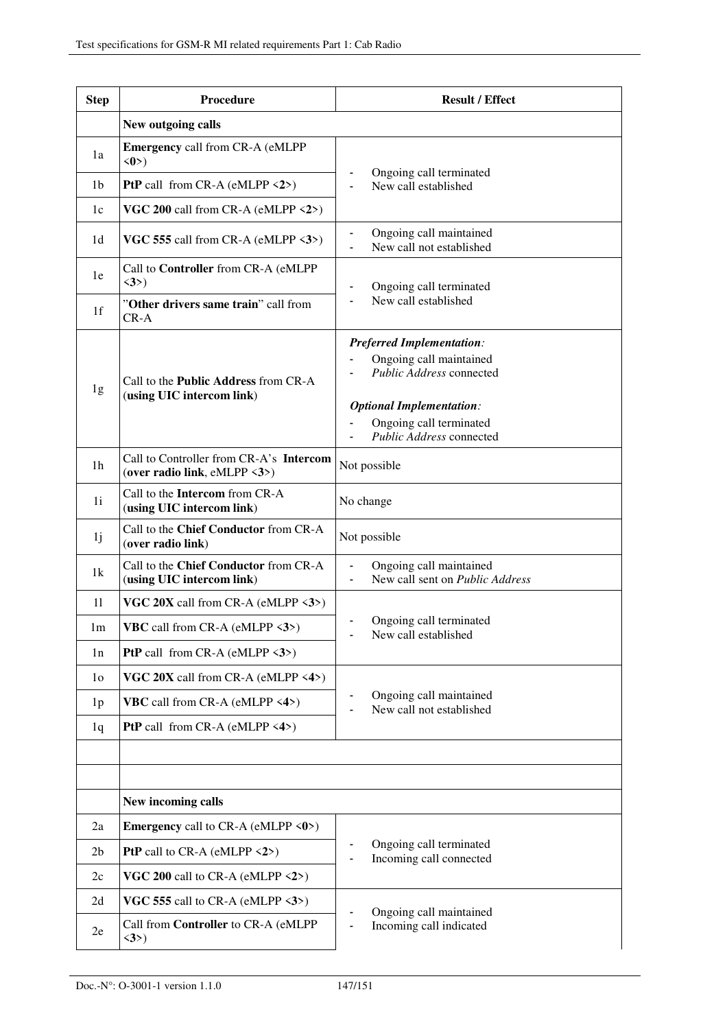| Step | Procedure | Result / Effect |
|---|---|---|
| | **New outgoing calls** | |
| 1a | **Emergency** call from CR-A (eMLPP <**0**>) | - Ongoing call terminated<br>- New call established |
| 1b | **PtP** call from CR-A (eMLPP <**2**>) | |
| 1c | **VGC 200** call from CR-A (eMLPP <**2**>) | |
| 1d | **VGC 555** call from CR-A (eMLPP <**3**>) | - Ongoing call maintained<br>- New call not established |
| 1e | Call to **Controller** from CR-A (eMLPP <**3**>) | - Ongoing call terminated<br>- New call established |
| 1f | "**Other drivers same train**" call from CR-A | |
| 1g | Call to the **Public Address** from CR-A (**using UIC intercom link**) | ***Preferred Implementation:***<br>- Ongoing call maintained<br>- *Public Address* connected<br><br>***Optional Implementation:***<br>- Ongoing call terminated<br>- *Public Address* connected |
| 1h | Call to Controller from CR-A's **Intercom** (**over radio link**, eMLPP <**3**>) | Not possible |
| 1i | Call to the **Intercom** from CR-A (**using UIC intercom link**) | No change |
| 1j | Call to the **Chief Conductor** from CR-A (**over radio link**) | Not possible |
| 1k | Call to the **Chief Conductor** from CR-A (**using UIC intercom link**) | - Ongoing call maintained<br>- New call sent on *Public Address* |
| 1l | **VGC 20X** call from CR-A (eMLPP <**3**>) | - Ongoing call terminated<br>- New call established |
| 1m | **VBC** call from CR-A (eMLPP <**3**>) | |
| 1n | **PtP** call from CR-A (eMLPP <**3**>) | |
| 1o | **VGC 20X** call from CR-A (eMLPP <**4**>) | - Ongoing call maintained<br>- New call not established |
| 1p | **VBC** call from CR-A (eMLPP <**4**>) | |
| 1q | **PtP** call from CR-A (eMLPP <**4**>) | |
| | | |
| | | |
| | **New incoming calls** | |
| 2a | **Emergency** call to CR-A (eMLPP <**0**>) | - Ongoing call terminated<br>- Incoming call connected |
| 2b | **PtP** call to CR-A (eMLPP <**2**>) | |
| 2c | **VGC 200** call to CR-A (eMLPP <**2**>) | |
| 2d | **VGC 555** call to CR-A (eMLPP <**3**>) | - Ongoing call maintained<br>- Incoming call indicated |
| 2e | Call from **Controller** to CR-A (eMLPP <**3**>) | |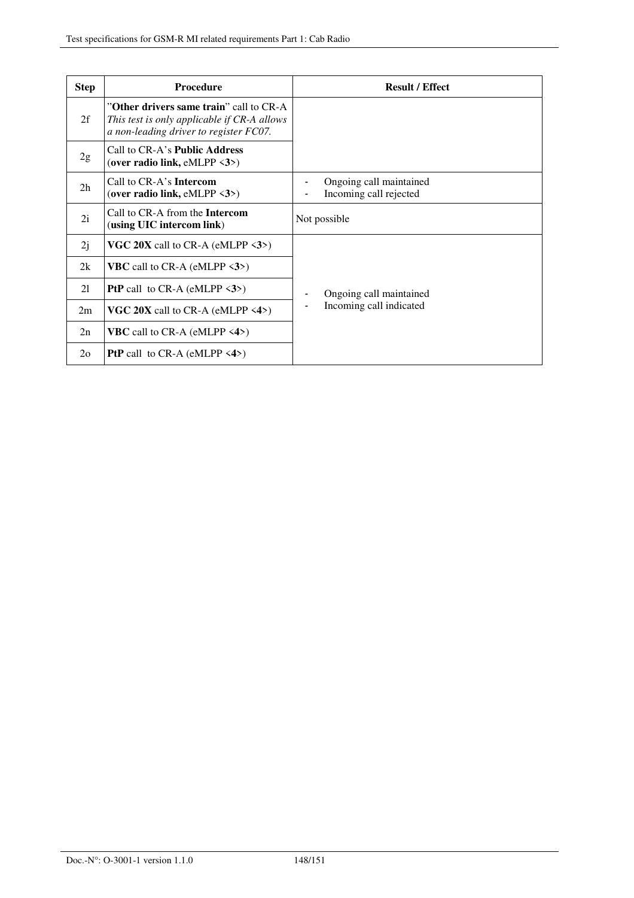| Step | Procedure | Result / Effect |
|---|---|---|
| 2f | ”**Other drivers same train**” call to CR-A *This test is only applicable if CR-A allows a non-leading driver to register FC07.* | |
| 2g | Call to CR-A’s **Public Address** (**over radio link,** eMLPP <**3**>) | |
| 2h | Call to CR-A’s **Intercom** (**over radio link,** eMLPP <**3**>) | - Ongoing call maintained<br>- Incoming call rejected |
| 2i | Call to CR-A from the **Intercom** (**using UIC intercom link**) | Not possible |
| 2j | **VGC 20X** call to CR-A (eMLPP <**3**>) | - Ongoing call maintained<br>- Incoming call indicated |
| 2k | **VBC** call to CR-A (eMLPP <**3**>) | |
| 2l | **PtP** call to CR-A (eMLPP <**3**>) | |
| 2m | **VGC 20X** call to CR-A (eMLPP <**4**>) | |
| 2n | **VBC** call to CR-A (eMLPP <**4**>) | |
| 2o | **PtP** call to CR-A (eMLPP <**4**>) | |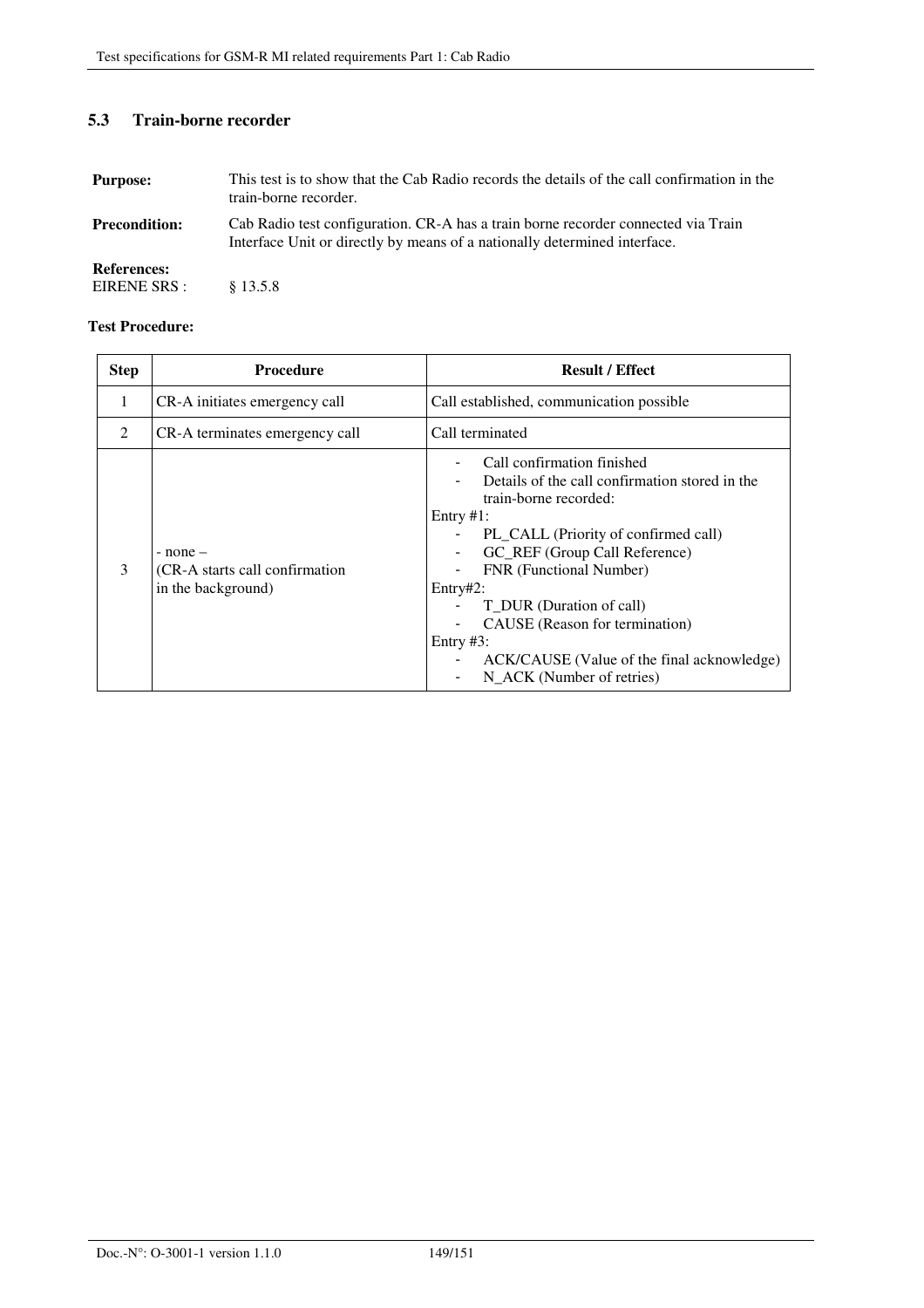### 5.3 Train-borne recorder

**Purpose:** This test is to show that the Cab Radio records the details of the call confirmation in the train-borne recorder.

**Precondition:** Cab Radio test configuration. CR-A has a train borne recorder connected via Train Interface Unit or directly by means of a nationally determined interface.

**References:**
EIRENE SRS : § 13.5.8

**Test Procedure:**

| Step | Procedure | Result / Effect |
|---|---|---|
| 1 | CR-A initiates emergency call | Call established, communication possible |
| 2 | CR-A terminates emergency call | Call terminated |
| 3 | - none –<br>(CR-A starts call confirmation in the background) | - Call confirmation finished<br>- Details of the call confirmation stored in the train-borne recorded:<br>Entry #1:<br>- PL_CALL (Priority of confirmed call)<br>- GC_REF (Group Call Reference)<br>- FNR (Functional Number)<br>Entry#2:<br>- T_DUR (Duration of call)<br>- CAUSE (Reason for termination)<br>Entry #3:<br>- ACK/CAUSE (Value of the final acknowledge)<br>- N_ACK (Number of retries) |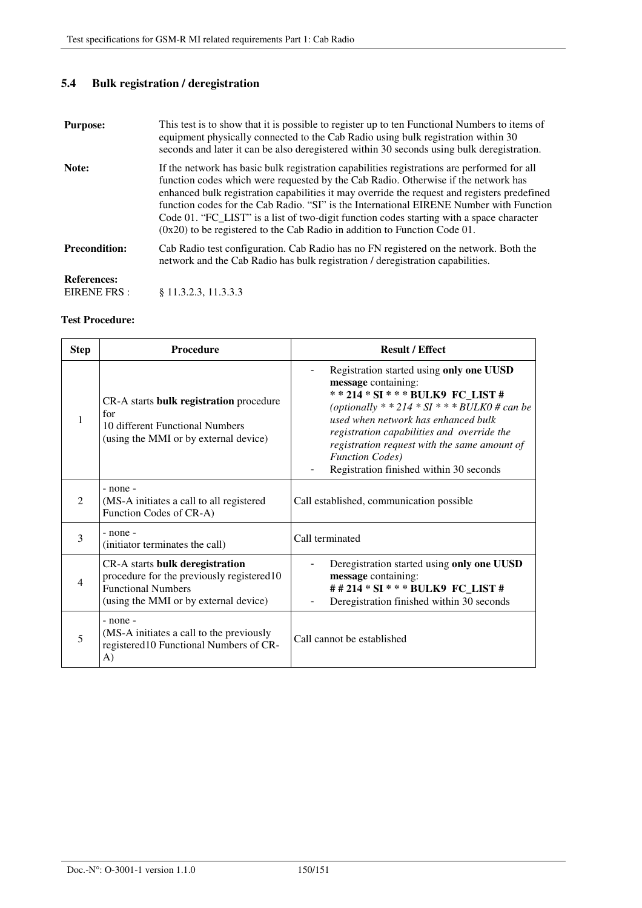## 5.4 Bulk registration / deregistration

**Purpose:** This test is to show that it is possible to register up to ten Functional Numbers to items of equipment physically connected to the Cab Radio using bulk registration within 30 seconds and later it can be also deregistered within 30 seconds using bulk deregistration.

**Note:** If the network has basic bulk registration capabilities registrations are performed for all function codes which were requested by the Cab Radio. Otherwise if the network has enhanced bulk registration capabilities it may override the request and registers predefined function codes for the Cab Radio. "SI" is the International EIRENE Number with Function Code 01. "FC_LIST" is a list of two-digit function codes starting with a space character (0x20) to be registered to the Cab Radio in addition to Function Code 01.

**Precondition:** Cab Radio test configuration. Cab Radio has no FN registered on the network. Both the network and the Cab Radio has bulk registration / deregistration capabilities.

**References:**
EIRENE FRS : § 11.3.2.3, 11.3.3.3

**Test Procedure:**

| Step | Procedure | Result / Effect |
|---|---|---|
| 1 | CR-A starts **bulk registration** procedure for 10 different Functional Numbers (using the MMI or by external device) | - Registration started using **only one UUSD message** containing: **\* \* 214 \* SI \* \* \* BULK9 FC_LIST #** *(optionally \* \* 214 \* SI \* \* \* BULK0 # can be used when network has enhanced bulk registration capabilities and override the registration request with the same amount of Function Codes)*<br>- Registration finished within 30 seconds |
| 2 | - none -<br>(MS-A initiates a call to all registered Function Codes of CR-A) | Call established, communication possible |
| 3 | - none -<br>(initiator terminates the call) | Call terminated |
| 4 | CR-A starts **bulk deregistration** procedure for the previously registered10 Functional Numbers (using the MMI or by external device) | - Deregistration started using **only one UUSD message** containing: **# # 214 \* SI \* \* \* BULK9 FC_LIST #**<br>- Deregistration finished within 30 seconds |
| 5 | - none -<br>(MS-A initiates a call to the previously registered10 Functional Numbers of CR-A) | Call cannot be established |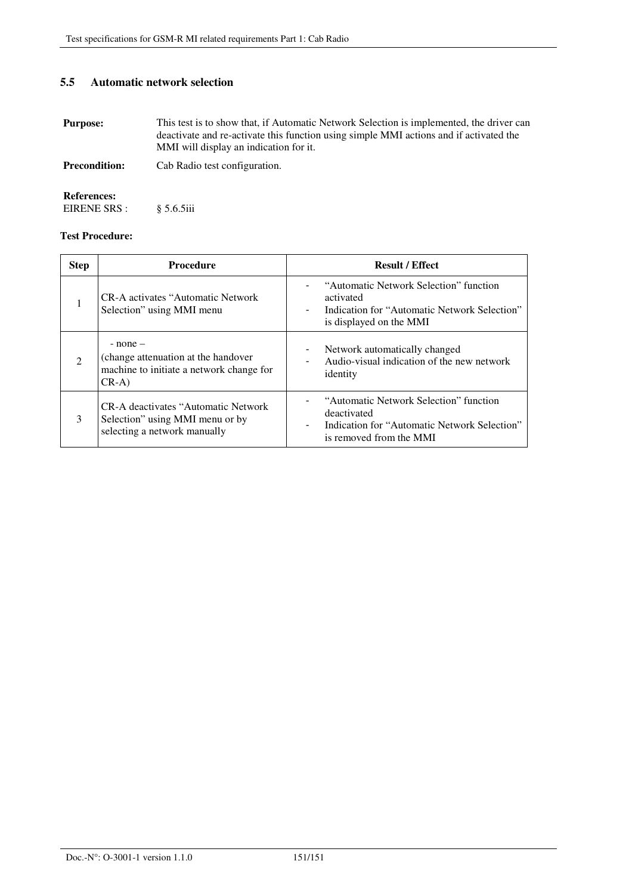## 5.5 Automatic network selection

**Purpose:** This test is to show that, if Automatic Network Selection is implemented, the driver can deactivate and re-activate this function using simple MMI actions and if activated the MMI will display an indication for it.

**Precondition:** Cab Radio test configuration.

**References:**
EIRENE SRS : § 5.6.5iii

**Test Procedure:**

| Step | Procedure | Result / Effect |
|---|---|---|
| 1 | CR-A activates "Automatic Network Selection" using MMI menu | - "Automatic Network Selection" function activated<br>- Indication for "Automatic Network Selection" is displayed on the MMI |
| 2 | - none –<br>(change attenuation at the handover machine to initiate a network change for CR-A) | - Network automatically changed<br>- Audio-visual indication of the new network identity |
| 3 | CR-A deactivates "Automatic Network Selection" using MMI menu or by selecting a network manually | - "Automatic Network Selection" function deactivated<br>- Indication for "Automatic Network Selection" is removed from the MMI |